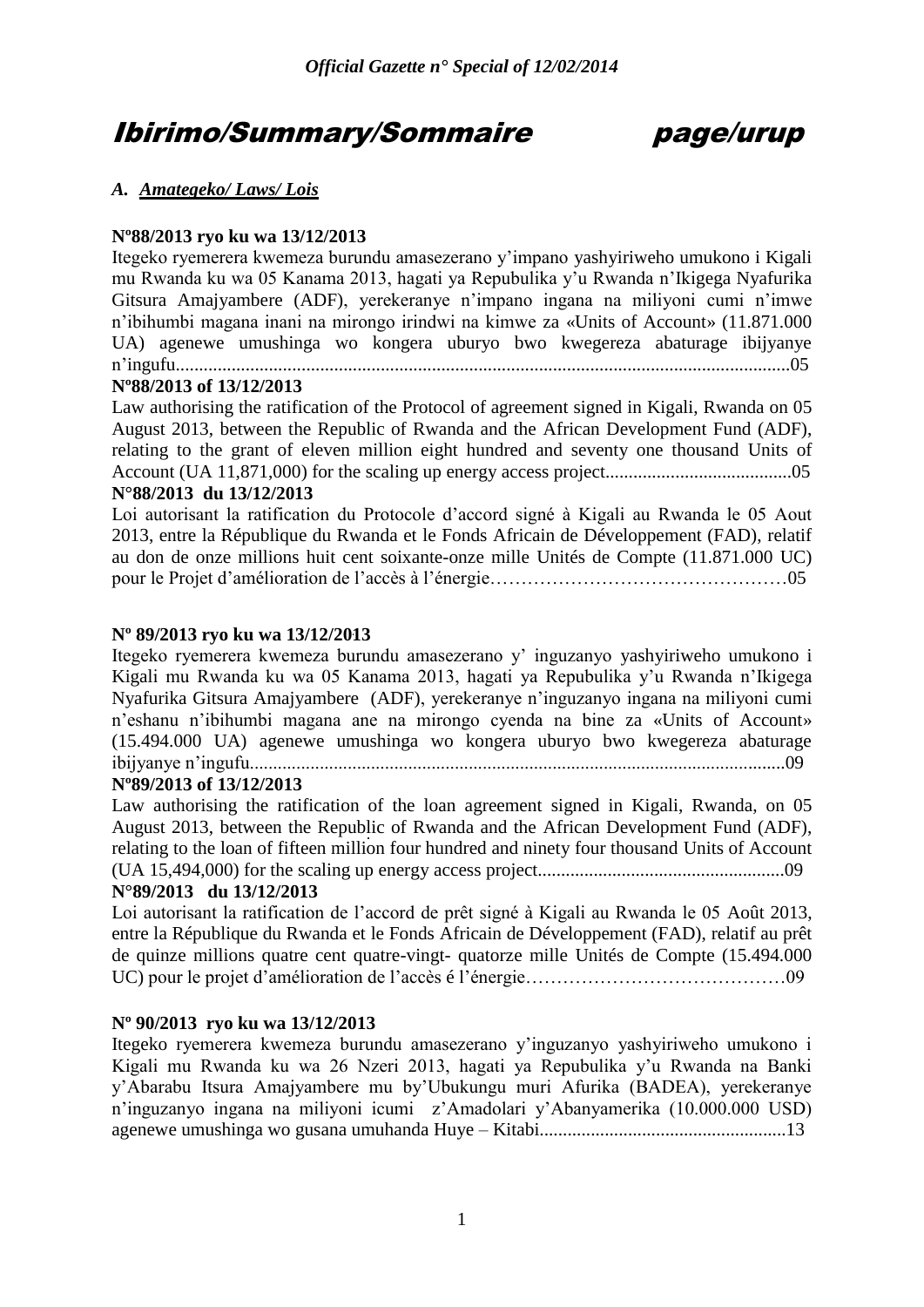# Ibirimo/Summary/Sommaire page/urup

### *A. Amategeko/ Laws/ Lois*

**Nº88/2013 ryo ku wa 13/12/2013**

Itegeko ryemerera kwemeza burundu amasezerano y'impano yashyiriweho umukono i Kigali mu Rwanda ku wa 05 Kanama 2013, hagati ya Repubulika y'u Rwanda n'Ikigega Nyafurika Gitsura Amajyambere (ADF), yerekeranye n'impano ingana na miliyoni cumi n'imwe n'ibihumbi magana inani na mirongo irindwi na kimwe za «Units of Account» (11.871.000 UA) agenewe umushinga wo kongera uburyo bwo kwegereza abaturage ibijyanye n'ingufu....................................................................................................................................05

**Nº88/2013 of 13/12/2013**

Law authorising the ratification of the Protocol of agreement signed in Kigali, Rwanda on 05 August 2013, between the Republic of Rwanda and the African Development Fund (ADF), relating to the grant of eleven million eight hundred and seventy one thousand Units of Account (UA 11,871,000) for the scaling up energy access project........................................05

**N°88/2013 du 13/12/2013**

Loi autorisant la ratification du Protocole d'accord signé à Kigali au Rwanda le 05 Aout 2013, entre la République du Rwanda et le Fonds Africain de Développement (FAD), relatif au don de onze millions huit cent soixante-onze mille Unités de Compte (11.871.000 UC) pour le Projet d'amélioration de l'accès à l'énergie…………………………………………05

**Nº 89/2013 ryo ku wa 13/12/2013**

Itegeko ryemerera kwemeza burundu amasezerano y' inguzanyo yashyiriweho umukono i Kigali mu Rwanda ku wa 05 Kanama 2013, hagati ya Repubulika y'u Rwanda n'Ikigega Nyafurika Gitsura Amajyambere (ADF), yerekeranye n'inguzanyo ingana na miliyoni cumi n'eshanu n'ibihumbi magana ane na mirongo cyenda na bine za «Units of Account» (15.494.000 UA) agenewe umushinga wo kongera uburyo bwo kwegereza abaturage ibijyanye n'ingufu...................................................................................................................09

**Nº89/2013 of 13/12/2013**

Law authorising the ratification of the loan agreement signed in Kigali, Rwanda, on 05 August 2013, between the Republic of Rwanda and the African Development Fund (ADF), relating to the loan of fifteen million four hundred and ninety four thousand Units of Account (UA 15,494,000) for the scaling up energy access project.....................................................09

**N°89/2013 du 13/12/2013**

Loi autorisant la ratification de l'accord de prêt signé à Kigali au Rwanda le 05 Août 2013, entre la République du Rwanda et le Fonds Africain de Développement (FAD), relatif au prêt de quinze millions quatre cent quatre-vingt- quatorze mille Unités de Compte (15.494.000 UC) pour le projet d'amélioration de l'accès é l'énergie……………………………………09

**Nº 90/2013 ryo ku wa 13/12/2013**

Itegeko ryemerera kwemeza burundu amasezerano y'inguzanyo yashyiriweho umukono i Kigali mu Rwanda ku wa 26 Nzeri 2013, hagati ya Repubulika y'u Rwanda na Banki y'Abarabu Itsura Amajyambere mu by'Ubukungu muri Afurika (BADEA), yerekeranye n'inguzanyo ingana na miliyoni icumi z'Amadolari y'Abanyamerika (10.000.000 USD) agenewe umushinga wo gusana umuhanda Huye – Kitabi.....................................................13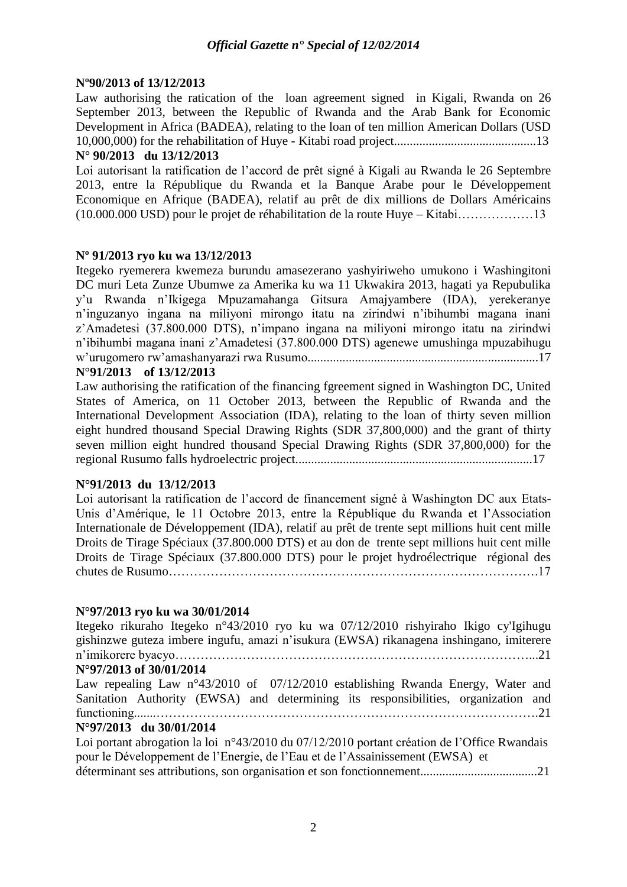**Nº90/2013 of 13/12/2013**

Law authorising the ratication of the loan agreement signed in Kigali, Rwanda on 26 September 2013, between the Republic of Rwanda and the Arab Bank for Economic Development in Africa (BADEA), relating to the loan of ten million American Dollars (USD 10,000,000) for the rehabilitation of Huye - Kitabi road project.............................................13

**N° 90/2013 du 13/12/2013**

Loi autorisant la ratification de l'accord de prêt signé à Kigali au Rwanda le 26 Septembre 2013, entre la République du Rwanda et la Banque Arabe pour le Développement Economique en Afrique (BADEA), relatif au prêt de dix millions de Dollars Américains (10.000.000 USD) pour le projet de réhabilitation de la route Huye – Kitabi………………13

**Nº 91/2013 ryo ku wa 13/12/2013**

Itegeko ryemerera kwemeza burundu amasezerano yashyiriweho umukono i Washingitoni DC muri Leta Zunze Ubumwe za Amerika ku wa 11 Ukwakira 2013, hagati ya Repubulika y'u Rwanda n'Ikigega Mpuzamahanga Gitsura Amajyambere (IDA), yerekeranye n'inguzanyo ingana na miliyoni mirongo itatu na zirindwi n'ibihumbi magana inani z'Amadetesi (37.800.000 DTS), n'impano ingana na miliyoni mirongo itatu na zirindwi n'ibihumbi magana inani z'Amadetesi (37.800.000 DTS) agenewe umushinga mpuzabihugu w'urugomero rw'amashanyarazi rwa Rusumo........................................................................17

**N°91/2013 of 13/12/2013**

Law authorising the ratification of the financing fgreement signed in Washington DC, United States of America, on 11 October 2013, between the Republic of Rwanda and the International Development Association (IDA), relating to the loan of thirty seven million eight hundred thousand Special Drawing Rights (SDR 37,800,000) and the grant of thirty seven million eight hundred thousand Special Drawing Rights (SDR 37,800,000) for the regional Rusumo falls hydroelectric project..........................................................................17

**N°91/2013 du 13/12/2013**

Loi autorisant la ratification de l'accord de financement signé à Washington DC aux Etats-Unis d'Amérique, le 11 Octobre 2013, entre la République du Rwanda et l'Association Internationale de Développement (IDA), relatif au prêt de trente sept millions huit cent mille Droits de Tirage Spéciaux (37.800.000 DTS) et au don de trente sept millions huit cent mille Droits de Tirage Spéciaux (37.800.000 DTS) pour le projet hydroélectrique régional des chutes de Rusumo…………………………………………………………………………….17

**N°97/2013 ryo ku wa 30/01/2014**

Itegeko rikuraho Itegeko n°43/2010 ryo ku wa 07/12/2010 rishyiraho Ikigo cy'Igihugu gishinzwe guteza imbere ingufu, amazi n'isukura (EWSA) rikanagena inshingano, imiterere n'imikorere byacyo………………………………………………………………………...21

**N°97/2013 of 30/01/2014**

Law repealing Law n°43/2010 of 07/12/2010 establishing Rwanda Energy, Water and Sanitation Authority (EWSA) and determining its responsibilities, organization and functioning.......……………………………………………………………………………….21

**N°97/2013 du 30/01/2014**

Loi portant abrogation la loi n°43/2010 du 07/12/2010 portant création de l'Office Rwandais pour le Développement de l'Energie, de l'Eau et de l'Assainissement (EWSA) et déterminant ses attributions, son organisation et son fonctionnement....................................21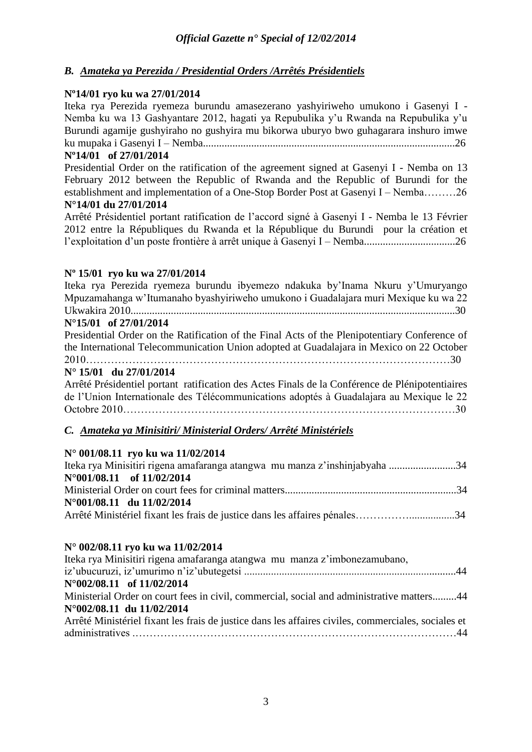## *B. Amateka ya Perezida / Presidential Orders /Arrêtés Présidentiels*

**Nº14/01 ryo ku wa 27/01/2014**

Iteka rya Perezida ryemeza burundu amasezerano yashyiriweho umukono i Gasenyi I - Nemba ku wa 13 Gashyantare 2012, hagati ya Repubulika y'u Rwanda na Repubulika y'u Burundi agamije gushyiraho no gushyira mu bikorwa uburyo bwo guhagarara inshuro imwe ku mupaka i Gasenyi I – Nemba.............................................................................................26

**Nº14/01 of 27/01/2014**

Presidential Order on the ratification of the agreement signed at Gasenyi I - Nemba on 13 February 2012 between the Republic of Rwanda and the Republic of Burundi for the establishment and implementation of a One-Stop Border Post at Gasenyi I – Nemba………26

**N°14/01 du 27/01/2014**

Arrêté Présidentiel portant ratification de l'accord signé à Gasenyi I - Nemba le 13 Février 2012 entre la Républiques du Rwanda et la République du Burundi pour la création et l'exploitation d'un poste frontière à arrêt unique à Gasenyi I – Nemba..................................26

**Nº 15/01 ryo ku wa 27/01/2014**

Iteka rya Perezida ryemeza burundu ibyemezo ndakuka by'Inama Nkuru y'Umuryango Mpuzamahanga w'Itumanaho byashyiriweho umukono i Guadalajara muri Mexique ku wa 22 Ukwakira 2010........................................................................................................................30

**N°15/01 of 27/01/2014**

Presidential Order on the Ratification of the Final Acts of the Plenipotentiary Conference of the International Telecommunication Union adopted at Guadalajara in Mexico on 22 October 2010…………………………………………………………………………………………30

**N° 15/01 du 27/01/2014**

Arrêté Présidentiel portant ratification des Actes Finals de la Conférence de Plénipotentiaires de l'Union Internationale des Télécommunications adoptés à Guadalajara au Mexique le 22 Octobre 2010…………………………………………………………………………………30

## *C. Amateka ya Minisitiri/ Ministerial Orders/ Arrêté Ministériels*

**N° 001/08.11 ryo ku wa 11/02/2014**

Iteka rya Minisitiri rigena amafaranga atangwa mu manza z'inshinjabyaha .........................34

**N°001/08.11 of 11/02/2014**

Ministerial Order on court fees for criminal matters................................................................34

**N°001/08.11 du 11/02/2014**

Arrêté Ministériel fixant les frais de justice dans les affaires pénales……………................34

**N° 002/08.11 ryo ku wa 11/02/2014**

Iteka rya Minisitiri rigena amafaranga atangwa mu manza z'imbonezamubano, iz'ubucuruzi, iz'umurimo n'iz'ubutegetsi ...............................................................................44

**N°002/08.11 of 11/02/2014**

Ministerial Order on court fees in civil, commercial, social and administrative matters.........44

**N°002/08.11 du 11/02/2014**

Arrêté Ministériel fixant les frais de justice dans les affaires civiles, commerciales, sociales et administratives ………………………………………………………………………………44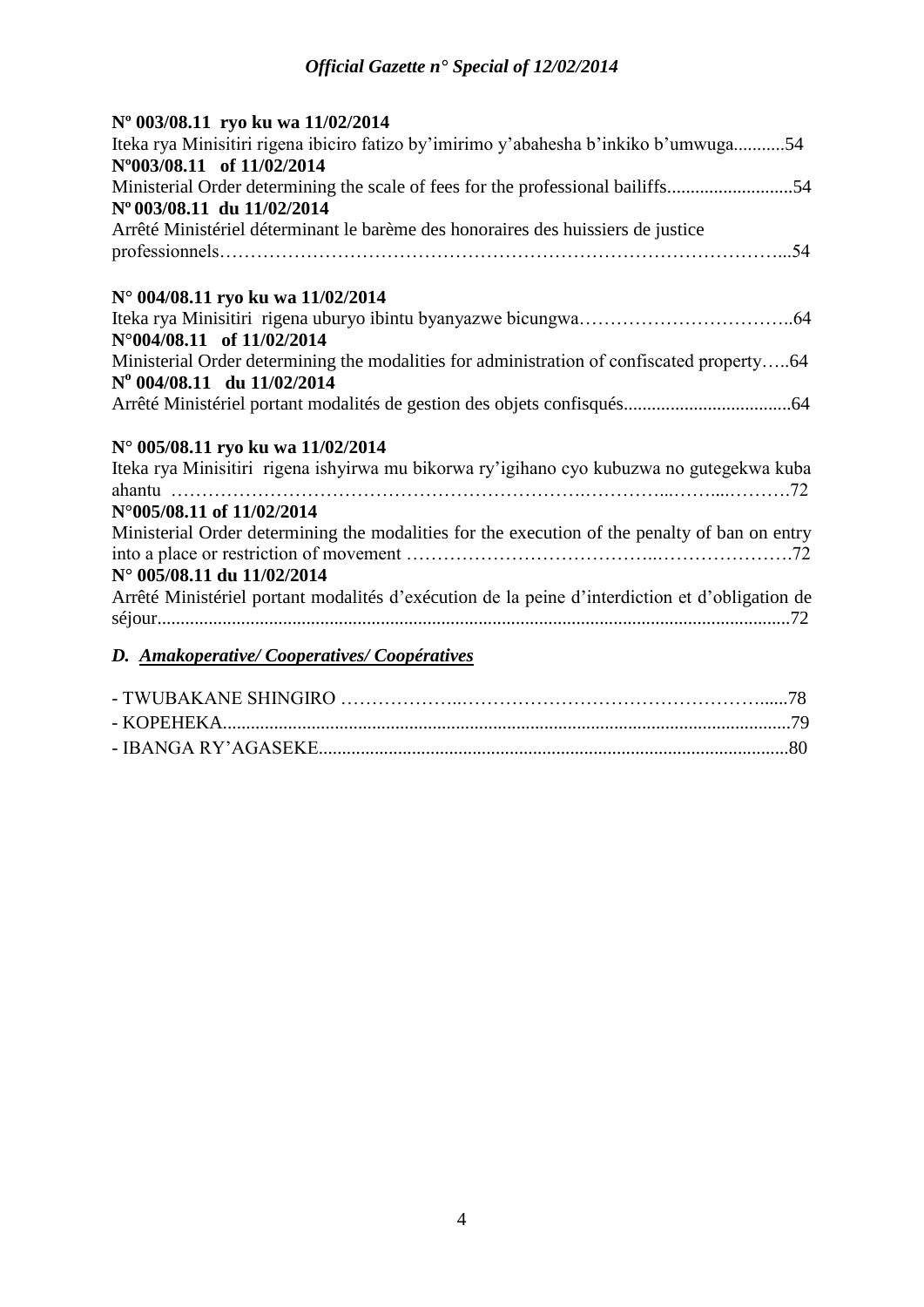**Nº 003/08.11 ryo ku wa 11/02/2014**
Iteka rya Minisitiri rigena ibiciro fatizo by'imirimo y'abahesha b'inkiko b'umwuga...........54
**Nº003/08.11 of 11/02/2014**
Ministerial Order determining the scale of fees for the professional bailiffs...........................54
**Nº 003/08.11 du 11/02/2014**
Arrêté Ministériel déterminant le barème des honoraires des huissiers de justice professionnels…………………………………………………………………………………...54

**N° 004/08.11 ryo ku wa 11/02/2014**
Iteka rya Minisitiri rigena uburyo ibintu byanyazwe bicungwa……………………………..64
**N°004/08.11 of 11/02/2014**
Ministerial Order determining the modalities for administration of confiscated property…..64
**Nº 004/08.11 du 11/02/2014**
Arrêté Ministériel portant modalités de gestion des objets confisqués....................................64

**N° 005/08.11 ryo ku wa 11/02/2014**
Iteka rya Minisitiri rigena ishyirwa mu bikorwa ry'igihano cyo kubuzwa no gutegekwa kuba ahantu …………………………………………………………….…………...……....………72
**N°005/08.11 of 11/02/2014**
Ministerial Order determining the modalities for the execution of the penalty of ban on entry into a place or restriction of movement …………………………………..………………….72
**N° 005/08.11 du 11/02/2014**
Arrêté Ministériel portant modalités d'exécution de la peine d'interdiction et d'obligation de séjour.......................................................................................................................................72

### *D. Amakoperative/ Cooperatives/ Coopératives*

- TWUBAKANE SHINGIRO ………………..…………………………………………......78
- KOPEHEKA.........................................................................................................................79
- IBANGA RY'AGASEKE.....................................................................................................80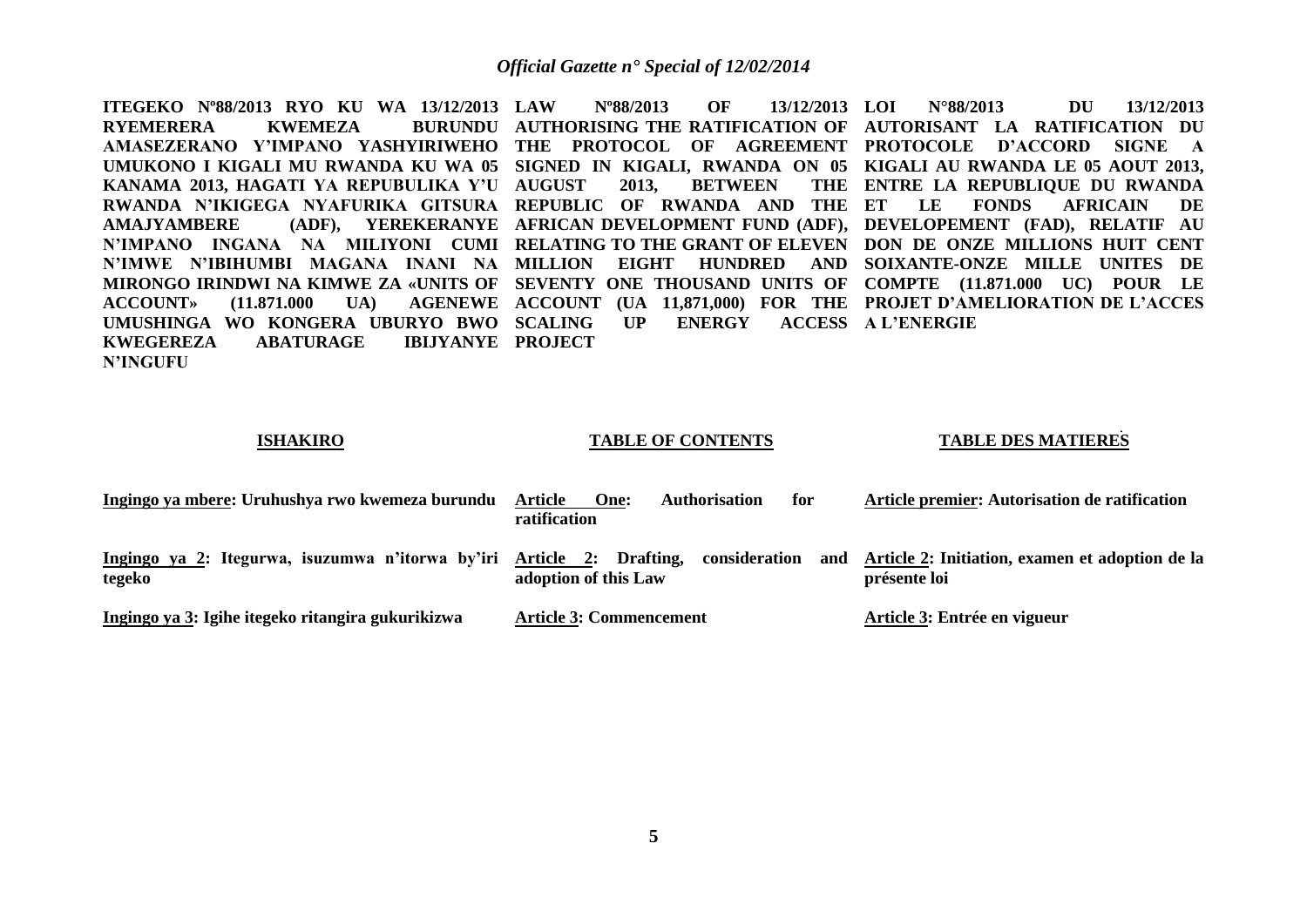**ITEGEKO Nº88/2013 RYO KU WA 13/12/2013 RYEMERERA KWEMEZA BURUNDU AMASEZERANO Y'IMPANO YASHYIRIWEHO UMUKONO I KIGALI MU RWANDA KU WA 05 KANAMA 2013, HAGATI YA REPUBULIKA Y'U RWANDA N'IKIGEGA NYAFURIKA GITSURA AMAJYAMBERE (ADF), YEREKERANYE N'IMPANO INGANA NA MILIYONI CUMI N'IMWE N'IBIHUMBI MAGANA INANI NA MIRONGO IRINDWI NA KIMWE ZA «UNITS OF ACCOUNT» (11.871.000 UA) AGENEWE UMUSHINGA WO KONGERA UBURYO BWO KWEGEREZA ABATURAGE IBIJYANYE N'INGUFU**

**LAW Nº88/2013 OF 13/12/2013 AUTHORISING THE RATIFICATION OF THE PROTOCOL OF AGREEMENT SIGNED IN KIGALI, RWANDA ON 05 AUGUST 2013, BETWEEN THE REPUBLIC OF RWANDA AND THE AFRICAN DEVELOPMENT FUND (ADF), RELATING TO THE GRANT OF ELEVEN MILLION EIGHT HUNDRED AND SEVENTY ONE THOUSAND UNITS OF ACCOUNT (UA 11,871,000) FOR THE SCALING UP ENERGY ACCESS PROJECT**

**LOI N°88/2013 DU 13/12/2013 AUTORISANT LA RATIFICATION DU PROTOCOLE D'ACCORD SIGNE A KIGALI AU RWANDA LE 05 AOUT 2013, ENTRE LA REPUBLIQUE DU RWANDA ET LE FONDS AFRICAIN DE DEVELOPEMENT (FAD), RELATIF AU DON DE ONZE MILLIONS HUIT CENT SOIXANTE-ONZE MILLE UNITES DE COMPTE (11.871.000 UC) POUR LE PROJET D'AMELIORATION DE L'ACCES A L'ENERGIE**

**ISHAKIRO**

**Ingingo ya mbere: Uruhushya rwo kwemeza burundu**

**Ingingo ya 2: Itegurwa, isuzumwa n'itorwa by'iri tegeko**

**Ingingo ya 3: Igihe itegeko ritangira gukurikizwa**

**TABLE OF CONTENTS**

**Article One: Authorisation for ratification**

**Article 2: Drafting, consideration and adoption of this Law**

**Article 3: Commencement**

**TABLE DES MATIERES**

**Article premier: Autorisation de ratification**

**Article 2: Initiation, examen et adoption de la présente loi**

**Article 3: Entrée en vigueur**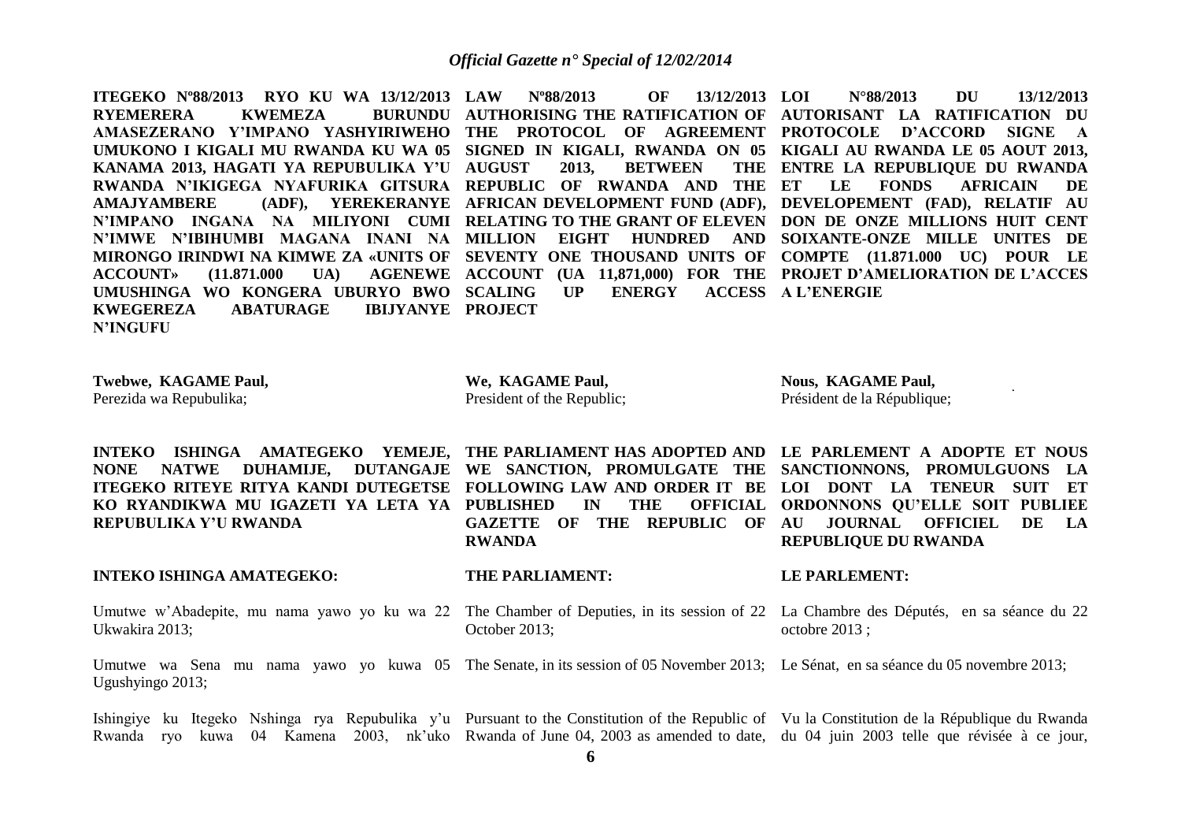**ITEGEKO Nº88/2013 RYO KU WA 13/12/2013 RYEMERERA KWEMEZA BURUNDU AMASEZERANO Y'IMPANO YASHYIRIWEHO UMUKONO I KIGALI MU RWANDA KU WA 05 KANAMA 2013, HAGATI YA REPUBULIKA Y'U RWANDA N'IKIGEGA NYAFURIKA GITSURA AMAJYAMBERE (ADF), YEREKERANYE N'IMPANO INGANA NA MILIYONI CUMI N'IMWE N'IBIHUMBI MAGANA INANI NA MIRONGO IRINDWI NA KIMWE ZA «UNITS OF ACCOUNT» (11.871.000 UA) AGENEWE UMUSHINGA WO KONGERA UBURYO BWO KWEGEREZA ABATURAGE IBIJYANYE N'INGUFU**

**Twebwe, KAGAME Paul,**
Perezida wa Repubulika;

**INTEKO ISHINGA AMATEGEKO YEMEJE, NONE NATWE DUHAMIJE, DUTANGAJE ITEGEKO RITEYE RITYA KANDI DUTEGETSE KO RYANDIKWA MU IGAZETI YA LETA YA REPUBULIKA Y'U RWANDA**

**INTEKO ISHINGA AMATEGEKO:**

Umutwe w'Abadepite, mu nama yawo yo ku wa 22 Ukwakira 2013;

Umutwe wa Sena mu nama yawo yo kuwa 05 Ugushyingo 2013;

Ishingiye ku Itegeko Nshinga rya Repubulika y'u Rwanda ryo kuwa 04 Kamena 2003, nk'uko

**LAW Nº88/2013 OF 13/12/2013 AUTHORISING THE RATIFICATION OF THE PROTOCOL OF AGREEMENT SIGNED IN KIGALI, RWANDA ON 05 AUGUST 2013, BETWEEN THE REPUBLIC OF RWANDA AND THE AFRICAN DEVELOPMENT FUND (ADF), RELATING TO THE GRANT OF ELEVEN MILLION EIGHT HUNDRED AND SEVENTY ONE THOUSAND UNITS OF ACCOUNT (UA 11,871,000) FOR THE SCALING UP ENERGY ACCESS PROJECT**

**We, KAGAME Paul,**
President of the Republic;

**THE PARLIAMENT HAS ADOPTED AND WE SANCTION, PROMULGATE THE FOLLOWING LAW AND ORDER IT BE PUBLISHED IN THE OFFICIAL GAZETTE OF THE REPUBLIC OF RWANDA**

**THE PARLIAMENT:**

The Chamber of Deputies, in its session of 22 October 2013;

The Senate, in its session of 05 November 2013;

Pursuant to the Constitution of the Republic of Rwanda of June 04, 2003 as amended to date,

**LOI N°88/2013 DU 13/12/2013 AUTORISANT LA RATIFICATION DU PROTOCOLE D'ACCORD SIGNE A KIGALI AU RWANDA LE 05 AOUT 2013, ENTRE LA REPUBLIQUE DU RWANDA ET LE FONDS AFRICAIN DE DEVELOPEMENT (FAD), RELATIF AU DON DE ONZE MILLIONS HUIT CENT SOIXANTE-ONZE MILLE UNITES DE COMPTE (11.871.000 UC) POUR LE PROJET D'AMELIORATION DE L'ACCES A L'ENERGIE**

**Nous, KAGAME Paul,**
Président de la République;

**LE PARLEMENT A ADOPTE ET NOUS SANCTIONNONS, PROMULGUONS LA LOI DONT LA TENEUR SUIT ET ORDONNONS QU'ELLE SOIT PUBLIEE AU JOURNAL OFFICIEL DE LA REPUBLIQUE DU RWANDA**

**LE PARLEMENT:**

La Chambre des Députés, en sa séance du 22 octobre 2013 ;

Le Sénat, en sa séance du 05 novembre 2013;

Vu la Constitution de la République du Rwanda du 04 juin 2003 telle que révisée à ce jour,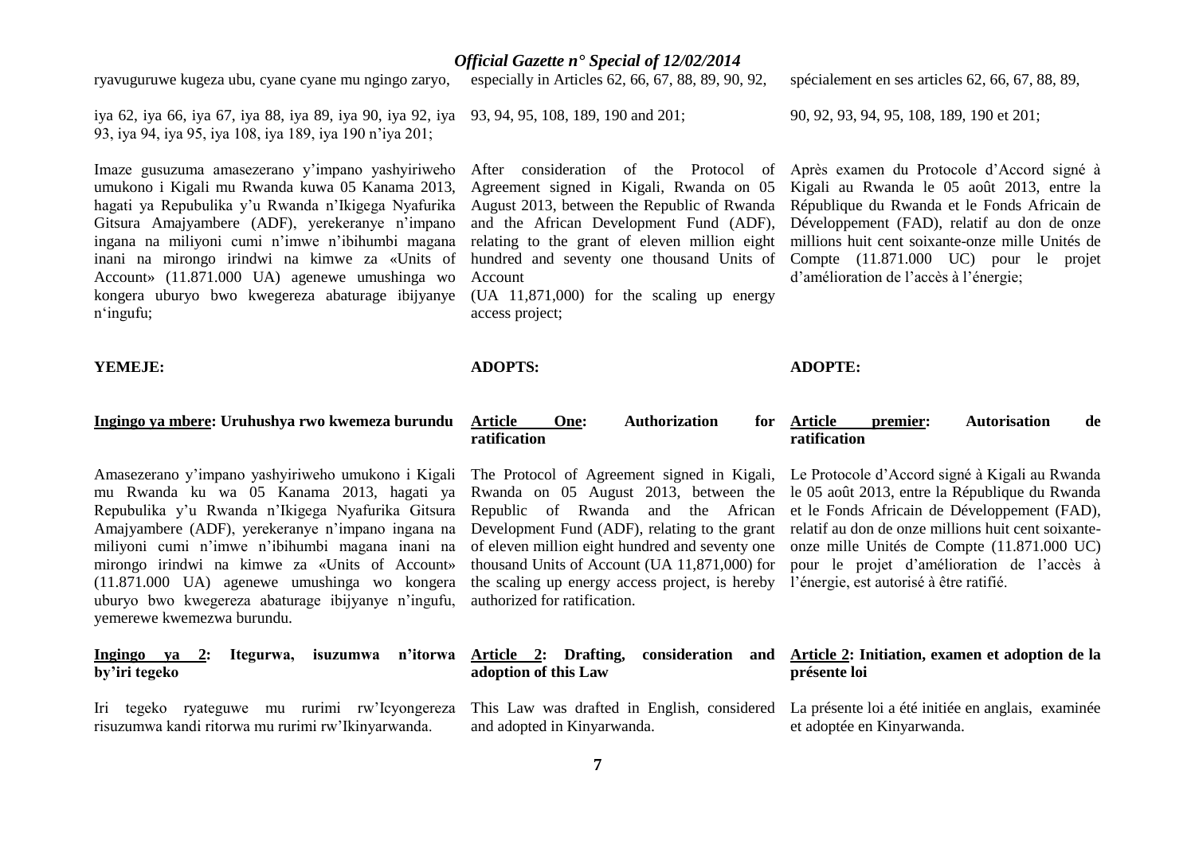ryavuguruwe kugeza ubu, cyane cyane mu ngingo zaryo, iya 62, iya 66, iya 67, iya 88, iya 89, iya 90, iya 92, iya 93, iya 94, iya 95, iya 108, iya 189, iya 190 n'iya 201;

Imaze gusuzuma amasezerano y'impano yashyiriweho umukono i Kigali mu Rwanda kuwa 05 Kanama 2013, hagati ya Repubulika y'u Rwanda n'Ikigega Nyafurika Gitsura Amajyambere (ADF), yerekeranye n'impano ingana na miliyoni cumi n'imwe n'ibihumbi magana inani na mirongo irindwi na kimwe za «Units of Account» (11.871.000 UA) agenewe umushinga wo kongera uburyo bwo kwegereza abaturage ibijyanye n'ingufu;

**YEMEJE:**

**Ingingo ya mbere: Uruhushya rwo kwemeza burundu**

Amasezerano y'impano yashyiriweho umukono i Kigali mu Rwanda ku wa 05 Kanama 2013, hagati ya Repubulika y'u Rwanda n'Ikigega Nyafurika Gitsura Amajyambere (ADF), yerekeranye n'impano ingana na miliyoni cumi n'imwe n'ibihumbi magana inani na mirongo irindwi na kimwe za «Units of Account» (11.871.000 UA) agenewe umushinga wo kongera uburyo bwo kwegereza abaturage ibijyanye n'ingufu, yemerewe kwemezwa burundu.

**Ingingo ya 2: Itegurwa, isuzumwa n'itorwa by'iri tegeko**

Iri tegeko ryateguwe mu rurimi rw'Icyongereza risuzumwa kandi ritorwa mu rurimi rw'Ikinyarwanda.

especially in Articles 62, 66, 67, 88, 89, 90, 92, 93, 94, 95, 108, 189, 190 and 201;

After consideration of the Protocol of Agreement signed in Kigali, Rwanda on 05 August 2013, between the Republic of Rwanda and the African Development Fund (ADF), relating to the grant of eleven million eight hundred and seventy one thousand Units of Account (UA 11,871,000) for the scaling up energy access project;

**ADOPTS:**

**Article One: Authorization for ratification**

The Protocol of Agreement signed in Kigali, Rwanda on 05 August 2013, between the Republic of Rwanda and the African Development Fund (ADF), relating to the grant of eleven million eight hundred and seventy one thousand Units of Account (UA 11,871,000) for the scaling up energy access project, is hereby authorized for ratification.

**Article 2: Drafting, consideration and adoption of this Law**

This Law was drafted in English, considered and adopted in Kinyarwanda.

spécialement en ses articles 62, 66, 67, 88, 89, 90, 92, 93, 94, 95, 108, 189, 190 et 201;

Après examen du Protocole d'Accord signé à Kigali au Rwanda le 05 août 2013, entre la République du Rwanda et le Fonds Africain de Développement (FAD), relatif au don de onze millions huit cent soixante-onze mille Unités de Compte (11.871.000 UC) pour le projet d'amélioration de l'accès à l'énergie;

**ADOPTE:**

**Article premier: Autorisation de ratification**

Le Protocole d'Accord signé à Kigali au Rwanda le 05 août 2013, entre la République du Rwanda et le Fonds Africain de Développement (FAD), relatif au don de onze millions huit cent soixante-onze mille Unités de Compte (11.871.000 UC) pour le projet d'amélioration de l'accès à l'énergie, est autorisé à être ratifié.

**Article 2: Initiation, examen et adoption de la présente loi**

La présente loi a été initiée en anglais, examinée et adoptée en Kinyarwanda.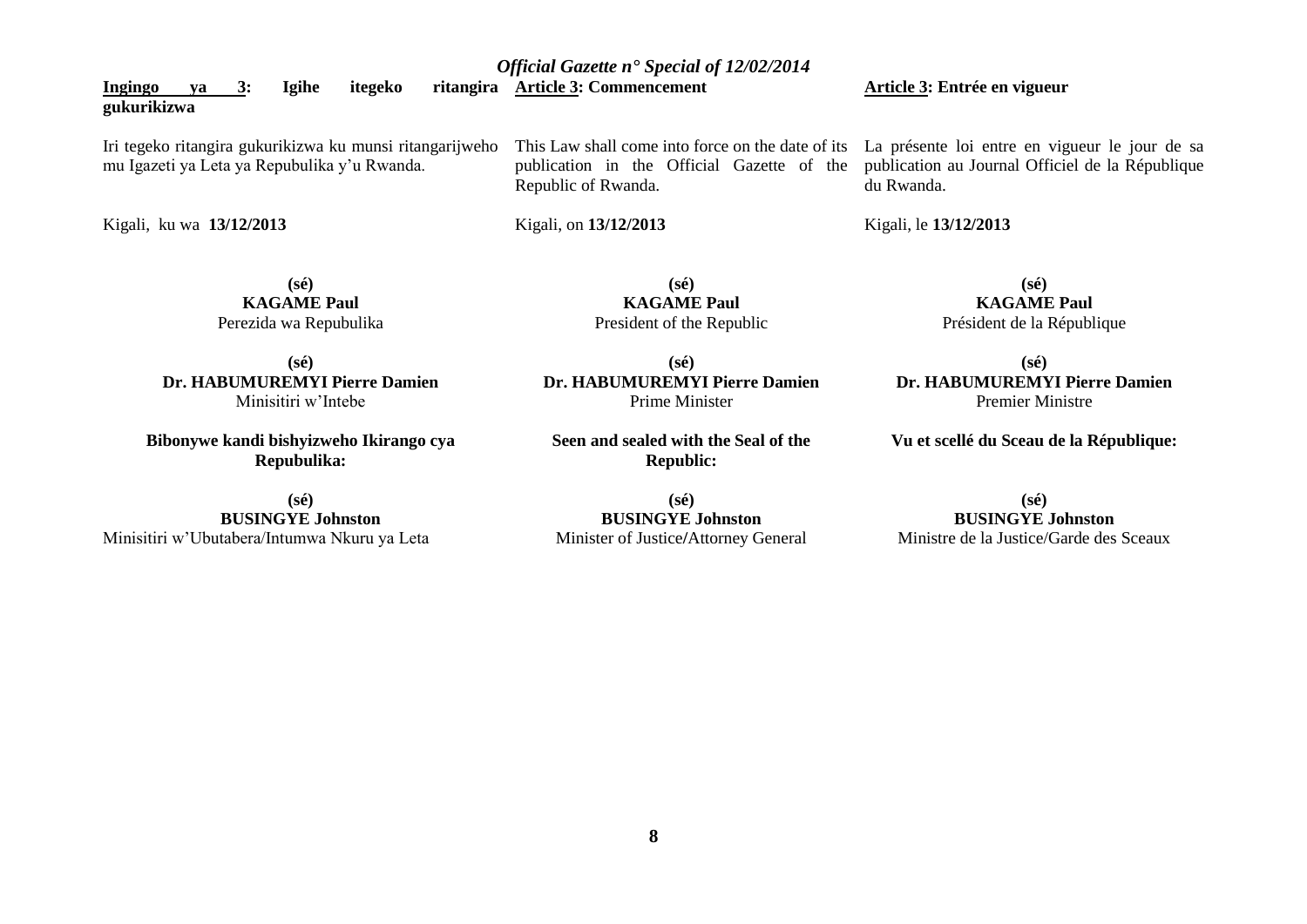**Ingingo ya 3: Igihe itegeko ritangira gukurikizwa**

Iri tegeko ritangira gukurikizwa ku munsi ritangarijweho mu Igazeti ya Leta ya Repubulika y'u Rwanda.

Kigali, ku wa **13/12/2013**

**(sé)**
**KAGAME Paul**
Perezida wa Repubulika

**(sé)**
**Dr. HABUMUREMYI Pierre Damien**
Minisitiri w'Intebe

**Bibonywe kandi bishyizweho Ikirango cya Repubulika:**

**(sé)**
**BUSINGYE Johnston**
Minisitiri w'Ubutabera/Intumwa Nkuru ya Leta

**Article 3: Commencement**

This Law shall come into force on the date of its publication in the Official Gazette of the Republic of Rwanda.

Kigali, on **13/12/2013**

**(sé)**
**KAGAME Paul**
President of the Republic

**(sé)**
**Dr. HABUMUREMYI Pierre Damien**
Prime Minister

**Seen and sealed with the Seal of the Republic:**

**(sé)**
**BUSINGYE Johnston**
Minister of Justice/Attorney General

**Article 3: Entrée en vigueur**

La présente loi entre en vigueur le jour de sa publication au Journal Officiel de la République du Rwanda.

Kigali, le **13/12/2013**

**(sé)**
**KAGAME Paul**
Président de la République

**(sé)**
**Dr. HABUMUREMYI Pierre Damien**
Premier Ministre

**Vu et scellé du Sceau de la République:**

**(sé)**
**BUSINGYE Johnston**
Ministre de la Justice/Garde des Sceaux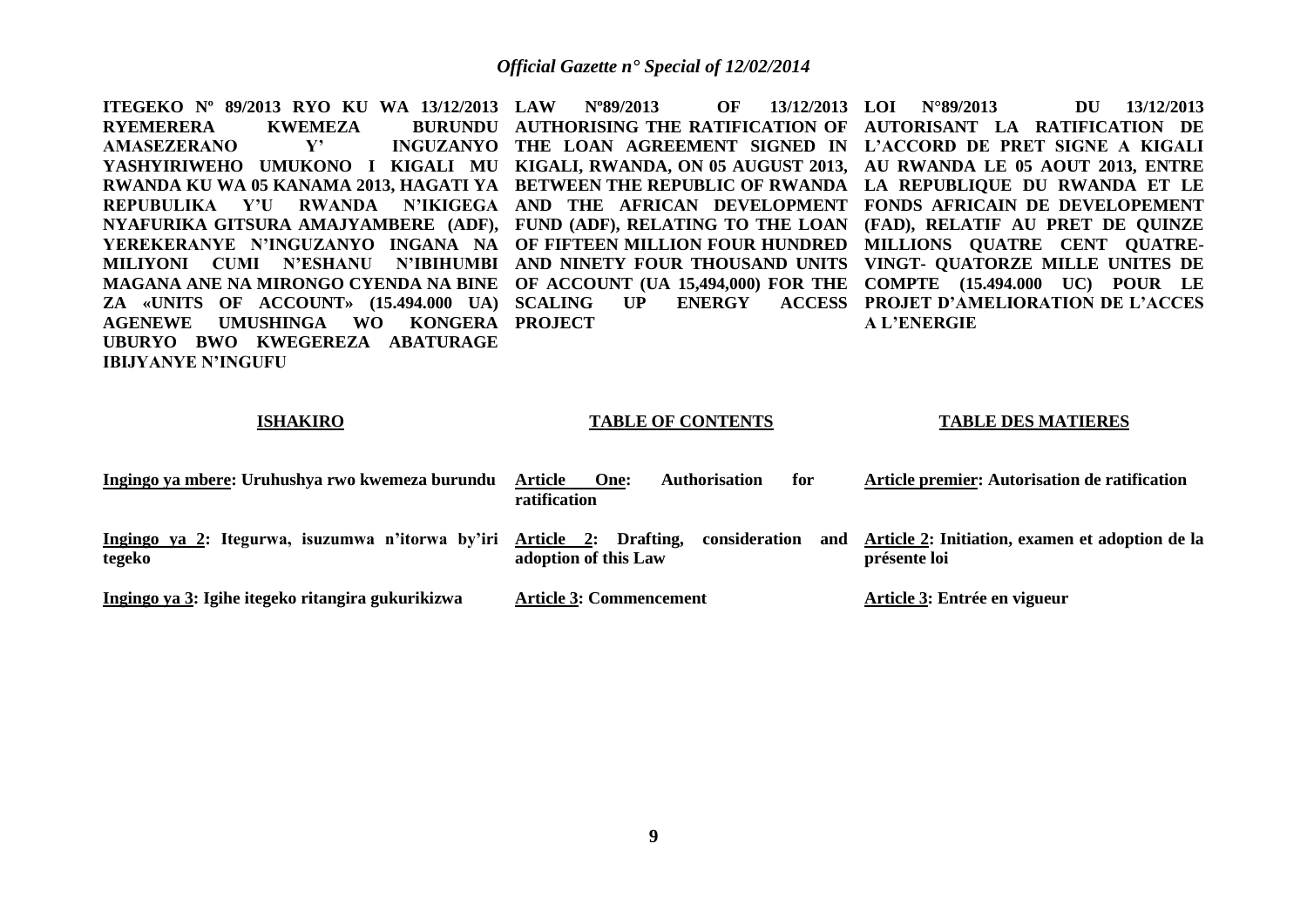**ITEGEKO Nº 89/2013 RYO KU WA 13/12/2013 RYEMERERA KWEMEZA BURUNDU AMASEZERANO Y' INGUZANYO YASHYIRIWEHO UMUKONO I KIGALI MU RWANDA KU WA 05 KANAMA 2013, HAGATI YA REPUBULIKA Y'U RWANDA N'IKIGEGA NYAFURIKA GITSURA AMAJYAMBERE (ADF), YEREKERANYE N'INGUZANYO INGANA NA MILIYONI CUMI N'ESHANU N'IBIHUMBI MAGANA ANE NA MIRONGO CYENDA NA BINE ZA «UNITS OF ACCOUNT» (15.494.000 UA) AGENEWE UMUSHINGA WO KONGERA UBURYO BWO KWEGEREZA ABATURAGE IBIJYANYE N'INGUFU**

**ISHAKIRO**

Ingingo ya mbere: Uruhushya rwo kwemeza burundu

Ingingo ya 2: Itegurwa, isuzumwa n'itorwa by'iri tegeko

Ingingo ya 3: Igihe itegeko ritangira gukurikizwa

**LAW Nº89/2013 OF 13/12/2013 AUTHORISING THE RATIFICATION OF THE LOAN AGREEMENT SIGNED IN KIGALI, RWANDA, ON 05 AUGUST 2013, BETWEEN THE REPUBLIC OF RWANDA AND THE AFRICAN DEVELOPMENT FUND (ADF), RELATING TO THE LOAN OF FIFTEEN MILLION FOUR HUNDRED AND NINETY FOUR THOUSAND UNITS OF ACCOUNT (UA 15,494,000) FOR THE SCALING UP ENERGY ACCESS PROJECT**

**TABLE OF CONTENTS**

Article One: Authorisation for ratification

Article 2: Drafting, consideration and adoption of this Law

Article 3: Commencement

**LOI N°89/2013 DU 13/12/2013 AUTORISANT LA RATIFICATION DE L'ACCORD DE PRET SIGNE A KIGALI AU RWANDA LE 05 AOUT 2013, ENTRE LA REPUBLIQUE DU RWANDA ET LE FONDS AFRICAIN DE DEVELOPEMENT (FAD), RELATIF AU PRET DE QUINZE MILLIONS QUATRE CENT QUATRE-VINGT- QUATORZE MILLE UNITES DE COMPTE (15.494.000 UC) POUR LE PROJET D'AMELIORATION DE L'ACCES A L'ENERGIE**

**TABLE DES MATIERES**

Article premier: Autorisation de ratification

Article 2: Initiation, examen et adoption de la présente loi

Article 3: Entrée en vigueur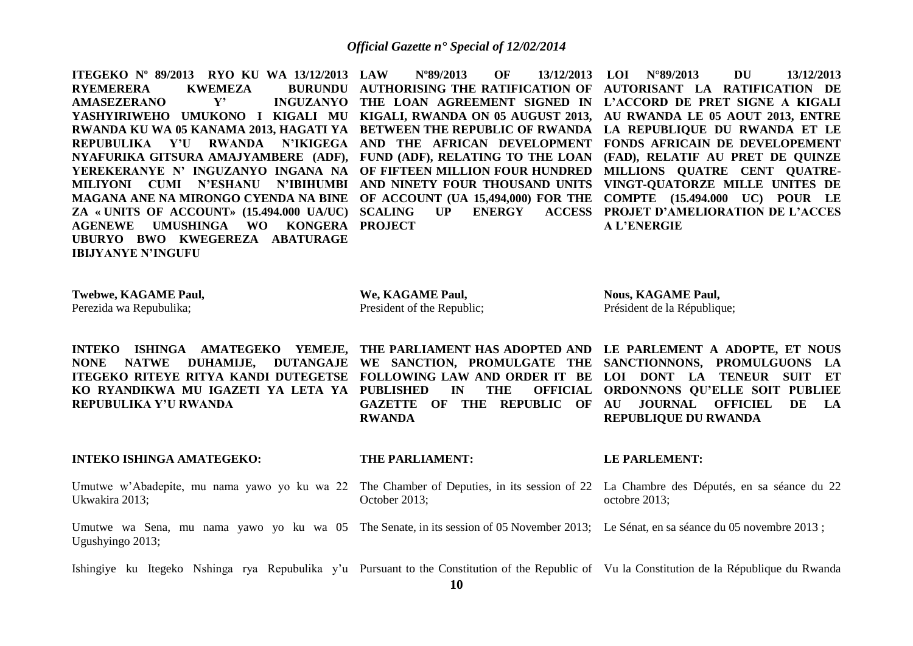**ITEGEKO Nº 89/2013 RYO KU WA 13/12/2013 RYEMERERA KWEMEZA BURUNDU AMASEZERANO Y' INGUZANYO YASHYIRIWEHO UMUKONO I KIGALI MU RWANDA KU WA 05 KANAMA 2013, HAGATI YA REPUBULIKA Y'U RWANDA N'IKIGEGA NYAFURIKA GITSURA AMAJYAMBERE (ADF), YEREKERANYE N' INGUZANYO INGANA NA MILIYONI CUMI N'ESHANU N'IBIHUMBI MAGANA ANE NA MIRONGO CYENDA NA BINE ZA « UNITS OF ACCOUNT» (15.494.000 UA/UC) AGENEWE UMUSHINGA WO KONGERA UBURYO BWO KWEGEREZA ABATURAGE IBIJYANYE N'INGUFU**

**Twebwe, KAGAME Paul,**
Perezida wa Repubulika;

**INTEKO ISHINGA AMATEGEKO YEMEJE, NONE NATWE DUHAMIJE, DUTANGAJE ITEGEKO RITEYE RITYA KANDI DUTEGETSE KO RYANDIKWA MU IGAZETI YA LETA YA REPUBULIKA Y'U RWANDA**

**INTEKO ISHINGA AMATEGEKO:**

Umutwe w'Abadepite, mu nama yawo yo ku wa 22 Ukwakira 2013;

Umutwe wa Sena, mu nama yawo yo ku wa 05 Ugushyingo 2013;

Ishingiye ku Itegeko Nshinga rya Repubulika y'u

**LAW Nº89/2013 OF 13/12/2013 AUTHORISING THE RATIFICATION OF THE LOAN AGREEMENT SIGNED IN KIGALI, RWANDA ON 05 AUGUST 2013, BETWEEN THE REPUBLIC OF RWANDA AND THE AFRICAN DEVELOPMENT FUND (ADF), RELATING TO THE LOAN OF FIFTEEN MILLION FOUR HUNDRED AND NINETY FOUR THOUSAND UNITS OF ACCOUNT (UA 15,494,000) FOR THE SCALING UP ENERGY ACCESS PROJECT**

**We, KAGAME Paul,**
President of the Republic;

**THE PARLIAMENT HAS ADOPTED AND WE SANCTION, PROMULGATE THE FOLLOWING LAW AND ORDER IT BE PUBLISHED IN THE OFFICIAL GAZETTE OF THE REPUBLIC OF RWANDA**

**THE PARLIAMENT:**

The Chamber of Deputies, in its session of 22 October 2013;

The Senate, in its session of 05 November 2013;

Pursuant to the Constitution of the Republic of

**LOI N°89/2013 DU 13/12/2013 AUTORISANT LA RATIFICATION DE L'ACCORD DE PRET SIGNE A KIGALI AU RWANDA LE 05 AOUT 2013, ENTRE LA REPUBLIQUE DU RWANDA ET LE FONDS AFRICAIN DE DEVELOPEMENT (FAD), RELATIF AU PRET DE QUINZE MILLIONS QUATRE CENT QUATRE-VINGT-QUATORZE MILLE UNITES DE COMPTE (15.494.000 UC) POUR LE PROJET D'AMELIORATION DE L'ACCES A L'ENERGIE**

**Nous, KAGAME Paul,**
Président de la République;

**LE PARLEMENT A ADOPTE, ET NOUS SANCTIONNONS, PROMULGUONS LA LOI DONT LA TENEUR SUIT ET ORDONNONS QU'ELLE SOIT PUBLIEE AU JOURNAL OFFICIEL DE LA REPUBLIQUE DU RWANDA**

**LE PARLEMENT:**

La Chambre des Députés, en sa séance du 22 octobre 2013;

Le Sénat, en sa séance du 05 novembre 2013 ;

Vu la Constitution de la République du Rwanda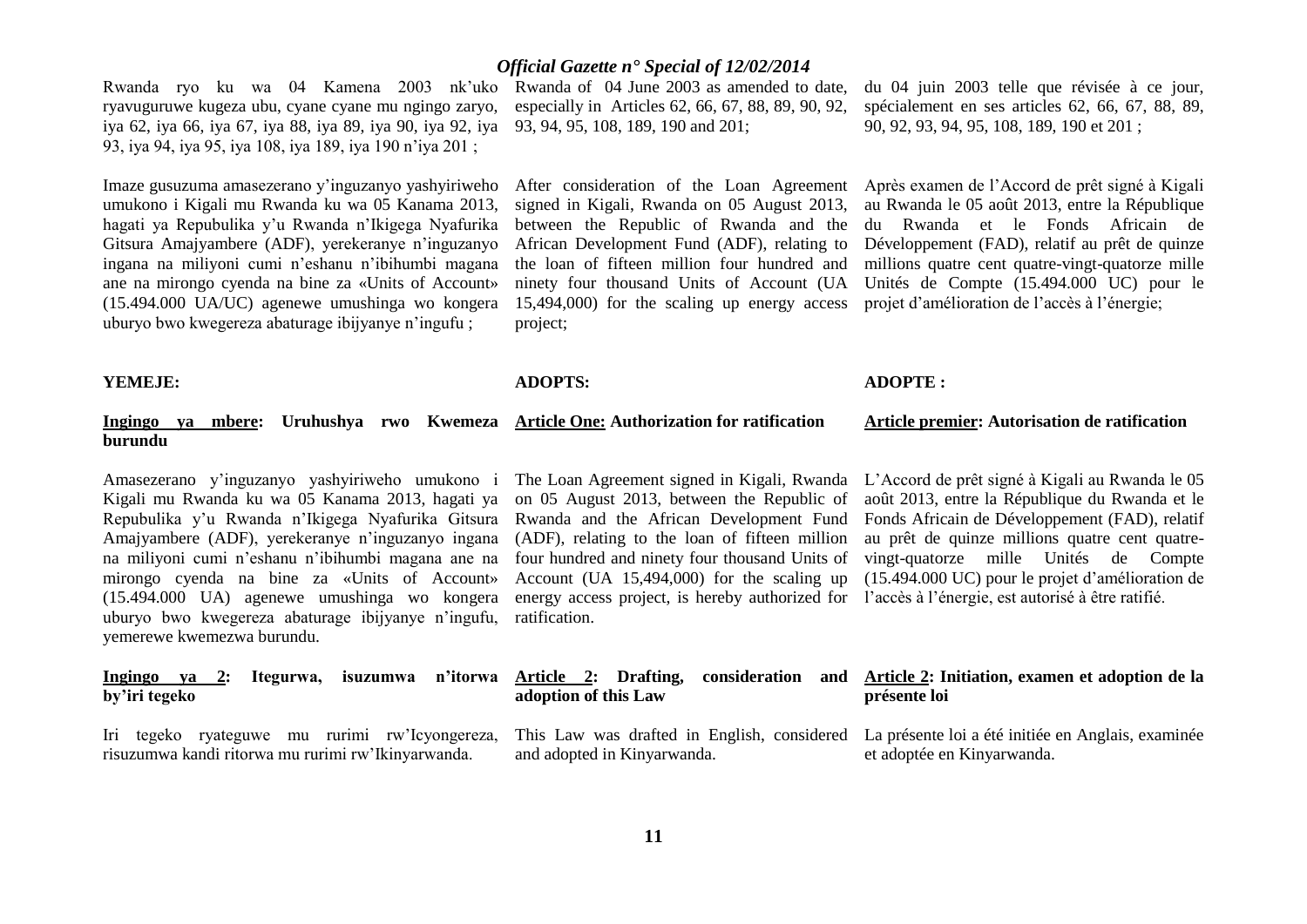Rwanda ryo ku wa 04 Kamena 2003 nk'uko ryavuguruwe kugeza ubu, cyane cyane mu ngingo zaryo, iya 62, iya 66, iya 67, iya 88, iya 89, iya 90, iya 92, iya 93, iya 94, iya 95, iya 108, iya 189, iya 190 n'iya 201 ;

Imaze gusuzuma amasezerano y'inguzanyo yashyiriweho umukono i Kigali mu Rwanda ku wa 05 Kanama 2013, hagati ya Repubulika y'u Rwanda n'Ikigega Nyafurika Gitsura Amajyambere (ADF), yerekeranye n'inguzanyo ingana na miliyoni cumi n'eshanu n'ibihumbi magana ane na mirongo cyenda na bine za «Units of Account» (15.494.000 UA/UC) agenewe umushinga wo kongera uburyo bwo kwegereza abaturage ibijyanye n'ingufu ;

**YEMEJE:**

**Ingingo ya mbere: Uruhushya rwo Kwemeza burundu**

Amasezerano y'inguzanyo yashyiriweho umukono i Kigali mu Rwanda ku wa 05 Kanama 2013, hagati ya Repubulika y'u Rwanda n'Ikigega Nyafurika Gitsura Amajyambere (ADF), yerekeranye n'inguzanyo ingana na miliyoni cumi n'eshanu n'ibihumbi magana ane na mirongo cyenda na bine za «Units of Account» (15.494.000 UA) agenewe umushinga wo kongera uburyo bwo kwegereza abaturage ibijyanye n'ingufu, yemerewe kwemezwa burundu.

**Ingingo ya 2: Itegurwa, isuzumwa n'itorwa by'iri tegeko**

Iri tegeko ryateguwe mu rurimi rw'Icyongereza, risuzumwa kandi ritorwa mu rurimi rw'Ikinyarwanda.

Rwanda of 04 June 2003 as amended to date, especially in Articles 62, 66, 67, 88, 89, 90, 92, 93, 94, 95, 108, 189, 190 and 201;

After consideration of the Loan Agreement signed in Kigali, Rwanda on 05 August 2013, between the Republic of Rwanda and the African Development Fund (ADF), relating to the loan of fifteen million four hundred and ninety four thousand Units of Account (UA 15,494,000) for the scaling up energy access project;

**ADOPTS:**

**Article One: Authorization for ratification**

The Loan Agreement signed in Kigali, Rwanda on 05 August 2013, between the Republic of Rwanda and the African Development Fund (ADF), relating to the loan of fifteen million four hundred and ninety four thousand Units of Account (UA 15,494,000) for the scaling up energy access project, is hereby authorized for ratification.

**Article 2: Drafting, consideration and adoption of this Law**

This Law was drafted in English, considered and adopted in Kinyarwanda.

du 04 juin 2003 telle que révisée à ce jour, spécialement en ses articles 62, 66, 67, 88, 89, 90, 92, 93, 94, 95, 108, 189, 190 et 201 ;

Après examen de l'Accord de prêt signé à Kigali au Rwanda le 05 août 2013, entre la République du Rwanda et le Fonds Africain de Développement (FAD), relatif au prêt de quinze millions quatre cent quatre-vingt-quatorze mille Unités de Compte (15.494.000 UC) pour le projet d'amélioration de l'accès à l'énergie;

**ADOPTE :**

**Article premier: Autorisation de ratification**

L'Accord de prêt signé à Kigali au Rwanda le 05 août 2013, entre la République du Rwanda et le Fonds Africain de Développement (FAD), relatif au prêt de quinze millions quatre cent quatre-vingt-quatorze mille Unités de Compte (15.494.000 UC) pour le projet d'amélioration de l'accès à l'énergie, est autorisé à être ratifié.

**Article 2: Initiation, examen et adoption de la présente loi**

La présente loi a été initiée en Anglais, examinée et adoptée en Kinyarwanda.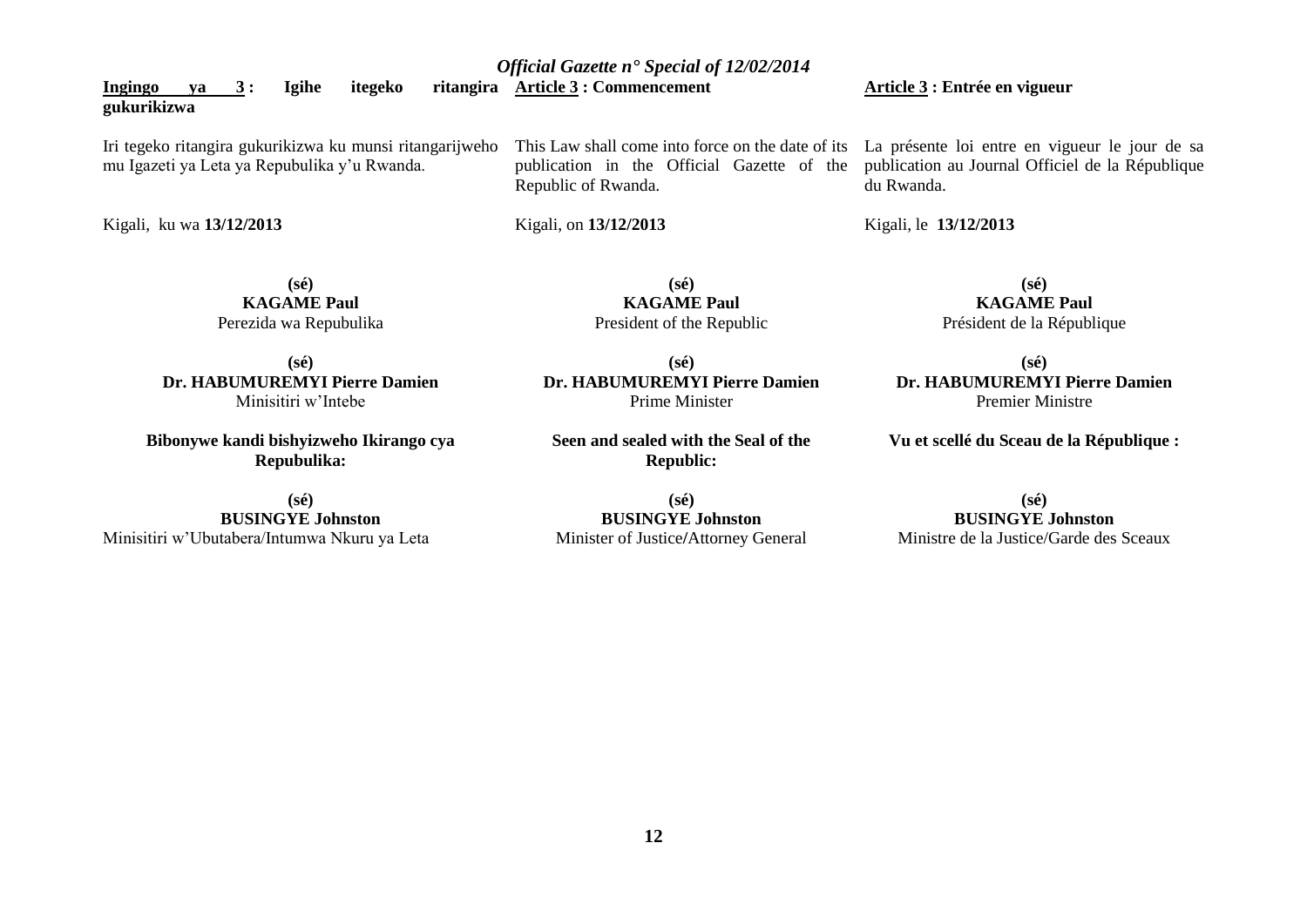**Ingingo ya 3 : Igihe itegeko ritangira gukurikizwa**

Iri tegeko ritangira gukurikizwa ku munsi ritangarijweho mu Igazeti ya Leta ya Repubulika y'u Rwanda.

Kigali, ku wa **13/12/2013**

**(sé)**
**KAGAME Paul**
Perezida wa Repubulika

**(sé)**
**Dr. HABUMUREMYI Pierre Damien**
Minisitiri w'Intebe

**Bibonywe kandi bishyizweho Ikirango cya Repubulika:**

**(sé)**
**BUSINGYE Johnston**
Minisitiri w'Ubutabera/Intumwa Nkuru ya Leta

**Article 3 : Commencement**

This Law shall come into force on the date of its publication in the Official Gazette of the Republic of Rwanda.

Kigali, on **13/12/2013**

**(sé)**
**KAGAME Paul**
President of the Republic

**(sé)**
**Dr. HABUMUREMYI Pierre Damien**
Prime Minister

**Seen and sealed with the Seal of the Republic:**

**(sé)**
**BUSINGYE Johnston**
Minister of Justice/Attorney General

**Article 3 : Entrée en vigueur**

La présente loi entre en vigueur le jour de sa publication au Journal Officiel de la République du Rwanda.

Kigali, le **13/12/2013**

**(sé)**
**KAGAME Paul**
Président de la République

**(sé)**
**Dr. HABUMUREMYI Pierre Damien**
Premier Ministre

**Vu et scellé du Sceau de la République :**

**(sé)**
**BUSINGYE Johnston**
Ministre de la Justice/Garde des Sceaux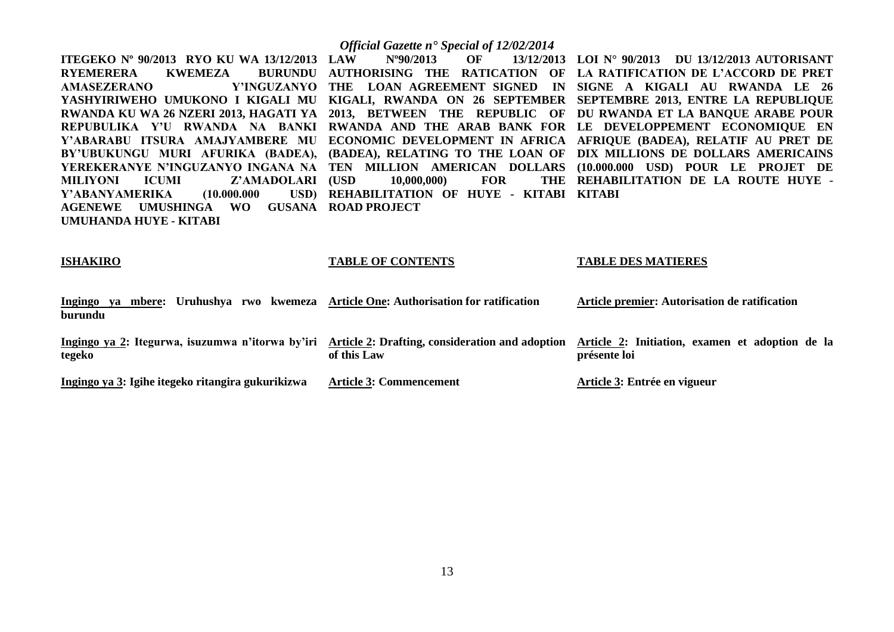**ITEGEKO Nº 90/2013 RYO KU WA 13/12/2013 RYEMERERA KWEMEZA BURUNDU AMASEZERANO Y'INGUZANYO YASHYIRIWEHO UMUKONO I KIGALI MU RWANDA KU WA 26 NZERI 2013, HAGATI YA REPUBULIKA Y'U RWANDA NA BANKI Y'ABARABU ITSURA AMAJYAMBERE MU BY'UBUKUNGU MURI AFURIKA (BADEA), YEREKERANYE N'INGUZANYO INGANA NA MILIYONI ICUMI Z'AMADOLARI Y'ABANYAMERIKA (10.000.000 USD) AGENEWE UMUSHINGA WO GUSANA UMUHANDA HUYE - KITABI**

**LAW Nº90/2013 OF 13/12/2013 AUTHORISING THE RATICATION OF THE LOAN AGREEMENT SIGNED IN KIGALI, RWANDA ON 26 SEPTEMBER 2013, BETWEEN THE REPUBLIC OF RWANDA AND THE ARAB BANK FOR ECONOMIC DEVELOPMENT IN AFRICA (BADEA), RELATING TO THE LOAN OF TEN MILLION AMERICAN DOLLARS (USD 10,000,000) FOR THE REHABILITATION OF HUYE - KITABI ROAD PROJECT**

**LOI N° 90/2013 DU 13/12/2013 AUTORISANT LA RATIFICATION DE L'ACCORD DE PRET SIGNE A KIGALI AU RWANDA LE 26 SEPTEMBRE 2013, ENTRE LA REPUBLIQUE DU RWANDA ET LA BANQUE ARABE POUR LE DEVELOPPEMENT ECONOMIQUE EN AFRIQUE (BADEA), RELATIF AU PRET DE DIX MILLIONS DE DOLLARS AMERICAINS (10.000.000 USD) POUR LE PROJET DE REHABILITATION DE LA ROUTE HUYE - KITABI**

**ISHAKIRO**

**Ingingo ya mbere: Uruhushya rwo kwemeza burundu**

**Ingingo ya 2: Itegurwa, isuzumwa n'itorwa by'iri tegeko**

**Ingingo ya 3: Igihe itegeko ritangira gukurikizwa**

**TABLE OF CONTENTS**

**Article One: Authorisation for ratification**

**Article 2: Drafting, consideration and adoption of this Law**

**Article 3: Commencement**

**TABLE DES MATIERES**

**Article premier: Autorisation de ratification**

**Article 2: Initiation, examen et adoption de la présente loi**

**Article 3: Entrée en vigueur**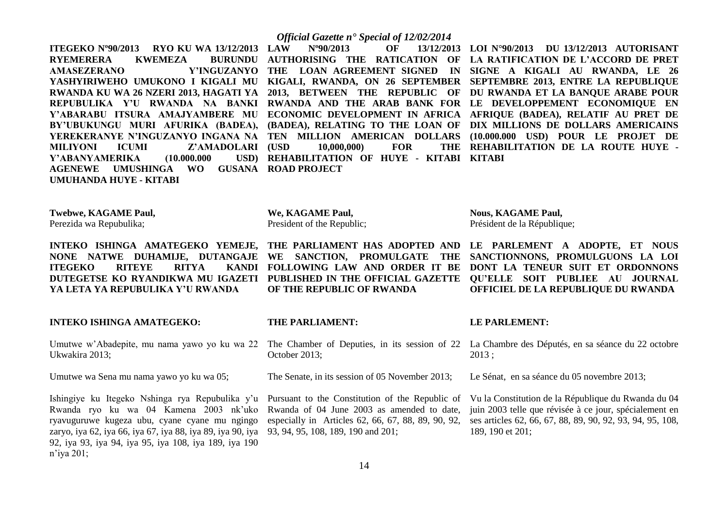**ITEGEKO Nº90/2013 RYO KU WA 13/12/2013 RYEMERERA KWEMEZA BURUNDU AMASEZERANO Y'INGUZANYO YASHYIRIWEHO UMUKONO I KIGALI MU RWANDA KU WA 26 NZERI 2013, HAGATI YA REPUBULIKA Y'U RWANDA NA BANKI Y'ABARABU ITSURA AMAJYAMBERE MU BY'UBUKUNGU MURI AFURIKA (BADEA), YEREKERANYE N'INGUZANYO INGANA NA MILIYONI ICUMI Z'AMADOLARI Y'ABANYAMERIKA (10.000.000 USD) AGENEWE UMUSHINGA WO GUSANA UMUHANDA HUYE - KITABI**

**Twebwe, KAGAME Paul,**
Perezida wa Repubulika;

**INTEKO ISHINGA AMATEGEKO YEMEJE, NONE NATWE DUHAMIJE, DUTANGAJE ITEGEKO RITEYE RITYA KANDI DUTEGETSE KO RYANDIKWA MU IGAZETI YA LETA YA REPUBULIKA Y'U RWANDA**

**INTEKO ISHINGA AMATEGEKO:**

Umutwe w'Abadepite, mu nama yawo yo ku wa 22 Ukwakira 2013;

Umutwe wa Sena mu nama yawo yo ku wa 05;

Ishingiye ku Itegeko Nshinga rya Repubulika y'u Rwanda ryo ku wa 04 Kamena 2003 nk'uko ryavuguruwe kugeza ubu, cyane cyane mu ngingo zaryo, iya 62, iya 66, iya 67, iya 88, iya 89, iya 90, iya 92, iya 93, iya 94, iya 95, iya 108, iya 189, iya 190 n'iya 201;

**LAW Nº90/2013 OF 13/12/2013 AUTHORISING THE RATICATION OF THE LOAN AGREEMENT SIGNED IN KIGALI, RWANDA, ON 26 SEPTEMBER 2013, BETWEEN THE REPUBLIC OF RWANDA AND THE ARAB BANK FOR ECONOMIC DEVELOPMENT IN AFRICA (BADEA), RELATING TO THE LOAN OF TEN MILLION AMERICAN DOLLARS (USD 10,000,000) FOR THE REHABILITATION OF HUYE - KITABI ROAD PROJECT**

**We, KAGAME Paul,**
President of the Republic;

**THE PARLIAMENT HAS ADOPTED AND WE SANCTION, PROMULGATE THE FOLLOWING LAW AND ORDER IT BE PUBLISHED IN THE OFFICIAL GAZETTE OF THE REPUBLIC OF RWANDA**

**THE PARLIAMENT:**

The Chamber of Deputies, in its session of 22 October 2013;

The Senate, in its session of 05 November 2013;

Pursuant to the Constitution of the Republic of Rwanda of 04 June 2003 as amended to date, especially in Articles 62, 66, 67, 88, 89, 90, 92, 93, 94, 95, 108, 189, 190 and 201;

**LOI N°90/2013 DU 13/12/2013 AUTORISANT LA RATIFICATION DE L'ACCORD DE PRET SIGNE A KIGALI AU RWANDA, LE 26 SEPTEMBRE 2013, ENTRE LA REPUBLIQUE DU RWANDA ET LA BANQUE ARABE POUR LE DEVELOPPEMENT ECONOMIQUE EN AFRIQUE (BADEA), RELATIF AU PRET DE DIX MILLIONS DE DOLLARS AMERICAINS (10.000.000 USD) POUR LE PROJET DE REHABILITATION DE LA ROUTE HUYE - KITABI**

**Nous, KAGAME Paul,**
Président de la République;

**LE PARLEMENT A ADOPTE, ET NOUS SANCTIONNONS, PROMULGUONS LA LOI DONT LA TENEUR SUIT ET ORDONNONS QU'ELLE SOIT PUBLIEE AU JOURNAL OFFICIEL DE LA REPUBLIQUE DU RWANDA**

**LE PARLEMENT:**

La Chambre des Députés, en sa séance du 22 octobre 2013 ;

Le Sénat, en sa séance du 05 novembre 2013;

Vu la Constitution de la République du Rwanda du 04 juin 2003 telle que révisée à ce jour, spécialement en ses articles 62, 66, 67, 88, 89, 90, 92, 93, 94, 95, 108, 189, 190 et 201;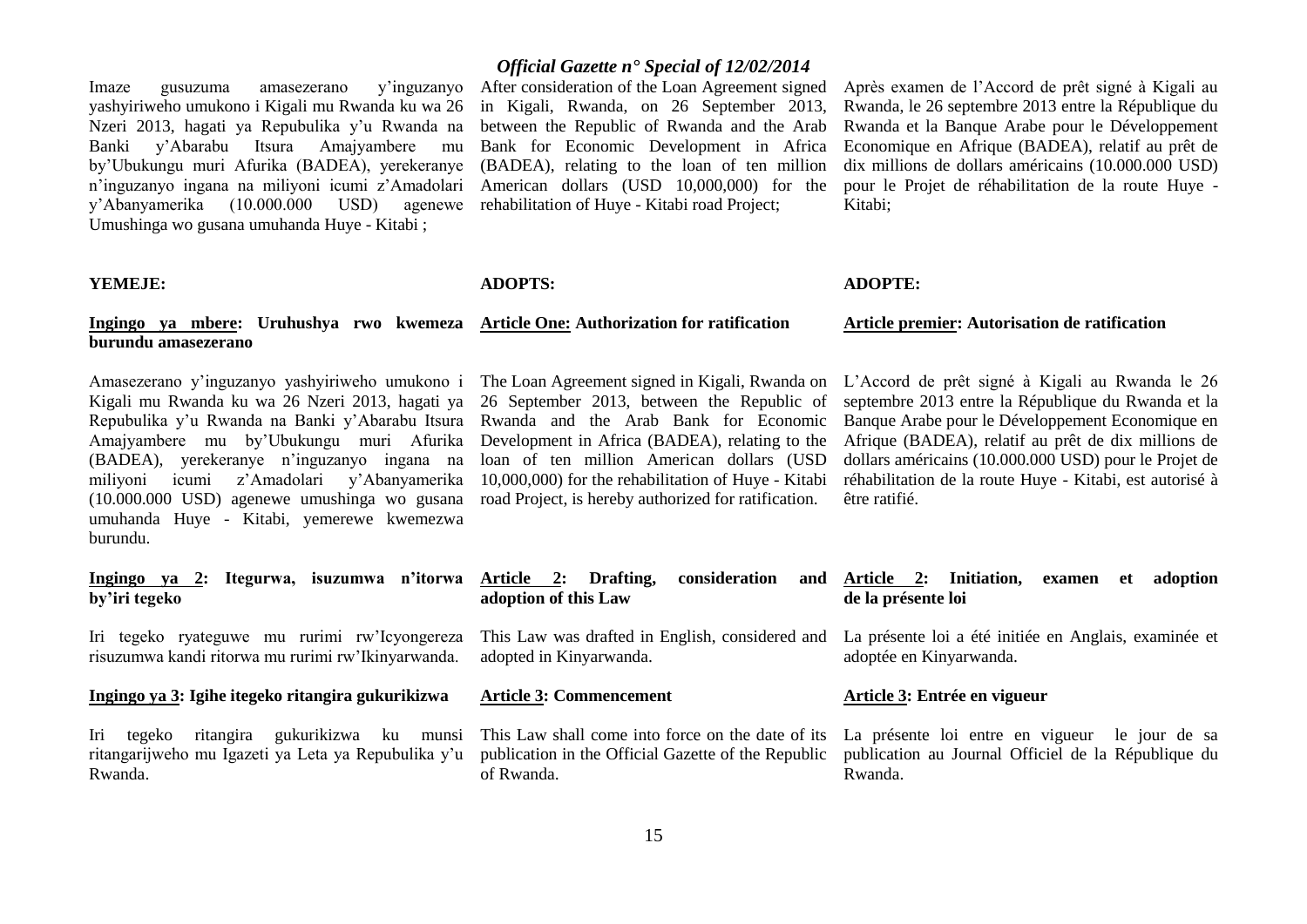Imaze gusuzuma amasezerano y'inguzanyo yashyiriweho umukono i Kigali mu Rwanda ku wa 26 Nzeri 2013, hagati ya Repubulika y'u Rwanda na Banki y'Abarabu Itsura Amajyambere mu by'Ubukungu muri Afurika (BADEA), yerekeranye n'inguzanyo ingana na miliyoni icumi z'Amadolari y'Abanyamerika (10.000.000 USD) agenewe Umushinga wo gusana umuhanda Huye - Kitabi ;

**YEMEJE:**

**Ingingo ya mbere: Uruhushya rwo kwemeza burundu amasezerano**

Amasezerano y'inguzanyo yashyiriweho umukono i Kigali mu Rwanda ku wa 26 Nzeri 2013, hagati ya Repubulika y'u Rwanda na Banki y'Abarabu Itsura Amajyambere mu by'Ubukungu muri Afurika (BADEA), yerekeranye n'inguzanyo ingana na miliyoni icumi z'Amadolari y'Abanyamerika (10.000.000 USD) agenewe umushinga wo gusana umuhanda Huye - Kitabi, yemerewe kwemezwa burundu.

**Ingingo ya 2: Itegurwa, isuzumwa n'itorwa by'iri tegeko**

Iri tegeko ryateguwe mu rurimi rw'Icyongereza risuzumwa kandi ritorwa mu rurimi rw'Ikinyarwanda.

**Ingingo ya 3: Igihe itegeko ritangira gukurikizwa**

Iri tegeko ritangira gukurikizwa ku munsi ritangarijweho mu Igazeti ya Leta ya Repubulika y'u Rwanda.

After consideration of the Loan Agreement signed in Kigali, Rwanda, on 26 September 2013, between the Republic of Rwanda and the Arab Bank for Economic Development in Africa (BADEA), relating to the loan of ten million American dollars (USD 10,000,000) for the rehabilitation of Huye - Kitabi road Project;

**ADOPTS:**

**Article One: Authorization for ratification**

The Loan Agreement signed in Kigali, Rwanda on 26 September 2013, between the Republic of Rwanda and the Arab Bank for Economic Development in Africa (BADEA), relating to the loan of ten million American dollars (USD 10,000,000) for the rehabilitation of Huye - Kitabi road Project, is hereby authorized for ratification.

**Article 2: Drafting, consideration and adoption of this Law**

This Law was drafted in English, considered and adopted in Kinyarwanda.

**Article 3: Commencement**

This Law shall come into force on the date of its publication in the Official Gazette of the Republic of Rwanda.

Après examen de l'Accord de prêt signé à Kigali au Rwanda, le 26 septembre 2013 entre la République du Rwanda et la Banque Arabe pour le Développement Economique en Afrique (BADEA), relatif au prêt de dix millions de dollars américains (10.000.000 USD) pour le Projet de réhabilitation de la route Huye - Kitabi;

**ADOPTE:**

**Article premier: Autorisation de ratification**

L'Accord de prêt signé à Kigali au Rwanda le 26 septembre 2013 entre la République du Rwanda et la Banque Arabe pour le Développement Economique en Afrique (BADEA), relatif au prêt de dix millions de dollars américains (10.000.000 USD) pour le Projet de réhabilitation de la route Huye - Kitabi, est autorisé à être ratifié.

**Article 2: Initiation, examen et adoption de la présente loi**

La présente loi a été initiée en Anglais, examinée et adoptée en Kinyarwanda.

**Article 3: Entrée en vigueur**

La présente loi entre en vigueur le jour de sa publication au Journal Officiel de la République du Rwanda.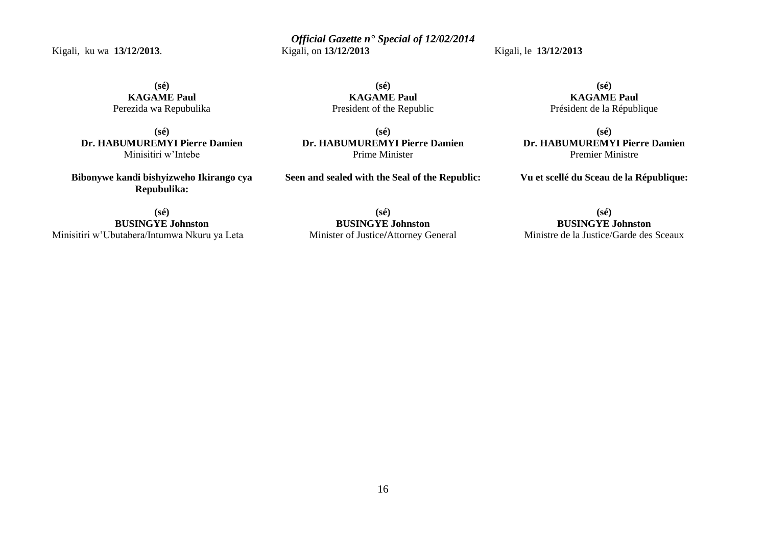Kigali, ku wa **13/12/2013**.

**(sé)**
**KAGAME Paul**
Perezida wa Repubulika

**(sé)**
**Dr. HABUMUREMYI Pierre Damien**
Minisitiri w'Intebe

**Bibonywe kandi bishyizweho Ikirango cya Repubulika:**

**(sé)**
**BUSINGYE Johnston**
Minisitiri w'Ubutabera/Intumwa Nkuru ya Leta

Kigali, on **13/12/2013**

**(sé)**
**KAGAME Paul**
President of the Republic

**(sé)**
**Dr. HABUMUREMYI Pierre Damien**
Prime Minister

**Seen and sealed with the Seal of the Republic:**

**(sé)**
**BUSINGYE Johnston**
Minister of Justice/Attorney General

Kigali, le **13/12/2013**

**(sé)**
**KAGAME Paul**
Président de la République

**(sé)**
**Dr. HABUMUREMYI Pierre Damien**
Premier Ministre

**Vu et scellé du Sceau de la République:**

**(sé)**
**BUSINGYE Johnston**
Ministre de la Justice/Garde des Sceaux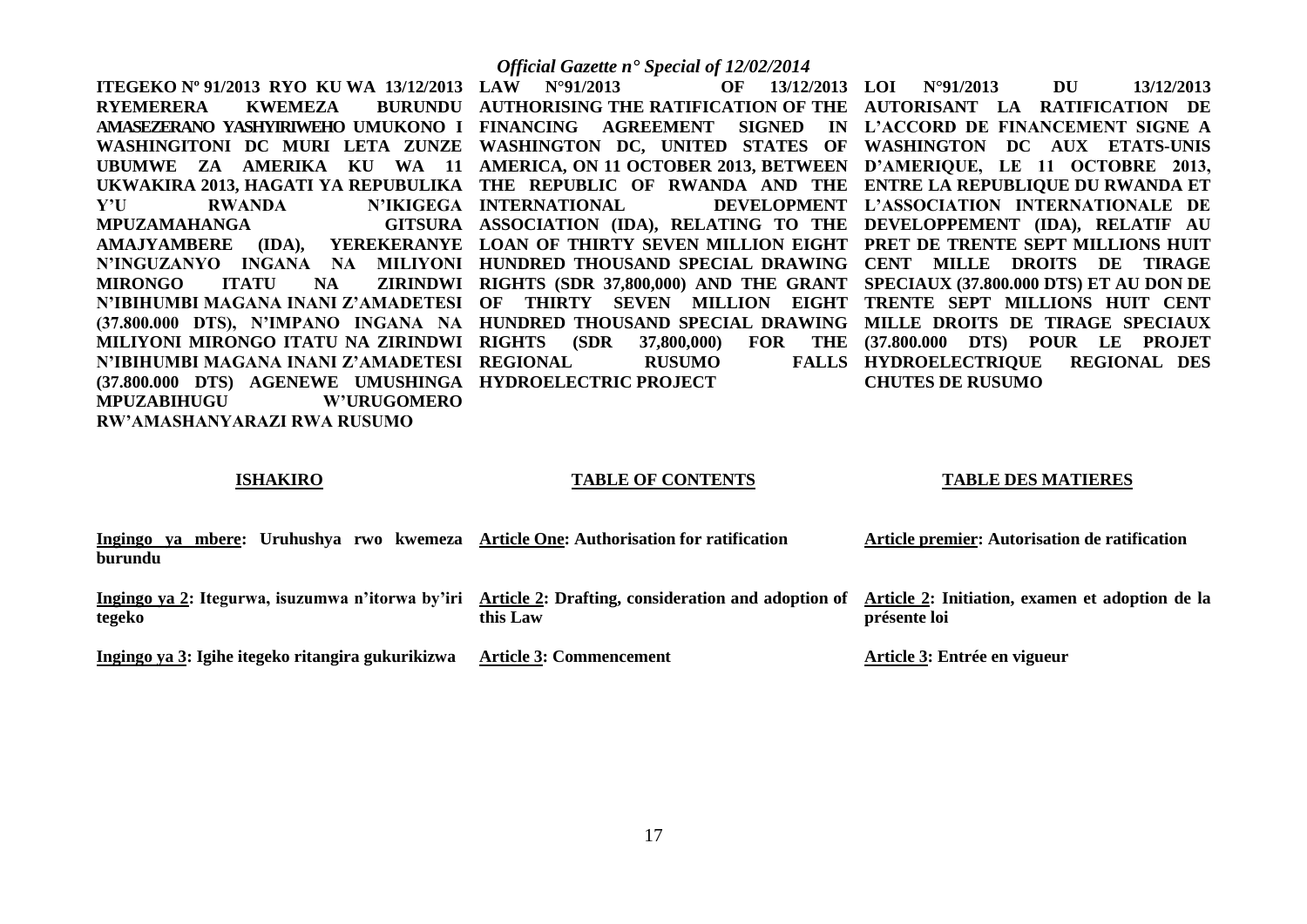**ITEGEKO Nº 91/2013 RYO KU WA 13/12/2013 RYEMERERA KWEMEZA BURUNDU AMASEZERANO YASHYIRIWEHO UMUKONO I WASHINGITONI DC MURI LETA ZUNZE UBUMWE ZA AMERIKA KU WA 11 UKWAKIRA 2013, HAGATI YA REPUBULIKA Y'U RWANDA N'IKIGEGA MPUZAMAHANGA GITSURA AMAJYAMBERE (IDA), YEREKERANYE N'INGUZANYO INGANA NA MILIYONI MIRONGO ITATU NA ZIRINDWI N'IBIHUMBI MAGANA INANI Z'AMADETESI (37.800.000 DTS), N'IMPANO INGANA NA MILIYONI MIRONGO ITATU NA ZIRINDWI N'IBIHUMBI MAGANA INANI Z'AMADETESI (37.800.000 DTS) AGENEWE UMUSHINGA MPUZABIHUGU W'URUGOMERO RW'AMASHANYARAZI RWA RUSUMO**

**ISHAKIRO**

**Ingingo ya mbere: Uruhushya rwo kwemeza burundu**

**Ingingo ya 2: Itegurwa, isuzumwa n'itorwa by'iri tegeko**

**Ingingo ya 3: Igihe itegeko ritangira gukurikizwa**

**LAW N°91/2013 OF 13/12/2013 AUTHORISING THE RATIFICATION OF THE FINANCING AGREEMENT SIGNED IN WASHINGTON DC, UNITED STATES OF AMERICA, ON 11 OCTOBER 2013, BETWEEN THE REPUBLIC OF RWANDA AND THE INTERNATIONAL DEVELOPMENT ASSOCIATION (IDA), RELATING TO THE LOAN OF THIRTY SEVEN MILLION EIGHT HUNDRED THOUSAND SPECIAL DRAWING RIGHTS (SDR 37,800,000) AND THE GRANT OF THIRTY SEVEN MILLION EIGHT HUNDRED THOUSAND SPECIAL DRAWING RIGHTS (SDR 37,800,000) FOR THE REGIONAL RUSUMO FALLS HYDROELECTRIC PROJECT**

**TABLE OF CONTENTS**

**Article One: Authorisation for ratification**

**Article 2: Drafting, consideration and adoption of this Law**

**Article 3: Commencement**

**LOI N°91/2013 DU 13/12/2013 AUTORISANT LA RATIFICATION DE L'ACCORD DE FINANCEMENT SIGNE A WASHINGTON DC AUX ETATS-UNIS D'AMERIQUE, LE 11 OCTOBRE 2013, ENTRE LA REPUBLIQUE DU RWANDA ET L'ASSOCIATION INTERNATIONALE DE DEVELOPPEMENT (IDA), RELATIF AU PRET DE TRENTE SEPT MILLIONS HUIT CENT MILLE DROITS DE TIRAGE SPECIAUX (37.800.000 DTS) ET AU DON DE TRENTE SEPT MILLIONS HUIT CENT MILLE DROITS DE TIRAGE SPECIAUX (37.800.000 DTS) POUR LE PROJET HYDROELECTRIQUE REGIONAL DES CHUTES DE RUSUMO**

**TABLE DES MATIERES**

**Article premier: Autorisation de ratification**

**Article 2: Initiation, examen et adoption de la présente loi**

**Article 3: Entrée en vigueur**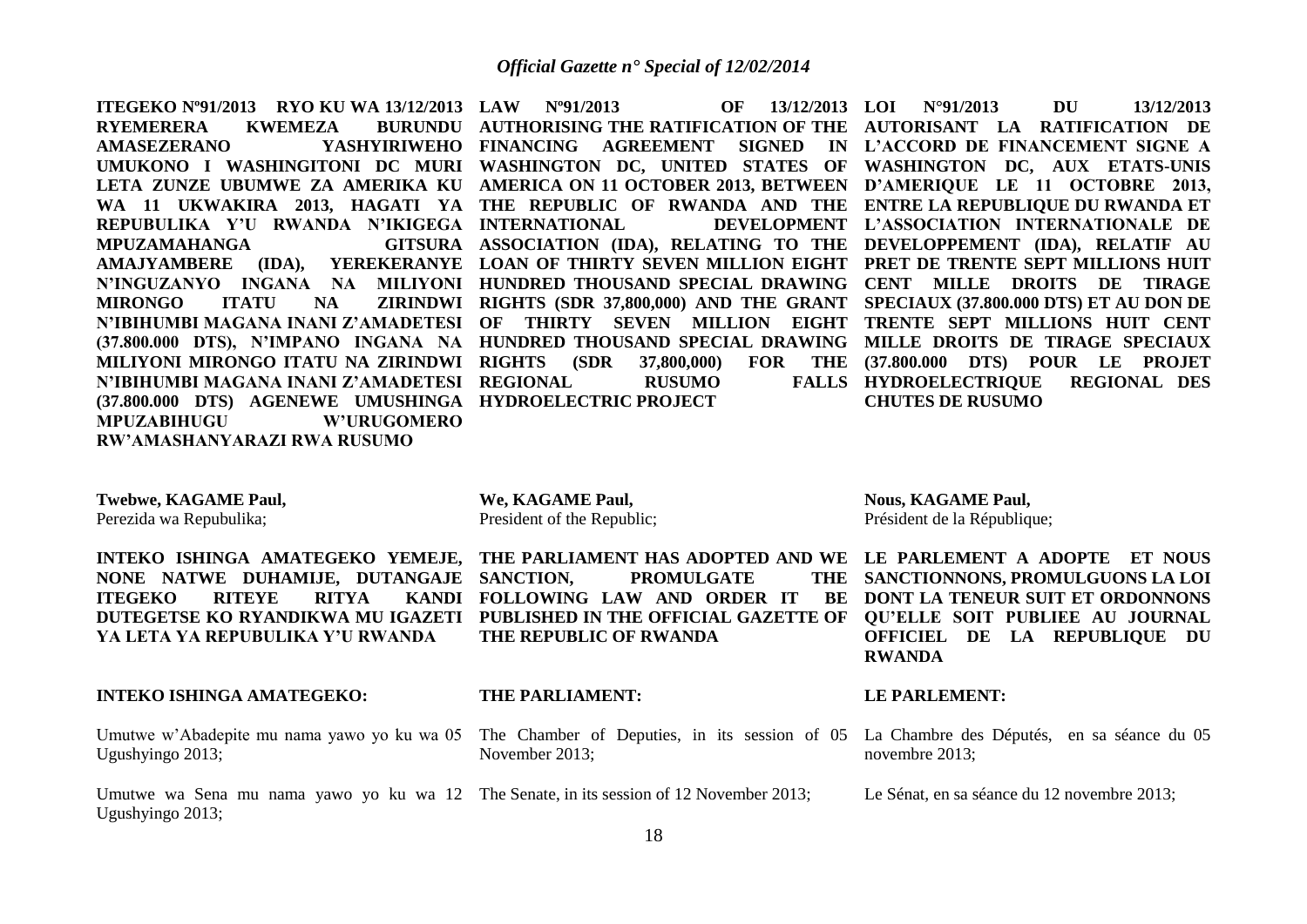**ITEGEKO Nº91/2013 RYO KU WA 13/12/2013 RYEMERERA KWEMEZA BURUNDU AMASEZERANO YASHYIRIWEHO UMUKONO I WASHINGITONI DC MURI LETA ZUNZE UBUMWE ZA AMERIKA KU WA 11 UKWAKIRA 2013, HAGATI YA REPUBULIKA Y'U RWANDA N'IKIGEGA MPUZAMAHANGA GITSURA AMAJYAMBERE (IDA), YEREKERANYE N'INGUZANYO INGANA NA MILIYONI MIRONGO ITATU NA ZIRINDWI N'IBIHUMBI MAGANA INANI Z'AMADETESI (37.800.000 DTS), N'IMPANO INGANA NA MILIYONI MIRONGO ITATU NA ZIRINDWI N'IBIHUMBI MAGANA INANI Z'AMADETESI (37.800.000 DTS) AGENEWE UMUSHINGA MPUZABIHUGU W'URUGOMERO RW'AMASHANYARAZI RWA RUSUMO**

**Twebwe, KAGAME Paul,**
Perezida wa Repubulika;

**INTEKO ISHINGA AMATEGEKO YEMEJE, NONE NATWE DUHAMIJE, DUTANGAJE ITEGEKO RITEYE RITYA KANDI DUTEGETSE KO RYANDIKWA MU IGAZETI YA LETA YA REPUBULIKA Y'U RWANDA**

**INTEKO ISHINGA AMATEGEKO:**

Umutwe w'Abadepite mu nama yawo yo ku wa 05 Ugushyingo 2013;

Umutwe wa Sena mu nama yawo yo ku wa 12 Ugushyingo 2013;

**LAW Nº91/2013 OF 13/12/2013 AUTHORISING THE RATIFICATION OF THE FINANCING AGREEMENT SIGNED IN WASHINGTON DC, UNITED STATES OF AMERICA ON 11 OCTOBER 2013, BETWEEN THE REPUBLIC OF RWANDA AND THE INTERNATIONAL DEVELOPMENT ASSOCIATION (IDA), RELATING TO THE LOAN OF THIRTY SEVEN MILLION EIGHT HUNDRED THOUSAND SPECIAL DRAWING RIGHTS (SDR 37,800,000) AND THE GRANT OF THIRTY SEVEN MILLION EIGHT HUNDRED THOUSAND SPECIAL DRAWING RIGHTS (SDR 37,800,000) FOR THE REGIONAL RUSUMO FALLS HYDROELECTRIC PROJECT**

**We, KAGAME Paul,**
President of the Republic;

**THE PARLIAMENT HAS ADOPTED AND WE SANCTION, PROMULGATE THE FOLLOWING LAW AND ORDER IT BE PUBLISHED IN THE OFFICIAL GAZETTE OF THE REPUBLIC OF RWANDA**

**THE PARLIAMENT:**

The Chamber of Deputies, in its session of 05 November 2013;

The Senate, in its session of 12 November 2013;

**LOI N°91/2013 DU 13/12/2013 AUTORISANT LA RATIFICATION DE L'ACCORD DE FINANCEMENT SIGNE A WASHINGTON DC, AUX ETATS-UNIS D'AMERIQUE LE 11 OCTOBRE 2013, ENTRE LA REPUBLIQUE DU RWANDA ET L'ASSOCIATION INTERNATIONALE DE DEVELOPPEMENT (IDA), RELATIF AU PRET DE TRENTE SEPT MILLIONS HUIT CENT MILLE DROITS DE TIRAGE SPECIAUX (37.800.000 DTS) ET AU DON DE TRENTE SEPT MILLIONS HUIT CENT MILLE DROITS DE TIRAGE SPECIAUX (37.800.000 DTS) POUR LE PROJET HYDROELECTRIQUE REGIONAL DES CHUTES DE RUSUMO**

**Nous, KAGAME Paul,**
Président de la République;

**LE PARLEMENT A ADOPTE ET NOUS SANCTIONNONS, PROMULGUONS LA LOI DONT LA TENEUR SUIT ET ORDONNONS QU'ELLE SOIT PUBLIEE AU JOURNAL OFFICIEL DE LA REPUBLIQUE DU RWANDA**

**LE PARLEMENT:**

La Chambre des Députés, en sa séance du 05 novembre 2013;

Le Sénat, en sa séance du 12 novembre 2013;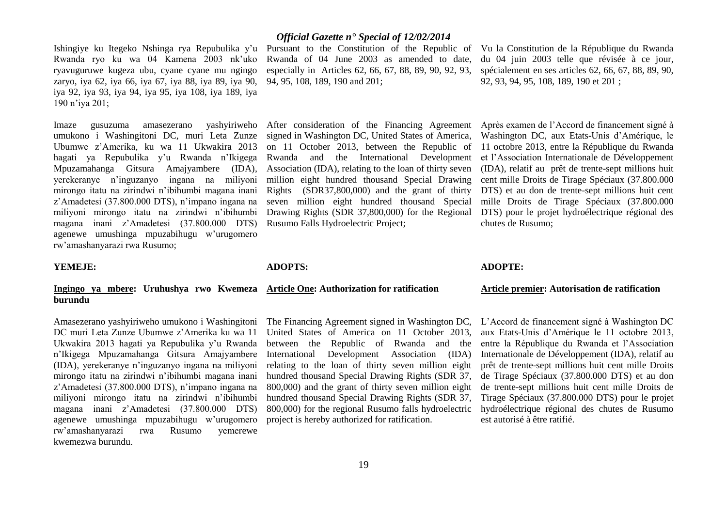Ishingiye ku Itegeko Nshinga rya Repubulika y'u Rwanda ryo ku wa 04 Kamena 2003 nk'uko ryavuguruwe kugeza ubu, cyane cyane mu ngingo zaryo, iya 62, iya 66, iya 67, iya 88, iya 89, iya 90, iya 92, iya 93, iya 94, iya 95, iya 108, iya 189, iya 190 n'iya 201;

Imaze gusuzuma amasezerano yashyiriweho umukono i Washingitoni DC, muri Leta Zunze Ubumwe z'Amerika, ku wa 11 Ukwakira 2013 hagati ya Repubulika y'u Rwanda n'Ikigega Mpuzamahanga Gitsura Amajyambere (IDA), yerekeranye n'inguzanyo ingana na miliyoni mirongo itatu na zirindwi n'ibihumbi magana inani z'Amadetesi (37.800.000 DTS), n'impano ingana na miliyoni mirongo itatu na zirindwi n'ibihumbi magana inani z'Amadetesi (37.800.000 DTS) agenewe umushinga mpuzabihugu w'urugomero rw'amashanyarazi rwa Rusumo;

**YEMEJE:**

**Ingingo ya mbere: Uruhushya rwo Kwemeza burundu**

Amasezerano yashyiriweho umukono i Washingitoni DC muri Leta Zunze Ubumwe z'Amerika ku wa 11 Ukwakira 2013 hagati ya Repubulika y'u Rwanda n'Ikigega Mpuzamahanga Gitsura Amajyambere (IDA), yerekeranye n'inguzanyo ingana na miliyoni mirongo itatu na zirindwi n'ibihumbi magana inani z'Amadetesi (37.800.000 DTS), n'impano ingana na miliyoni mirongo itatu na zirindwi n'ibihumbi magana inani z'Amadetesi (37.800.000 DTS) agenewe umushinga mpuzabihugu w'urugomero rw'amashanyarazi rwa Rusumo yemerewe kwemezwa burundu.

Pursuant to the Constitution of the Republic of Rwanda of 04 June 2003 as amended to date, especially in Articles 62, 66, 67, 88, 89, 90, 92, 93, 94, 95, 108, 189, 190 and 201;

After consideration of the Financing Agreement signed in Washington DC, United States of America, on 11 October 2013, between the Republic of Rwanda and the International Development Association (IDA), relating to the loan of thirty seven million eight hundred thousand Special Drawing Rights (SDR37,800,000) and the grant of thirty seven million eight hundred thousand Special Drawing Rights (SDR 37,800,000) for the Regional Rusumo Falls Hydroelectric Project;

**ADOPTS:**

**Article One: Authorization for ratification**

The Financing Agreement signed in Washington DC, United States of America on 11 October 2013, between the Republic of Rwanda and the International Development Association (IDA) relating to the loan of thirty seven million eight hundred thousand Special Drawing Rights (SDR 37, 800,000) and the grant of thirty seven million eight hundred thousand Special Drawing Rights (SDR 37, 800,000) for the regional Rusumo falls hydroelectric project is hereby authorized for ratification.

Vu la Constitution de la République du Rwanda du 04 juin 2003 telle que révisée à ce jour, spécialement en ses articles 62, 66, 67, 88, 89, 90, 92, 93, 94, 95, 108, 189, 190 et 201 ;

Après examen de l'Accord de financement signé à Washington DC, aux Etats-Unis d'Amérique, le 11 octobre 2013, entre la République du Rwanda et l'Association Internationale de Développement (IDA), relatif au prêt de trente-sept millions huit cent mille Droits de Tirage Spéciaux (37.800.000 DTS) et au don de trente-sept millions huit cent mille Droits de Tirage Spéciaux (37.800.000 DTS) pour le projet hydroélectrique régional des chutes de Rusumo;

**ADOPTE:**

**Article premier: Autorisation de ratification**

L'Accord de financement signé à Washington DC aux Etats-Unis d'Amérique le 11 octobre 2013, entre la République du Rwanda et l'Association Internationale de Développement (IDA), relatif au prêt de trente-sept millions huit cent mille Droits de Tirage Spéciaux (37.800.000 DTS) et au don de trente-sept millions huit cent mille Droits de Tirage Spéciaux (37.800.000 DTS) pour le projet hydroélectrique régional des chutes de Rusumo est autorisé à être ratifié.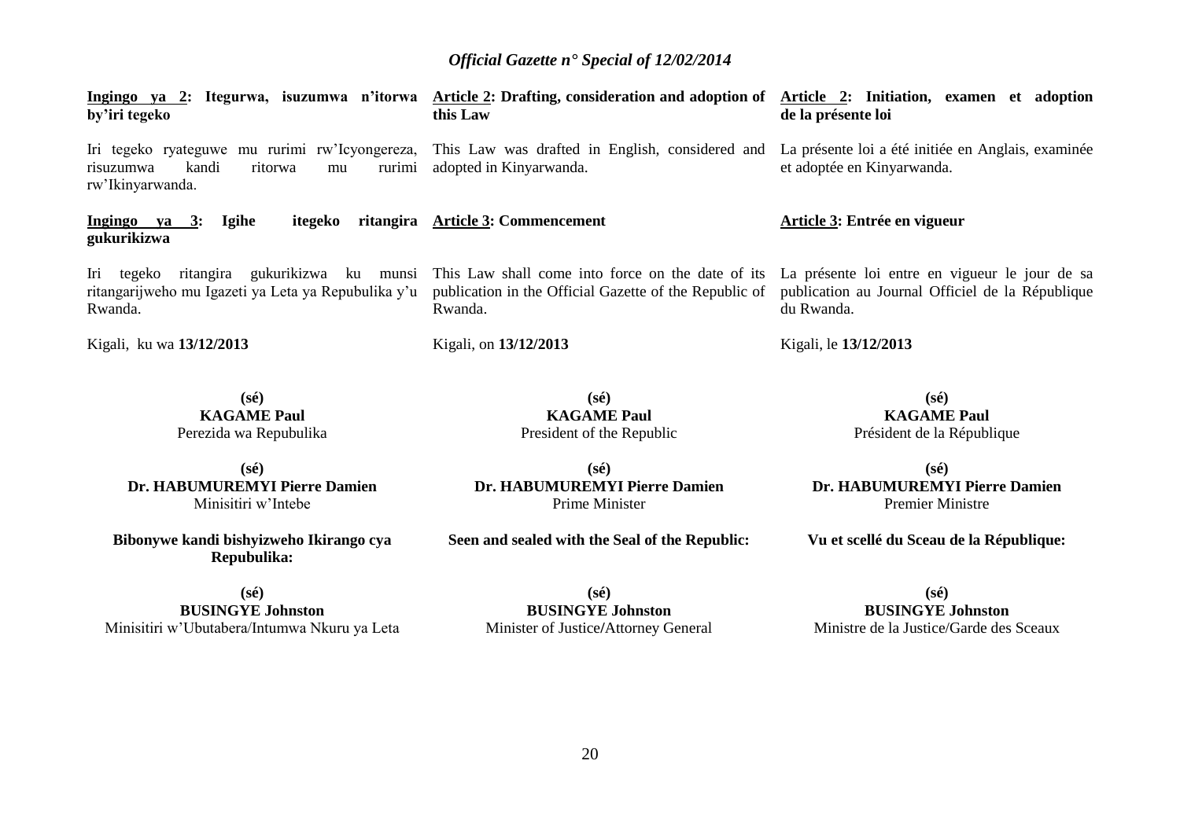**Ingingo ya 2: Itegurwa, isuzumwa n'itorwa by'iri tegeko**

Iri tegeko ryateguwe mu rurimi rw'Icyongereza, risuzumwa kandi ritorwa mu rurimi rw'Ikinyarwanda.

**Ingingo ya 3: Igihe itegeko ritangira gukurikizwa**

Iri tegeko ritangira gukurikizwa ku munsi ritangarijweho mu Igazeti ya Leta ya Repubulika y'u Rwanda.

Kigali, ku wa **13/12/2013**

**(sé)**
**KAGAME Paul**
Perezida wa Repubulika

**(sé)**
**Dr. HABUMUREMYI Pierre Damien**
Minisitiri w'Intebe

**Bibonywe kandi bishyizweho Ikirango cya Repubulika:**

**(sé)**
**BUSINGYE Johnston**
Minisitiri w'Ubutabera/Intumwa Nkuru ya Leta

**Article 2: Drafting, consideration and adoption of this Law**

This Law was drafted in English, considered and adopted in Kinyarwanda.

**Article 3: Commencement**

This Law shall come into force on the date of its publication in the Official Gazette of the Republic of Rwanda.

Kigali, on **13/12/2013**

**(sé)**
**KAGAME Paul**
President of the Republic

**(sé)**
**Dr. HABUMUREMYI Pierre Damien**
Prime Minister

**Seen and sealed with the Seal of the Republic:**

**(sé)**
**BUSINGYE Johnston**
Minister of Justice/Attorney General

**Article 2: Initiation, examen et adoption de la présente loi**

La présente loi a été initiée en Anglais, examinée et adoptée en Kinyarwanda.

**Article 3: Entrée en vigueur**

La présente loi entre en vigueur le jour de sa publication au Journal Officiel de la République du Rwanda.

Kigali, le **13/12/2013**

**(sé)**
**KAGAME Paul**
Président de la République

**(sé)**
**Dr. HABUMUREMYI Pierre Damien**
Premier Ministre

**Vu et scellé du Sceau de la République:**

**(sé)**
**BUSINGYE Johnston**
Ministre de la Justice/Garde des Sceaux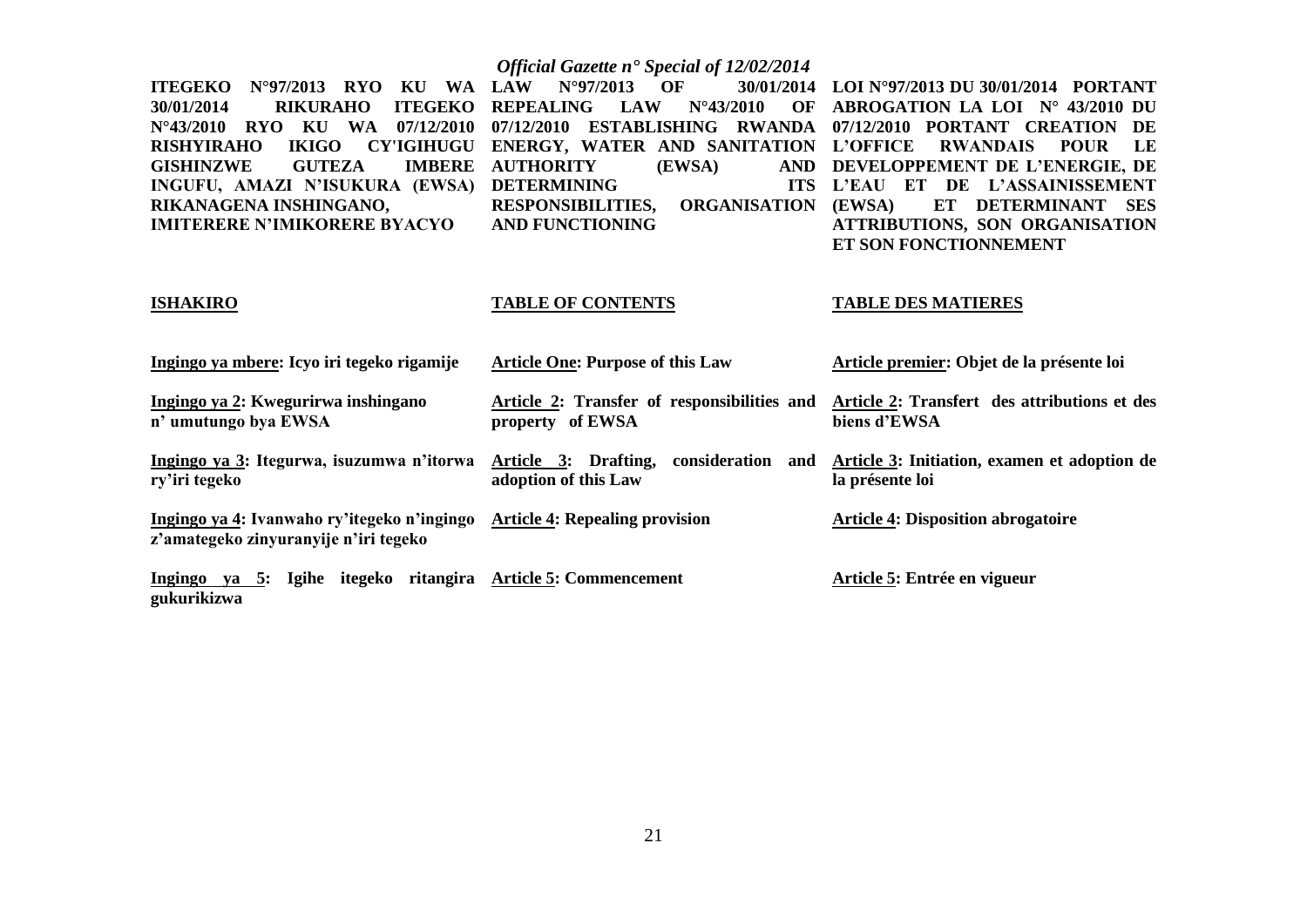**ITEGEKO N°97/2013 RYO KU WA 30/01/2014 RIKURAHO ITEGEKO N°43/2010 RYO KU WA 07/12/2010 RISHYIRAHO IKIGO CY'IGIHUGU GISHINZWE GUTEZA IMBERE INGUFU, AMAZI N'ISUKURA (EWSA) RIKANAGENA INSHINGANO, IMITERERE N'IMIKORERE BYACYO**

**LAW N°97/2013 OF 30/01/2014 REPEALING LAW N°43/2010 OF 07/12/2010 ESTABLISHING RWANDA ENERGY, WATER AND SANITATION AUTHORITY (EWSA) AND DETERMINING ITS RESPONSIBILITIES, ORGANISATION AND FUNCTIONING**

**LOI N°97/2013 DU 30/01/2014 PORTANT ABROGATION LA LOI N° 43/2010 DU 07/12/2010 PORTANT CREATION DE L'OFFICE RWANDAIS POUR LE DEVELOPPEMENT DE L'ENERGIE, DE L'EAU ET DE L'ASSAINISSEMENT (EWSA) ET DETERMINANT SES ATTRIBUTIONS, SON ORGANISATION ET SON FONCTIONNEMENT**

| **ISHAKIRO** | **TABLE OF CONTENTS** | **TABLE DES MATIERES** |
|---|---|---|
| **Ingingo ya mbere: Icyo iri tegeko rigamije** | **Article One: Purpose of this Law** | **Article premier: Objet de la présente loi** |
| **Ingingo ya 2: Kwegurirwa inshingano n' umutungo bya EWSA** | **Article 2: Transfer of responsibilities and property of EWSA** | **Article 2: Transfert des attributions et des biens d'EWSA** |
| **Ingingo ya 3: Itegurwa, isuzumwa n'itorwa ry'iri tegeko** | **Article 3: Drafting, consideration and adoption of this Law** | **Article 3: Initiation, examen et adoption de la présente loi** |
| **Ingingo ya 4: Ivanwaho ry'itegeko n'ingingo z'amategeko zinyuranyije n'iri tegeko** | **Article 4: Repealing provision** | **Article 4: Disposition abrogatoire** |
| **Ingingo ya 5: Igihe itegeko ritangira gukurikizwa** | **Article 5: Commencement** | **Article 5: Entrée en vigueur** |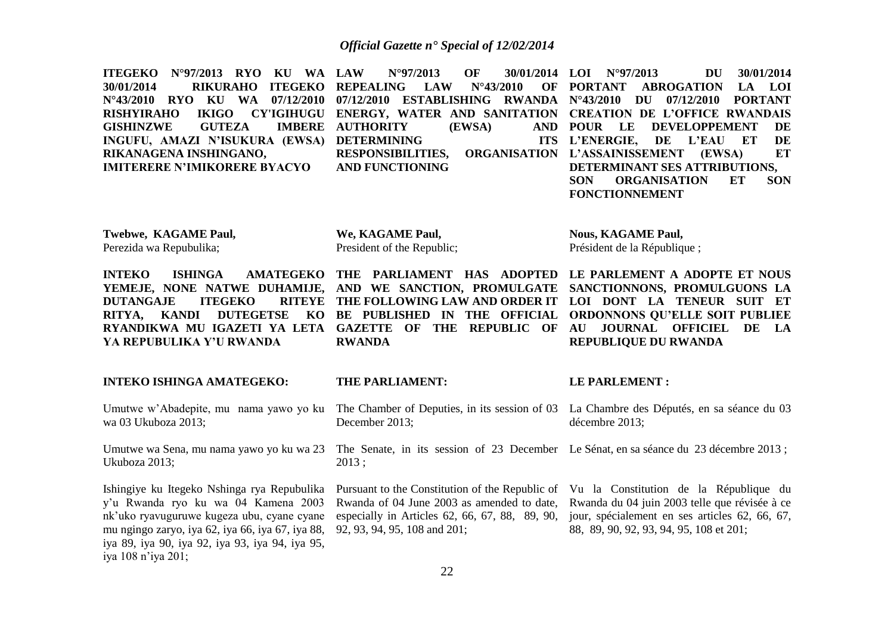**ITEGEKO N°97/2013 RYO KU WA 30/01/2014 RIKURAHO ITEGEKO N°43/2010 RYO KU WA 07/12/2010 RISHYIRAHO IKIGO CY'IGIHUGU GISHINZWE GUTEZA IMBERE INGUFU, AMAZI N'ISUKURA (EWSA) RIKANAGENA INSHINGANO, IMITERERE N'IMIKORERE BYACYO**

**Twebwe, KAGAME Paul,**
Perezida wa Repubulika;

**INTEKO ISHINGA AMATEGEKO YEMEJE, NONE NATWE DUHAMIJE, DUTANGAJE ITEGEKO RITEYE RITYA, KANDI DUTEGETSE KO RYANDIKWA MU IGAZETI YA LETA YA REPUBULIKA Y'U RWANDA**

**INTEKO ISHINGA AMATEGEKO:**

Umutwe w'Abadepite, mu nama yawo yo ku wa 03 Ukuboza 2013;

Umutwe wa Sena, mu nama yawo yo ku wa 23 Ukuboza 2013;

Ishingiye ku Itegeko Nshinga rya Repubulika y'u Rwanda ryo ku wa 04 Kamena 2003 nk'uko ryavuguruwe kugeza ubu, cyane cyane mu ngingo zaryo, iya 62, iya 66, iya 67, iya 88, iya 89, iya 90, iya 92, iya 93, iya 94, iya 95, iya 108 n'iya 201;

**LAW N°97/2013 OF 30/01/2014 REPEALING LAW N°43/2010 OF 07/12/2010 ESTABLISHING RWANDA ENERGY, WATER AND SANITATION AUTHORITY (EWSA) AND DETERMINING ITS RESPONSIBILITIES, ORGANISATION AND FUNCTIONING**

**We, KAGAME Paul,**
President of the Republic;

**THE PARLIAMENT HAS ADOPTED AND WE SANCTION, PROMULGATE THE FOLLOWING LAW AND ORDER IT BE PUBLISHED IN THE OFFICIAL GAZETTE OF THE REPUBLIC OF RWANDA**

**THE PARLIAMENT:**

The Chamber of Deputies, in its session of 03 December 2013;

The Senate, in its session of 23 December 2013 ;

Pursuant to the Constitution of the Republic of Rwanda of 04 June 2003 as amended to date, especially in Articles 62, 66, 67, 88, 89, 90, 92, 93, 94, 95, 108 and 201;

**LOI N°97/2013 DU 30/01/2014 PORTANT ABROGATION LA LOI N°43/2010 DU 07/12/2010 PORTANT CREATION DE L'OFFICE RWANDAIS POUR LE DEVELOPPEMENT DE L'ENERGIE, DE L'EAU ET DE L'ASSAINISSEMENT (EWSA) ET DETERMINANT SES ATTRIBUTIONS, SON ORGANISATION ET SON FONCTIONNEMENT**

**Nous, KAGAME Paul,**
Président de la République ;

**LE PARLEMENT A ADOPTE ET NOUS SANCTIONNONS, PROMULGUONS LA LOI DONT LA TENEUR SUIT ET ORDONNONS QU'ELLE SOIT PUBLIEE AU JOURNAL OFFICIEL DE LA REPUBLIQUE DU RWANDA**

**LE PARLEMENT :**

La Chambre des Députés, en sa séance du 03 décembre 2013;

Le Sénat, en sa séance du 23 décembre 2013 ;

Vu la Constitution de la République du Rwanda du 04 juin 2003 telle que révisée à ce jour, spécialement en ses articles 62, 66, 67, 88, 89, 90, 92, 93, 94, 95, 108 et 201;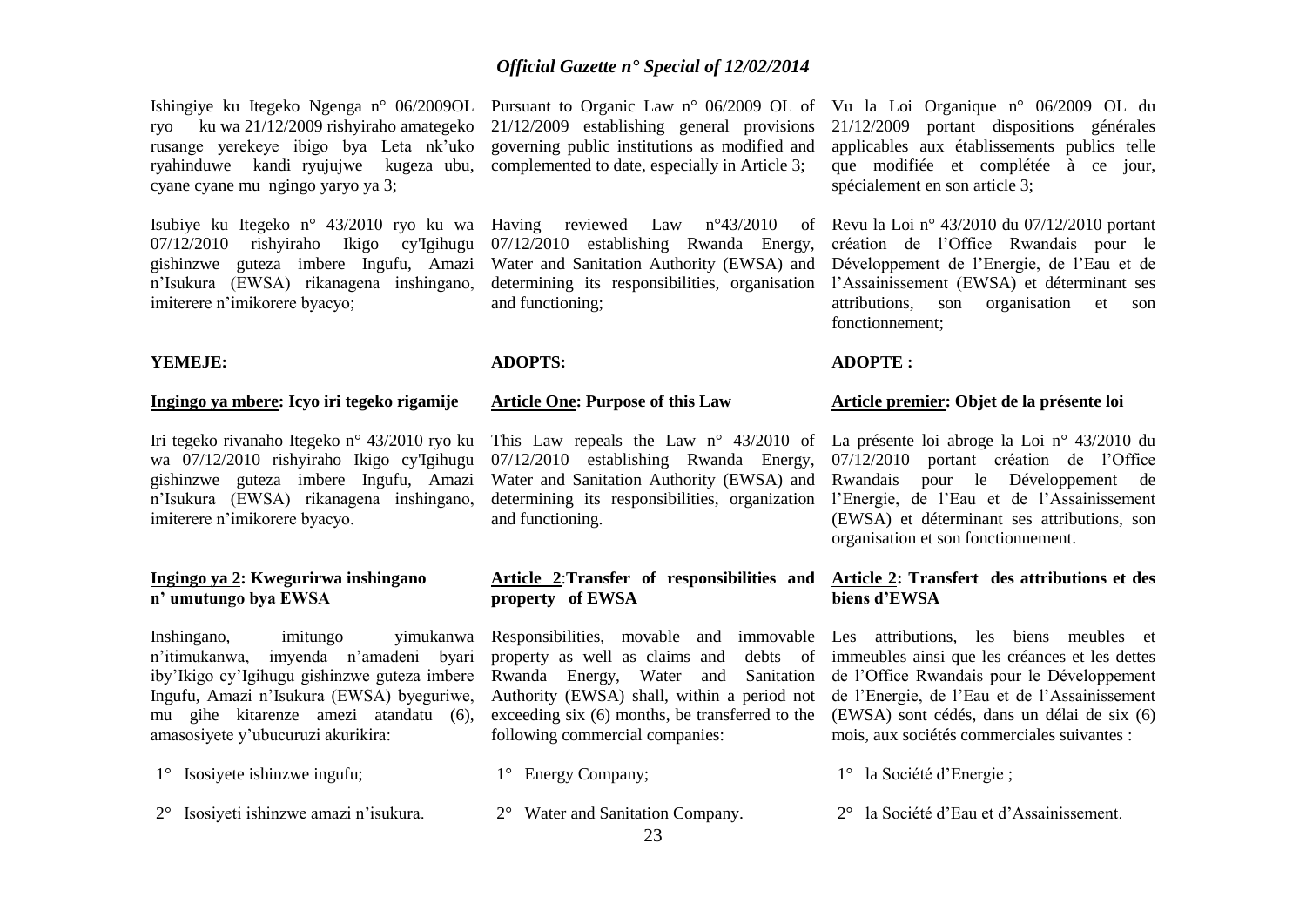Ishingiye ku Itegeko Ngenga n° 06/2009OL ryo ku wa 21/12/2009 rishyiraho amategeko rusange yerekeye ibigo bya Leta nk'uko ryahinduwe kandi ryujujwe kugeza ubu, cyane cyane mu ngingo yaryo ya 3;

Isubiye ku Itegeko n° 43/2010 ryo ku wa 07/12/2010 rishyiraho Ikigo cy'Igihugu gishinzwe guteza imbere Ingufu, Amazi n'Isukura (EWSA) rikanagena inshingano, imiterere n'imikorere byacyo;

**YEMEJE:**

**<u>Ingingo ya mbere</u>: Icyo iri tegeko rigamije**

Iri tegeko rivanaho Itegeko n° 43/2010 ryo ku wa 07/12/2010 rishyiraho Ikigo cy'Igihugu gishinzwe guteza imbere Ingufu, Amazi n'Isukura (EWSA) rikanagena inshingano, imiterere n'imikorere byacyo.

**<u>Ingingo ya 2</u>: Kwegurirwa inshingano n' umutungo bya EWSA**

Inshingano, imitungo yimukanwa n'itimukanwa, imyenda n'amadeni byari iby'Ikigo cy'Igihugu gishinzwe guteza imbere Ingufu, Amazi n'Isukura (EWSA) byeguriwe, mu gihe kitarenze amezi atandatu (6), amasosiyete y'ubucuruzi akurikira:

1° Isosiyete ishinzwe ingufu;

2° Isosiyeti ishinzwe amazi n'isukura.

Pursuant to Organic Law n° 06/2009 OL of 21/12/2009 establishing general provisions governing public institutions as modified and complemented to date, especially in Article 3;

Having reviewed Law n°43/2010 of 07/12/2010 establishing Rwanda Energy, Water and Sanitation Authority (EWSA) and determining its responsibilities, organisation and functioning;

**ADOPTS:**

**<u>Article One</u>: Purpose of this Law**

This Law repeals the Law n° 43/2010 of 07/12/2010 establishing Rwanda Energy, Water and Sanitation Authority (EWSA) and determining its responsibilities, organization and functioning.

**<u>Article 2</u>:Transfer of responsibilities and property of EWSA**

Responsibilities, movable and immovable property as well as claims and debts of Rwanda Energy, Water and Sanitation Authority (EWSA) shall, within a period not exceeding six (6) months, be transferred to the following commercial companies:

1° Energy Company;

2° Water and Sanitation Company.

Vu la Loi Organique n° 06/2009 OL du 21/12/2009 portant dispositions générales applicables aux établissements publics telle que modifiée et complétée à ce jour, spécialement en son article 3;

Revu la Loi n° 43/2010 du 07/12/2010 portant création de l'Office Rwandais pour le Développement de l'Energie, de l'Eau et de l'Assainissement (EWSA) et déterminant ses attributions, son organisation et son fonctionnement;

**ADOPTE :**

**<u>Article premier</u>: Objet de la présente loi**

La présente loi abroge la Loi n° 43/2010 du 07/12/2010 portant création de l'Office Rwandais pour le Développement de l'Energie, de l'Eau et de l'Assainissement (EWSA) et déterminant ses attributions, son organisation et son fonctionnement.

**<u>Article 2</u>: Transfert des attributions et des biens d'EWSA**

Les attributions, les biens meubles et immeubles ainsi que les créances et les dettes de l'Office Rwandais pour le Développement de l'Energie, de l'Eau et de l'Assainissement (EWSA) sont cédés, dans un délai de six (6) mois, aux sociétés commerciales suivantes :

1° la Société d'Energie ;

2° la Société d'Eau et d'Assainissement.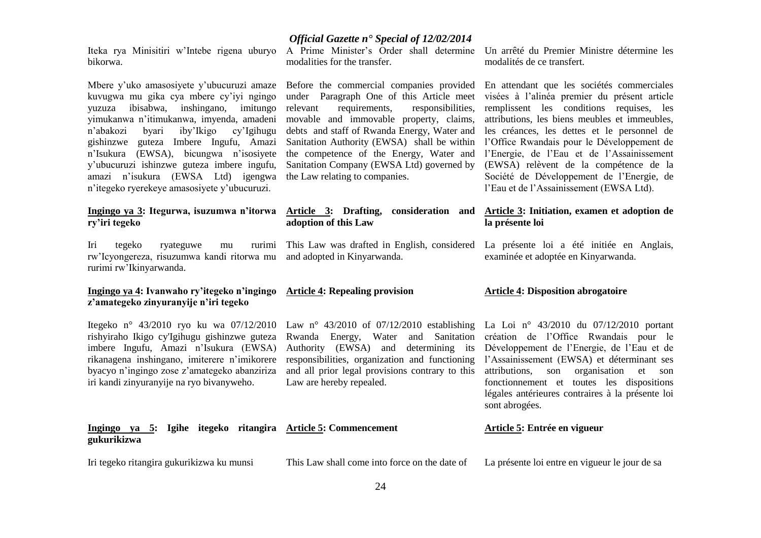Iteka rya Minisitiri w'Intebe rigena uburyo bikorwa.

Mbere y'uko amasosiyete y'ubucuruzi amaze kuvugwa mu gika cya mbere cy'iyi ngingo yuzuza ibisabwa, inshingano, imitungo yimukanwa n'itimukanwa, imyenda, amadeni n'abakozi byari iby'Ikigo cy'Igihugu gishinzwe guteza Imbere Ingufu, Amazi n'Isukura (EWSA), bicungwa n'isosiyete y'ubucuruzi ishinzwe guteza imbere ingufu, amazi n'isukura (EWSA Ltd) igengwa n'itegeko ryerekeye amasosiyete y'ubucuruzi.

**Ingingo ya 3: Itegurwa, isuzumwa n'itorwa ry'iri tegeko**

Iri tegeko ryateguwe mu rurimi rw'Icyongereza, risuzumwa kandi ritorwa mu rurimi rw'Ikinyarwanda.

**Ingingo ya 4: Ivanwaho ry'itegeko n'ingingo z'amategeko zinyuranyije n'iri tegeko**

Itegeko n° 43/2010 ryo ku wa 07/12/2010 rishyiraho Ikigo cy'Igihugu gishinzwe guteza imbere Ingufu, Amazi n'Isukura (EWSA) rikanagena inshingano, imiterere n'imikorere byacyo n'ingingo zose z'amategeko abanziriza iri kandi zinyuranyije na ryo bivanyweho.

**Ingingo ya 5: Igihe itegeko ritangira gukurikizwa**

Iri tegeko ritangira gukurikizwa ku munsi

A Prime Minister's Order shall determine modalities for the transfer.

Before the commercial companies provided under Paragraph One of this Article meet relevant requirements, responsibilities, movable and immovable property, claims, debts and staff of Rwanda Energy, Water and Sanitation Authority (EWSA) shall be within the competence of the Energy, Water and Sanitation Company (EWSA Ltd) governed by the Law relating to companies.

**Article 3: Drafting, consideration and adoption of this Law**

This Law was drafted in English, considered and adopted in Kinyarwanda.

**Article 4: Repealing provision**

Law n° 43/2010 of 07/12/2010 establishing Rwanda Energy, Water and Sanitation Authority (EWSA) and determining its responsibilities, organization and functioning and all prior legal provisions contrary to this Law are hereby repealed.

**Article 5: Commencement**

This Law shall come into force on the date of

Un arrêté du Premier Ministre détermine les modalités de ce transfert.

En attendant que les sociétés commerciales visées à l'alinéa premier du présent article remplissent les conditions requises, les attributions, les biens meubles et immeubles, les créances, les dettes et le personnel de l'Office Rwandais pour le Développement de l'Energie, de l'Eau et de l'Assainissement (EWSA) relèvent de la compétence de la Société de Développement de l'Energie, de l'Eau et de l'Assainissement (EWSA Ltd).

**Article 3: Initiation, examen et adoption de la présente loi**

La présente loi a été initiée en Anglais, examinée et adoptée en Kinyarwanda.

**Article 4: Disposition abrogatoire**

La Loi n° 43/2010 du 07/12/2010 portant création de l'Office Rwandais pour le Développement de l'Energie, de l'Eau et de l'Assainissement (EWSA) et déterminant ses attributions, son organisation et son fonctionnement et toutes les dispositions légales antérieures contraires à la présente loi sont abrogées.

**Article 5: Entrée en vigueur**

La présente loi entre en vigueur le jour de sa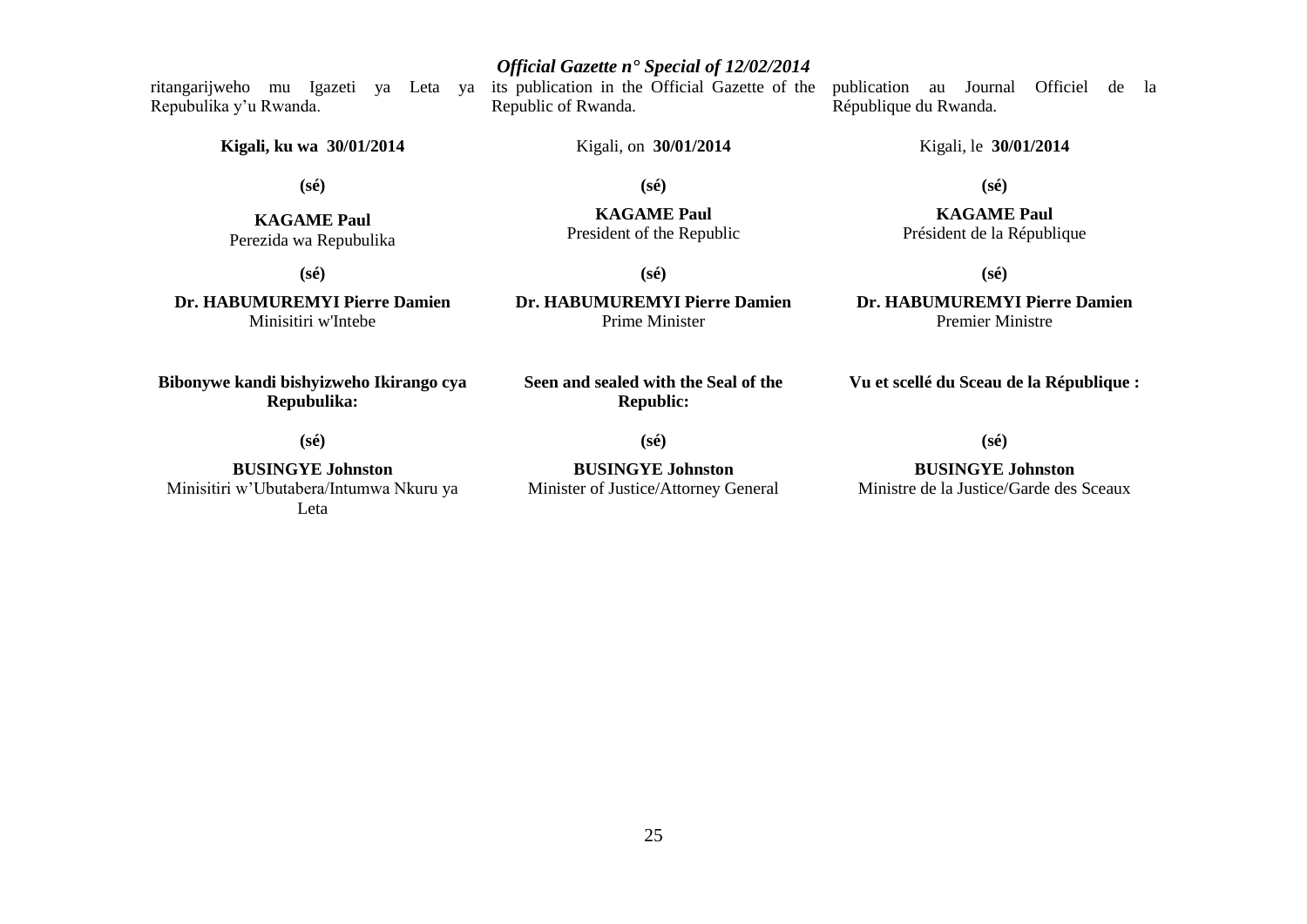ritangarijweho mu Igazeti ya Leta ya Repubulika y'u Rwanda.

**Kigali, ku wa 30/01/2014**

**(sé)**

**KAGAME Paul**
Perezida wa Repubulika

**(sé)**

**Dr. HABUMUREMYI Pierre Damien**
Minisitiri w'Intebe

**Bibonywe kandi bishyizweho Ikirango cya Repubulika:**

**(sé)**

**BUSINGYE Johnston**
Minisitiri w'Ubutabera/Intumwa Nkuru ya Leta

its publication in the Official Gazette of the Republic of Rwanda.

Kigali, on **30/01/2014**

**(sé)**

**KAGAME Paul**
President of the Republic

**(sé)**

**Dr. HABUMUREMYI Pierre Damien**
Prime Minister

**Seen and sealed with the Seal of the Republic:**

**(sé)**

**BUSINGYE Johnston**
Minister of Justice/Attorney General

publication au Journal Officiel de la République du Rwanda.

Kigali, le **30/01/2014**

**(sé)**

**KAGAME Paul**
Président de la République

**(sé)**

**Dr. HABUMUREMYI Pierre Damien**
Premier Ministre

**Vu et scellé du Sceau de la République :**

**(sé)**

**BUSINGYE Johnston**
Ministre de la Justice/Garde des Sceaux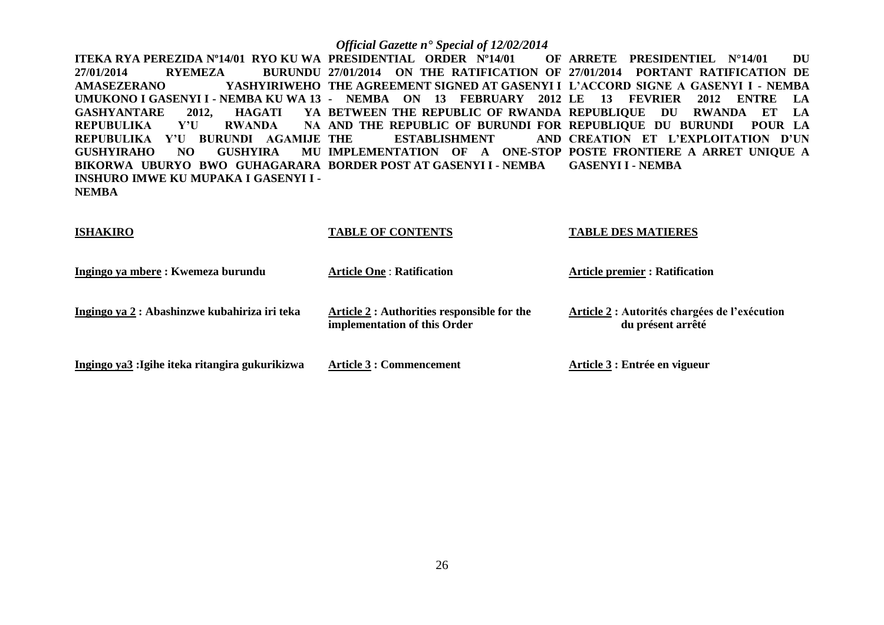**ITEKA RYA PEREZIDA Nº14/01 RYO KU WA 27/01/2014 RYEMEZA BURUNDU AMASEZERANO YASHYIRIWEHO UMUKONO I GASENYI I - NEMBA KU WA 13 GASHYANTARE 2012, HAGATI YA REPUBULIKA Y'U RWANDA NA REPUBULIKA Y'U BURUNDI AGAMIJE GUSHYIRAHO NO GUSHYIRA MU BIKORWA UBURYO BWO GUHAGARARA INSHURO IMWE KU MUPAKA I GASENYI I - NEMBA**

**ISHAKIRO**

Ingingo ya mbere : Kwemeza burundu

Ingingo ya 2 : Abashinzwe kubahiriza iri teka

Ingingo ya3 :Igihe iteka ritangira gukurikizwa

**PRESIDENTIAL ORDER Nº14/01 OF 27/01/2014 ON THE RATIFICATION OF THE AGREEMENT SIGNED AT GASENYI I - NEMBA ON 13 FEBRUARY 2012 BETWEEN THE REPUBLIC OF RWANDA AND THE REPUBLIC OF BURUNDI FOR THE ESTABLISHMENT AND IMPLEMENTATION OF A ONE-STOP BORDER POST AT GASENYI I - NEMBA**

**TABLE OF CONTENTS**

Article One : Ratification

Article 2 : Authorities responsible for the implementation of this Order

Article 3 : Commencement

**ARRETE PRESIDENTIEL N°14/01 DU 27/01/2014 PORTANT RATIFICATION DE L'ACCORD SIGNE A GASENYI I - NEMBA LE 13 FEVRIER 2012 ENTRE LA REPUBLIQUE DU RWANDA ET LA REPUBLIQUE DU BURUNDI POUR LA CREATION ET L'EXPLOITATION D'UN POSTE FRONTIERE A ARRET UNIQUE A GASENYI I - NEMBA**

**TABLE DES MATIERES**

Article premier : Ratification

Article 2 : Autorités chargées de l'exécution du présent arrêté

Article 3 : Entrée en vigueur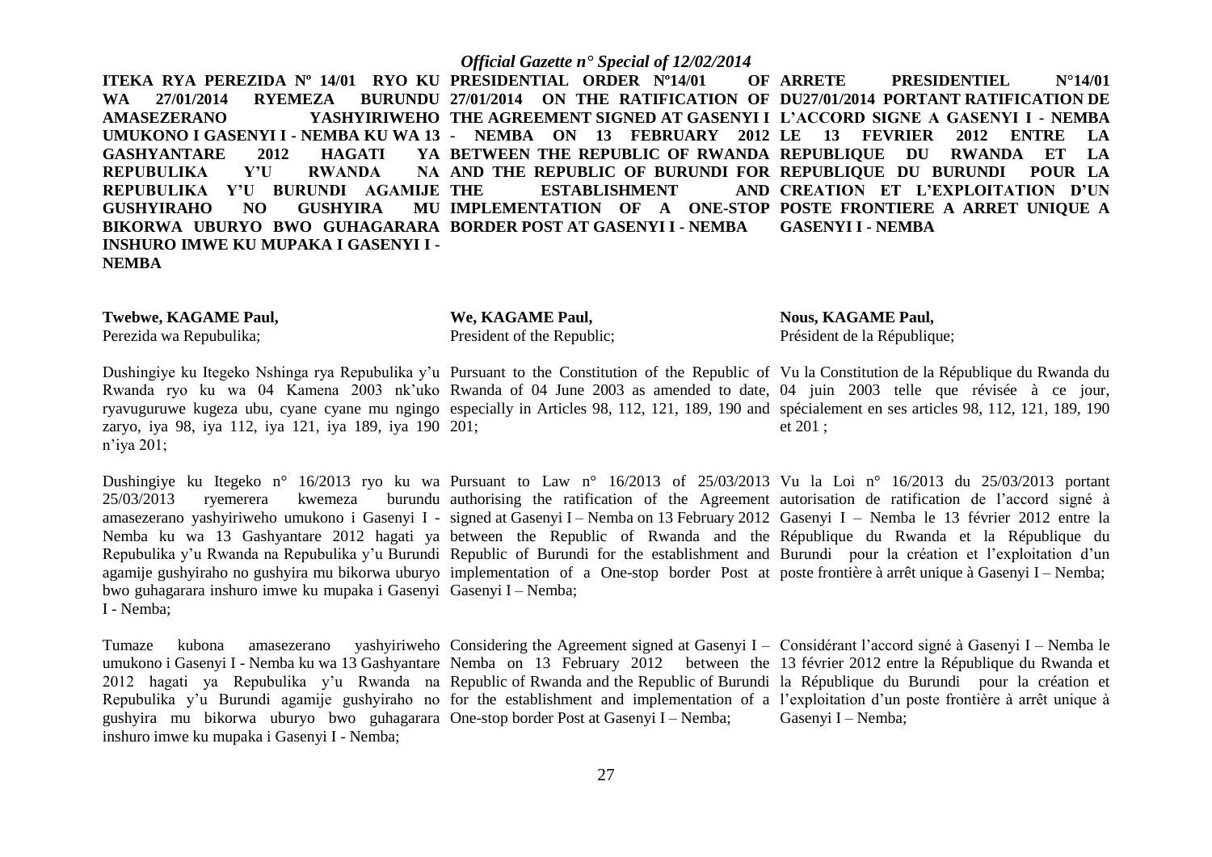**ITEKA RYA PEREZIDA Nº 14/01 RYO KU WA 27/01/2014 RYEMEZA BURUNDU AMASEZERANO YASHYIRIWEHO UMUKONO I GASENYI I - NEMBA KU WA 13 GASHYANTARE 2012 HAGATI YA REPUBULIKA Y'U RWANDA NA REPUBULIKA Y'U BURUNDI AGAMIJE GUSHYIRAHO NO GUSHYIRA MU BIKORWA UBURYO BWO GUHAGARARA INSHURO IMWE KU MUPAKA I GASENYI I - NEMBA**

**Twebwe, KAGAME Paul,**
Perezida wa Repubulika;

Dushingiye ku Itegeko Nshinga rya Repubulika y'u Rwanda ryo ku wa 04 Kamena 2003 nk'uko ryavuguruwe kugeza ubu, cyane cyane mu ngingo zaryo, iya 98, iya 112, iya 121, iya 189, iya 190 n'iya 201;

Dushingiye ku Itegeko n° 16/2013 ryo ku wa 25/03/2013 ryemerera kwemeza burundu amasezerano yashyiriweho umukono i Gasenyi I - Nemba ku wa 13 Gashyantare 2012 hagati ya Repubulika y'u Rwanda na Repubulika y'u Burundi agamije gushyiraho no gushyira mu bikorwa uburyo bwo guhagarara inshuro imwe ku mupaka i Gasenyi I - Nemba;

Tumaze kubona amasezerano yashyiriweho umukono i Gasenyi I - Nemba ku wa 13 Gashyantare 2012 hagati ya Repubulika y'u Rwanda na Repubulika y'u Burundi agamije gushyiraho no gushyira mu bikorwa uburyo bwo guhagarara inshuro imwe ku mupaka i Gasenyi I - Nemba;

**PRESIDENTIAL ORDER Nº14/01 OF 27/01/2014 ON THE RATIFICATION OF THE AGREEMENT SIGNED AT GASENYI I - NEMBA ON 13 FEBRUARY 2012 BETWEEN THE REPUBLIC OF RWANDA AND THE REPUBLIC OF BURUNDI FOR THE ESTABLISHMENT AND IMPLEMENTATION OF A ONE-STOP BORDER POST AT GASENYI I - NEMBA**

**We, KAGAME Paul,**
President of the Republic;

Pursuant to the Constitution of the Republic of Rwanda of 04 June 2003 as amended to date, especially in Articles 98, 112, 121, 189, 190 and 201;

Pursuant to Law n° 16/2013 of 25/03/2013 authorising the ratification of the Agreement signed at Gasenyi I – Nemba on 13 February 2012 between the Republic of Rwanda and the Republic of Burundi for the establishment and implementation of a One-stop border Post at Gasenyi I – Nemba;

Considering the Agreement signed at Gasenyi I – Nemba on 13 February 2012 between the Republic of Rwanda and the Republic of Burundi for the establishment and implementation of a One-stop border Post at Gasenyi I – Nemba;

**ARRETE PRESIDENTIEL N°14/01 DU27/01/2014 PORTANT RATIFICATION DE L'ACCORD SIGNE A GASENYI I - NEMBA LE 13 FEVRIER 2012 ENTRE LA REPUBLIQUE DU RWANDA ET LA REPUBLIQUE DU BURUNDI POUR LA CREATION ET L'EXPLOITATION D'UN POSTE FRONTIERE A ARRET UNIQUE A GASENYI I - NEMBA**

**Nous, KAGAME Paul,**
Président de la République;

Vu la Constitution de la République du Rwanda du 04 juin 2003 telle que révisée à ce jour, spécialement en ses articles 98, 112, 121, 189, 190 et 201 ;

Vu la Loi n° 16/2013 du 25/03/2013 portant autorisation de ratification de l'accord signé à Gasenyi I – Nemba le 13 février 2012 entre la République du Rwanda et la République du Burundi pour la création et l'exploitation d'un poste frontière à arrêt unique à Gasenyi I – Nemba;

Considérant l'accord signé à Gasenyi I – Nemba le 13 février 2012 entre la République du Rwanda et la République du Burundi pour la création et l'exploitation d'un poste frontière à arrêt unique à Gasenyi I – Nemba;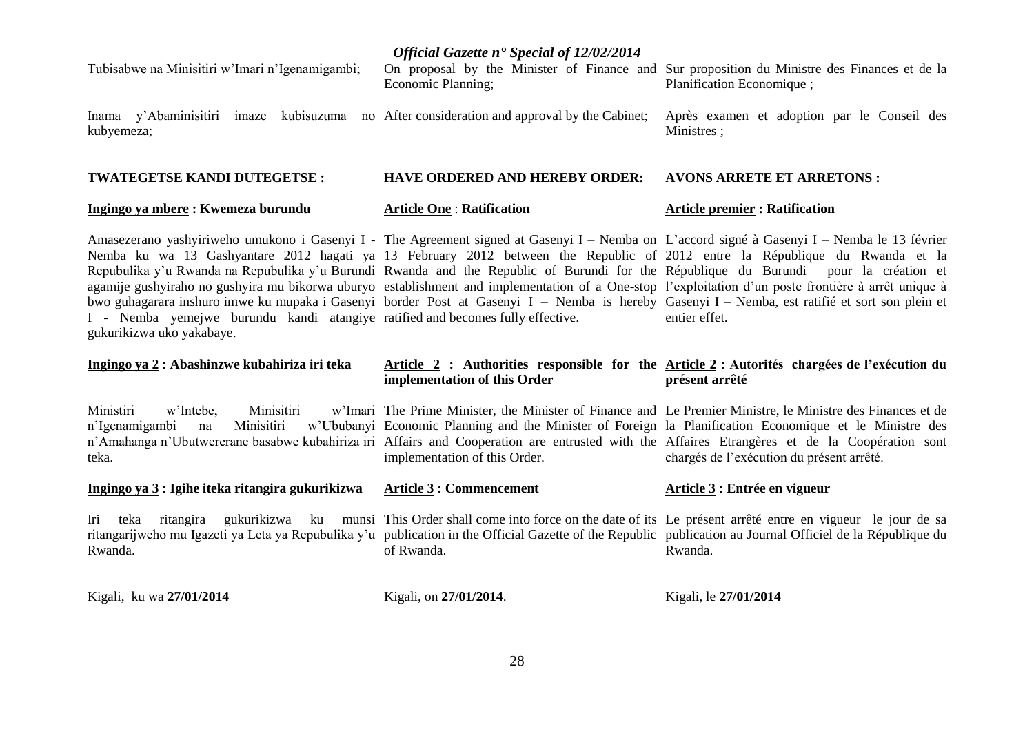Tubisabwe na Minisitiri w'Imari n'Igenamigambi;

Inama y'Abaminisitiri imaze kubisuzuma no kubyemeza;

**TWATEGETSE KANDI DUTEGETSE :**

**Ingingo ya mbere : Kwemeza burundu**

Amasezerano yashyiriweho umukono i Gasenyi I - Nemba ku wa 13 Gashyantare 2012 hagati ya Repubulika y'u Rwanda na Repubulika y'u Burundi agamije gushyiraho no gushyira mu bikorwa uburyo bwo guhagarara inshuro imwe ku mupaka i Gasenyi I - Nemba yemejwe burundu kandi atangiye gukurikizwa uko yakabaye.

**Ingingo ya 2 : Abashinzwe kubahiriza iri teka**

Ministiri w'Intebe, Minisitiri w'Imari n'Igenamigambi na Minisitiri w'Ububanyi n'Amahanga n'Ubutwererane basabwe kubahiriza iri teka.

**Ingingo ya 3 : Igihe iteka ritangira gukurikizwa**

Iri teka ritangira gukurikizwa ku munsi ritangarijweho mu Igazeti ya Leta ya Repubulika y'u Rwanda.

Kigali, ku wa **27/01/2014**

On proposal by the Minister of Finance and Economic Planning;

After consideration and approval by the Cabinet;

**HAVE ORDERED AND HEREBY ORDER:**

**Article One : Ratification**

The Agreement signed at Gasenyi I – Nemba on 13 February 2012 between the Republic of Rwanda and the Republic of Burundi for the establishment and implementation of a One-stop border Post at Gasenyi I – Nemba is hereby ratified and becomes fully effective.

**Article 2 : Authorities responsible for the implementation of this Order**

The Prime Minister, the Minister of Finance and Economic Planning and the Minister of Foreign Affairs and Cooperation are entrusted with the implementation of this Order.

**Article 3 : Commencement**

This Order shall come into force on the date of its publication in the Official Gazette of the Republic of Rwanda.

Kigali, on **27/01/2014**.

Sur proposition du Ministre des Finances et de la Planification Economique ;

Après examen et adoption par le Conseil des Ministres ;

**AVONS ARRETE ET ARRETONS :**

**Article premier : Ratification**

L'accord signé à Gasenyi I – Nemba le 13 février 2012 entre la République du Rwanda et la République du Burundi pour la création et l'exploitation d'un poste frontière à arrêt unique à Gasenyi I – Nemba, est ratifié et sort son plein et entier effet.

**Article 2 : Autorités chargées de l'exécution du présent arrêté**

Le Premier Ministre, le Ministre des Finances et de la Planification Economique et le Ministre des Affaires Etrangères et de la Coopération sont chargés de l'exécution du présent arrêté.

**Article 3 : Entrée en vigueur**

Le présent arrêté entre en vigueur le jour de sa publication au Journal Officiel de la République du Rwanda.

Kigali, le **27/01/2014**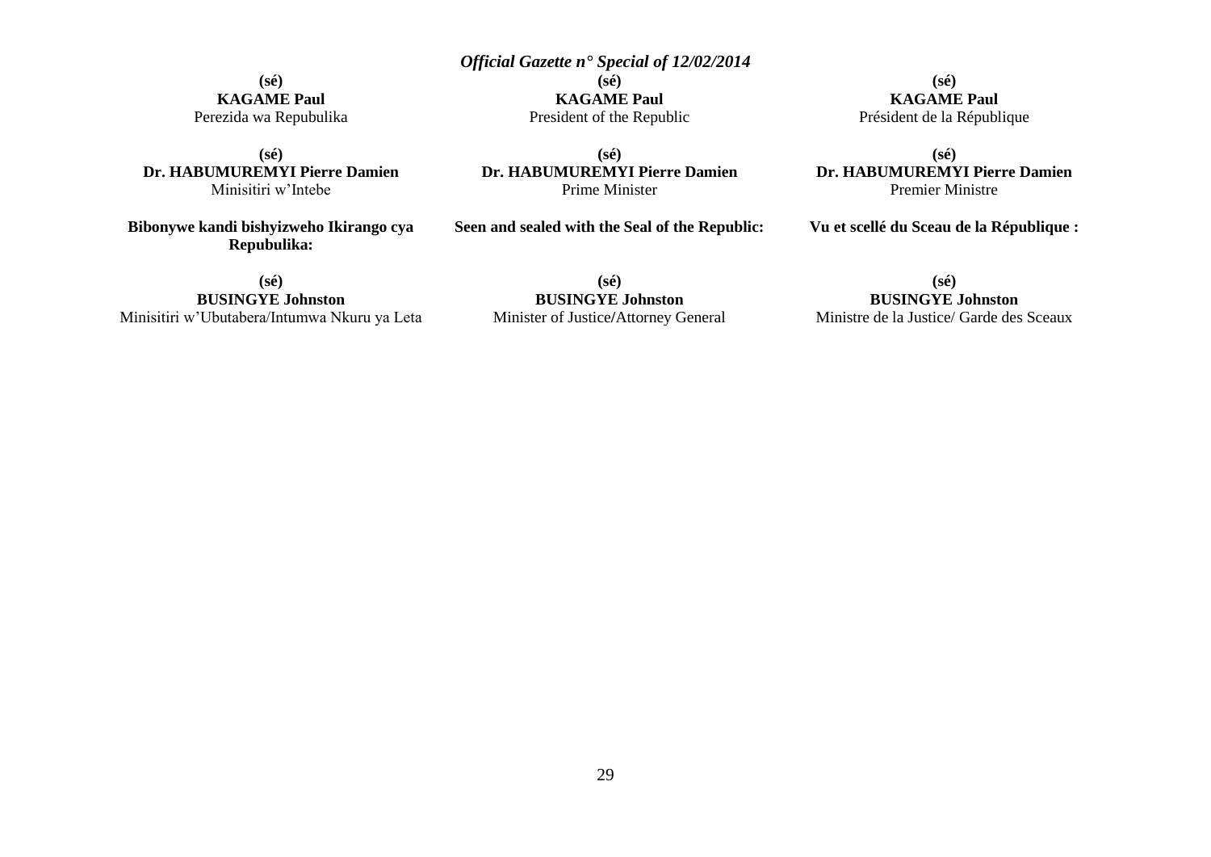**(sé)**
**KAGAME Paul**
Perezida wa Repubulika

**(sé)**
**Dr. HABUMUREMYI Pierre Damien**
Minisitiri w'Intebe

**Bibonywe kandi bishyizweho Ikirango cya Repubulika:**

**(sé)**
**BUSINGYE Johnston**
Minisitiri w'Ubutabera/Intumwa Nkuru ya Leta

**(sé)**
**KAGAME Paul**
President of the Republic

**(sé)**
**Dr. HABUMUREMYI Pierre Damien**
Prime Minister

**Seen and sealed with the Seal of the Republic:**

**(sé)**
**BUSINGYE Johnston**
Minister of Justice**/**Attorney General

**(sé)**
**KAGAME Paul**
Président de la République

**(sé)**
**Dr. HABUMUREMYI Pierre Damien**
Premier Ministre

**Vu et scellé du Sceau de la République :**

**(sé)**
**BUSINGYE Johnston**
Ministre de la Justice/ Garde des Sceaux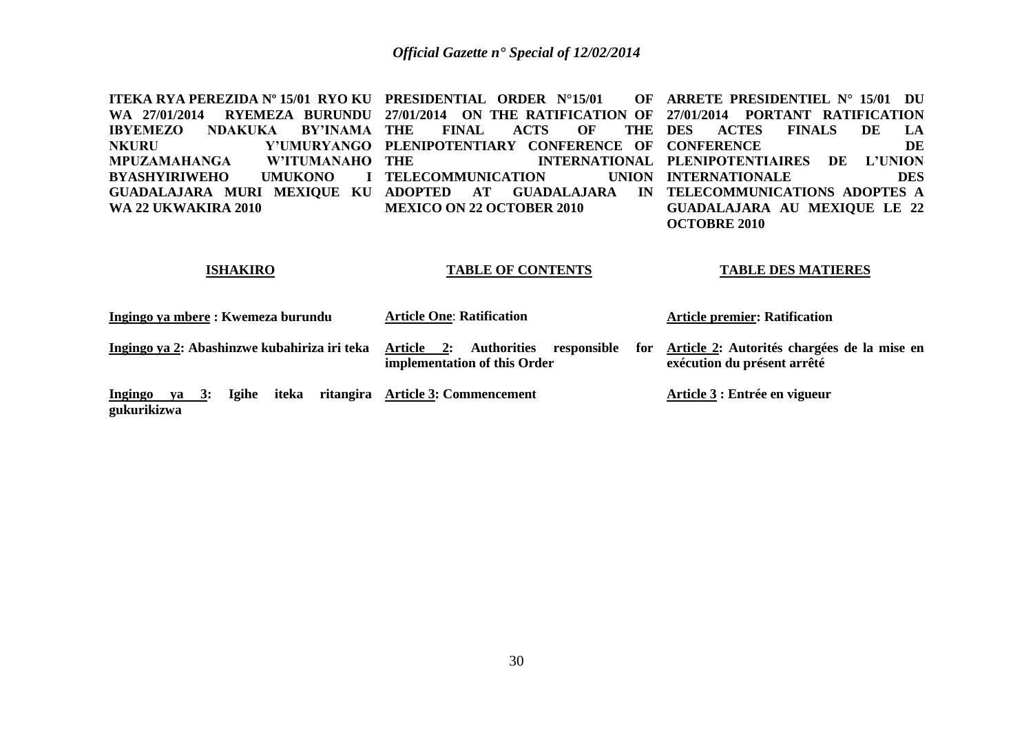**ITEKA RYA PEREZIDA Nº 15/01 RYO KU WA 27/01/2014 RYEMEZA BURUNDU IBYEMEZO NDAKUKA BY'INAMA NKURU Y'UMURYANGO MPUZAMAHANGA W'ITUMANAHO BYASHYIRIWEHO UMUKONO I GUADALAJARA MURI MEXIQUE KU WA 22 UKWAKIRA 2010**

**ISHAKIRO**

**Ingingo ya mbere : Kwemeza burundu**

**Ingingo ya 2: Abashinzwe kubahiriza iri teka**

**Ingingo ya 3: Igihe iteka ritangira gukurikizwa**

**PRESIDENTIAL ORDER N°15/01 OF 27/01/2014 ON THE RATIFICATION OF THE FINAL ACTS OF THE PLENIPOTENTIARY CONFERENCE OF THE INTERNATIONAL TELECOMMUNICATION UNION ADOPTED AT GUADALAJARA IN MEXICO ON 22 OCTOBER 2010**

**TABLE OF CONTENTS**

**Article One: Ratification**

**Article 2: Authorities responsible for implementation of this Order**

**Article 3: Commencement**

**ARRETE PRESIDENTIEL N° 15/01 DU 27/01/2014 PORTANT RATIFICATION DES ACTES FINALS DE LA CONFERENCE DE PLENIPOTENTIAIRES DE L'UNION INTERNATIONALE DES TELECOMMUNICATIONS ADOPTES A GUADALAJARA AU MEXIQUE LE 22 OCTOBRE 2010**

**TABLE DES MATIERES**

**Article premier: Ratification**

**Article 2: Autorités chargées de la mise en exécution du présent arrêté**

**Article 3 : Entrée en vigueur**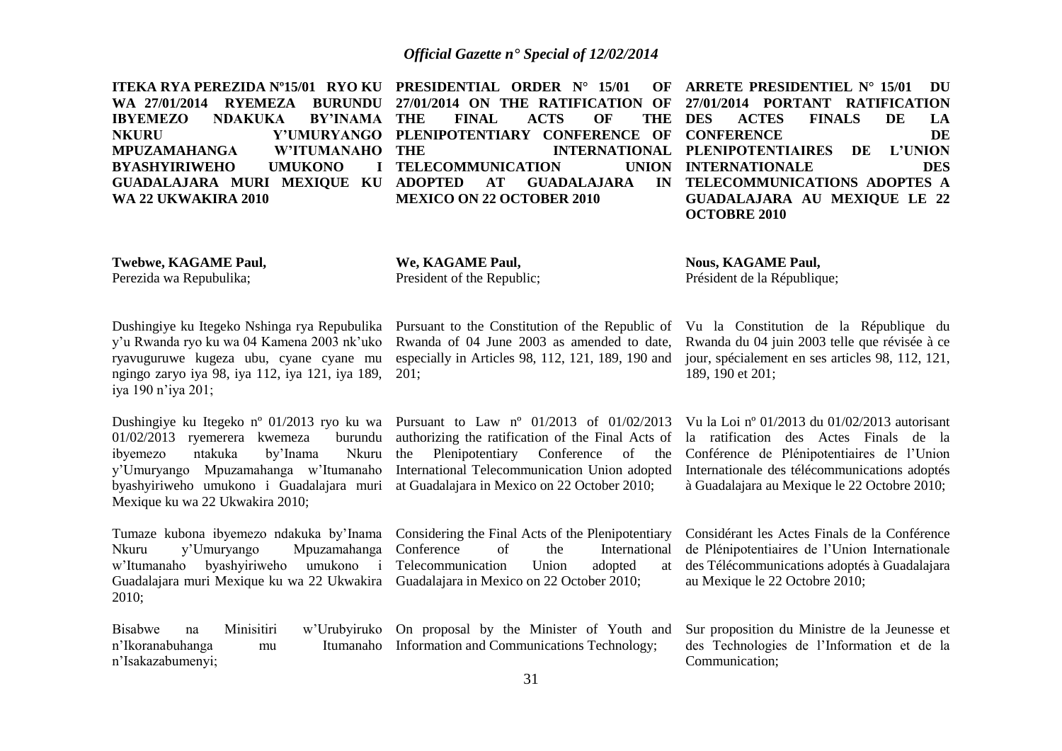**ITEKA RYA PEREZIDA Nº15/01 RYO KU WA 27/01/2014 RYEMEZA BURUNDU IBYEMEZO NDAKUKA BY'INAMA NKURU Y'UMURYANGO MPUZAMAHANGA W'ITUMANAHO BYASHYIRIWEHO UMUKONO I GUADALAJARA MURI MEXIQUE KU WA 22 UKWAKIRA 2010**

**Twebwe, KAGAME Paul,**
Perezida wa Repubulika;

Dushingiye ku Itegeko Nshinga rya Repubulika y'u Rwanda ryo ku wa 04 Kamena 2003 nk'uko ryavuguruwe kugeza ubu, cyane cyane mu ngingo zaryo iya 98, iya 112, iya 121, iya 189, iya 190 n'iya 201;

Dushingiye ku Itegeko nº 01/2013 ryo ku wa 01/02/2013 ryemerera kwemeza burundu ibyemezo ntakuka by'Inama Nkuru y'Umuryango Mpuzamahanga w'Itumanaho byashyiriweho umukono i Guadalajara muri Mexique ku wa 22 Ukwakira 2010;

Tumaze kubona ibyemezo ndakuka by'Inama Nkuru y'Umuryango Mpuzamahanga w'Itumanaho byashyiriweho umukono i Guadalajara muri Mexique ku wa 22 Ukwakira 2010;

Bisabwe na Minisitiri w'Urubyiruko n'Ikoranabuhanga mu Itumanaho n'Isakazabumenyi;

**PRESIDENTIAL ORDER N° 15/01 OF 27/01/2014 ON THE RATIFICATION OF THE FINAL ACTS OF THE PLENIPOTENTIARY CONFERENCE OF THE INTERNATIONAL TELECOMMUNICATION UNION ADOPTED AT GUADALAJARA IN MEXICO ON 22 OCTOBER 2010**

**We, KAGAME Paul,**
President of the Republic;

Pursuant to the Constitution of the Republic of Rwanda of 04 June 2003 as amended to date, especially in Articles 98, 112, 121, 189, 190 and 201;

Pursuant to Law nº 01/2013 of 01/02/2013 authorizing the ratification of the Final Acts of the Plenipotentiary Conference of the International Telecommunication Union adopted at Guadalajara in Mexico on 22 October 2010;

Considering the Final Acts of the Plenipotentiary Conference of the International Telecommunication Union adopted at Guadalajara in Mexico on 22 October 2010;

On proposal by the Minister of Youth and Information and Communications Technology;

**ARRETE PRESIDENTIEL N° 15/01 DU 27/01/2014 PORTANT RATIFICATION DES ACTES FINALS DE LA CONFERENCE DE PLENIPOTENTIAIRES DE L'UNION INTERNATIONALE DES TELECOMMUNICATIONS ADOPTES A GUADALAJARA AU MEXIQUE LE 22 OCTOBRE 2010**

**Nous, KAGAME Paul,**
Président de la République;

Vu la Constitution de la République du Rwanda du 04 juin 2003 telle que révisée à ce jour, spécialement en ses articles 98, 112, 121, 189, 190 et 201;

Vu la Loi nº 01/2013 du 01/02/2013 autorisant la ratification des Actes Finals de la Conférence de Plénipotentiaires de l'Union Internationale des télécommunications adoptés à Guadalajara au Mexique le 22 Octobre 2010;

Considérant les Actes Finals de la Conférence de Plénipotentiaires de l'Union Internationale des Télécommunications adoptés à Guadalajara au Mexique le 22 Octobre 2010;

Sur proposition du Ministre de la Jeunesse et des Technologies de l'Information et de la Communication;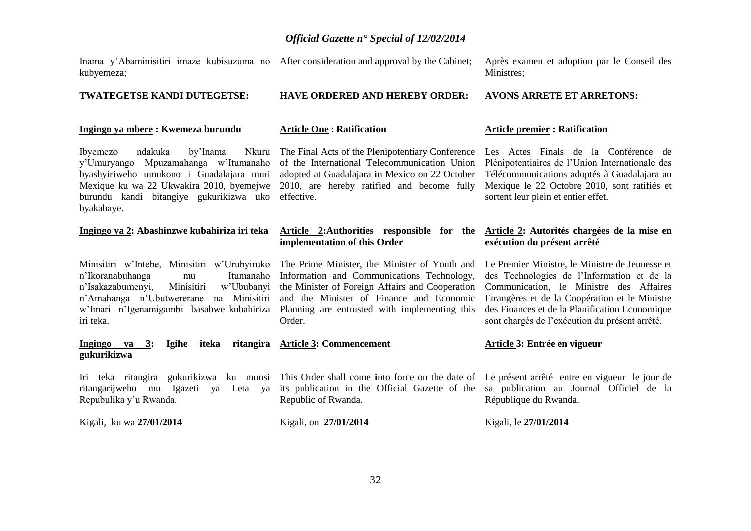Inama y'Abaminisitiri imaze kubisuzuma no kubyemeza;

**TWATEGETSE KANDI DUTEGETSE:**

**Ingingo ya mbere : Kwemeza burundu**

Ibyemezo ndakuka by'Inama Nkuru y'Umuryango Mpuzamahanga w'Itumanaho byashyiriweho umukono i Guadalajara muri Mexique ku wa 22 Ukwakira 2010, byemejwe burundu kandi bitangiye gukurikizwa uko byakabaye.

**Ingingo ya 2: Abashinzwe kubahiriza iri teka**

Minisitiri w'Intebe, Minisitiri w'Urubyiruko n'Ikoranabuhanga mu Itumanaho n'Isakazabumenyi, Minisitiri w'Ububanyi n'Amahanga n'Ubutwererane na Minisitiri w'Imari n'Igenamigambi basabwe kubahiriza iri teka.

**Ingingo ya 3: Igihe iteka ritangira gukurikizwa**

Iri teka ritangira gukurikizwa ku munsi ritangarijweho mu Igazeti ya Leta ya Repubulika y'u Rwanda.

Kigali, ku wa **27/01/2014**

After consideration and approval by the Cabinet;

**HAVE ORDERED AND HEREBY ORDER:**

**Article One : Ratification**

The Final Acts of the Plenipotentiary Conference of the International Telecommunication Union adopted at Guadalajara in Mexico on 22 October 2010, are hereby ratified and become fully effective.

**Article 2:Authorities responsible for the implementation of this Order**

The Prime Minister, the Minister of Youth and Information and Communications Technology, the Minister of Foreign Affairs and Cooperation and the Minister of Finance and Economic Planning are entrusted with implementing this Order.

**Article 3: Commencement**

This Order shall come into force on the date of its publication in the Official Gazette of the Republic of Rwanda.

Kigali, on **27/01/2014**

Après examen et adoption par le Conseil des Ministres;

**AVONS ARRETE ET ARRETONS:**

**Article premier : Ratification**

Les Actes Finals de la Conférence de Plénipotentiaires de l'Union Internationale des Télécommunications adoptés à Guadalajara au Mexique le 22 Octobre 2010, sont ratifiés et sortent leur plein et entier effet.

**Article 2: Autorités chargées de la mise en exécution du présent arrêté**

Le Premier Ministre, le Ministre de Jeunesse et des Technologies de l'Information et de la Communication, le Ministre des Affaires Etrangères et de la Coopération et le Ministre des Finances et de la Planification Economique sont chargés de l'exécution du présent arrêté.

**Article 3: Entrée en vigueur**

Le présent arrêté entre en vigueur le jour de sa publication au Journal Officiel de la République du Rwanda.

Kigali, le **27/01/2014**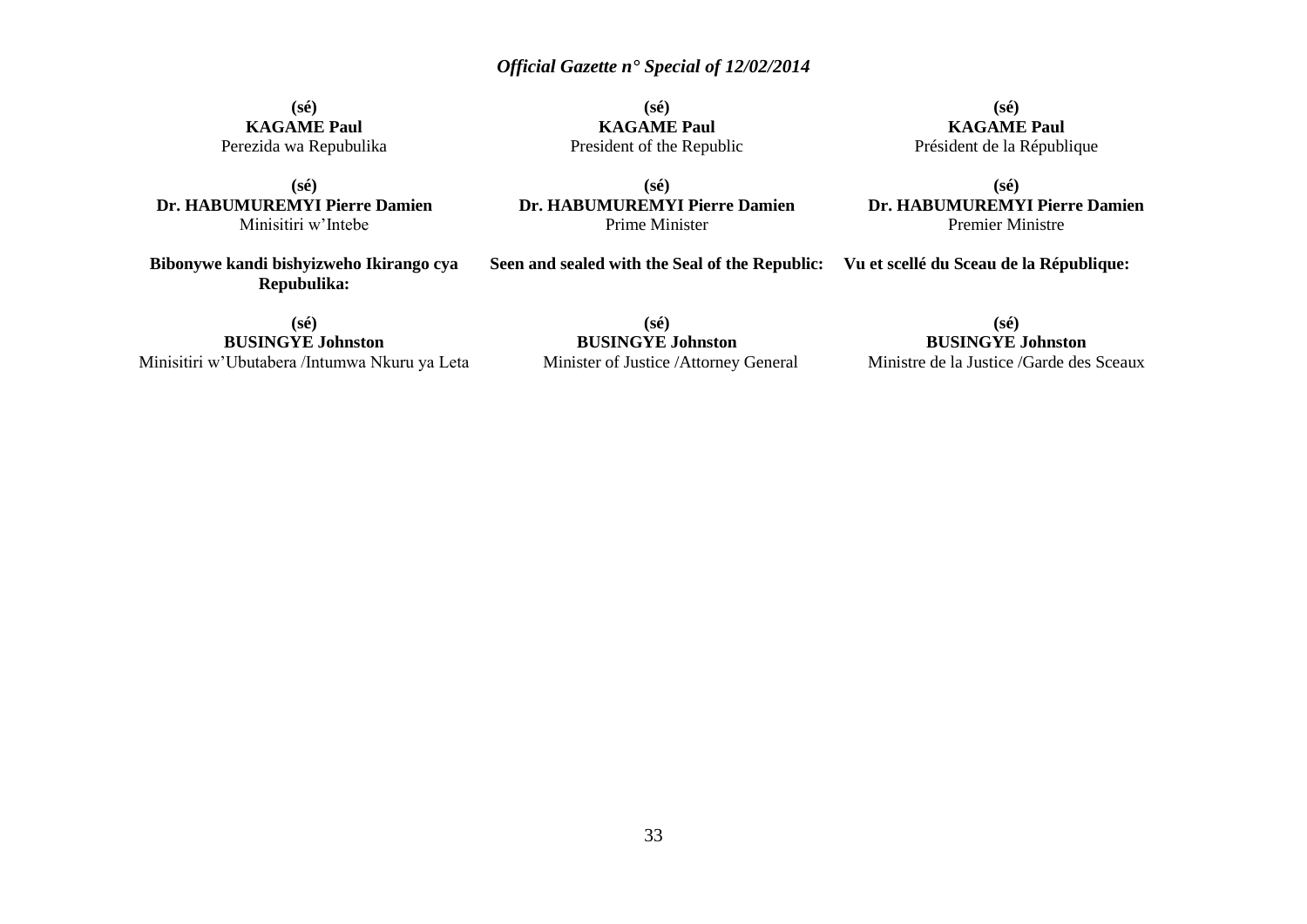**(sé)**
**KAGAME Paul**
Perezida wa Repubulika

**(sé)**
**Dr. HABUMUREMYI Pierre Damien**
Minisitiri w'Intebe

**Bibonywe kandi bishyizweho Ikirango cya Repubulika:**

**(sé)**
**BUSINGYE Johnston**
Minisitiri w'Ubutabera /Intumwa Nkuru ya Leta

**(sé)**
**KAGAME Paul**
President of the Republic

**(sé)**
**Dr. HABUMUREMYI Pierre Damien**
Prime Minister

**Seen and sealed with the Seal of the Republic:**

**(sé)**
**BUSINGYE Johnston**
Minister of Justice /Attorney General

**(sé)**
**KAGAME Paul**
Président de la République

**(sé)**
**Dr. HABUMUREMYI Pierre Damien**
Premier Ministre

**Vu et scellé du Sceau de la République:**

**(sé)**
**BUSINGYE Johnston**
Ministre de la Justice /Garde des Sceaux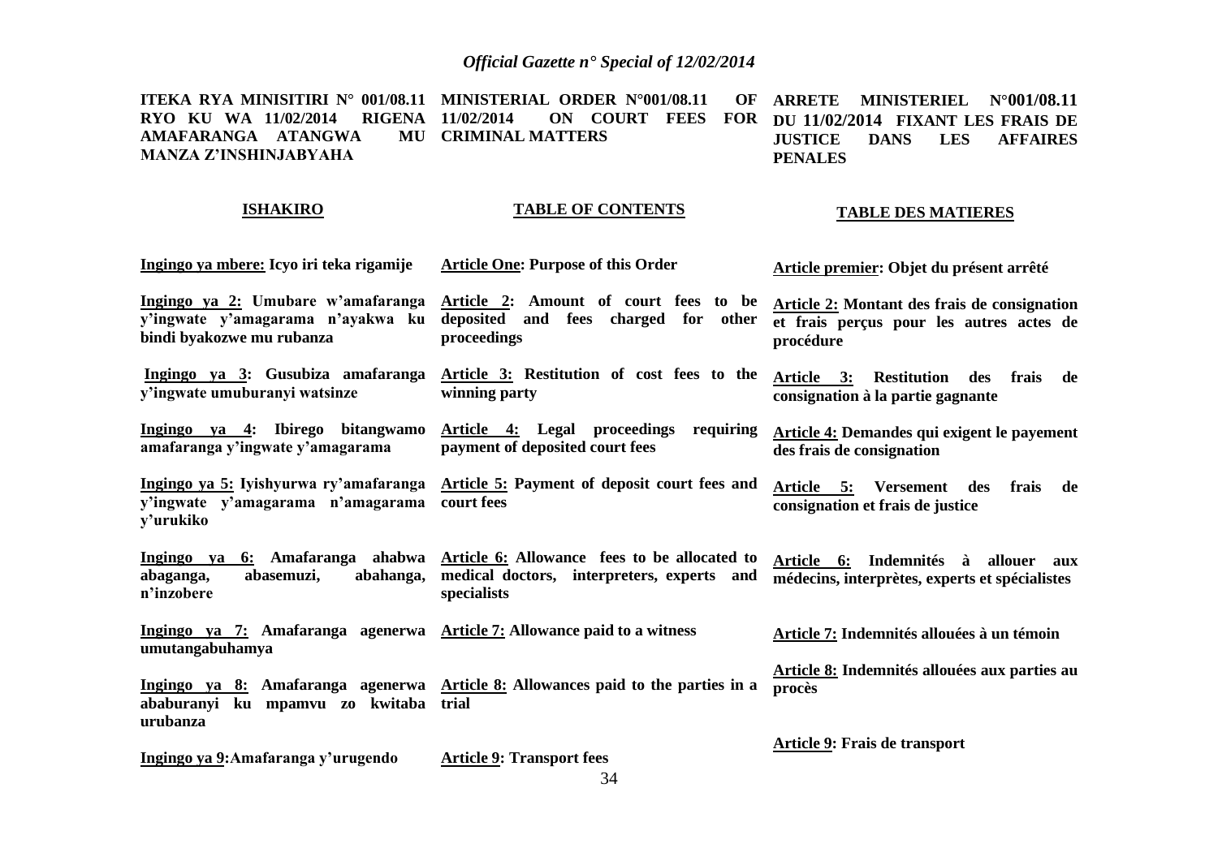**ITEKA RYA MINISITIRI N° 001/08.11 RYO KU WA 11/02/2014 RIGENA AMAFARANGA ATANGWA MU MANZA Z'INSHINJABYAHA**

**ISHAKIRO**

Ingingo ya mbere: Icyo iri teka rigamije

Ingingo ya 2: Umubare w'amafaranga y'ingwate y'amagarama n'ayakwa ku bindi byakozwe mu rubanza

Ingingo ya 3: Gusubiza amafaranga y'ingwate umuburanyi watsinze

Ingingo ya 4: Ibirego bitangwamo amafaranga y'ingwate y'amagarama

Ingingo ya 5: Iyishyurwa ry'amafaranga y'ingwate y'amagarama n'amagarama y'urukiko

Ingingo ya 6: Amafaranga ahabwa abaganga, abasemuzi, abahanga, n'inzobere

Ingingo ya 7: Amafaranga agenerwa umutangabuhamya

Ingingo ya 8: Amafaranga agenerwa ababuranyi ku mpamvu zo kwitaba urubanza

Ingingo ya 9: Amafaranga y'urugendo

**MINISTERIAL ORDER N°001/08.11 OF 11/02/2014 ON COURT FEES FOR CRIMINAL MATTERS**

**TABLE OF CONTENTS**

Article One: Purpose of this Order

Article 2: Amount of court fees to be deposited and fees charged for other proceedings

Article 3: Restitution of cost fees to the winning party

Article 4: Legal proceedings requiring payment of deposited court fees

Article 5: Payment of deposit court fees and court fees

Article 6: Allowance fees to be allocated to medical doctors, interpreters, experts and specialists

Article 7: Allowance paid to a witness

Article 8: Allowances paid to the parties in a trial

Article 9: Transport fees

**ARRETE MINISTERIEL N°001/08.11 DU 11/02/2014 FIXANT LES FRAIS DE JUSTICE DANS LES AFFAIRES PENALES**

**TABLE DES MATIERES**

Article premier: Objet du présent arrêté

Article 2: Montant des frais de consignation et frais perçus pour les autres actes de procédure

Article 3: Restitution des frais de consignation à la partie gagnante

Article 4: Demandes qui exigent le payement des frais de consignation

Article 5: Versement des frais de consignation et frais de justice

Article 6: Indemnités à allouer aux médecins, interprètes, experts et spécialistes

Article 7: Indemnités allouées à un témoin

Article 8: Indemnités allouées aux parties au procès

Article 9: Frais de transport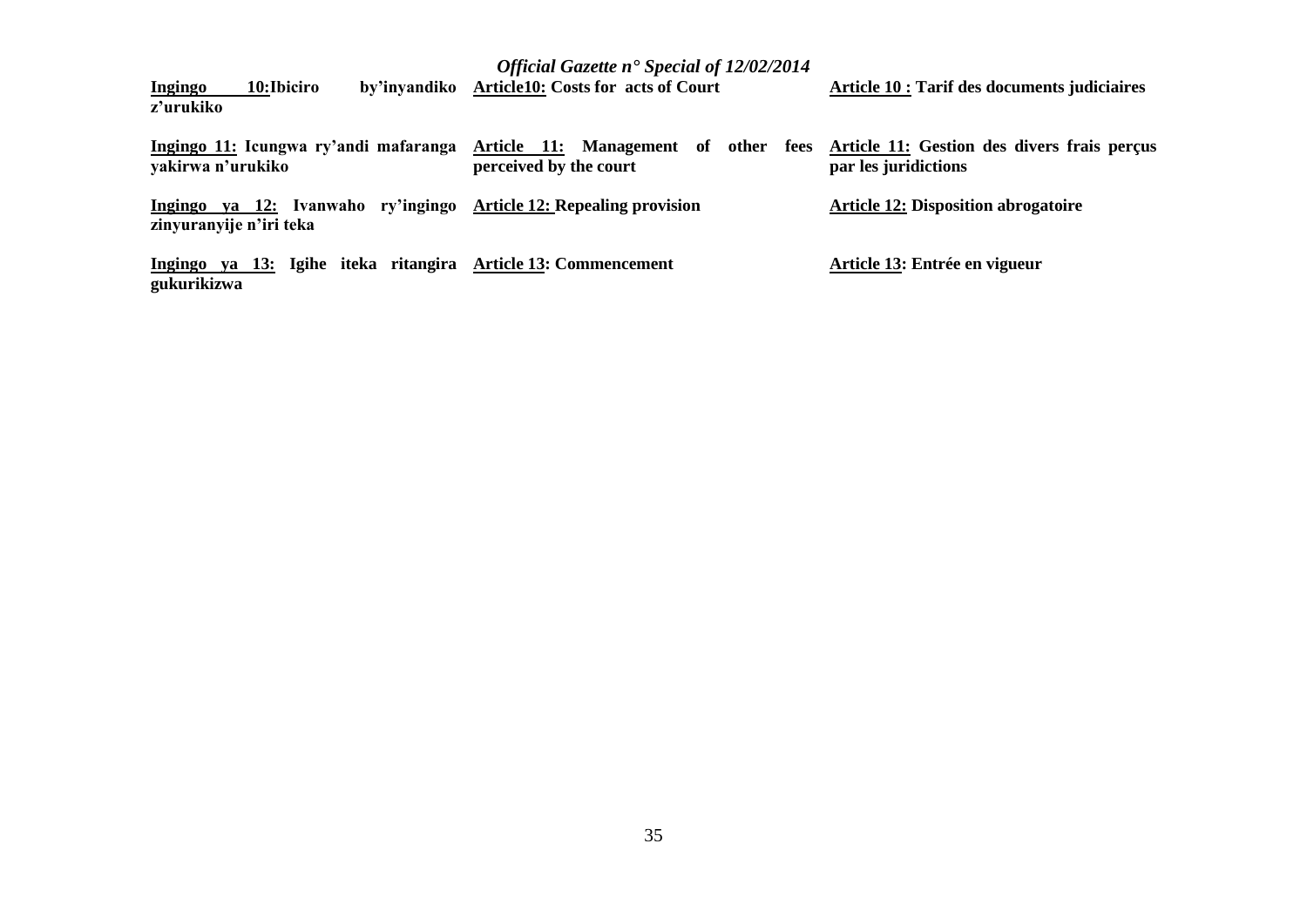**Ingingo 10:Ibiciro by'inyandiko z'urukiko**

**Article10: Costs for acts of Court**

**Article 10 : Tarif des documents judiciaires**

**Ingingo 11: Icungwa ry'andi mafaranga yakirwa n'urukiko**

**Article 11: Management of other fees perceived by the court**

**Article 11: Gestion des divers frais perçus par les juridictions**

**Ingingo ya 12: Ivanwaho ry'ingingo zinyuranyije n'iri teka**

**Article 12: Repealing provision**

**Article 12: Disposition abrogatoire**

**Ingingo ya 13: Igihe iteka ritangira gukurikizwa**

**Article 13: Commencement**

**Article 13: Entrée en vigueur**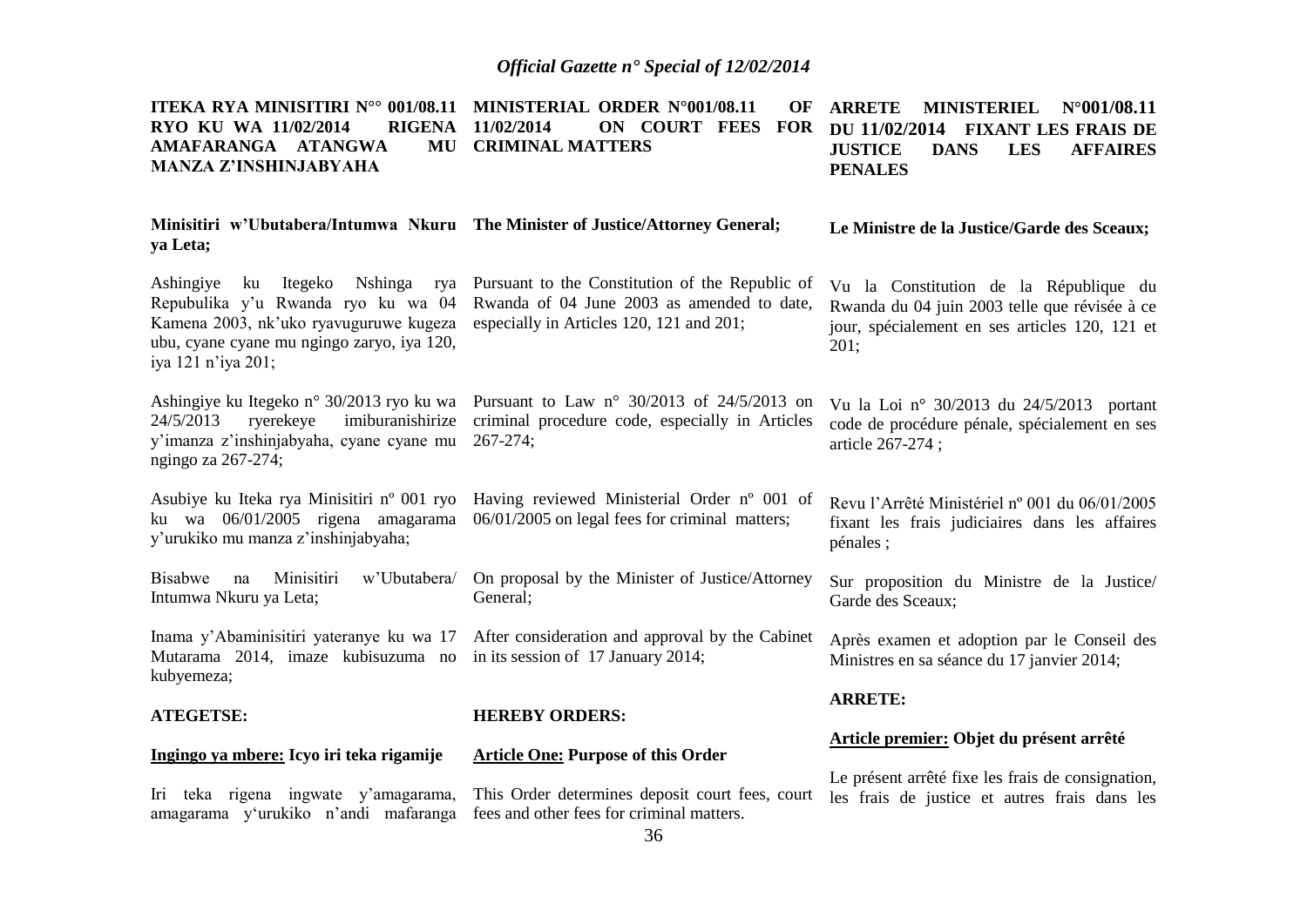**ITEKA RYA MINISITIRI N°° 001/08.11 RYO KU WA 11/02/2014 RIGENA AMAFARANGA ATANGWA MU MANZA Z'INSHINJABYAHA**

**Minisitiri w'Ubutabera/Intumwa Nkuru ya Leta;**

Ashingiye ku Itegeko Nshinga rya Repubulika y'u Rwanda ryo ku wa 04 Kamena 2003, nk'uko ryavuguruwe kugeza ubu, cyane cyane mu ngingo zaryo, iya 120, iya 121 n'iya 201;

Ashingiye ku Itegeko n° 30/2013 ryo ku wa 24/5/2013 ryerekeye imiburanishirize y'imanza z'inshinjabyaha, cyane cyane mu ngingo za 267-274;

Asubiye ku Iteka rya Minisitiri nº 001 ryo ku wa 06/01/2005 rigena amagarama y'urukiko mu manza z'inshinjabyaha;

Bisabwe na Minisitiri w'Ubutabera/ Intumwa Nkuru ya Leta;

Inama y'Abaminisitiri yateranye ku wa 17 Mutarama 2014, imaze kubisuzuma no kubyemeza;

**ATEGETSE:**

**Ingingo ya mbere: Icyo iri teka rigamije**

Iri teka rigena ingwate y'amagarama, amagarama y'urukiko n'andi mafaranga

**MINISTERIAL ORDER N°001/08.11 OF 11/02/2014 ON COURT FEES FOR CRIMINAL MATTERS**

**The Minister of Justice/Attorney General;**

Pursuant to the Constitution of the Republic of Rwanda of 04 June 2003 as amended to date, especially in Articles 120, 121 and 201;

Pursuant to Law n° 30/2013 of 24/5/2013 on criminal procedure code, especially in Articles 267-274;

Having reviewed Ministerial Order nº 001 of 06/01/2005 on legal fees for criminal matters;

On proposal by the Minister of Justice/Attorney General;

After consideration and approval by the Cabinet in its session of 17 January 2014;

**HEREBY ORDERS:**

**Article One: Purpose of this Order**

This Order determines deposit court fees, court fees and other fees for criminal matters.

**ARRETE MINISTERIEL N°001/08.11 DU 11/02/2014 FIXANT LES FRAIS DE JUSTICE DANS LES AFFAIRES PENALES**

**Le Ministre de la Justice/Garde des Sceaux;**

Vu la Constitution de la République du Rwanda du 04 juin 2003 telle que révisée à ce jour, spécialement en ses articles 120, 121 et 201;

Vu la Loi n° 30/2013 du 24/5/2013 portant code de procédure pénale, spécialement en ses article 267-274 ;

Revu l'Arrêté Ministériel nº 001 du 06/01/2005 fixant les frais judiciaires dans les affaires pénales ;

Sur proposition du Ministre de la Justice/ Garde des Sceaux;

Après examen et adoption par le Conseil des Ministres en sa séance du 17 janvier 2014;

**ARRETE:**

**Article premier: Objet du présent arrêté**

Le présent arrêté fixe les frais de consignation, les frais de justice et autres frais dans les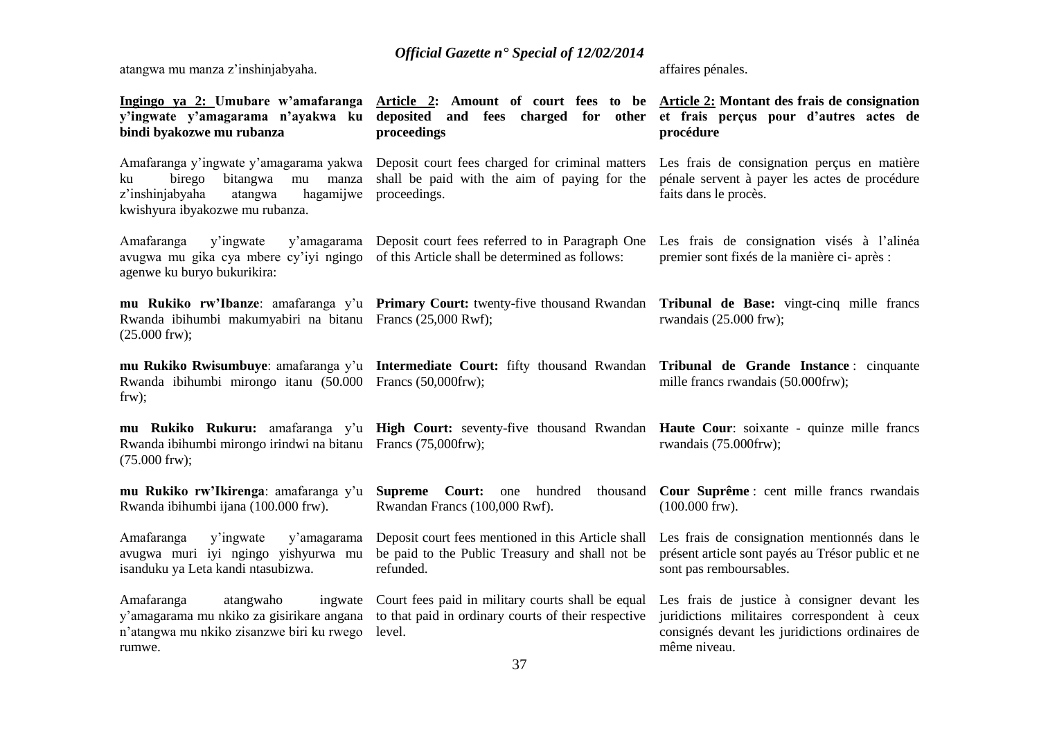atangwa mu manza z'inshinjabyaha.

**Ingingo ya 2: Umubare w'amafaranga y'ingwate y'amagarama n'ayakwa ku bindi byakozwe mu rubanza**

Amafaranga y'ingwate y'amagarama yakwa ku birego bitangwa mu manza z'inshinjabyaha atangwa hagamijwe kwishyura ibyakozwe mu rubanza.

Amafaranga y'ingwate y'amagarama avugwa mu gika cya mbere cy'iyi ngingo agenwe ku buryo bukurikira:

**mu Rukiko rw'Ibanze**: amafaranga y'u Rwanda ibihumbi makumyabiri na bitanu (25.000 frw);

**mu Rukiko Rwisumbuye**: amafaranga y'u Rwanda ibihumbi mirongo itanu (50.000 frw);

**mu Rukiko Rukuru:** amafaranga y'u Rwanda ibihumbi mirongo irindwi na bitanu (75.000 frw);

**mu Rukiko rw'Ikirenga**: amafaranga y'u Rwanda ibihumbi ijana (100.000 frw).

Amafaranga y'ingwate y'amagarama avugwa muri iyi ngingo yishyurwa mu isanduku ya Leta kandi ntasubizwa.

Amafaranga atangwaho ingwate y'amagarama mu nkiko za gisirikare angana n'atangwa mu nkiko zisanzwe biri ku rwego rumwe.

**Article 2: Amount of court fees to be deposited and fees charged for other proceedings**

Deposit court fees charged for criminal matters shall be paid with the aim of paying for the proceedings.

Deposit court fees referred to in Paragraph One of this Article shall be determined as follows:

**Primary Court:** twenty-five thousand Rwandan Francs (25,000 Rwf);

**Intermediate Court:** fifty thousand Rwandan Francs (50,000frw);

**High Court:** seventy-five thousand Rwandan Francs (75,000frw);

**Supreme Court:** one hundred thousand Rwandan Francs (100,000 Rwf).

Deposit court fees mentioned in this Article shall be paid to the Public Treasury and shall not be refunded.

Court fees paid in military courts shall be equal to that paid in ordinary courts of their respective level.

affaires pénales.

**Article 2: Montant des frais de consignation et frais perçus pour d'autres actes de procédure**

Les frais de consignation perçus en matière pénale servent à payer les actes de procédure faits dans le procès.

Les frais de consignation visés à l'alinéa premier sont fixés de la manière ci- après :

**Tribunal de Base:** vingt-cinq mille francs rwandais (25.000 frw);

**Tribunal de Grande Instance** : cinquante mille francs rwandais (50.000frw);

**Haute Cour**: soixante - quinze mille francs rwandais (75.000frw);

**Cour Suprême** : cent mille francs rwandais (100.000 frw).

Les frais de consignation mentionnés dans le présent article sont payés au Trésor public et ne sont pas remboursables.

Les frais de justice à consigner devant les juridictions militaires correspondent à ceux consignés devant les juridictions ordinaires de même niveau.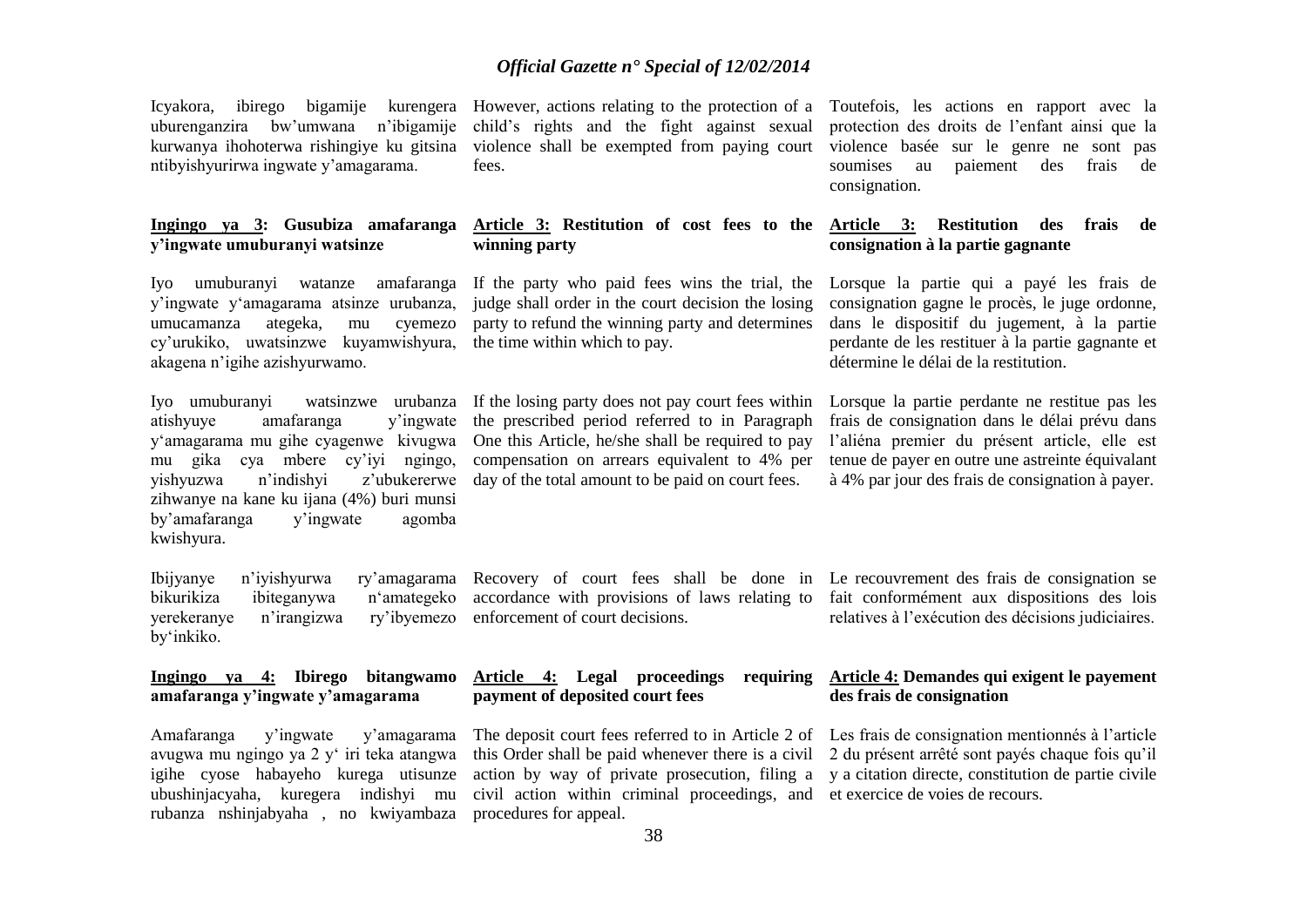Icyakora, ibirego bigamije kurengera uburenganzira bw'umwana n'ibigamije kurwanya ihohoterwa rishingiye ku gitsina ntibyishyurirwa ingwate y'amagarama.

**Ingingo ya 3: Gusubiza amafaranga y'ingwate umuburanyi watsinze**

Iyo umuburanyi watanze amafaranga y'ingwate y'amagarama atsinze urubanza, umucamanza ategeka, mu cyemezo cy'urukiko, uwatsinzwe kuyamwishyura, akagena n'igihe azishyurwamo.

Iyo umuburanyi watsinzwe urubanza atishyuye amafaranga y'ingwate y'amagarama mu gihe cyagenwe kivugwa mu gika cya mbere cy'iyi ngingo, yishyuzwa n'indishyi z'ubukererwe zihwanye na kane ku ijana (4%) buri munsi by'amafaranga y'ingwate agomba kwishyura.

Ibijyanye n'iyishyurwa ry'amagarama bikurikiza ibiteganywa n'amategeko yerekeranye n'irangizwa ry'ibyemezo by'inkiko.

**Ingingo ya 4: Ibirego bitangwamo amafaranga y'ingwate y'amagarama**

Amafaranga y'ingwate y'amagarama avugwa mu ngingo ya 2 y' iri teka atangwa igihe cyose habayeho kurega utisunze ubushinjacyaha, kuregera indishyi mu rubanza nshinjabyaha , no kwiyambaza

However, actions relating to the protection of a child's rights and the fight against sexual violence shall be exempted from paying court fees.

**Article 3: Restitution of cost fees to the winning party**

If the party who paid fees wins the trial, the judge shall order in the court decision the losing party to refund the winning party and determines the time within which to pay.

If the losing party does not pay court fees within the prescribed period referred to in Paragraph One this Article, he/she shall be required to pay compensation on arrears equivalent to 4% per day of the total amount to be paid on court fees.

Recovery of court fees shall be done in accordance with provisions of laws relating to enforcement of court decisions.

**Article 4: Legal proceedings requiring payment of deposited court fees**

The deposit court fees referred to in Article 2 of this Order shall be paid whenever there is a civil action by way of private prosecution, filing a civil action within criminal proceedings, and procedures for appeal.

Toutefois, les actions en rapport avec la protection des droits de l'enfant ainsi que la violence basée sur le genre ne sont pas soumises au paiement des frais de consignation.

**Article 3: Restitution des frais de consignation à la partie gagnante**

Lorsque la partie qui a payé les frais de consignation gagne le procès, le juge ordonne, dans le dispositif du jugement, à la partie perdante de les restituer à la partie gagnante et détermine le délai de la restitution.

Lorsque la partie perdante ne restitue pas les frais de consignation dans le délai prévu dans l'aliéna premier du présent article, elle est tenue de payer en outre une astreinte équivalant à 4% par jour des frais de consignation à payer.

Le recouvrement des frais de consignation se fait conformément aux dispositions des lois relatives à l'exécution des décisions judiciaires.

**Article 4: Demandes qui exigent le payement des frais de consignation**

Les frais de consignation mentionnés à l'article 2 du présent arrêté sont payés chaque fois qu'il y a citation directe, constitution de partie civile et exercice de voies de recours.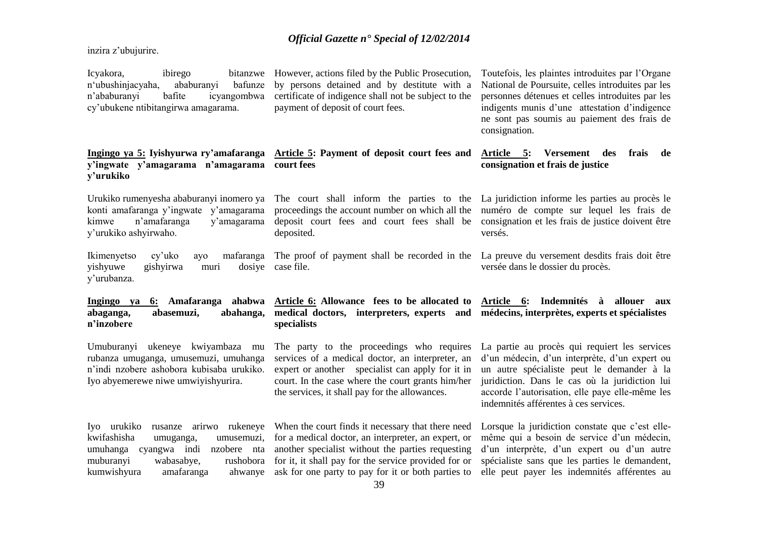inzira z'ubujurire.

Icyakora, ibirego bitanzwe n'ubushinjacyaha, ababuranyi bafunze n'ababuranyi bafite icyangombwa cy'ubukene ntibitangirwa amagarama.

However, actions filed by the Public Prosecution, by persons detained and by destitute with a certificate of indigence shall not be subject to the payment of deposit of court fees.

Toutefois, les plaintes introduites par l'Organe National de Poursuite, celles introduites par les personnes détenues et celles introduites par les indigents munis d'une attestation d'indigence ne sont pas soumis au paiement des frais de consignation.

**Ingingo ya 5: Iyishyurwa ry'amafaranga y'ingwate y'amagarama n'amagarama y'urukiko**

**Article 5: Payment of deposit court fees and court fees**

**Article 5: Versement des frais de consignation et frais de justice**

Urukiko rumenyesha ababuranyi inomero ya konti amafaranga y'ingwate y'amagarama kimwe n'amafaranga y'amagarama y'urukiko ashyirwaho.

The court shall inform the parties to the proceedings the account number on which all the deposit court fees and court fees shall be deposited.

La juridiction informe les parties au procès le numéro de compte sur lequel les frais de consignation et les frais de justice doivent être versés.

Ikimenyetso cy'uko ayo mafaranga yishyuwe gishyirwa muri dosiye y'urubanza.

The proof of payment shall be recorded in the case file.

La preuve du versement desdits frais doit être versée dans le dossier du procès.

**Ingingo ya 6: Amafaranga ahabwa abaganga, abasemuzi, abahanga, n'inzobere**

**Article 6: Allowance fees to be allocated to medical doctors, interpreters, experts and specialists**

**Article 6: Indemnités à allouer aux médecins, interprètes, experts et spécialistes**

Umuburanyi ukeneye kwiyambaza mu rubanza umuganga, umusemuzi, umuhanga n'indi nzobere ashobora kubisaba urukiko. Iyo abyemerewe niwe umwiyishyurira.

The party to the proceedings who requires services of a medical doctor, an interpreter, an expert or another specialist can apply for it in court. In the case where the court grants him/her the services, it shall pay for the allowances.

La partie au procès qui requiert les services d'un médecin, d'un interprète, d'un expert ou un autre spécialiste peut le demander à la juridiction. Dans le cas où la juridiction lui accorde l'autorisation, elle paye elle-même les indemnités afférentes à ces services.

Iyo urukiko rusanze arirwo rukeneye kwifashisha umuganga, umusemuzi, umuhanga cyangwa indi nzobere nta muburanyi wabasabye, rushobora kumwishyura amafaranga ahwanye

When the court finds it necessary that there need for a medical doctor, an interpreter, an expert, or another specialist without the parties requesting for it, it shall pay for the service provided for or ask for one party to pay for it or both parties to

Lorsque la juridiction constate que c'est elle-même qui a besoin de service d'un médecin, d'un interprète, d'un expert ou d'un autre spécialiste sans que les parties le demandent, elle peut payer les indemnités afférentes au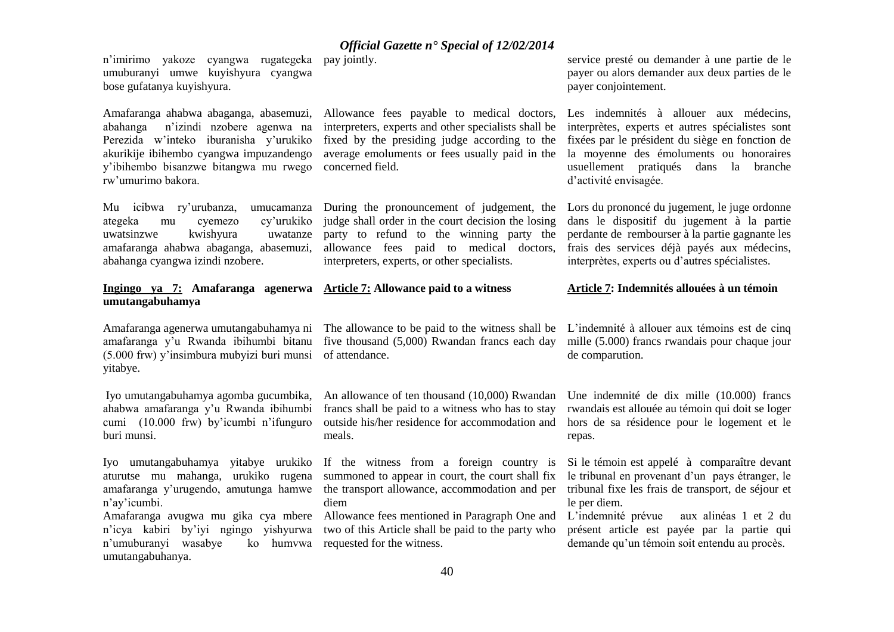n'imirimo yakoze cyangwa rugategeka umuburanyi umwe kuyishyura cyangwa bose gufatanya kuyishyura.

Amafaranga ahabwa abaganga, abasemuzi, abahanga n'izindi nzobere agenwa na Perezida w'inteko iburanisha y'urukiko akurikije ibihembo cyangwa impuzandengo y'ibihembo bisanzwe bitangwa mu rwego rw'umurimo bakora.

Mu icibwa ry'urubanza, umucamanza ategeka mu cyemezo cy'urukiko uwatsinzwe kwishyura uwatanze amafaranga ahabwa abaganga, abasemuzi, abahanga cyangwa izindi nzobere.

**Ingingo ya 7: Amafaranga agenerwa umutangabuhamya**

Amafaranga agenerwa umutangabuhamya ni amafaranga y'u Rwanda ibihumbi bitanu (5.000 frw) y'insimbura mubyizi buri munsi yitabye.

Iyo umutangabuhamya agomba gucumbika, ahabwa amafaranga y'u Rwanda ibihumbi cumi (10.000 frw) by'icumbi n'ifunguro buri munsi.

Iyo umutangabuhamya yitabye urukiko aturutse mu mahanga, urukiko rugena amafaranga y'urugendo, amutunga hamwe n'ay'icumbi.

Amafaranga avugwa mu gika cya mbere n'icya kabiri by'iyi ngingo yishyurwa n'umuburanyi wasabye ko humvwa umutangabuhanya.

pay jointly.

Allowance fees payable to medical doctors, interpreters, experts and other specialists shall be fixed by the presiding judge according to the average emoluments or fees usually paid in the concerned field.

During the pronouncement of judgement, the judge shall order in the court decision the losing party to refund to the winning party the allowance fees paid to medical doctors, interpreters, experts, or other specialists.

**Article 7: Allowance paid to a witness**

The allowance to be paid to the witness shall be five thousand (5,000) Rwandan francs each day of attendance.

An allowance of ten thousand (10,000) Rwandan francs shall be paid to a witness who has to stay outside his/her residence for accommodation and meals.

If the witness from a foreign country is summoned to appear in court, the court shall fix the transport allowance, accommodation and per diem

Allowance fees mentioned in Paragraph One and two of this Article shall be paid to the party who requested for the witness.

service presté ou demander à une partie de le payer ou alors demander aux deux parties de le payer conjointement.

Les indemnités à allouer aux médecins, interprètes, experts et autres spécialistes sont fixées par le président du siège en fonction de la moyenne des émoluments ou honoraires usuellement pratiqués dans la branche d'activité envisagée.

Lors du prononcé du jugement, le juge ordonne dans le dispositif du jugement à la partie perdante de rembourser à la partie gagnante les frais des services déjà payés aux médecins, interprètes, experts ou d'autres spécialistes.

**Article 7: Indemnités allouées à un témoin**

L'indemnité à allouer aux témoins est de cinq mille (5.000) francs rwandais pour chaque jour de comparution.

Une indemnité de dix mille (10.000) francs rwandais est allouée au témoin qui doit se loger hors de sa résidence pour le logement et le repas.

Si le témoin est appelé à comparaître devant le tribunal en provenant d'un pays étranger, le tribunal fixe les frais de transport, de séjour et le per diem.

L'indemnité prévue aux alinéas 1 et 2 du présent article est payée par la partie qui demande qu'un témoin soit entendu au procès.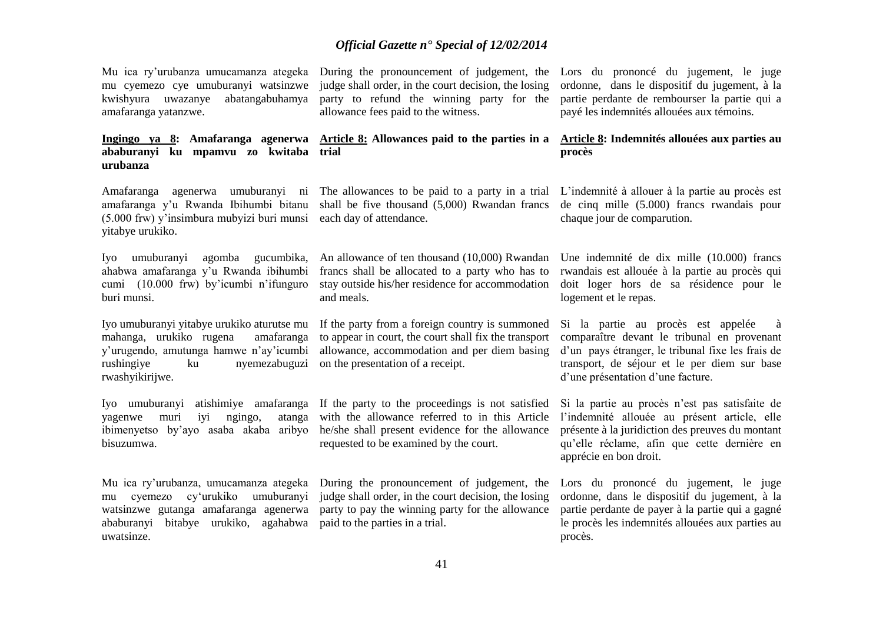Mu ica ry'urubanza umucamanza ategeka mu cyemezo cye umuburanyi watsinzwe kwishyura uwazanye abatangabuhamya amafaranga yatanzwe.

During the pronouncement of judgement, the judge shall order, in the court decision, the losing party to refund the winning party for the allowance fees paid to the witness.

Lors du prononcé du jugement, le juge ordonne, dans le dispositif du jugement, à la partie perdante de rembourser la partie qui a payé les indemnités allouées aux témoins.

**Ingingo ya 8: Amafaranga agenerwa ababuranyi ku mpamvu zo kwitaba urubanza**

**Article 8: Allowances paid to the parties in a trial**

**Article 8: Indemnités allouées aux parties au procès**

Amafaranga agenerwa umuburanyi ni amafaranga y'u Rwanda Ibihumbi bitanu (5.000 frw) y'insimbura mubyizi buri munsi yitabye urukiko.

The allowances to be paid to a party in a trial shall be five thousand (5,000) Rwandan francs each day of attendance.

L'indemnité à allouer à la partie au procès est de cinq mille (5.000) francs rwandais pour chaque jour de comparution.

Iyo umuburanyi agomba gucumbika, ahabwa amafaranga y'u Rwanda ibihumbi cumi (10.000 frw) by'icumbi n'ifunguro buri munsi.

An allowance of ten thousand (10,000) Rwandan francs shall be allocated to a party who has to stay outside his/her residence for accommodation and meals.

Une indemnité de dix mille (10.000) francs rwandais est allouée à la partie au procès qui doit loger hors de sa résidence pour le logement et le repas.

Iyo umuburanyi yitabye urukiko aturutse mu mahanga, urukiko rugena amafaranga y'urugendo, amutunga hamwe n'ay'icumbi rushingiye ku nyemezabuguzi rwashyikirijwe.

If the party from a foreign country is summoned to appear in court, the court shall fix the transport allowance, accommodation and per diem basing on the presentation of a receipt.

Si la partie au procès est appelée à comparaître devant le tribunal en provenant d'un pays étranger, le tribunal fixe les frais de transport, de séjour et le per diem sur base d'une présentation d'une facture.

Iyo umuburanyi atishimiye amafaranga yagenwe muri iyi ngingo, atanga ibimenyetso by'ayo asaba akaba aribyo bisuzumwa.

If the party to the proceedings is not satisfied with the allowance referred to in this Article he/she shall present evidence for the allowance requested to be examined by the court.

Si la partie au procès n'est pas satisfaite de l'indemnité allouée au présent article, elle présente à la juridiction des preuves du montant qu'elle réclame, afin que cette dernière en apprécie en bon droit.

Mu ica ry'urubanza, umucamanza ategeka mu cyemezo cy'urukiko umuburanyi watsinzwe gutanga amafaranga agenerwa ababuranyi bitabye urukiko, agahabwa uwatsinze.

During the pronouncement of judgement, the judge shall order, in the court decision, the losing party to pay the winning party for the allowance paid to the parties in a trial.

Lors du prononcé du jugement, le juge ordonne, dans le dispositif du jugement, à la partie perdante de payer à la partie qui a gagné le procès les indemnités allouées aux parties au procès.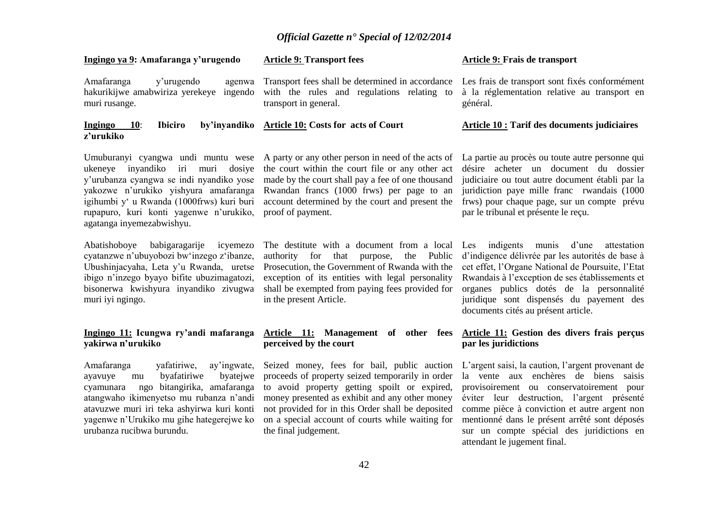**Ingingo ya 9: Amafaranga y'urugendo**

Amafaranga y'urugendo agenwa hakurikijwe amabwiriza yerekeye ingendo muri rusange.

**Ingingo 10: Ibiciro by'inyandiko z'urukiko**

Umuburanyi cyangwa undi muntu wese ukeneye inyandiko iri muri dosiye y'urubanza cyangwa se indi nyandiko yose yakozwe n'urukiko yishyura amafaranga igihumbi y' u Rwanda (1000frws) kuri buri rupapuro, kuri konti yagenwe n'urukiko, agatanga inyemezabwishyu.

Abatishoboye babigaragarije icyemezo cyatanzwe n'ubuyobozi bw'inzego z'ibanze, Ubushinjacyaha, Leta y'u Rwanda, uretse ibigo n'inzego byayo bifite ubuzimagatozi, bisonerwa kwishyura inyandiko zivugwa muri iyi ngingo.

**Ingingo 11: Icungwa ry'andi mafaranga yakirwa n'urukiko**

Amafaranga yafatiriwe, ay'ingwate, ayavuye mu byafatiriwe byatejwe cyamunara ngo bitangirika, amafaranga atangwaho ikimenyetso mu rubanza n'andi atavuzwe muri iri teka ashyirwa kuri konti yagenwe n'Urukiko mu gihe hategerejwe ko urubanza rucibwa burundu.

**Article 9: Transport fees**

Transport fees shall be determined in accordance with the rules and regulations relating to transport in general.

**Article 10: Costs for acts of Court**

A party or any other person in need of the acts of the court within the court file or any other act made by the court shall pay a fee of one thousand Rwandan francs (1000 frws) per page to an account determined by the court and present the proof of payment.

The destitute with a document from a local authority for that purpose, the Public Prosecution, the Government of Rwanda with the exception of its entities with legal personality shall be exempted from paying fees provided for in the present Article.

**Article 11: Management of other fees perceived by the court**

Seized money, fees for bail, public auction proceeds of property seized temporarily in order to avoid property getting spoilt or expired, money presented as exhibit and any other money not provided for in this Order shall be deposited on a special account of courts while waiting for the final judgement.

**Article 9: Frais de transport**

Les frais de transport sont fixés conformément à la réglementation relative au transport en général.

**Article 10 : Tarif des documents judiciaires**

La partie au procès ou toute autre personne qui désire acheter un document du dossier judiciaire ou tout autre document établi par la juridiction paye mille franc rwandais (1000 frws) pour chaque page, sur un compte prévu par le tribunal et présente le reçu.

Les indigents munis d'une attestation d'indigence délivrée par les autorités de base à cet effet, l'Organe National de Poursuite, l'Etat Rwandais à l'exception de ses établissements et organes publics dotés de la personnalité juridique sont dispensés du payement des documents cités au présent article.

**Article 11: Gestion des divers frais perçus par les juridictions**

L'argent saisi, la caution, l'argent provenant de la vente aux enchères de biens saisis provisoirement ou conservatoirement pour éviter leur destruction, l'argent présenté comme pièce à conviction et autre argent non mentionné dans le présent arrêté sont déposés sur un compte spécial des juridictions en attendant le jugement final.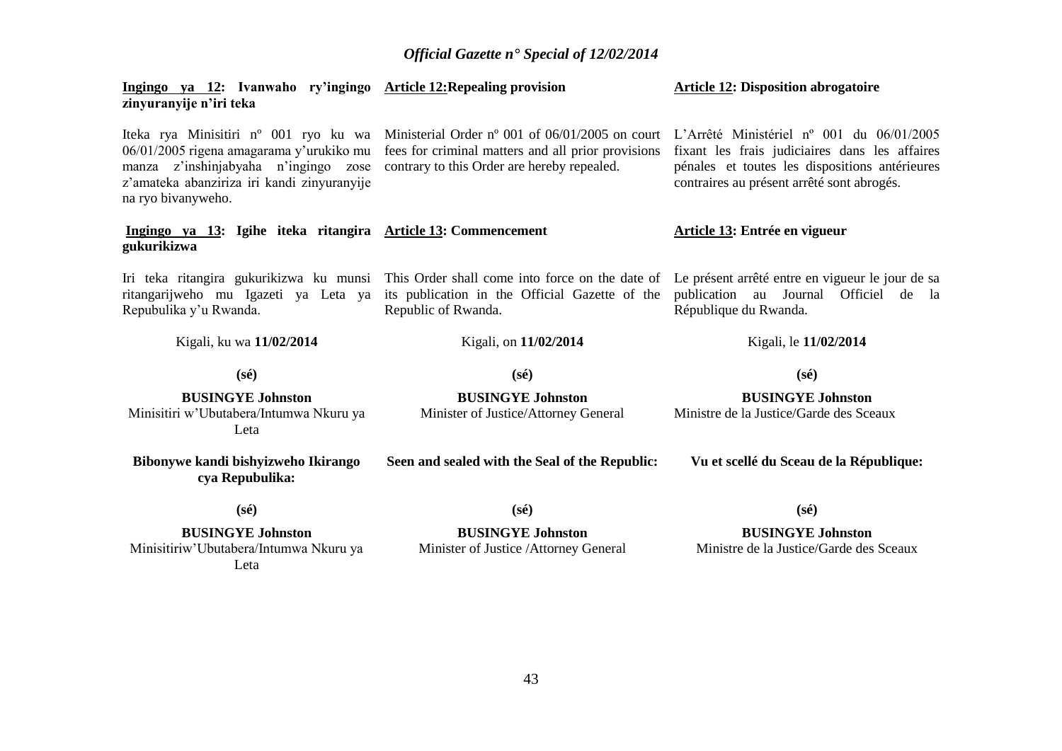**Ingingo ya 12: Ivanwaho ry'ingingo zinyuranyije n'iri teka**

Iteka rya Minisitiri nº 001 ryo ku wa 06/01/2005 rigena amagarama y'urukiko mu manza z'inshinjabyaha n'ingingo zose z'amateka abanziriza iri kandi zinyuranyije na ryo bivanyweho.

**Ingingo ya 13: Igihe iteka ritangira gukurikizwa**

Iri teka ritangira gukurikizwa ku munsi ritangarijweho mu Igazeti ya Leta ya Repubulika y'u Rwanda.

Kigali, ku wa **11/02/2014**

**(sé)**

**BUSINGYE Johnston**
Minisitiri w'Ubutabera/Intumwa Nkuru ya Leta

**Bibonywe kandi bishyizweho Ikirango cya Repubulika:**

**(sé)**

**BUSINGYE Johnston**
Minisitiriw'Ubutabera/Intumwa Nkuru ya Leta

**Article 12:Repealing provision**

Ministerial Order nº 001 of 06/01/2005 on court fees for criminal matters and all prior provisions contrary to this Order are hereby repealed.

**Article 13: Commencement**

This Order shall come into force on the date of its publication in the Official Gazette of the Republic of Rwanda.

Kigali, on **11/02/2014**

**(sé)**

**BUSINGYE Johnston**
Minister of Justice/Attorney General

**Seen and sealed with the Seal of the Republic:**

**(sé)**

**BUSINGYE Johnston**
Minister of Justice /Attorney General

**Article 12: Disposition abrogatoire**

L'Arrêté Ministériel nº 001 du 06/01/2005 fixant les frais judiciaires dans les affaires pénales et toutes les dispositions antérieures contraires au présent arrêté sont abrogés.

**Article 13: Entrée en vigueur**

Le présent arrêté entre en vigueur le jour de sa publication au Journal Officiel de la République du Rwanda.

Kigali, le **11/02/2014**

**(sé)**

**BUSINGYE Johnston**
Ministre de la Justice/Garde des Sceaux

**Vu et scellé du Sceau de la République:**

**(sé)**

**BUSINGYE Johnston**
Ministre de la Justice/Garde des Sceaux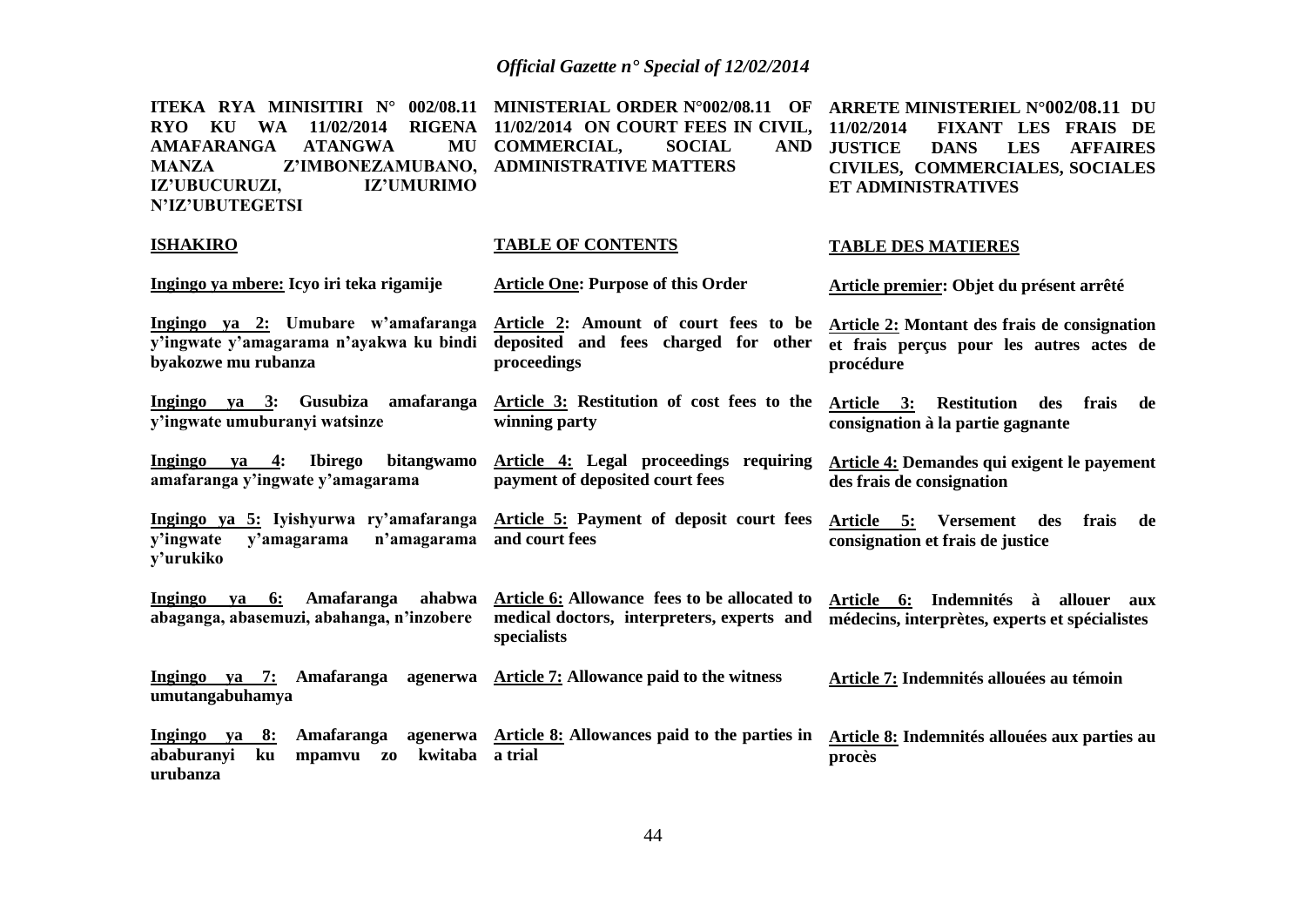**ITEKA RYA MINISITIRI N° 002/08.11 RYO KU WA 11/02/2014 RIGENA AMAFARANGA ATANGWA MU MANZA Z'IMBONEZAMUBANO, IZ'UBUCURUZI, IZ'UMURIMO N'IZ'UBUTEGETSI**

**ISHAKIRO**

**Ingingo ya mbere: Icyo iri teka rigamije**

**Ingingo ya 2: Umubare w'amafaranga y'ingwate y'amagarama n'ayakwa ku bindi byakozwe mu rubanza**

**Ingingo ya 3: Gusubiza amafaranga y'ingwate umuburanyi watsinze**

**Ingingo ya 4: Ibirego bitangwamo amafaranga y'ingwate y'amagarama**

**Ingingo ya 5: Iyishyurwa ry'amafaranga y'ingwate y'amagarama n'amagarama y'urukiko**

**Ingingo ya 6: Amafaranga ahabwa abaganga, abasemuzi, abahanga, n'inzobere**

**Ingingo ya 7: Amafaranga agenerwa umutangabuhamya**

**Ingingo ya 8: Amafaranga agenerwa ababuranyi ku mpamvu zo kwitaba urubanza**

**MINISTERIAL ORDER N°002/08.11 OF 11/02/2014 ON COURT FEES IN CIVIL, COMMERCIAL, SOCIAL AND ADMINISTRATIVE MATTERS**

**TABLE OF CONTENTS**

**Article One: Purpose of this Order**

**Article 2: Amount of court fees to be deposited and fees charged for other proceedings**

**Article 3: Restitution of cost fees to the winning party**

**Article 4: Legal proceedings requiring payment of deposited court fees**

**Article 5: Payment of deposit court fees and court fees**

**Article 6: Allowance fees to be allocated to medical doctors, interpreters, experts and specialists**

**Article 7: Allowance paid to the witness**

**Article 8: Allowances paid to the parties in a trial**

**ARRETE MINISTERIEL N°002/08.11 DU 11/02/2014 FIXANT LES FRAIS DE JUSTICE DANS LES AFFAIRES CIVILES, COMMERCIALES, SOCIALES ET ADMINISTRATIVES**

**TABLE DES MATIERES**

**Article premier: Objet du présent arrêté**

**Article 2: Montant des frais de consignation et frais perçus pour les autres actes de procédure**

**Article 3: Restitution des frais de consignation à la partie gagnante**

**Article 4: Demandes qui exigent le payement des frais de consignation**

**Article 5: Versement des frais de consignation et frais de justice**

**Article 6: Indemnités à allouer aux médecins, interprètes, experts et spécialistes**

**Article 7: Indemnités allouées au témoin**

**Article 8: Indemnités allouées aux parties au procès**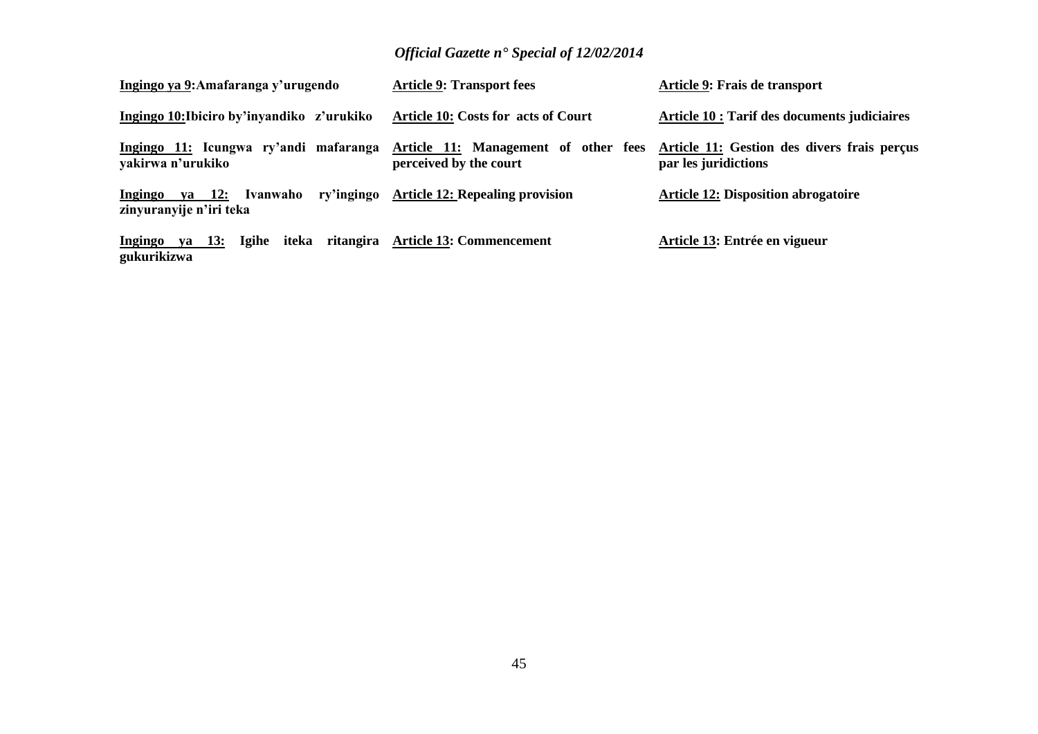**Ingingo ya 9:Amafaranga y'urugendo**

**Ingingo 10:Ibiciro by'inyandiko z'urukiko**

**Ingingo 11: Icungwa ry'andi mafaranga yakirwa n'urukiko**

**Ingingo ya 12: Ivanwaho ry'ingingo zinyuranyije n'iri teka**

**Ingingo ya 13: Igihe iteka ritangira gukurikizwa**

**Article 9: Transport fees**

**Article 10: Costs for acts of Court**

**Article 11: Management of other fees perceived by the court**

**Article 12: Repealing provision**

**Article 13: Commencement**

**Article 9: Frais de transport**

**Article 10 : Tarif des documents judiciaires**

**Article 11: Gestion des divers frais perçus par les juridictions**

**Article 12: Disposition abrogatoire**

**Article 13: Entrée en vigueur**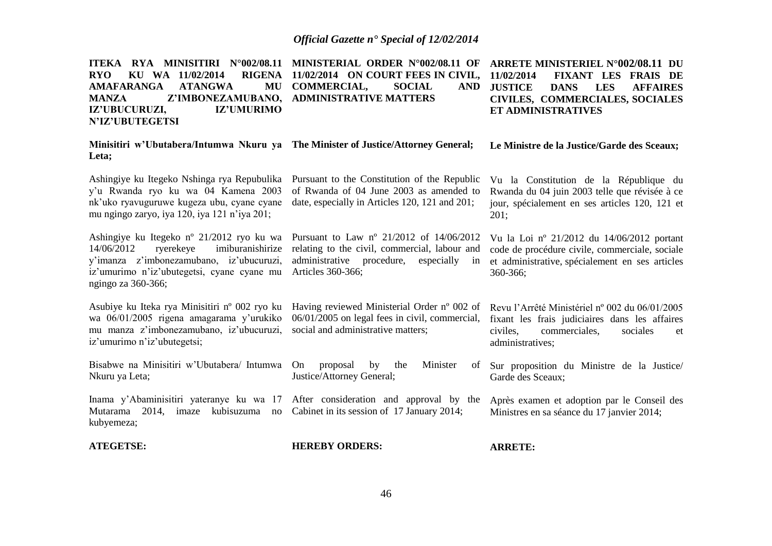**ITEKA RYA MINISITIRI N°002/08.11 RYO KU WA 11/02/2014 RIGENA AMAFARANGA ATANGWA MU MANZA Z'IMBONEZAMUBANO, IZ'UBUCURUZI, IZ'UMURIMO N'IZ'UBUTEGETSI**

**Minisitiri w'Ubutabera/Intumwa Nkuru ya Leta;**

Ashingiye ku Itegeko Nshinga rya Repubulika y'u Rwanda ryo ku wa 04 Kamena 2003 nk'uko ryavuguruwe kugeza ubu, cyane cyane mu ngingo zaryo, iya 120, iya 121 n'iya 201;

Ashingiye ku Itegeko nº 21/2012 ryo ku wa 14/06/2012 ryerekeye imiburanishirize y'imanza z'imbonezamubano, iz'ubucuruzi, iz'umurimo n'iz'ubutegetsi, cyane cyane mu ngingo za 360-366;

Asubiye ku Iteka rya Minisitiri nº 002 ryo ku wa 06/01/2005 rigena amagarama y'urukiko mu manza z'imbonezamubano, iz'ubucuruzi, iz'umurimo n'iz'ubutegetsi;

Bisabwe na Minisitiri w'Ubutabera/ Intumwa Nkuru ya Leta;

Inama y'Abaminisitiri yateranye ku wa 17 Mutarama 2014, imaze kubisuzuma no kubyemeza;

**ATEGETSE:**

**MINISTERIAL ORDER N°002/08.11 OF 11/02/2014 ON COURT FEES IN CIVIL, COMMERCIAL, SOCIAL AND ADMINISTRATIVE MATTERS**

**The Minister of Justice/Attorney General;**

Pursuant to the Constitution of the Republic of Rwanda of 04 June 2003 as amended to date, especially in Articles 120, 121 and 201;

Pursuant to Law nº 21/2012 of 14/06/2012 relating to the civil, commercial, labour and administrative procedure, especially in Articles 360-366;

Having reviewed Ministerial Order nº 002 of 06/01/2005 on legal fees in civil, commercial, social and administrative matters;

On proposal by the Minister of Justice/Attorney General;

After consideration and approval by the Cabinet in its session of 17 January 2014;

**HEREBY ORDERS:**

**ARRETE MINISTERIEL N°002/08.11 DU 11/02/2014 FIXANT LES FRAIS DE JUSTICE DANS LES AFFAIRES CIVILES, COMMERCIALES, SOCIALES ET ADMINISTRATIVES**

**Le Ministre de la Justice/Garde des Sceaux;**

Vu la Constitution de la République du Rwanda du 04 juin 2003 telle que révisée à ce jour, spécialement en ses articles 120, 121 et 201;

Vu la Loi nº 21/2012 du 14/06/2012 portant code de procédure civile, commerciale, sociale et administrative, spécialement en ses articles 360-366;

Revu l'Arrêté Ministériel nº 002 du 06/01/2005 fixant les frais judiciaires dans les affaires civiles, commerciales, sociales et administratives;

Sur proposition du Ministre de la Justice/ Garde des Sceaux;

Après examen et adoption par le Conseil des Ministres en sa séance du 17 janvier 2014;

**ARRETE:**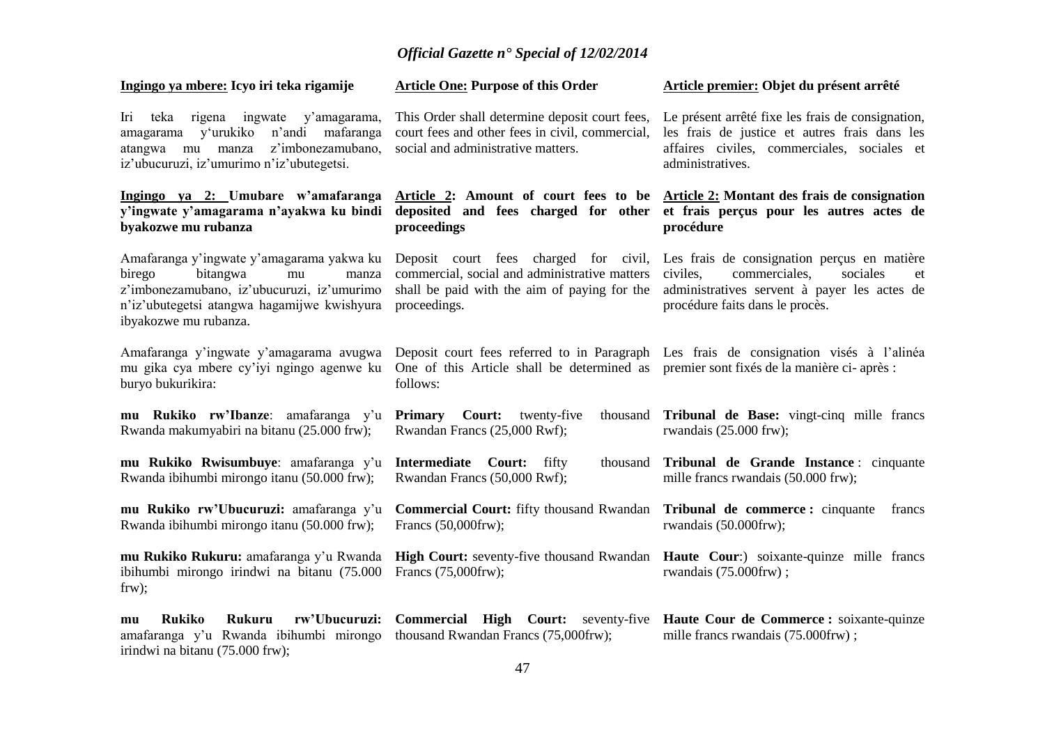**Ingingo ya mbere: Icyo iri teka rigamije**

Iri teka rigena ingwate y'amagarama, amagarama y'urukiko n'andi mafaranga atangwa mu manza z'imbonezamubano, iz'ubucuruzi, iz'umurimo n'iz'ubutegetsi.

**Ingingo ya 2: Umubare w'amafaranga y'ingwate y'amagarama n'ayakwa ku bindi byakozwe mu rubanza**

Amafaranga y'ingwate y'amagarama yakwa ku birego bitangwa mu manza z'imbonezamubano, iz'ubucuruzi, iz'umurimo n'iz'ubutegetsi atangwa hagamijwe kwishyura ibyakozwe mu rubanza.

Amafaranga y'ingwate y'amagarama avugwa mu gika cya mbere cy'iyi ngingo agenwe ku buryo bukurikira:

**mu Rukiko rw'Ibanze**: amafaranga y'u Rwanda makumyabiri na bitanu (25.000 frw);

**mu Rukiko Rwisumbuye**: amafaranga y'u Rwanda ibihumbi mirongo itanu (50.000 frw);

**mu Rukiko rw'Ubucuruzi:** amafaranga y'u Rwanda ibihumbi mirongo itanu (50.000 frw);

**mu Rukiko Rukuru:** amafaranga y'u Rwanda ibihumbi mirongo irindwi na bitanu (75.000 frw);

**mu Rukiko Rukuru rw'Ubucuruzi:** amafaranga y'u Rwanda ibihumbi mirongo irindwi na bitanu (75.000 frw);

**Article One: Purpose of this Order**

This Order shall determine deposit court fees, court fees and other fees in civil, commercial, social and administrative matters.

**Article 2: Amount of court fees to be deposited and fees charged for other proceedings**

Deposit court fees charged for civil, commercial, social and administrative matters shall be paid with the aim of paying for the proceedings.

Deposit court fees referred to in Paragraph One of this Article shall be determined as follows:

**Primary Court:** twenty-five thousand Rwandan Francs (25,000 Rwf);

**Intermediate Court:** fifty thousand Rwandan Francs (50,000 Rwf);

**Commercial Court:** fifty thousand Rwandan Francs (50,000frw);

**High Court:** seventy-five thousand Rwandan Francs (75,000frw);

**Commercial High Court:** seventy-five thousand Rwandan Francs (75,000frw);

**Article premier: Objet du présent arrêté**

Le présent arrêté fixe les frais de consignation, les frais de justice et autres frais dans les affaires civiles, commerciales, sociales et administratives.

**Article 2: Montant des frais de consignation et frais perçus pour les autres actes de procédure**

Les frais de consignation perçus en matière civiles, commerciales, sociales et administratives servent à payer les actes de procédure faits dans le procès.

Les frais de consignation visés à l'alinéa premier sont fixés de la manière ci- après :

**Tribunal de Base:** vingt-cinq mille francs rwandais (25.000 frw);

**Tribunal de Grande Instance** : cinquante mille francs rwandais (50.000 frw);

**Tribunal de commerce :** cinquante francs rwandais (50.000frw);

**Haute Cour**:) soixante-quinze mille francs rwandais (75.000frw) ;

**Haute Cour de Commerce :** soixante-quinze mille francs rwandais (75.000frw) ;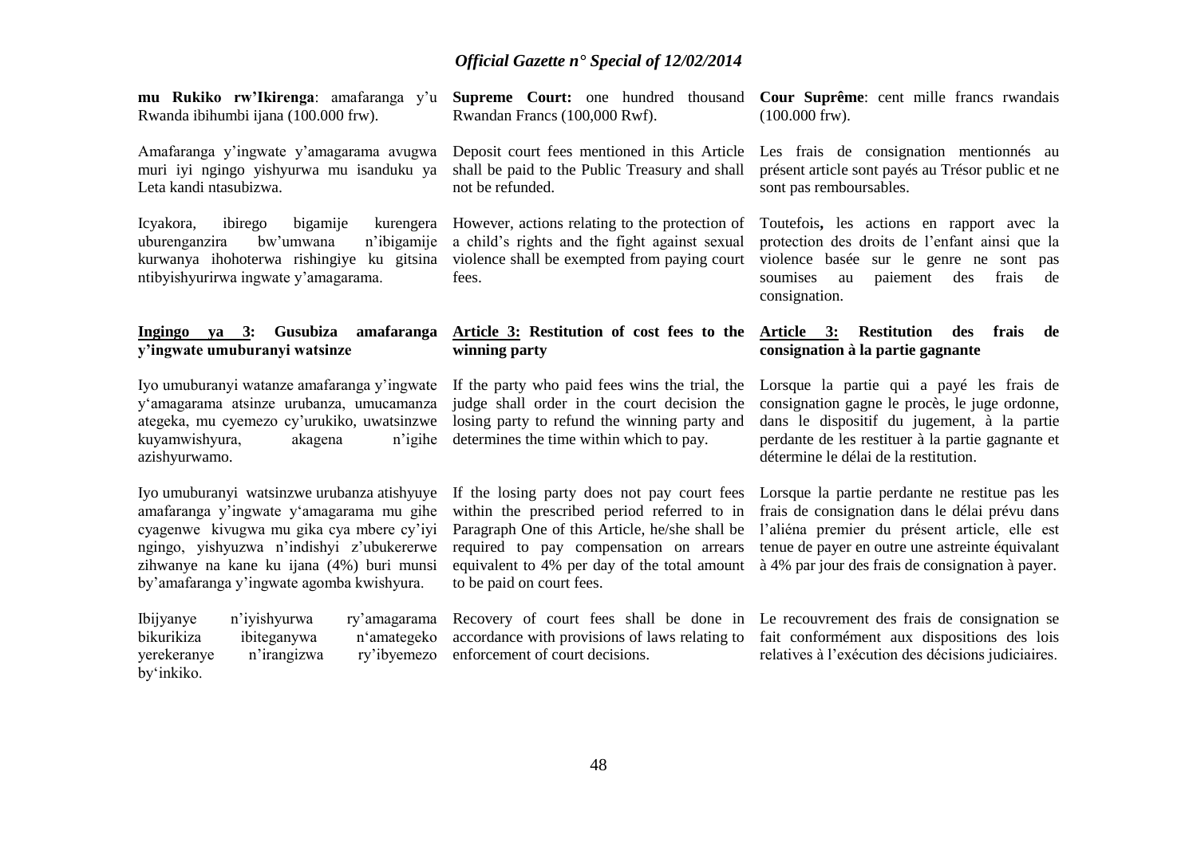**mu Rukiko rw'Ikirenga**: amafaranga y'u Rwanda ibihumbi ijana (100.000 frw).

Amafaranga y'ingwate y'amagarama avugwa muri iyi ngingo yishyurwa mu isanduku ya Leta kandi ntasubizwa.

Icyakora, ibirego bigamije kurengera uburenganzira bw'umwana n'ibigamije kurwanya ihohoterwa rishingiye ku gitsina ntibyishyurirwa ingwate y'amagarama.

**Ingingo ya 3: Gusubiza amafaranga y'ingwate umuburanyi watsinze**

Iyo umuburanyi watanze amafaranga y'ingwate y'amagarama atsinze urubanza, umucamanza ategeka, mu cyemezo cy'urukiko, uwatsinzwe kuyamwishyura, akagena n'igihe azishyurwamo.

Iyo umuburanyi watsinzwe urubanza atishyuye amafaranga y'ingwate y'amagarama mu gihe cyagenwe kivugwa mu gika cya mbere cy'iyi ngingo, yishyuzwa n'indishyi z'ubukererwe zihwanye na kane ku ijana (4%) buri munsi by'amafaranga y'ingwate agomba kwishyura.

Ibijyanye n'iyishyurwa ry'amagarama bikurikiza ibiteganywa n'amategeko yerekeranye n'irangizwa ry'ibyemezo by'inkiko.

**Supreme Court:** one hundred thousand Rwandan Francs (100,000 Rwf).

Deposit court fees mentioned in this Article shall be paid to the Public Treasury and shall not be refunded.

However, actions relating to the protection of a child's rights and the fight against sexual violence shall be exempted from paying court fees.

**Article 3: Restitution of cost fees to the winning party**

If the party who paid fees wins the trial, the judge shall order in the court decision the losing party to refund the winning party and determines the time within which to pay.

If the losing party does not pay court fees within the prescribed period referred to in Paragraph One of this Article, he/she shall be required to pay compensation on arrears equivalent to 4% per day of the total amount to be paid on court fees.

Recovery of court fees shall be done in accordance with provisions of laws relating to enforcement of court decisions.

**Cour Suprême**: cent mille francs rwandais (100.000 frw).

Les frais de consignation mentionnés au présent article sont payés au Trésor public et ne sont pas remboursables.

Toutefois**,** les actions en rapport avec la protection des droits de l'enfant ainsi que la violence basée sur le genre ne sont pas soumises au paiement des frais de consignation.

**Article 3: Restitution des frais de consignation à la partie gagnante**

Lorsque la partie qui a payé les frais de consignation gagne le procès, le juge ordonne, dans le dispositif du jugement, à la partie perdante de les restituer à la partie gagnante et détermine le délai de la restitution.

Lorsque la partie perdante ne restitue pas les frais de consignation dans le délai prévu dans l'aliéna premier du présent article, elle est tenue de payer en outre une astreinte équivalant à 4% par jour des frais de consignation à payer.

Le recouvrement des frais de consignation se fait conformément aux dispositions des lois relatives à l'exécution des décisions judiciaires.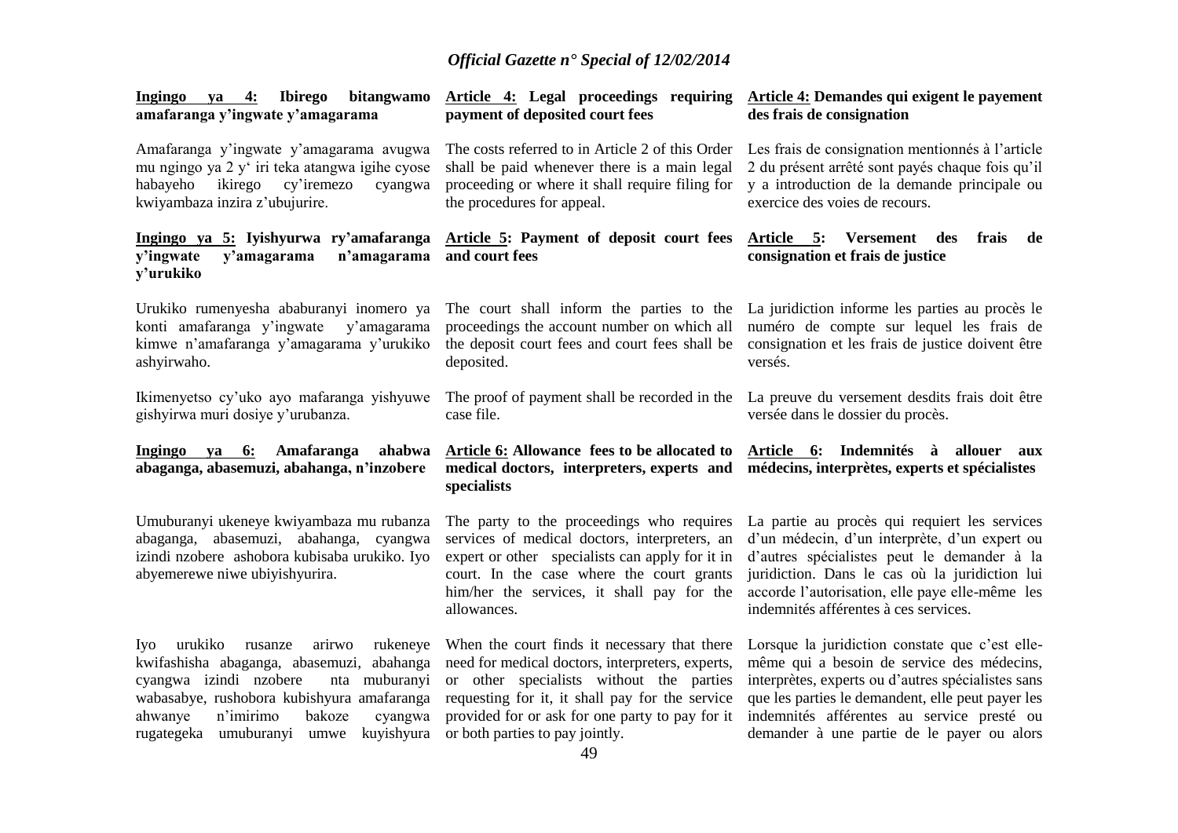**Ingingo ya 4: Ibirego bitangwamo amafaranga y'ingwate y'amagarama**

Amafaranga y'ingwate y'amagarama avugwa mu ngingo ya 2 y' iri teka atangwa igihe cyose habayeho ikirego cy'iremezo cyangwa kwiyambaza inzira z'ubujurire.

**Ingingo ya 5: Iyishyurwa ry'amafaranga y'ingwate y'amagarama n'amagarama y'urukiko**

Urukiko rumenyesha ababuranyi inomero ya konti amafaranga y'ingwate y'amagarama kimwe n'amafaranga y'amagarama y'urukiko ashyirwaho.

Ikimenyetso cy'uko ayo mafaranga yishyuwe gishyirwa muri dosiye y'urubanza.

**Ingingo ya 6: Amafaranga ahabwa abaganga, abasemuzi, abahanga, n'inzobere**

Umuburanyi ukeneye kwiyambaza mu rubanza abaganga, abasemuzi, abahanga, cyangwa izindi nzobere ashobora kubisaba urukiko. Iyo abyemerewe niwe ubiyishyurira.

Iyo urukiko rusanze arirwo rukeneye kwifashisha abaganga, abasemuzi, abahanga cyangwa izindi nzobere nta muburanyi wabasabye, rushobora kubishyura amafaranga ahwanye n'imirimo bakoze cyangwa rugategeka umuburanyi umwe kuyishyura

**Article 4: Legal proceedings requiring payment of deposited court fees**

The costs referred to in Article 2 of this Order shall be paid whenever there is a main legal proceeding or where it shall require filing for the procedures for appeal.

**Article 5: Payment of deposit court fees and court fees**

The court shall inform the parties to the proceedings the account number on which all the deposit court fees and court fees shall be deposited.

The proof of payment shall be recorded in the case file.

**Article 6: Allowance fees to be allocated to medical doctors, interpreters, experts and specialists**

The party to the proceedings who requires services of medical doctors, interpreters, an expert or other specialists can apply for it in court. In the case where the court grants him/her the services, it shall pay for the allowances.

When the court finds it necessary that there need for medical doctors, interpreters, experts, or other specialists without the parties requesting for it, it shall pay for the service provided for or ask for one party to pay for it or both parties to pay jointly.

**Article 4: Demandes qui exigent le payement des frais de consignation**

Les frais de consignation mentionnés à l'article 2 du présent arrêté sont payés chaque fois qu'il y a introduction de la demande principale ou exercice des voies de recours.

**Article 5: Versement des frais de consignation et frais de justice**

La juridiction informe les parties au procès le numéro de compte sur lequel les frais de consignation et les frais de justice doivent être versés.

La preuve du versement desdits frais doit être versée dans le dossier du procès.

**Article 6: Indemnités à allouer aux médecins, interprètes, experts et spécialistes**

La partie au procès qui requiert les services d'un médecin, d'un interprète, d'un expert ou d'autres spécialistes peut le demander à la juridiction. Dans le cas où la juridiction lui accorde l'autorisation, elle paye elle-même les indemnités afférentes à ces services.

Lorsque la juridiction constate que c'est elle-même qui a besoin de service des médecins, interprètes, experts ou d'autres spécialistes sans que les parties le demandent, elle peut payer les indemnités afférentes au service presté ou demander à une partie de le payer ou alors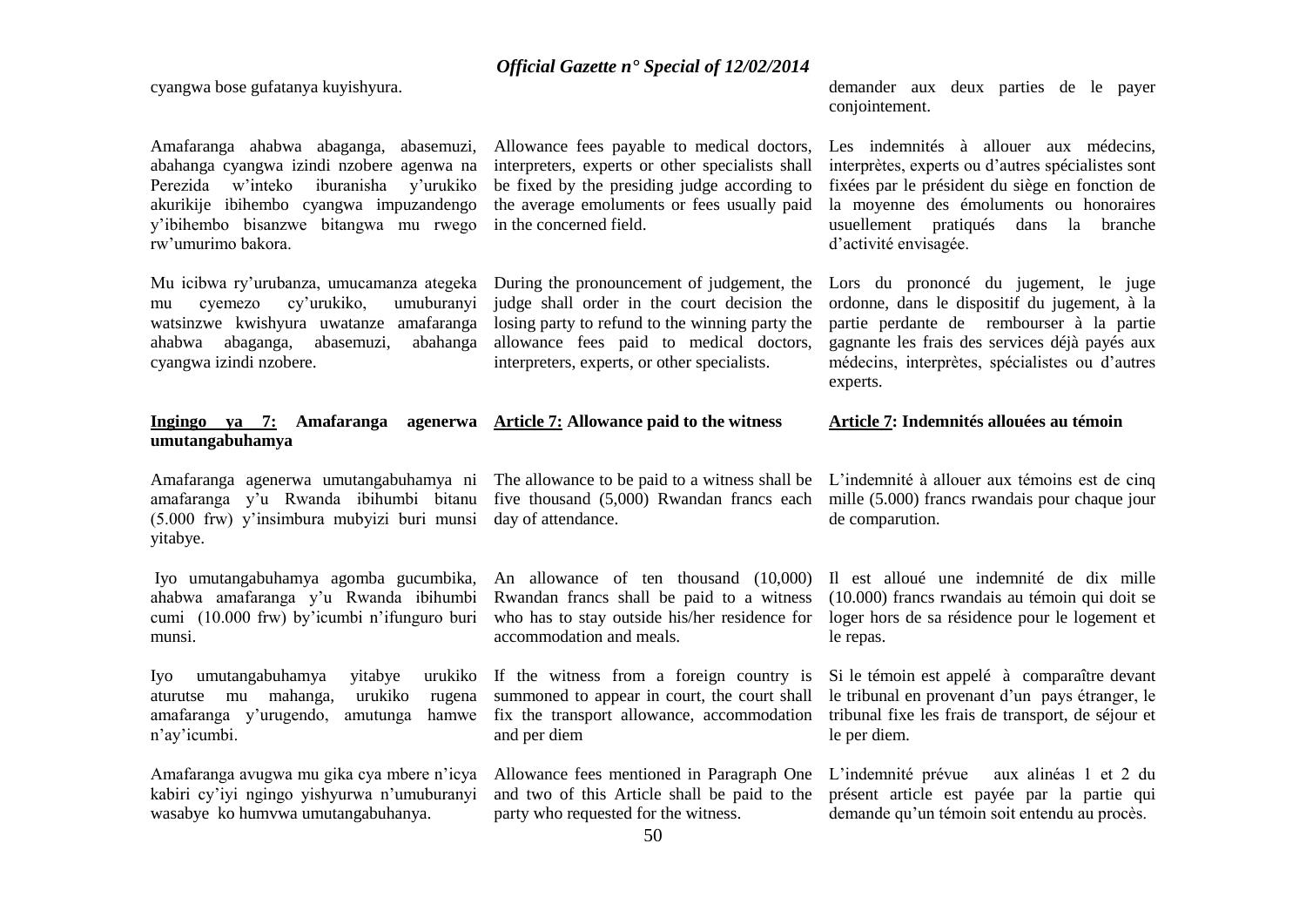cyangwa bose gufatanya kuyishyura.

demander aux deux parties de le payer conjointement.

Amafaranga ahabwa abaganga, abasemuzi, abahanga cyangwa izindi nzobere agenwa na Perezida w'inteko iburanisha y'urukiko akurikije ibihembo cyangwa impuzandengo y'ibihembo bisanzwe bitangwa mu rwego rw'umurimo bakora.

Allowance fees payable to medical doctors, interpreters, experts or other specialists shall be fixed by the presiding judge according to the average emoluments or fees usually paid in the concerned field.

Les indemnités à allouer aux médecins, interprètes, experts ou d'autres spécialistes sont fixées par le président du siège en fonction de la moyenne des émoluments ou honoraires usuellement pratiqués dans la branche d'activité envisagée.

Mu icibwa ry'urubanza, umucamanza ategeka mu cyemezo cy'urukiko, umuburanyi watsinzwe kwishyura uwatanze amafaranga ahabwa abaganga, abasemuzi, abahanga cyangwa izindi nzobere.

During the pronouncement of judgement, the judge shall order in the court decision the losing party to refund to the winning party the allowance fees paid to medical doctors, interpreters, experts, or other specialists.

Lors du prononcé du jugement, le juge ordonne, dans le dispositif du jugement, à la partie perdante de rembourser à la partie gagnante les frais des services déjà payés aux médecins, interprètes, spécialistes ou d'autres experts.

**<u>Ingingo ya 7:</u> Amafaranga agenerwa umutangabuhamya**

**<u>Article 7:</u> Allowance paid to the witness**

**<u>Article 7</u>: Indemnités allouées au témoin**

Amafaranga agenerwa umutangabuhamya ni amafaranga y'u Rwanda ibihumbi bitanu (5.000 frw) y'insimbura mubyizi buri munsi yitabye.

The allowance to be paid to a witness shall be five thousand (5,000) Rwandan francs each day of attendance.

L'indemnité à allouer aux témoins est de cinq mille (5.000) francs rwandais pour chaque jour de comparution.

Iyo umutangabuhamya agomba gucumbika, ahabwa amafaranga y'u Rwanda ibihumbi cumi (10.000 frw) by'icumbi n'ifunguro buri munsi.

An allowance of ten thousand (10,000) Rwandan francs shall be paid to a witness who has to stay outside his/her residence for accommodation and meals.

Il est alloué une indemnité de dix mille (10.000) francs rwandais au témoin qui doit se loger hors de sa résidence pour le logement et le repas.

Iyo umutangabuhamya yitabye urukiko aturutse mu mahanga, urukiko rugena amafaranga y'urugendo, amutunga hamwe n'ay'icumbi.

If the witness from a foreign country is summoned to appear in court, the court shall fix the transport allowance, accommodation and per diem

Si le témoin est appelé à comparaître devant le tribunal en provenant d'un pays étranger, le tribunal fixe les frais de transport, de séjour et le per diem.

Amafaranga avugwa mu gika cya mbere n'icya kabiri cy'iyi ngingo yishyurwa n'umuburanyi wasabye ko humvwa umutangabuhanya.

Allowance fees mentioned in Paragraph One and two of this Article shall be paid to the party who requested for the witness.

L'indemnité prévue aux alinéas 1 et 2 du présent article est payée par la partie qui demande qu'un témoin soit entendu au procès.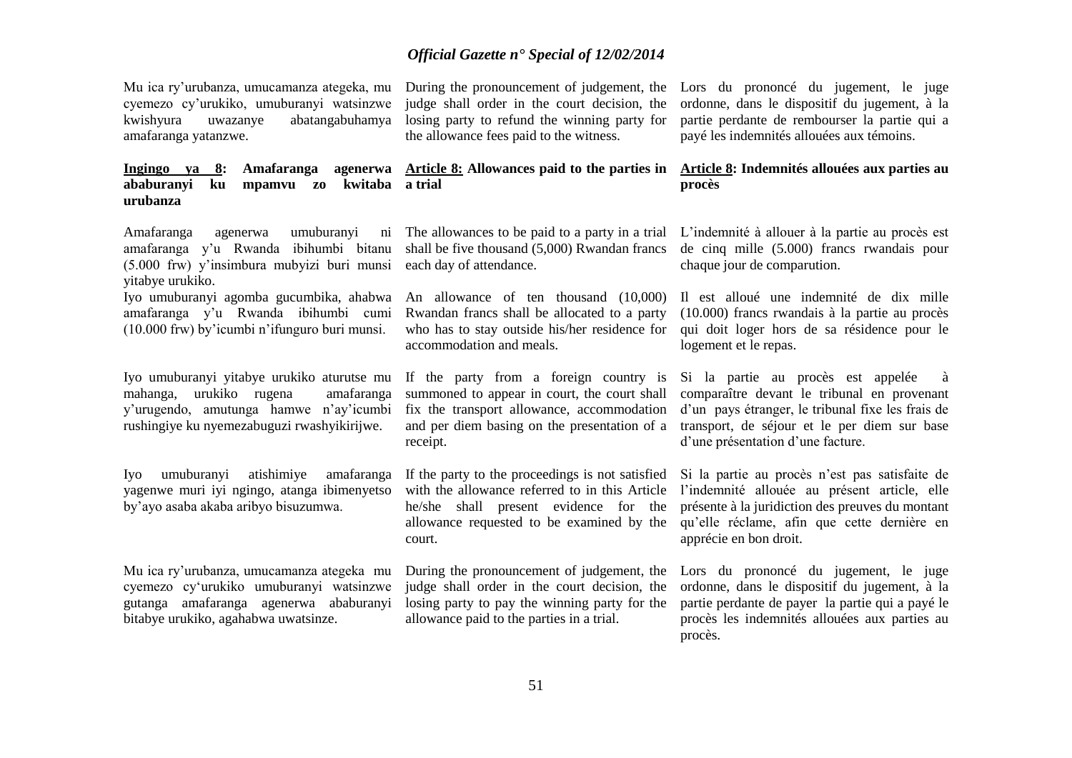Mu ica ry'urubanza, umucamanza ategeka, mu cyemezo cy'urukiko, umuburanyi watsinzwe kwishyura uwazanye abatangabuhamya amafaranga yatanzwe.

**Ingingo ya 8: Amafaranga agenerwa ababuranyi ku mpamvu zo kwitaba urubanza**

Amafaranga agenerwa umuburanyi ni amafaranga y'u Rwanda ibihumbi bitanu (5.000 frw) y'insimbura mubyizi buri munsi yitabye urukiko.

Iyo umuburanyi agomba gucumbika, ahabwa amafaranga y'u Rwanda ibihumbi cumi (10.000 frw) by'icumbi n'ifunguro buri munsi.

Iyo umuburanyi yitabye urukiko aturutse mu mahanga, urukiko rugena amafaranga y'urugendo, amutunga hamwe n'ay'icumbi rushingiye ku nyemezabuguzi rwashyikirijwe.

Iyo umuburanyi atishimiye amafaranga yagenwe muri iyi ngingo, atanga ibimenyetso by'ayo asaba akaba aribyo bisuzumwa.

Mu ica ry'urubanza, umucamanza ategeka mu cyemezo cy'urukiko umuburanyi watsinzwe gutanga amafaranga agenerwa ababuranyi bitabye urukiko, agahabwa uwatsinze.

During the pronouncement of judgement, the judge shall order in the court decision, the losing party to refund the winning party for the allowance fees paid to the witness.

**Article 8: Allowances paid to the parties in a trial**

The allowances to be paid to a party in a trial shall be five thousand (5,000) Rwandan francs each day of attendance.

An allowance of ten thousand (10,000) Rwandan francs shall be allocated to a party who has to stay outside his/her residence for accommodation and meals.

If the party from a foreign country is summoned to appear in court, the court shall fix the transport allowance, accommodation and per diem basing on the presentation of a receipt.

If the party to the proceedings is not satisfied with the allowance referred to in this Article he/she shall present evidence for the allowance requested to be examined by the court.

During the pronouncement of judgement, the judge shall order in the court decision, the losing party to pay the winning party for the allowance paid to the parties in a trial.

Lors du prononcé du jugement, le juge ordonne, dans le dispositif du jugement, à la partie perdante de rembourser la partie qui a payé les indemnités allouées aux témoins.

**Article 8: Indemnités allouées aux parties au procès**

L'indemnité à allouer à la partie au procès est de cinq mille (5.000) francs rwandais pour chaque jour de comparution.

Il est alloué une indemnité de dix mille (10.000) francs rwandais à la partie au procès qui doit loger hors de sa résidence pour le logement et le repas.

Si la partie au procès est appelée à comparaître devant le tribunal en provenant d'un pays étranger, le tribunal fixe les frais de transport, de séjour et le per diem sur base d'une présentation d'une facture.

Si la partie au procès n'est pas satisfaite de l'indemnité allouée au présent article, elle présente à la juridiction des preuves du montant qu'elle réclame, afin que cette dernière en apprécie en bon droit.

Lors du prononcé du jugement, le juge ordonne, dans le dispositif du jugement, à la partie perdante de payer la partie qui a payé le procès les indemnités allouées aux parties au procès.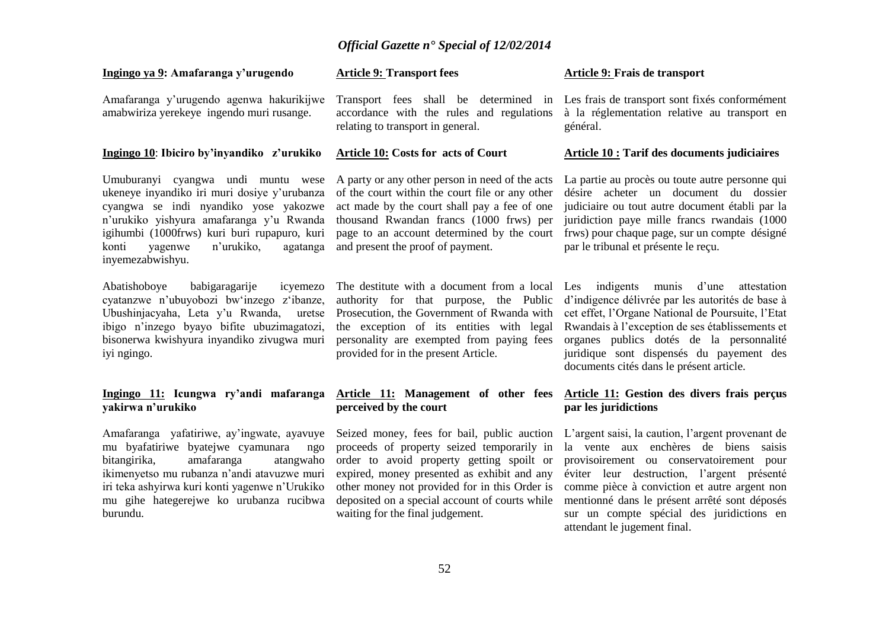**Ingingo ya 9: Amafaranga y'urugendo**

Amafaranga y'urugendo agenwa hakurikijwe amabwiriza yerekeye ingendo muri rusange.

**Ingingo 10: Ibiciro by'inyandiko z'urukiko**

Umuburanyi cyangwa undi muntu wese ukeneye inyandiko iri muri dosiye y'urubanza cyangwa se indi nyandiko yose yakozwe n'urukiko yishyura amafaranga y'u Rwanda igihumbi (1000frws) kuri buri rupapuro, kuri konti yagenwe n'urukiko, agatanga inyemezabwishyu.

Abatishoboye babigaragarije icyemezo cyatanzwe n'ubuyobozi bw'inzego z'ibanze, Ubushinjacyaha, Leta y'u Rwanda, uretse ibigo n'inzego byayo bifite ubuzimagatozi, bisonerwa kwishyura inyandiko zivugwa muri iyi ngingo.

**Ingingo 11: Icungwa ry'andi mafaranga yakirwa n'urukiko**

Amafaranga yafatiriwe, ay'ingwate, ayavuye mu byafatiriwe byatejwe cyamunara ngo bitangirika, amafaranga atangwaho ikimenyetso mu rubanza n'andi atavuzwe muri iri teka ashyirwa kuri konti yagenwe n'Urukiko mu gihe hategerejwe ko urubanza rucibwa burundu.

**Article 9: Transport fees**

Transport fees shall be determined in accordance with the rules and regulations relating to transport in general.

**Article 10: Costs for acts of Court**

A party or any other person in need of the acts of the court within the court file or any other act made by the court shall pay a fee of one thousand Rwandan francs (1000 frws) per page to an account determined by the court and present the proof of payment.

The destitute with a document from a local authority for that purpose, the Public Prosecution, the Government of Rwanda with the exception of its entities with legal personality are exempted from paying fees provided for in the present Article.

**Article 11: Management of other fees perceived by the court**

Seized money, fees for bail, public auction proceeds of property seized temporarily in order to avoid property getting spoilt or expired, money presented as exhibit and any other money not provided for in this Order is deposited on a special account of courts while waiting for the final judgement.

**Article 9: Frais de transport**

Les frais de transport sont fixés conformément à la réglementation relative au transport en général.

**Article 10 : Tarif des documents judiciaires**

La partie au procès ou toute autre personne qui désire acheter un document du dossier judiciaire ou tout autre document établi par la juridiction paye mille francs rwandais (1000 frws) pour chaque page, sur un compte désigné par le tribunal et présente le reçu.

Les indigents munis d'une attestation d'indigence délivrée par les autorités de base à cet effet, l'Organe National de Poursuite, l'Etat Rwandais à l'exception de ses établissements et organes publics dotés de la personnalité juridique sont dispensés du payement des documents cités dans le présent article.

**Article 11: Gestion des divers frais perçus par les juridictions**

L'argent saisi, la caution, l'argent provenant de la vente aux enchères de biens saisis provisoirement ou conservatoirement pour éviter leur destruction, l'argent présenté comme pièce à conviction et autre argent non mentionné dans le présent arrêté sont déposés sur un compte spécial des juridictions en attendant le jugement final.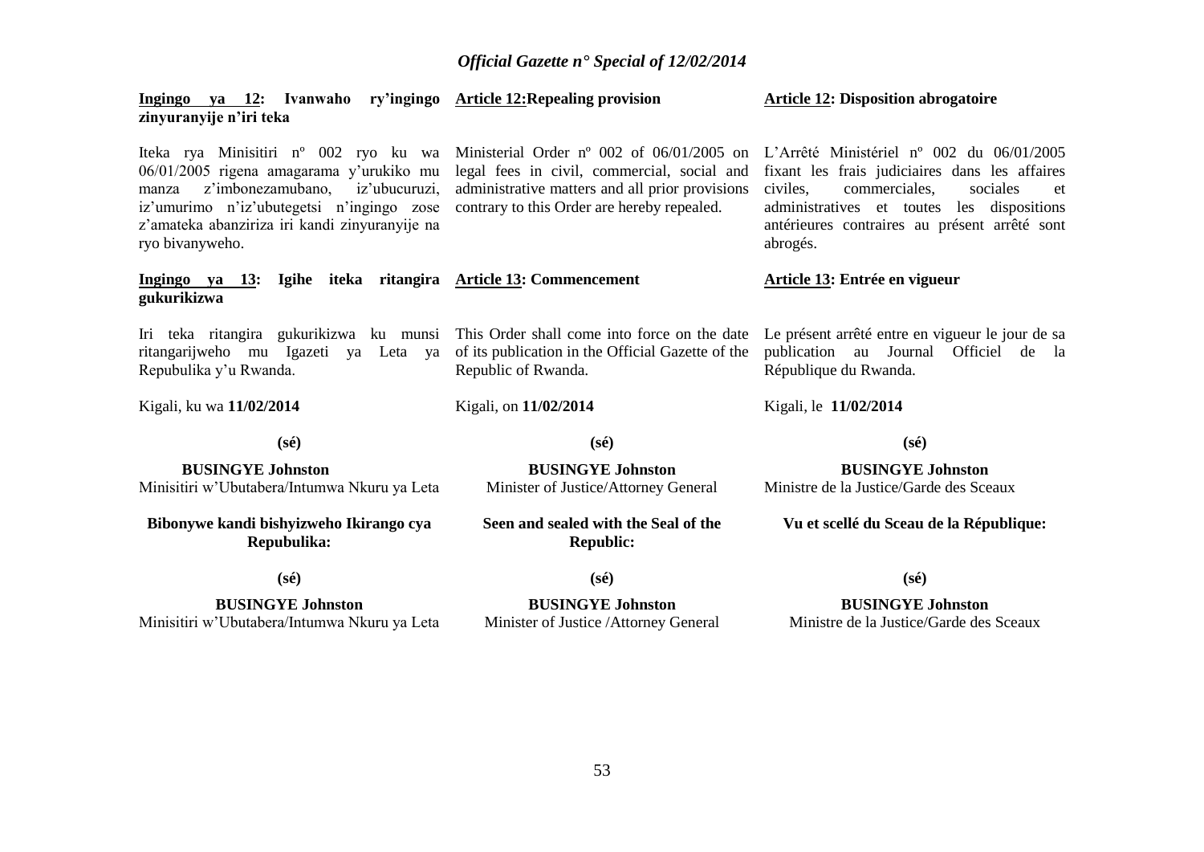**Ingingo ya 12: Ivanwaho ry'ingingo zinyuranyije n'iri teka**

Iteka rya Minisitiri nº 002 ryo ku wa 06/01/2005 rigena amagarama y'urukiko mu manza z'imbonezamubano, iz'ubucuruzi, iz'umurimo n'iz'ubutegetsi n'ingingo zose z'amateka abanziriza iri kandi zinyuranyije na ryo bivanyweho.

**Ingingo ya 13: Igihe iteka ritangira gukurikizwa**

Iri teka ritangira gukurikizwa ku munsi ritangarijweho mu Igazeti ya Leta ya Repubulika y'u Rwanda.

Kigali, ku wa **11/02/2014**

**(sé)**

**BUSINGYE Johnston**
Minisitiri w'Ubutabera/Intumwa Nkuru ya Leta

**Bibonywe kandi bishyizweho Ikirango cya Repubulika:**

**(sé)**

**BUSINGYE Johnston**
Minisitiri w'Ubutabera/Intumwa Nkuru ya Leta

**Article 12: Repealing provision**

Ministerial Order nº 002 of 06/01/2005 on legal fees in civil, commercial, social and administrative matters and all prior provisions contrary to this Order are hereby repealed.

**Article 13: Commencement**

This Order shall come into force on the date of its publication in the Official Gazette of the Republic of Rwanda.

Kigali, on **11/02/2014**

**(sé)**

**BUSINGYE Johnston**
Minister of Justice/Attorney General

**Seen and sealed with the Seal of the Republic:**

**(sé)**

**BUSINGYE Johnston**
Minister of Justice /Attorney General

**Article 12: Disposition abrogatoire**

L'Arrêté Ministériel nº 002 du 06/01/2005 fixant les frais judiciaires dans les affaires civiles, commerciales, sociales et administratives et toutes les dispositions antérieures contraires au présent arrêté sont abrogés.

**Article 13: Entrée en vigueur**

Le présent arrêté entre en vigueur le jour de sa publication au Journal Officiel de la République du Rwanda.

Kigali, le **11/02/2014**

**(sé)**

**BUSINGYE Johnston**
Ministre de la Justice/Garde des Sceaux

**Vu et scellé du Sceau de la République:**

**(sé)**

**BUSINGYE Johnston**
Ministre de la Justice/Garde des Sceaux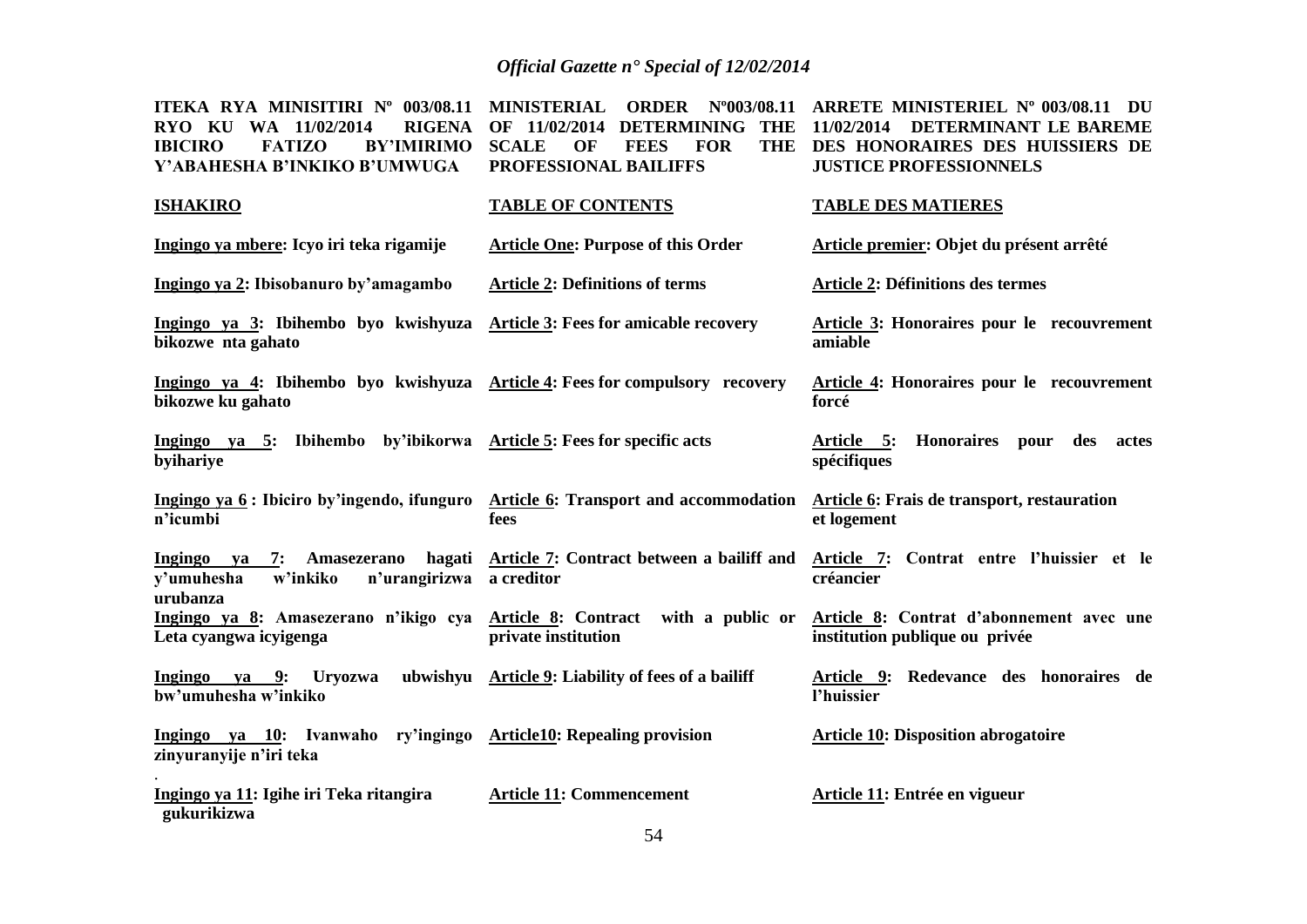| ITEKA RYA MINISITIRI Nº 003/08.11 RYO KU WA 11/02/2014 RIGENA IBICIRO FATIZO BY'IMIRIMO Y'ABAHESHA B'INKIKO B'UMWUGA | MINISTERIAL ORDER Nº003/08.11 OF 11/02/2014 DETERMINING THE SCALE OF FEES FOR THE PROFESSIONAL BAILIFFS | ARRETE MINISTERIEL Nº 003/08.11 DU 11/02/2014 DETERMINANT LE BAREME DES HONORAIRES DES HUISSIERS DE JUSTICE PROFESSIONNELS |
|---|---|---|
| **ISHAKIRO** | **TABLE OF CONTENTS** | **TABLE DES MATIERES** |
| **Ingingo ya mbere: Icyo iri teka rigamije** | **Article One: Purpose of this Order** | **Article premier: Objet du présent arrêté** |
| **Ingingo ya 2: Ibisobanuro by'amagambo** | **Article 2: Definitions of terms** | **Article 2: Définitions des termes** |
| **Ingingo ya 3: Ibihembo byo kwishyuza bikozwe nta gahato** | **Article 3: Fees for amicable recovery** | **Article 3: Honoraires pour le recouvrement amiable** |
| **Ingingo ya 4: Ibihembo byo kwishyuza bikozwe ku gahato** | **Article 4: Fees for compulsory recovery** | **Article 4: Honoraires pour le recouvrement forcé** |
| **Ingingo ya 5: Ibihembo by'ibikorwa byihariye** | **Article 5: Fees for specific acts** | **Article 5: Honoraires pour des actes spécifiques** |
| **Ingingo ya 6 : Ibiciro by'ingendo, ifunguro n'icumbi** | **Article 6: Transport and accommodation fees** | **Article 6: Frais de transport, restauration et logement** |
| **Ingingo ya 7: Amasezerano hagati y'umuhesha w'inkiko n'urangirizwa urubanza** | **Article 7: Contract between a bailiff and a creditor** | **Article 7: Contrat entre l'huissier et le créancier** |
| **Ingingo ya 8: Amasezerano n'ikigo cya Leta cyangwa icyigenga** | **Article 8: Contract with a public or private institution** | **Article 8: Contrat d'abonnement avec une institution publique ou privée** |
| **Ingingo ya 9: Uryozwa ubwishyu bw'umuhesha w'inkiko** | **Article 9: Liability of fees of a bailiff** | **Article 9: Redevance des honoraires de l'huissier** |
| **Ingingo ya 10: Ivanwaho ry'ingingo zinyuranyije n'iri teka** | **Article10: Repealing provision** | **Article 10: Disposition abrogatoire** |
| **Ingingo ya 11: Igihe iri Teka ritangira gukurikizwa** | **Article 11: Commencement** | **Article 11: Entrée en vigueur** |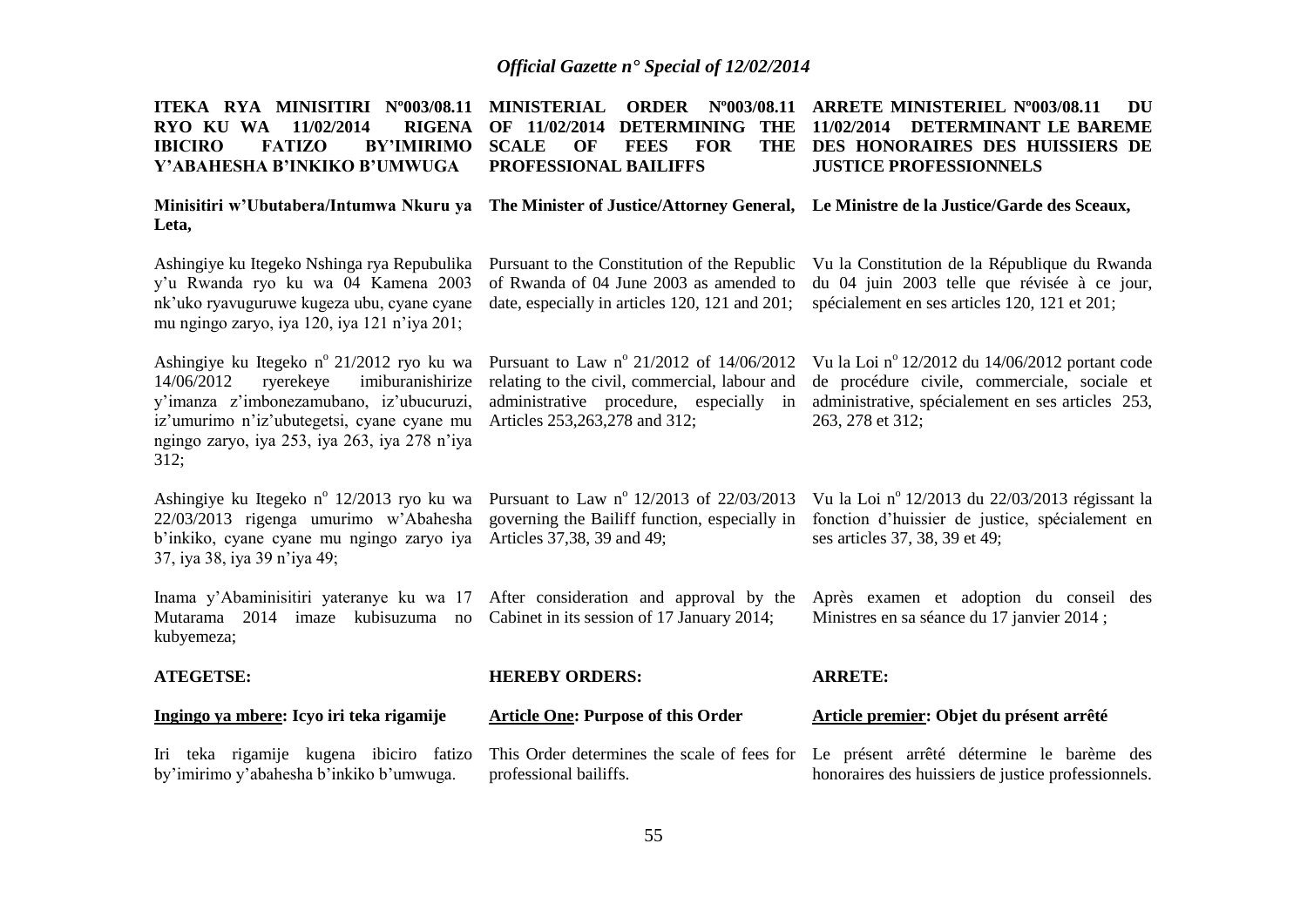**ITEKA RYA MINISITIRI Nº003/08.11 RYO KU WA 11/02/2014 RIGENA IBICIRO FATIZO BY'IMIRIMO Y'ABAHESHA B'INKIKO B'UMWUGA**

**Minisitiri w'Ubutabera/Intumwa Nkuru ya Leta,**

Ashingiye ku Itegeko Nshinga rya Repubulika y'u Rwanda ryo ku wa 04 Kamena 2003 nk'uko ryavuguruwe kugeza ubu, cyane cyane mu ngingo zaryo, iya 120, iya 121 n'iya 201;

Ashingiye ku Itegeko n° 21/2012 ryo ku wa 14/06/2012 ryerekeye imiburanishirize y'imanza z'imbonezamubano, iz'ubucuruzi, iz'umurimo n'iz'ubutegetsi, cyane cyane mu ngingo zaryo, iya 253, iya 263, iya 278 n'iya 312;

Ashingiye ku Itegeko n° 12/2013 ryo ku wa 22/03/2013 rigenga umurimo w'Abahesha b'inkiko, cyane cyane mu ngingo zaryo iya 37, iya 38, iya 39 n'iya 49;

Inama y'Abaminisitiri yateranye ku wa 17 Mutarama 2014 imaze kubisuzuma no kubyemeza;

**ATEGETSE:**

**<u>Ingingo ya mbere</u>: Icyo iri teka rigamije**

Iri teka rigamije kugena ibiciro fatizo by'imirimo y'abahesha b'inkiko b'umwuga.

**MINISTERIAL ORDER Nº003/08.11 OF 11/02/2014 DETERMINING THE SCALE OF FEES FOR THE PROFESSIONAL BAILIFFS**

**The Minister of Justice/Attorney General,**

Pursuant to the Constitution of the Republic of Rwanda of 04 June 2003 as amended to date, especially in articles 120, 121 and 201;

Pursuant to Law n° 21/2012 of 14/06/2012 relating to the civil, commercial, labour and administrative procedure, especially in Articles 253,263,278 and 312;

Pursuant to Law n° 12/2013 of 22/03/2013 governing the Bailiff function, especially in Articles 37,38, 39 and 49;

After consideration and approval by the Cabinet in its session of 17 January 2014;

**HEREBY ORDERS:**

**<u>Article One</u>: Purpose of this Order**

This Order determines the scale of fees for professional bailiffs.

**ARRETE MINISTERIEL Nº003/08.11 DU 11/02/2014 DETERMINANT LE BAREME DES HONORAIRES DES HUISSIERS DE JUSTICE PROFESSIONNELS**

**Le Ministre de la Justice/Garde des Sceaux,**

Vu la Constitution de la République du Rwanda du 04 juin 2003 telle que révisée à ce jour, spécialement en ses articles 120, 121 et 201;

Vu la Loi n° 12/2012 du 14/06/2012 portant code de procédure civile, commerciale, sociale et administrative, spécialement en ses articles 253, 263, 278 et 312;

Vu la Loi n° 12/2013 du 22/03/2013 régissant la fonction d'huissier de justice, spécialement en ses articles 37, 38, 39 et 49;

Après examen et adoption du conseil des Ministres en sa séance du 17 janvier 2014 ;

**ARRETE:**

**<u>Article premier</u>: Objet du présent arrêté**

Le présent arrêté détermine le barème des honoraires des huissiers de justice professionnels.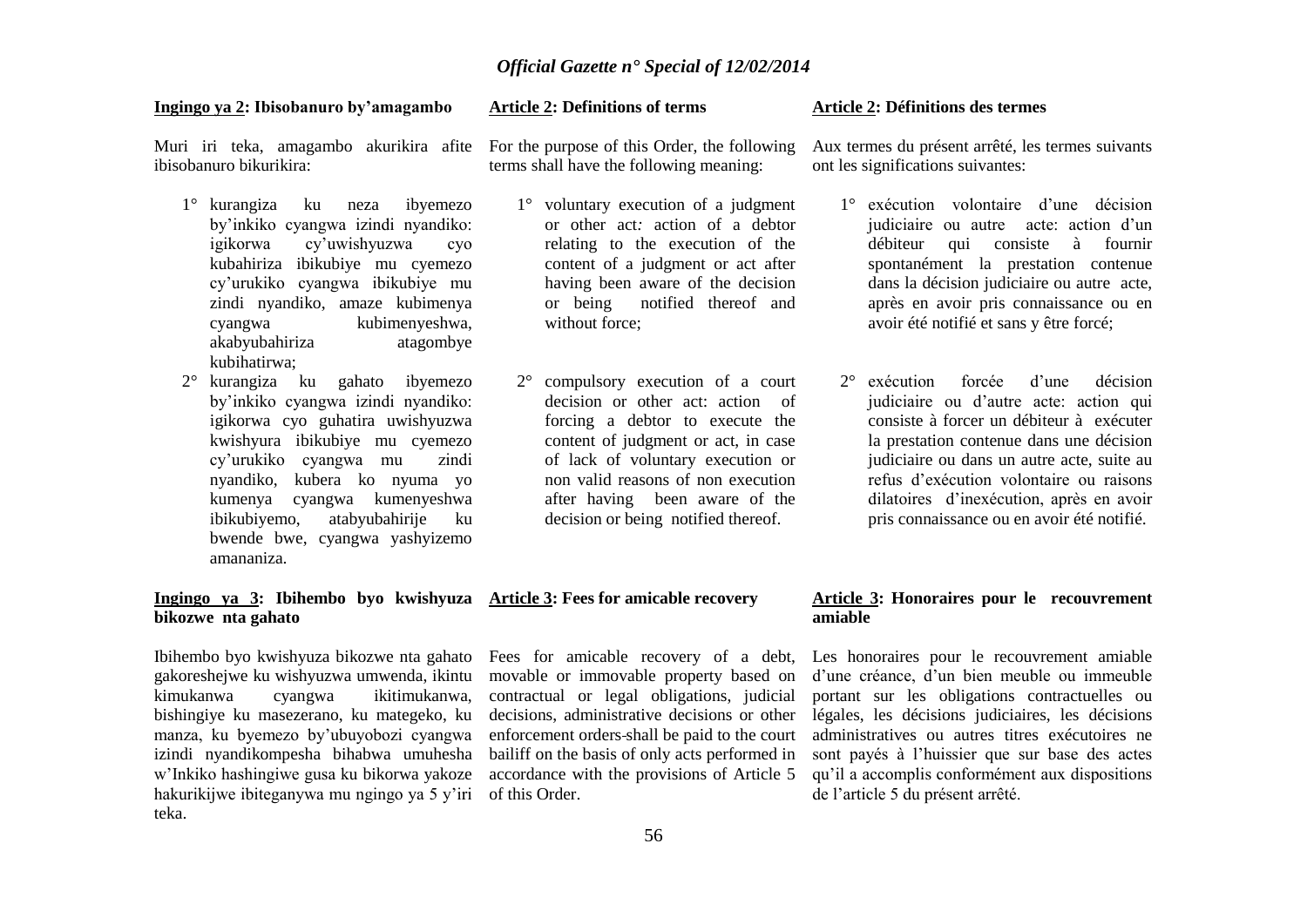**Ingingo ya 2: Ibisobanuro by'amagambo**

Muri iri teka, amagambo akurikira afite ibisobanuro bikurikira:

1° kurangiza ku neza ibyemezo by'inkiko cyangwa izindi nyandiko: igikorwa cy'uwishyuzwa cyo kubahiriza ibikubiye mu cyemezo cy'urukiko cyangwa ibikubiye mu zindi nyandiko, amaze kubimenya cyangwa kubimenyeshwa, akabyubahiriza atagombye kubihatirwa;

2° kurangiza ku gahato ibyemezo by'inkiko cyangwa izindi nyandiko: igikorwa cyo guhatira uwishyuzwa kwishyura ibikubiye mu cyemezo cy'urukiko cyangwa mu zindi nyandiko, kubera ko nyuma yo kumenya cyangwa kumenyeshwa ibikubiyemo, atabyubahirije ku bwende bwe, cyangwa yashyizemo amananiza.

**Ingingo ya 3: Ibihembo byo kwishyuza bikozwe nta gahato**

Ibihembo byo kwishyuza bikozwe nta gahato gakoreshejwe ku wishyuzwa umwenda, ikintu kimukanwa cyangwa ikitimukanwa, bishingiye ku masezerano, ku mategeko, ku manza, ku byemezo by'ubuyobozi cyangwa izindi nyandikompesha bihabwa umuhesha w'Inkiko hashingiwe gusa ku bikorwa yakoze hakurikijwe ibiteganywa mu ngingo ya 5 y'iri teka.

**Article 2: Definitions of terms**

For the purpose of this Order, the following terms shall have the following meaning:

1° voluntary execution of a judgment or other act: action of a debtor relating to the execution of the content of a judgment or act after having been aware of the decision or being notified thereof and without force;

2° compulsory execution of a court decision or other act: action of forcing a debtor to execute the content of judgment or act, in case of lack of voluntary execution or non valid reasons of non execution after having been aware of the decision or being notified thereof.

**Article 3: Fees for amicable recovery**

Fees for amicable recovery of a debt, movable or immovable property based on contractual or legal obligations, judicial decisions, administrative decisions or other enforcement orders shall be paid to the court bailiff on the basis of only acts performed in accordance with the provisions of Article 5 of this Order.

**Article 2: Définitions des termes**

Aux termes du présent arrêté, les termes suivants ont les significations suivantes:

1° exécution volontaire d'une décision judiciaire ou autre acte: action d'un débiteur qui consiste à fournir spontanément la prestation contenue dans la décision judiciaire ou autre acte, après en avoir pris connaissance ou en avoir été notifié et sans y être forcé;

2° exécution forcée d'une décision judiciaire ou d'autre acte: action qui consiste à forcer un débiteur à exécuter la prestation contenue dans une décision judiciaire ou dans un autre acte, suite au refus d'exécution volontaire ou raisons dilatoires d'inexécution, après en avoir pris connaissance ou en avoir été notifié.

**Article 3: Honoraires pour le recouvrement amiable**

Les honoraires pour le recouvrement amiable d'une créance, d'un bien meuble ou immeuble portant sur les obligations contractuelles ou légales, les décisions judiciaires, les décisions administratives ou autres titres exécutoires ne sont payés à l'huissier que sur base des actes qu'il a accomplis conformément aux dispositions de l'article 5 du présent arrêté.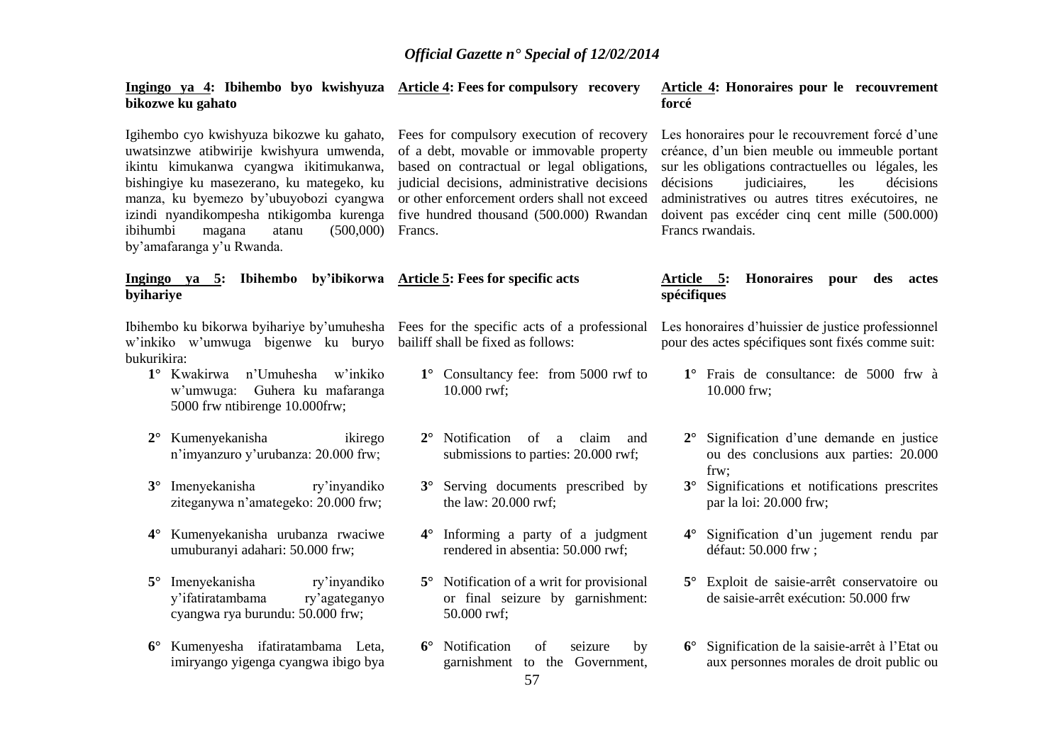**Ingingo ya 4: Ibihembo byo kwishyuza bikozwe ku gahato**

Igihembo cyo kwishyuza bikozwe ku gahato, uwatsinzwe atibwirije kwishyura umwenda, ikintu kimukanwa cyangwa ikitimukanwa, bishingiye ku masezerano, ku mategeko, ku manza, ku byemezo by'ubuyobozi cyangwa izindi nyandikompesha ntikigomba kurenga ibihumbi magana atanu (500,000) by'amafaranga y'u Rwanda.

**Ingingo ya 5: Ibihembo by'ibikorwa byihariye**

Ibihembo ku bikorwa byihariye by'umuhesha w'inkiko w'umwuga bigenwe ku buryo bukurikira:

1° Kwakirwa n'Umuhesha w'inkiko w'umwuga: Guhera ku mafaranga 5000 frw ntibirenge 10.000frw;

2° Kumenyekanisha ikirego n'imyanzuro y'urubanza: 20.000 frw;

3° Imenyekanisha ry'inyandiko ziteganywa n'amategeko: 20.000 frw;

4° Kumenyekanisha urubanza rwaciwe umuburanyi adahari: 50.000 frw;

5° Imenyekanisha ry'inyandiko y'ifatiratambama ry'agateganyo cyangwa rya burundu: 50.000 frw;

6° Kumenyesha ifatiratambama Leta, imiryango yigenga cyangwa ibigo bya

**Article 4: Fees for compulsory recovery**

Fees for compulsory execution of recovery of a debt, movable or immovable property based on contractual or legal obligations, judicial decisions, administrative decisions or other enforcement orders shall not exceed five hundred thousand (500.000) Rwandan Francs.

**Article 5: Fees for specific acts**

Fees for the specific acts of a professional bailiff shall be fixed as follows:

1° Consultancy fee: from 5000 rwf to 10.000 rwf;

2° Notification of a claim and submissions to parties: 20.000 rwf;

3° Serving documents prescribed by the law: 20.000 rwf;

4° Informing a party of a judgment rendered in absentia: 50.000 rwf;

5° Notification of a writ for provisional or final seizure by garnishment: 50.000 rwf;

6° Notification of seizure by garnishment to the Government,

**Article 4: Honoraires pour le recouvrement forcé**

Les honoraires pour le recouvrement forcé d'une créance, d'un bien meuble ou immeuble portant sur les obligations contractuelles ou légales, les décisions judiciaires, les décisions administratives ou autres titres exécutoires, ne doivent pas excéder cinq cent mille (500.000) Francs rwandais.

**Article 5: Honoraires pour des actes spécifiques**

Les honoraires d'huissier de justice professionnel pour des actes spécifiques sont fixés comme suit:

1° Frais de consultance: de 5000 frw à 10.000 frw;

2° Signification d'une demande en justice ou des conclusions aux parties: 20.000 frw;

3° Significations et notifications prescrites par la loi: 20.000 frw;

4° Signification d'un jugement rendu par défaut: 50.000 frw ;

5° Exploit de saisie-arrêt conservatoire ou de saisie-arrêt exécution: 50.000 frw

6° Signification de la saisie-arrêt à l'Etat ou aux personnes morales de droit public ou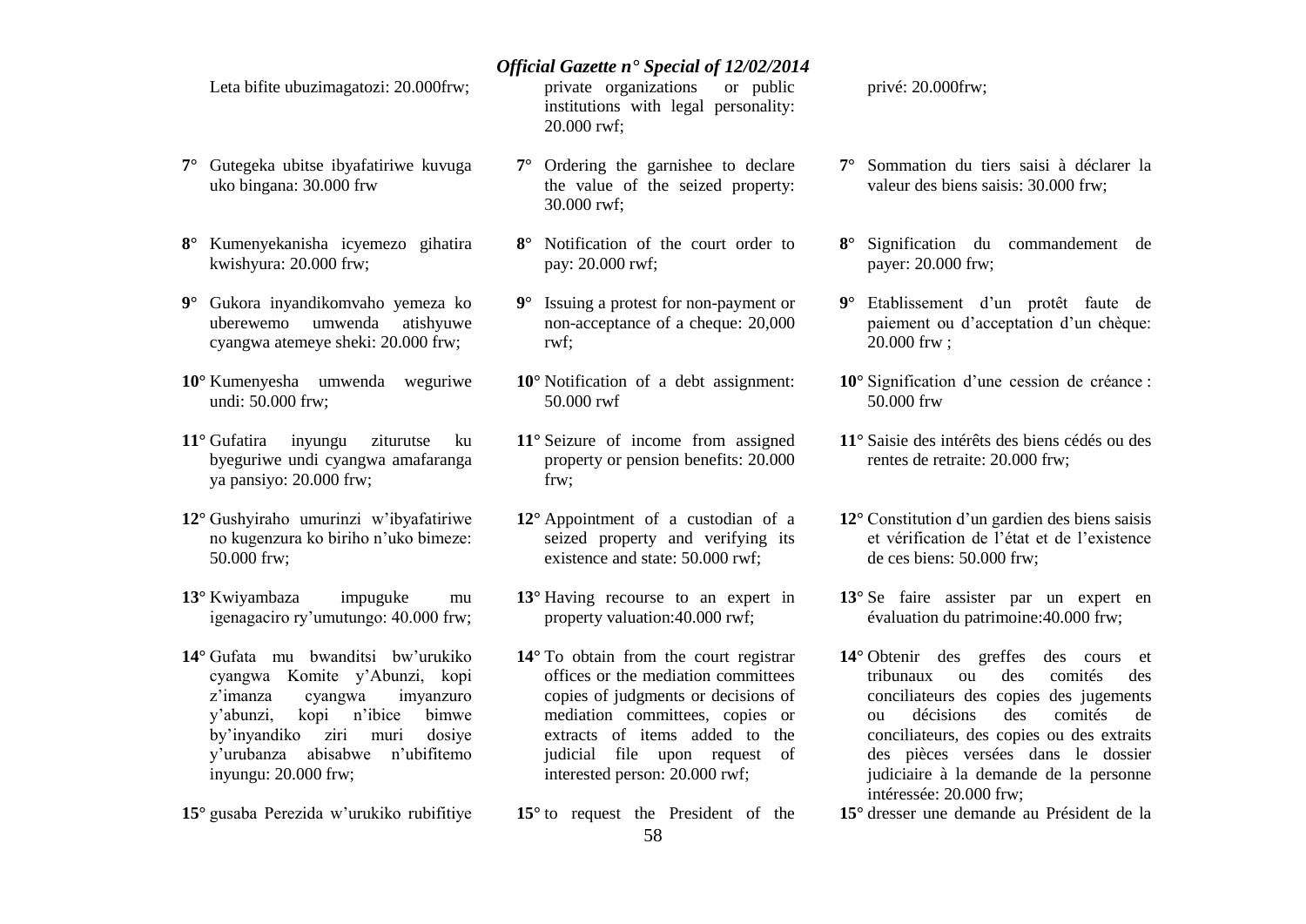Leta bifite ubuzimagatozi: 20.000frw;

**7°** Gutegeka ubitse ibyafatiriwe kuvuga uko bingana: 30.000 frw

**8°** Kumenyekanisha icyemezo gihatira kwishyura: 20.000 frw;

**9°** Gukora inyandikomvaho yemeza ko uberewemo umwenda atishyuwe cyangwa atemeye sheki: 20.000 frw;

**10°** Kumenyesha umwenda weguriwe undi: 50.000 frw;

**11°** Gufatira inyungu ziturutse ku byeguriwe undi cyangwa amafaranga ya pansiyo: 20.000 frw;

**12°** Gushyiraho umurinzi w'ibyafatiriwe no kugenzura ko biriho n'uko bimeze: 50.000 frw;

**13°** Kwiyambaza impuguke mu igenagaciro ry'umutungo: 40.000 frw;

**14°** Gufata mu bwanditsi bw'urukiko cyangwa Komite y'Abunzi, kopi z'imanza cyangwa imyanzuro y'abunzi, kopi n'ibice bimwe by'inyandiko ziri muri dosiye y'urubanza abisabwe n'ubifitemo inyungu: 20.000 frw;

**15°** gusaba Perezida w'urukiko rubifitiye

private organizations or public institutions with legal personality: 20.000 rwf;

**7°** Ordering the garnishee to declare the value of the seized property: 30.000 rwf;

**8°** Notification of the court order to pay: 20.000 rwf;

**9°** Issuing a protest for non-payment or non-acceptance of a cheque: 20,000 rwf;

**10°** Notification of a debt assignment: 50.000 rwf

**11°** Seizure of income from assigned property or pension benefits: 20.000 frw;

**12°** Appointment of a custodian of a seized property and verifying its existence and state: 50.000 rwf;

**13°** Having recourse to an expert in property valuation:40.000 rwf;

**14°** To obtain from the court registrar offices or the mediation committees copies of judgments or decisions of mediation committees, copies or extracts of items added to the judicial file upon request of interested person: 20.000 rwf;

**15°** to request the President of the

privé: 20.000frw;

**7°** Sommation du tiers saisi à déclarer la valeur des biens saisis: 30.000 frw;

**8°** Signification du commandement de payer: 20.000 frw;

**9°** Etablissement d'un protêt faute de paiement ou d'acceptation d'un chèque: 20.000 frw ;

**10°** Signification d'une cession de créance : 50.000 frw

**11°** Saisie des intérêts des biens cédés ou des rentes de retraite: 20.000 frw;

**12°** Constitution d'un gardien des biens saisis et vérification de l'état et de l'existence de ces biens: 50.000 frw;

**13°** Se faire assister par un expert en évaluation du patrimoine:40.000 frw;

**14°** Obtenir des greffes des cours et tribunaux ou des comités des conciliateurs des copies des jugements ou décisions des comités de conciliateurs, des copies ou des extraits des pièces versées dans le dossier judiciaire à la demande de la personne intéressée: 20.000 frw;

**15°** dresser une demande au Président de la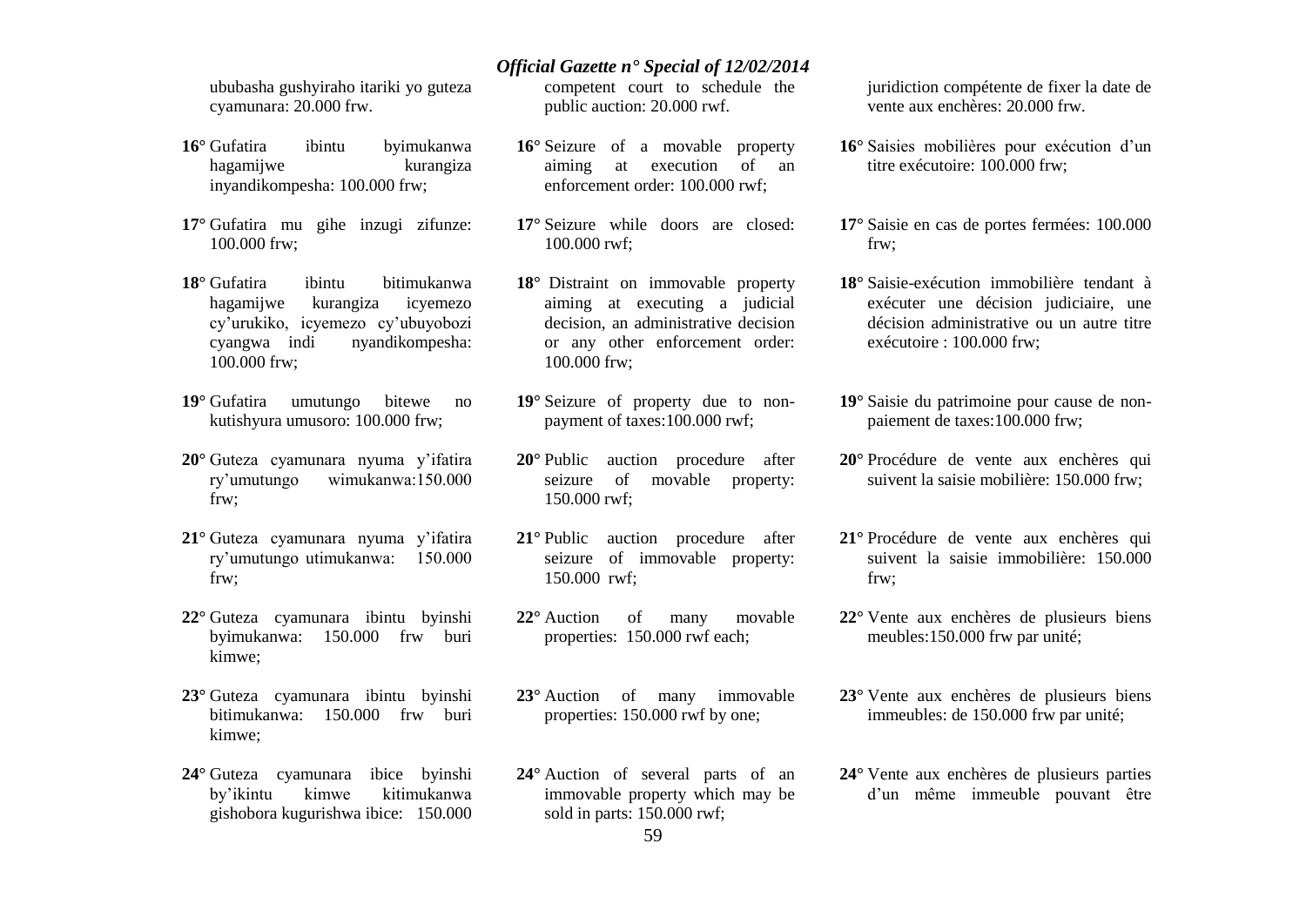ububasha gushyiraho itariki yo guteza cyamunara: 20.000 frw.

**16°** Gufatira ibintu byimukanwa hagamijwe kurangiza inyandikompesha: 100.000 frw;

**17°** Gufatira mu gihe inzugi zifunze: 100.000 frw;

**18°** Gufatira ibintu bitimukanwa hagamijwe kurangiza icyemezo cy'urukiko, icyemezo cy'ubuyobozi cyangwa indi nyandikompesha: 100.000 frw;

**19°** Gufatira umutungo bitewe no kutishyura umusoro: 100.000 frw;

**20°** Guteza cyamunara nyuma y'ifatira ry'umutungo wimukanwa:150.000 frw;

**21°** Guteza cyamunara nyuma y'ifatira ry'umutungo utimukanwa: 150.000 frw;

**22°** Guteza cyamunara ibintu byinshi byimukanwa: 150.000 frw buri kimwe;

**23°** Guteza cyamunara ibintu byinshi bitimukanwa: 150.000 frw buri kimwe;

**24°** Guteza cyamunara ibice byinshi by'ikintu kimwe kitimukanwa gishobora kugurishwa ibice: 150.000

competent court to schedule the public auction: 20.000 rwf.

**16°** Seizure of a movable property aiming at execution of an enforcement order: 100.000 rwf;

**17°** Seizure while doors are closed: 100.000 rwf;

**18°** Distraint on immovable property aiming at executing a judicial decision, an administrative decision or any other enforcement order: 100.000 frw;

**19°** Seizure of property due to non-payment of taxes:100.000 rwf;

**20°** Public auction procedure after seizure of movable property: 150.000 rwf;

**21°** Public auction procedure after seizure of immovable property: 150.000 rwf;

**22°** Auction of many movable properties: 150.000 rwf each;

**23°** Auction of many immovable properties: 150.000 rwf by one;

**24°** Auction of several parts of an immovable property which may be sold in parts: 150.000 rwf;

juridiction compétente de fixer la date de vente aux enchères: 20.000 frw.

**16°** Saisies mobilières pour exécution d'un titre exécutoire: 100.000 frw;

**17°** Saisie en cas de portes fermées: 100.000 frw;

**18°** Saisie-exécution immobilière tendant à exécuter une décision judiciaire, une décision administrative ou un autre titre exécutoire : 100.000 frw;

**19°** Saisie du patrimoine pour cause de non-paiement de taxes:100.000 frw;

**20°** Procédure de vente aux enchères qui suivent la saisie mobilière: 150.000 frw;

**21°** Procédure de vente aux enchères qui suivent la saisie immobilière: 150.000 frw;

**22°** Vente aux enchères de plusieurs biens meubles:150.000 frw par unité;

**23°** Vente aux enchères de plusieurs biens immeubles: de 150.000 frw par unité;

**24°** Vente aux enchères de plusieurs parties d'un même immeuble pouvant être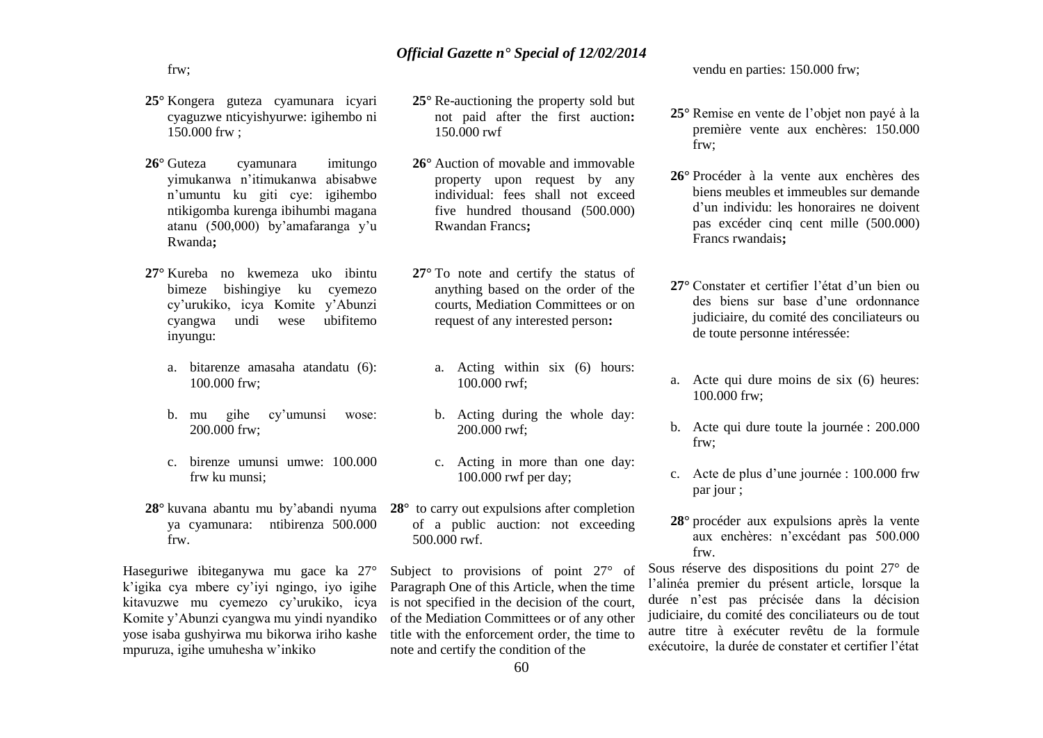frw;

**25°** Kongera guteza cyamunara icyari cyaguzwe nticyishyurwe: igihembo ni 150.000 frw ;

**26°** Guteza cyamunara imitungo yimukanwa n'itimukanwa abisabwe n'umuntu ku giti cye: igihembo ntikigomba kurenga ibihumbi magana atanu (500,000) by'amafaranga y'u Rwanda**;**

**27°** Kureba no kwemeza uko ibintu bimeze bishingiye ku cyemezo cy'urukiko, icya Komite y'Abunzi cyangwa undi wese ubifitemo inyungu:

a. bitarenze amasaha atandatu (6): 100.000 frw;

b. mu gihe cy'umunsi wose: 200.000 frw;

c. birenze umunsi umwe: 100.000 frw ku munsi;

**28°** kuvana abantu mu by'abandi nyuma ya cyamunara: ntibirenza 500.000 frw.

Haseguriwe ibiteganywa mu gace ka 27° k'igika cya mbere cy'iyi ngingo, iyo igihe kitavuzwe mu cyemezo cy'urukiko, icya Komite y'Abunzi cyangwa mu yindi nyandiko yose isaba gushyirwa mu bikorwa iriho kashe mpuruza, igihe umuhesha w'inkiko

**25°** Re-auctioning the property sold but not paid after the first auction**:** 150.000 rwf

**26°** Auction of movable and immovable property upon request by any individual: fees shall not exceed five hundred thousand (500.000) Rwandan Francs**;**

**27°** To note and certify the status of anything based on the order of the courts, Mediation Committees or on request of any interested person**:**

a. Acting within six (6) hours: 100.000 rwf;

b. Acting during the whole day: 200.000 rwf;

c. Acting in more than one day: 100.000 rwf per day;

**28°** to carry out expulsions after completion of a public auction: not exceeding 500.000 rwf.

Subject to provisions of point 27° of Paragraph One of this Article, when the time is not specified in the decision of the court, of the Mediation Committees or of any other title with the enforcement order, the time to note and certify the condition of the

vendu en parties: 150.000 frw;

**25°** Remise en vente de l'objet non payé à la première vente aux enchères: 150.000 frw;

**26°** Procéder à la vente aux enchères des biens meubles et immeubles sur demande d'un individu: les honoraires ne doivent pas excéder cinq cent mille (500.000) Francs rwandais**;**

**27°** Constater et certifier l'état d'un bien ou des biens sur base d'une ordonnance judiciaire, du comité des conciliateurs ou de toute personne intéressée:

a. Acte qui dure moins de six (6) heures: 100.000 frw;

b. Acte qui dure toute la journée : 200.000 frw;

c. Acte de plus d'une journée : 100.000 frw par jour ;

**28°** procéder aux expulsions après la vente aux enchères: n'excédant pas 500.000 frw.

Sous réserve des dispositions du point 27° de l'alinéa premier du présent article, lorsque la durée n'est pas précisée dans la décision judiciaire, du comité des conciliateurs ou de tout autre titre à exécuter revêtu de la formule exécutoire, la durée de constater et certifier l'état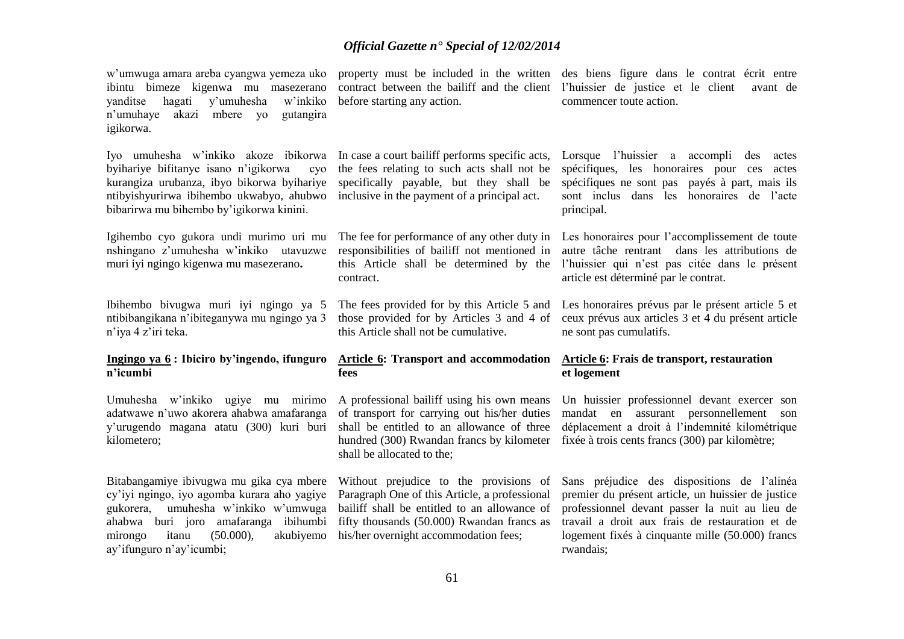w'umwuga amara areba cyangwa yemeza uko ibintu bimeze kigenwa mu masezerano yanditse hagati y'umuhesha w'inkiko n'umuhaye akazi mbere yo gutangira igikorwa.

Iyo umuhesha w'inkiko akoze ibikorwa byihariye bifitanye isano n'igikorwa cyo kurangiza urubanza, ibyo bikorwa byihariye ntibyishyurirwa ibihembo ukwabyo, ahubwo bibarirwa mu bihembo by'igikorwa kinini.

Igihembo cyo gukora undi murimo uri mu nshingano z'umuhesha w'inkiko utavuzwe muri iyi ngingo kigenwa mu masezerano**.**

Ibihembo bivugwa muri iyi ngingo ya 5 ntibibangikana n'ibiteganywa mu ngingo ya 3 n'iya 4 z'iri teka.

**Ingingo ya 6 : Ibiciro by'ingendo, ifunguro n'icumbi**

Umuhesha w'inkiko ugiye mu mirimo adatwawe n'uwo akorera ahabwa amafaranga y'urugendo magana atatu (300) kuri buri kilometero;

Bitabangamiye ibivugwa mu gika cya mbere cy'iyi ngingo, iyo agomba kurara aho yagiye gukorera, umuhesha w'inkiko w'umwuga ahabwa buri joro amafaranga ibihumbi mirongo itanu (50.000), akubiyemo ay'ifunguro n'ay'icumbi;

property must be included in the written contract between the bailiff and the client before starting any action.

In case a court bailiff performs specific acts, the fees relating to such acts shall not be specifically payable, but they shall be inclusive in the payment of a principal act.

The fee for performance of any other duty in responsibilities of bailiff not mentioned in this Article shall be determined by the contract.

The fees provided for by this Article 5 and those provided for by Articles 3 and 4 of this Article shall not be cumulative.

**Article 6: Transport and accommodation fees**

A professional bailiff using his own means of transport for carrying out his/her duties shall be entitled to an allowance of three hundred (300) Rwandan francs by kilometer shall be allocated to the;

Without prejudice to the provisions of Paragraph One of this Article, a professional bailiff shall be entitled to an allowance of fifty thousands (50.000) Rwandan francs as his/her overnight accommodation fees;

des biens figure dans le contrat écrit entre l'huissier de justice et le client avant de commencer toute action.

Lorsque l'huissier a accompli des actes spécifiques, les honoraires pour ces actes spécifiques ne sont pas payés à part, mais ils sont inclus dans les honoraires de l'acte principal.

Les honoraires pour l'accomplissement de toute autre tâche rentrant dans les attributions de l'huissier qui n'est pas citée dans le présent article est déterminé par le contrat.

Les honoraires prévus par le présent article 5 et ceux prévus aux articles 3 et 4 du présent article ne sont pas cumulatifs.

**Article 6: Frais de transport, restauration et logement**

Un huissier professionnel devant exercer son mandat en assurant personnellement son déplacement a droit à l'indemnité kilométrique fixée à trois cents francs (300) par kilomètre;

Sans préjudice des dispositions de l'alinéa premier du présent article, un huissier de justice professionnel devant passer la nuit au lieu de travail a droit aux frais de restauration et de logement fixés à cinquante mille (50.000) francs rwandais;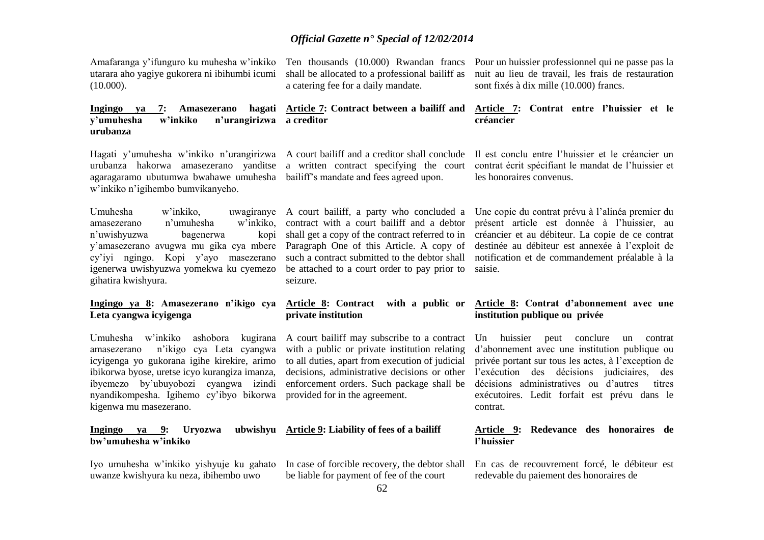Amafaranga y'ifunguro ku muhesha w'inkiko utarara aho yagiye gukorera ni ibihumbi icumi (10.000).

Ten thousands (10.000) Rwandan francs shall be allocated to a professional bailiff as a catering fee for a daily mandate.

Pour un huissier professionnel qui ne passe pas la nuit au lieu de travail, les frais de restauration sont fixés à dix mille (10.000) francs.

**Ingingo ya 7: Amasezerano hagati y'umuhesha w'inkiko n'urangirizwa urubanza**

**Article 7: Contract between a bailiff and a creditor**

**Article 7: Contrat entre l'huissier et le créancier**

Hagati y'umuhesha w'inkiko n'urangirizwa urubanza hakorwa amasezerano yanditse agaragaramo ubutumwa bwahawe umuhesha w'inkiko n'igihembo bumvikanyeho.

A court bailiff and a creditor shall conclude a written contract specifying the court bailiff's mandate and fees agreed upon.

Il est conclu entre l'huissier et le créancier un contrat écrit spécifiant le mandat de l'huissier et les honoraires convenus.

Umuhesha w'inkiko, uwagiranye amasezerano n'umuhesha w'inkiko, n'uwishyuzwa bagenerwa kopi y'amasezerano avugwa mu gika cya mbere cy'iyi ngingo. Kopi y'ayo masezerano igenerwa uwishyuzwa yomekwa ku cyemezo gihatira kwishyura.

A court bailiff, a party who concluded a contract with a court bailiff and a debtor shall get a copy of the contract referred to in Paragraph One of this Article. A copy of such a contract submitted to the debtor shall be attached to a court order to pay prior to seizure.

Une copie du contrat prévu à l'alinéa premier du présent article est donnée à l'huissier, au créancier et au débiteur. La copie de ce contrat destinée au débiteur est annexée à l'exploit de notification et de commandement préalable à la saisie.

**Ingingo ya 8: Amasezerano n'ikigo cya Leta cyangwa icyigenga**

**Article 8: Contract with a public or private institution**

**Article 8: Contrat d'abonnement avec une institution publique ou privée**

Umuhesha w'inkiko ashobora kugirana amasezerano n'ikigo cya Leta cyangwa icyigenga yo gukorana igihe kirekire, arimo ibikorwa byose, uretse icyo kurangiza imanza, ibyemezo by'ubuyobozi cyangwa izindi nyandikompesha. Igihembo cy'ibyo bikorwa kigenwa mu masezerano.

A court bailiff may subscribe to a contract with a public or private institution relating to all duties, apart from execution of judicial decisions, administrative decisions or other enforcement orders. Such package shall be provided for in the agreement.

Un huissier peut conclure un contrat d'abonnement avec une institution publique ou privée portant sur tous les actes, à l'exception de l'exécution des décisions judiciaires, des décisions administratives ou d'autres titres exécutoires. Ledit forfait est prévu dans le contrat.

**Ingingo ya 9: Uryozwa ubwishyu bw'umuhesha w'inkiko**

**Article 9: Liability of fees of a bailiff**

**Article 9: Redevance des honoraires de l'huissier**

Iyo umuhesha w'inkiko yishyuje ku gahato uwanze kwishyura ku neza, ibihembo uwo

In case of forcible recovery, the debtor shall be liable for payment of fee of the court

En cas de recouvrement forcé, le débiteur est redevable du paiement des honoraires de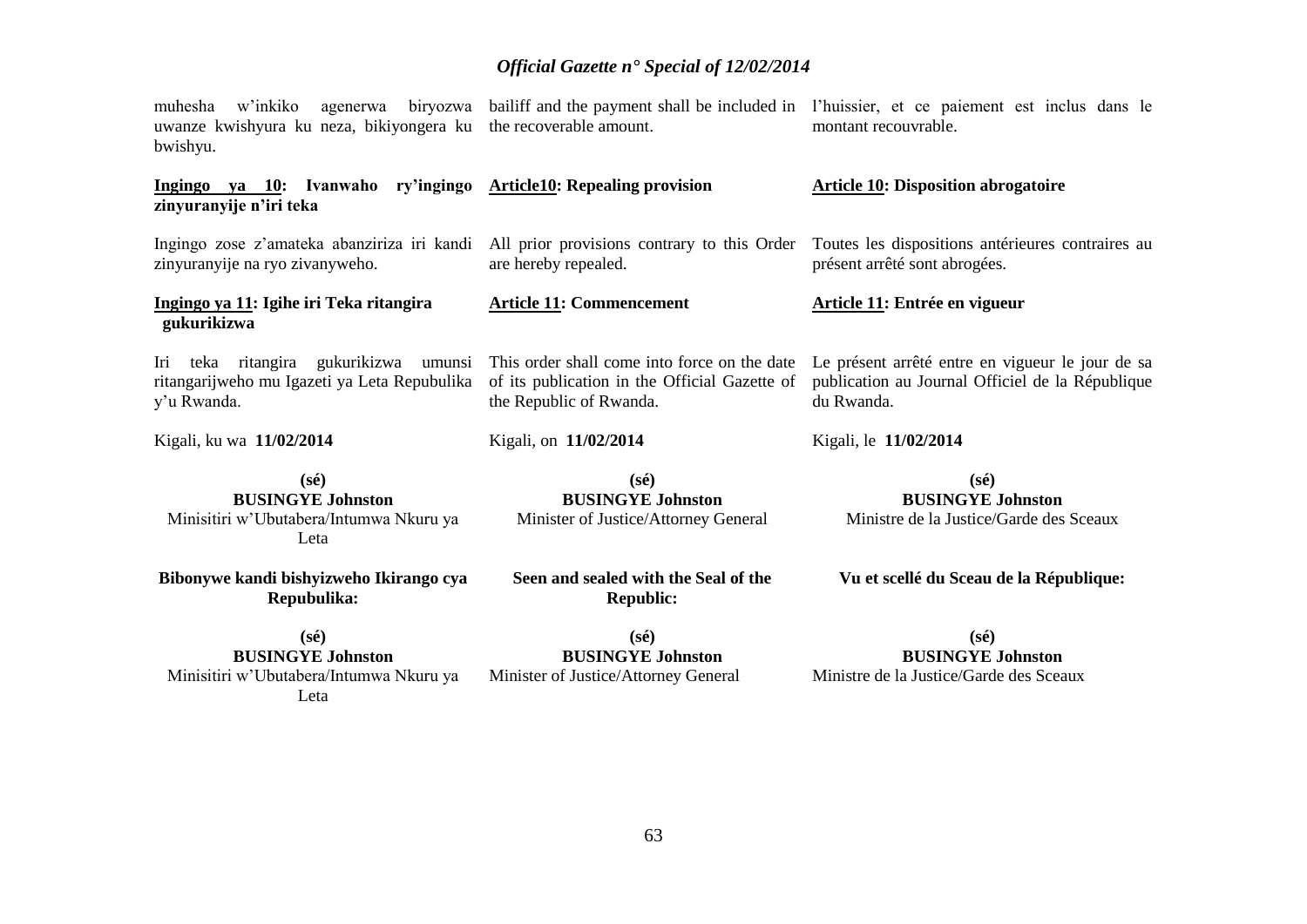muhesha w'inkiko agenerwa biryozwa uwanze kwishyura ku neza, bikiyongera ku bwishyu.

**<u>Ingingo ya 10</u>: Ivanwaho ry'ingingo zinyuranyije n'iri teka**

Ingingo zose z'amateka abanziriza iri kandi zinyuranyije na ryo zivanyweho.

**<u>Ingingo ya 11</u>: Igihe iri Teka ritangira gukurikizwa**

Iri teka ritangira gukurikizwa umunsi ritangarijweho mu Igazeti ya Leta Repubulika y'u Rwanda.

Kigali, ku wa **11/02/2014**

**(sé)**
**BUSINGYE Johnston**
Minisitiri w'Ubutabera/Intumwa Nkuru ya Leta

**Bibonywe kandi bishyizweho Ikirango cya Repubulika:**

**(sé)**
**BUSINGYE Johnston**
Minisitiri w'Ubutabera/Intumwa Nkuru ya Leta

bailiff and the payment shall be included in the recoverable amount.

**<u>Article10</u>: Repealing provision**

All prior provisions contrary to this Order are hereby repealed.

**<u>Article 11</u>: Commencement**

This order shall come into force on the date of its publication in the Official Gazette of the Republic of Rwanda.

Kigali, on **11/02/2014**

**(sé)**
**BUSINGYE Johnston**
Minister of Justice/Attorney General

**Seen and sealed with the Seal of the Republic:**

**(sé)**
**BUSINGYE Johnston**
Minister of Justice/Attorney General

l'huissier, et ce paiement est inclus dans le montant recouvrable.

**<u>Article 10</u>: Disposition abrogatoire**

Toutes les dispositions antérieures contraires au présent arrêté sont abrogées.

**<u>Article 11</u>: Entrée en vigueur**

Le présent arrêté entre en vigueur le jour de sa publication au Journal Officiel de la République du Rwanda.

Kigali, le **11/02/2014**

**(sé)**
**BUSINGYE Johnston**
Ministre de la Justice/Garde des Sceaux

**Vu et scellé du Sceau de la République:**

**(sé)**
**BUSINGYE Johnston**
Ministre de la Justice/Garde des Sceaux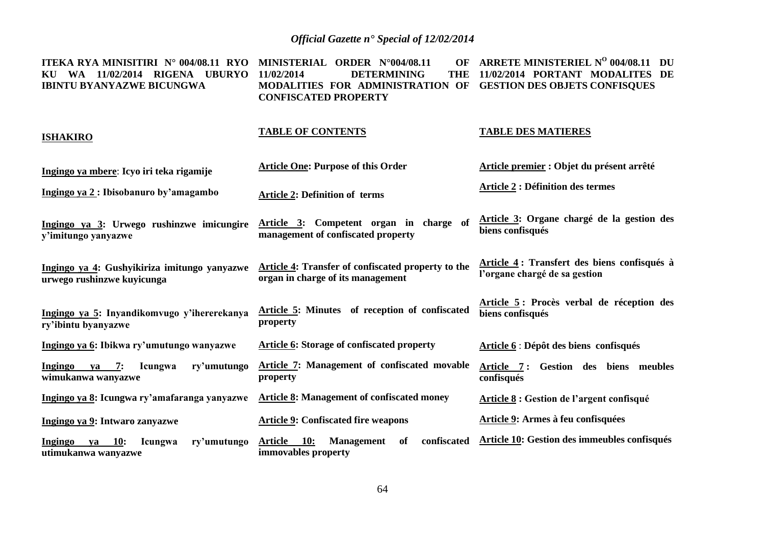**ITEKA RYA MINISITIRI N° 004/08.11 RYO KU WA 11/02/2014 RIGENA UBURYO IBINTU BYANYAZWE BICUNGWA**

**MINISTERIAL ORDER N°004/08.11 OF 11/02/2014 DETERMINING THE MODALITIES FOR ADMINISTRATION OF CONFISCATED PROPERTY**

**ARRETE MINISTERIEL N$^{O}$ 004/08.11 DU 11/02/2014 PORTANT MODALITES DE GESTION DES OBJETS CONFISQUES**

| **ISHAKIRO** | **TABLE OF CONTENTS** | **TABLE DES MATIERES** |
|---|---|---|
| **Ingingo ya mbere**: **Icyo iri teka rigamije** | **Article One: Purpose of this Order** | **Article premier : Objet du présent arrêté** |
| **Ingingo ya 2 : Ibisobanuro by'amagambo** | **Article 2: Definition of terms** | **Article 2 : Définition des termes** |
| **Ingingo ya 3: Urwego rushinzwe imicungire y'imitungo yanyazwe** | **Article 3: Competent organ in charge of management of confiscated property** | **Article 3: Organe chargé de la gestion des biens confisqués** |
| **Ingingo ya 4: Gushyikiriza imitungo yanyazwe urwego rushinzwe kuyicunga** | **Article 4: Transfer of confiscated property to the organ in charge of its management** | **Article 4 : Transfert des biens confisqués à l'organe chargé de sa gestion** |
| **Ingingo ya 5: Inyandikomvugo y'ihererekanya ry'ibintu byanyazwe** | **Article 5: Minutes of reception of confiscated property** | **Article 5 : Procès verbal de réception des biens confisqués** |
| **Ingingo ya 6: Ibikwa ry'umutungo wanyazwe** | **Article 6: Storage of confiscated property** | **Article 6** : **Dépôt des biens confisqués** |
| **Ingingo ya 7: Icungwa ry'umutungo wimukanwa wanyazwe** | **Article 7: Management of confiscated movable property** | **Article 7 : Gestion des biens meubles confisqués** |
| **Ingingo ya 8: Icungwa ry'amafaranga yanyazwe** | **Article 8: Management of confiscated money** | **Article 8 : Gestion de l'argent confisqué** |
| **Ingingo ya 9: Intwaro zanyazwe** | **Article 9: Confiscated fire weapons** | **Article 9: Armes à feu confisquées** |
| **Ingingo ya 10: Icungwa ry'umutungo utimukanwa wanyazwe** | **Article 10: Management of confiscated immovables property** | **Article 10: Gestion des immeubles confisqués** |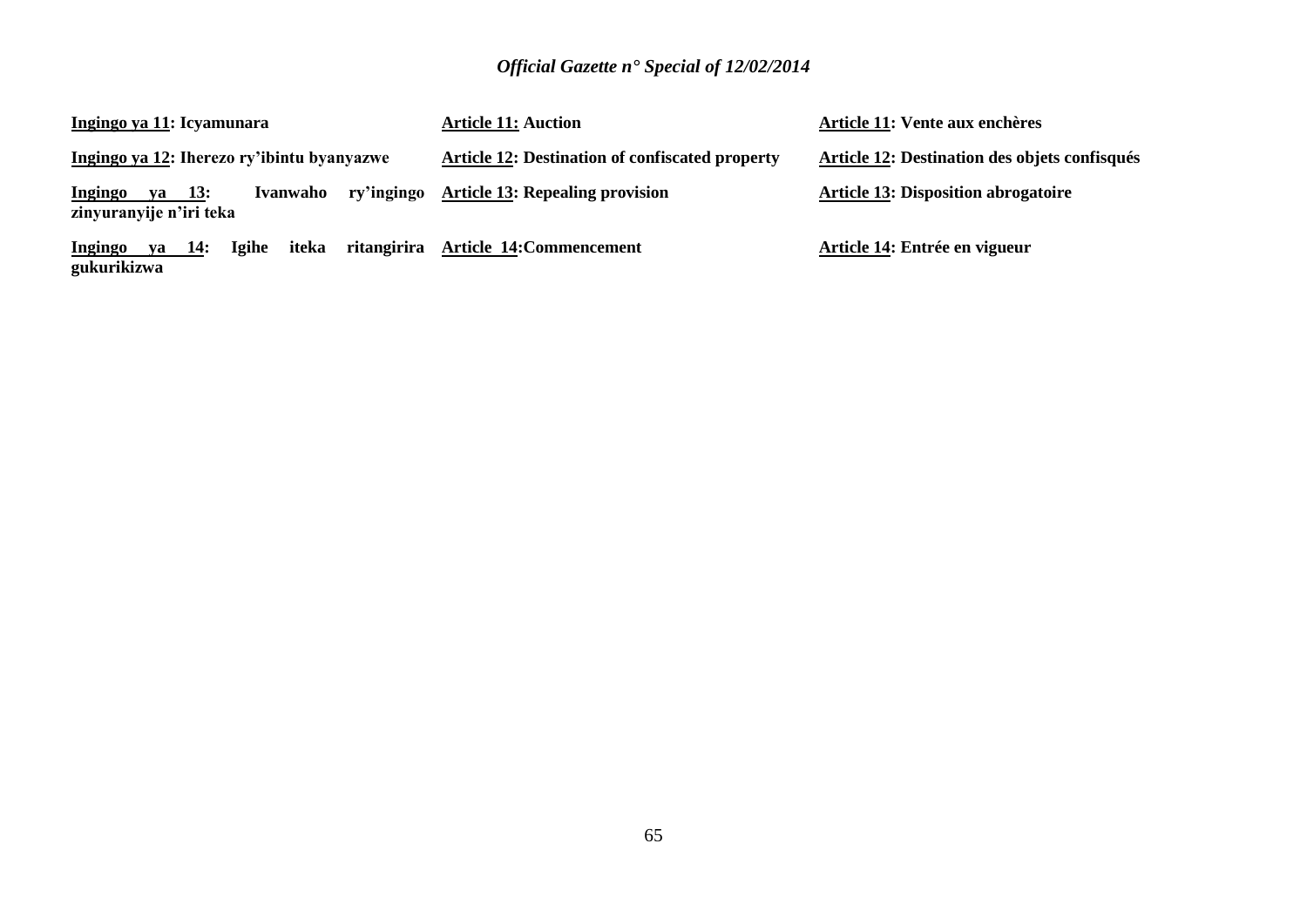**Ingingo ya 11: Icyamunara**

**Ingingo ya 12: Iherezo ry'ibintu byanyazwe**

**Ingingo ya 13: Ivanwaho ry'ingingo zinyuranyije n'iri teka**

**Ingingo ya 14: Igihe iteka ritangirira gukurikizwa**

**Article 11: Auction**

**Article 12: Destination of confiscated property**

**Article 13: Repealing provision**

**Article 14:Commencement**

**Article 11: Vente aux enchères**

**Article 12: Destination des objets confisqués**

**Article 13: Disposition abrogatoire**

**Article 14: Entrée en vigueur**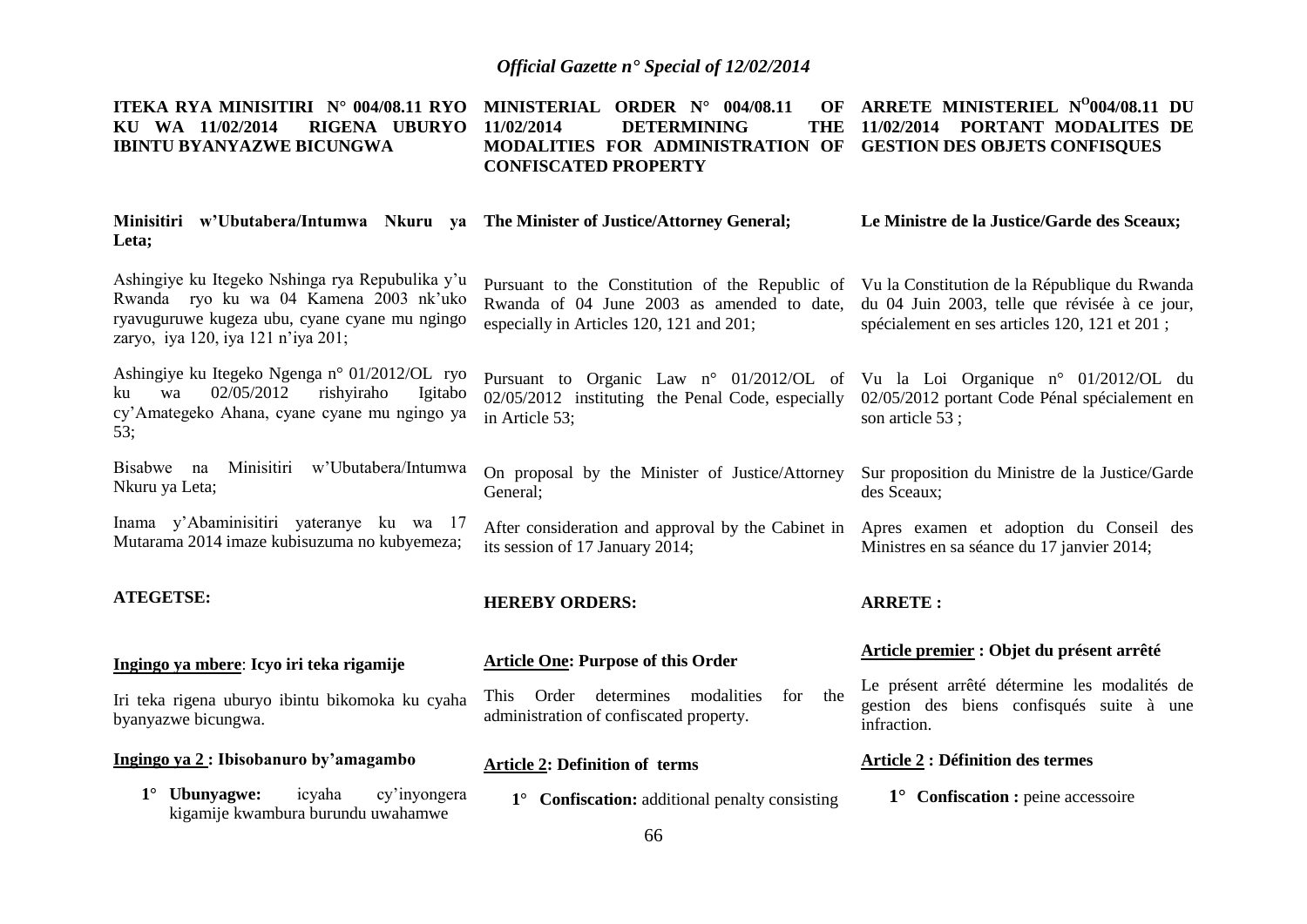**ITEKA RYA MINISITIRI N° 004/08.11 RYO KU WA 11/02/2014 RIGENA UBURYO IBINTU BYANYAZWE BICUNGWA**

**Minisitiri w'Ubutabera/Intumwa Nkuru ya Leta;**

Ashingiye ku Itegeko Nshinga rya Repubulika y'u Rwanda ryo ku wa 04 Kamena 2003 nk'uko ryavuguruwe kugeza ubu, cyane cyane mu ngingo zaryo, iya 120, iya 121 n'iya 201;

Ashingiye ku Itegeko Ngenga n° 01/2012/OL ryo ku wa 02/05/2012 rishyiraho Igitabo cy'Amategeko Ahana, cyane cyane mu ngingo ya 53;

Bisabwe na Minisitiri w'Ubutabera/Intumwa Nkuru ya Leta;

Inama y'Abaminisitiri yateranye ku wa 17 Mutarama 2014 imaze kubisuzuma no kubyemeza;

**ATEGETSE:**

**Ingingo ya mbere: Icyo iri teka rigamije**

Iri teka rigena uburyo ibintu bikomoka ku cyaha byanyazwe bicungwa.

**Ingingo ya 2 : Ibisobanuro by'amagambo**

1° **Ubunyagwe:** icyaha cy'inyongera kigamije kwambura burundu uwahamwe

---

**MINISTERIAL ORDER N° 004/08.11 OF 11/02/2014 DETERMINING THE MODALITIES FOR ADMINISTRATION OF CONFISCATED PROPERTY**

**The Minister of Justice/Attorney General;**

Pursuant to the Constitution of the Republic of Rwanda of 04 June 2003 as amended to date, especially in Articles 120, 121 and 201;

Pursuant to Organic Law n° 01/2012/OL of 02/05/2012 instituting the Penal Code, especially in Article 53;

On proposal by the Minister of Justice/Attorney General;

After consideration and approval by the Cabinet in its session of 17 January 2014;

**HEREBY ORDERS:**

**Article One: Purpose of this Order**

This Order determines modalities for the administration of confiscated property.

**Article 2: Definition of terms**

1° **Confiscation:** additional penalty consisting

---

**ARRETE MINISTERIEL N° 004/08.11 DU 11/02/2014 PORTANT MODALITES DE GESTION DES OBJETS CONFISQUES**

**Le Ministre de la Justice/Garde des Sceaux;**

Vu la Constitution de la République du Rwanda du 04 Juin 2003, telle que révisée à ce jour, spécialement en ses articles 120, 121 et 201 ;

Vu la Loi Organique n° 01/2012/OL du 02/05/2012 portant Code Pénal spécialement en son article 53 ;

Sur proposition du Ministre de la Justice/Garde des Sceaux;

Apres examen et adoption du Conseil des Ministres en sa séance du 17 janvier 2014;

**ARRETE :**

**Article premier : Objet du présent arrêté**

Le présent arrêté détermine les modalités de gestion des biens confisqués suite à une infraction.

**Article 2 : Définition des termes**

1° **Confiscation :** peine accessoire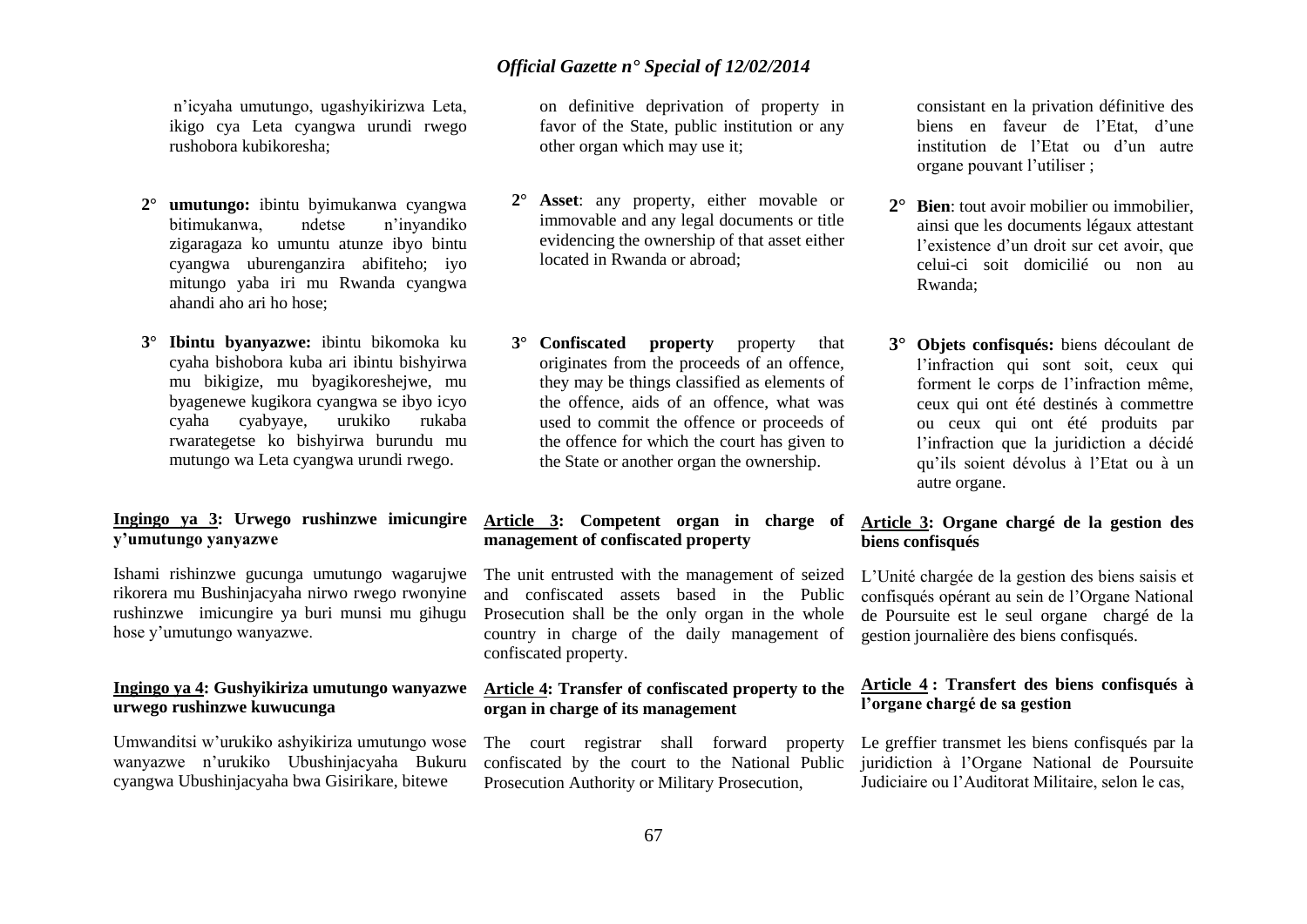n'icyaha umutungo, ugashyikirizwa Leta, ikigo cya Leta cyangwa urundi rwego rushobora kubikoresha;

**2°** **umutungo:** ibintu byimukanwa cyangwa bitimukanwa, ndetse n'inyandiko zigaragaza ko umuntu atunze ibyo bintu cyangwa uburenganzira abifiteho; iyo mitungo yaba iri mu Rwanda cyangwa ahandi aho ari ho hose;

**3°** **Ibintu byanyazwe:** ibintu bikomoka ku cyaha bishobora kuba ari ibintu bishyirwa mu bikigize, mu byagikoreshejwe, mu byagenewe kugikora cyangwa se ibyo icyo cyaha cyabyaye, urukiko rukaba rwarategetse ko bishyirwa burundu mu mutungo wa Leta cyangwa urundi rwego.

**Ingingo ya 3: Urwego rushinzwe imicungire y'umutungo yanyazwe**

Ishami rishinzwe gucunga umutungo wagarujwe rikorera mu Bushinjacyaha nirwo rwego rwonyine rushinzwe imicungire ya buri munsi mu gihugu hose y'umutungo wanyazwe.

**Ingingo ya 4: Gushyikiriza umutungo wanyazwe urwego rushinzwe kuwucunga**

Umwanditsi w'urukiko ashyikiriza umutungo wose wanyazwe n'urukiko Ubushinjacyaha Bukuru cyangwa Ubushinjacyaha bwa Gisirikare, bitewe

on definitive deprivation of property in favor of the State, public institution or any other organ which may use it;

**2°** **Asset**: any property, either movable or immovable and any legal documents or title evidencing the ownership of that asset either located in Rwanda or abroad;

**3°** **Confiscated property** property that originates from the proceeds of an offence, they may be things classified as elements of the offence, aids of an offence, what was used to commit the offence or proceeds of the offence for which the court has given to the State or another organ the ownership.

**Article 3: Competent organ in charge of management of confiscated property**

The unit entrusted with the management of seized and confiscated assets based in the Public Prosecution shall be the only organ in the whole country in charge of the daily management of confiscated property.

**Article 4: Transfer of confiscated property to the organ in charge of its management**

The court registrar shall forward property confiscated by the court to the National Public Prosecution Authority or Military Prosecution,

consistant en la privation définitive des biens en faveur de l'Etat, d'une institution de l'Etat ou d'un autre organe pouvant l'utiliser ;

**2°** **Bien**: tout avoir mobilier ou immobilier, ainsi que les documents légaux attestant l'existence d'un droit sur cet avoir, que celui-ci soit domicilié ou non au Rwanda;

**3°** **Objets confisqués:** biens découlant de l'infraction qui sont soit, ceux qui forment le corps de l'infraction même, ceux qui ont été destinés à commettre ou ceux qui ont été produits par l'infraction que la juridiction a décidé qu'ils soient dévolus à l'Etat ou à un autre organe.

**Article 3: Organe chargé de la gestion des biens confisqués**

L'Unité chargée de la gestion des biens saisis et confisqués opérant au sein de l'Organe National de Poursuite est le seul organe chargé de la gestion journalière des biens confisqués.

**Article 4 : Transfert des biens confisqués à l'organe chargé de sa gestion**

Le greffier transmet les biens confisqués par la juridiction à l'Organe National de Poursuite Judiciaire ou l'Auditorat Militaire, selon le cas,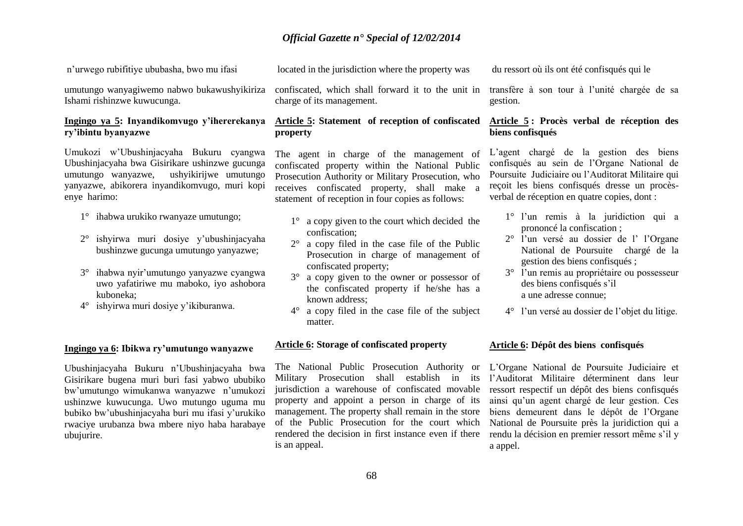n'urwego rubifitiye ububasha, bwo mu ifasi umutungo wanyagiwemo nabwo bukawushyikiriza Ishami rishinzwe kuwucunga.

**Ingingo ya 5: Inyandikomvugo y'ihererekanya ry'ibintu byanyazwe**

Umukozi w'Ubushinjacyaha Bukuru cyangwa Ubushinjacyaha bwa Gisirikare ushinzwe gucunga umutungo wanyazwe, ushyikirijwe umutungo yanyazwe, abikorera inyandikomvugo, muri kopi enye harimo:

1° ihabwa urukiko rwanyaze umutungo;

2° ishyirwa muri dosiye y'ubushinjacyaha bushinzwe gucunga umutungo yanyazwe;

3° ihabwa nyir'umutungo yanyazwe cyangwa uwo yafatiriwe mu maboko, iyo ashobora kuboneka;

4° ishyirwa muri dosiye y'ikiburanwa.

**Ingingo ya 6: Ibikwa ry'umutungo wanyazwe**

Ubushinjacyaha Bukuru n'Ubushinjacyaha bwa Gisirikare bugena muri buri fasi yabwo ububiko bw'umutungo wimukanwa wanyazwe n'umukozi ushinzwe kuwucunga. Uwo mutungo uguma mu bubiko bw'ubushinjacyaha buri mu ifasi y'urukiko rwaciye urubanza bwa mbere niyo haba harabaye ubujurire.

located in the jurisdiction where the property was confiscated, which shall forward it to the unit in charge of its management.

**Article 5: Statement of reception of confiscated property**

The agent in charge of the management of confiscated property within the National Public Prosecution Authority or Military Prosecution, who receives confiscated property, shall make a statement of reception in four copies as follows:

1° a copy given to the court which decided the confiscation;

2° a copy filed in the case file of the Public Prosecution in charge of management of confiscated property;

3° a copy given to the owner or possessor of the confiscated property if he/she has a known address;

4° a copy filed in the case file of the subject matter.

**Article 6: Storage of confiscated property**

The National Public Prosecution Authority or Military Prosecution shall establish in its jurisdiction a warehouse of confiscated movable property and appoint a person in charge of its management. The property shall remain in the store of the Public Prosecution for the court which rendered the decision in first instance even if there is an appeal.

du ressort où ils ont été confisqués qui le transfère à son tour à l'unité chargée de sa gestion.

**Article 5 : Procès verbal de réception des biens confisqués**

L'agent chargé de la gestion des biens confisqués au sein de l'Organe National de Poursuite Judiciaire ou l'Auditorat Militaire qui reçoit les biens confisqués dresse un procès-verbal de réception en quatre copies, dont :

1° l'un remis à la juridiction qui a prononcé la confiscation ;

2° l'un versé au dossier de l' l'Organe National de Poursuite chargé de la gestion des biens confisqués ;

3° l'un remis au propriétaire ou possesseur des biens confisqués s'il a une adresse connue;

4° l'un versé au dossier de l'objet du litige.

**Article 6: Dépôt des biens confisqués**

L'Organe National de Poursuite Judiciaire et l'Auditorat Militaire déterminent dans leur ressort respectif un dépôt des biens confisqués ainsi qu'un agent chargé de leur gestion. Ces biens demeurent dans le dépôt de l'Organe National de Poursuite près la juridiction qui a rendu la décision en premier ressort même s'il y a appel.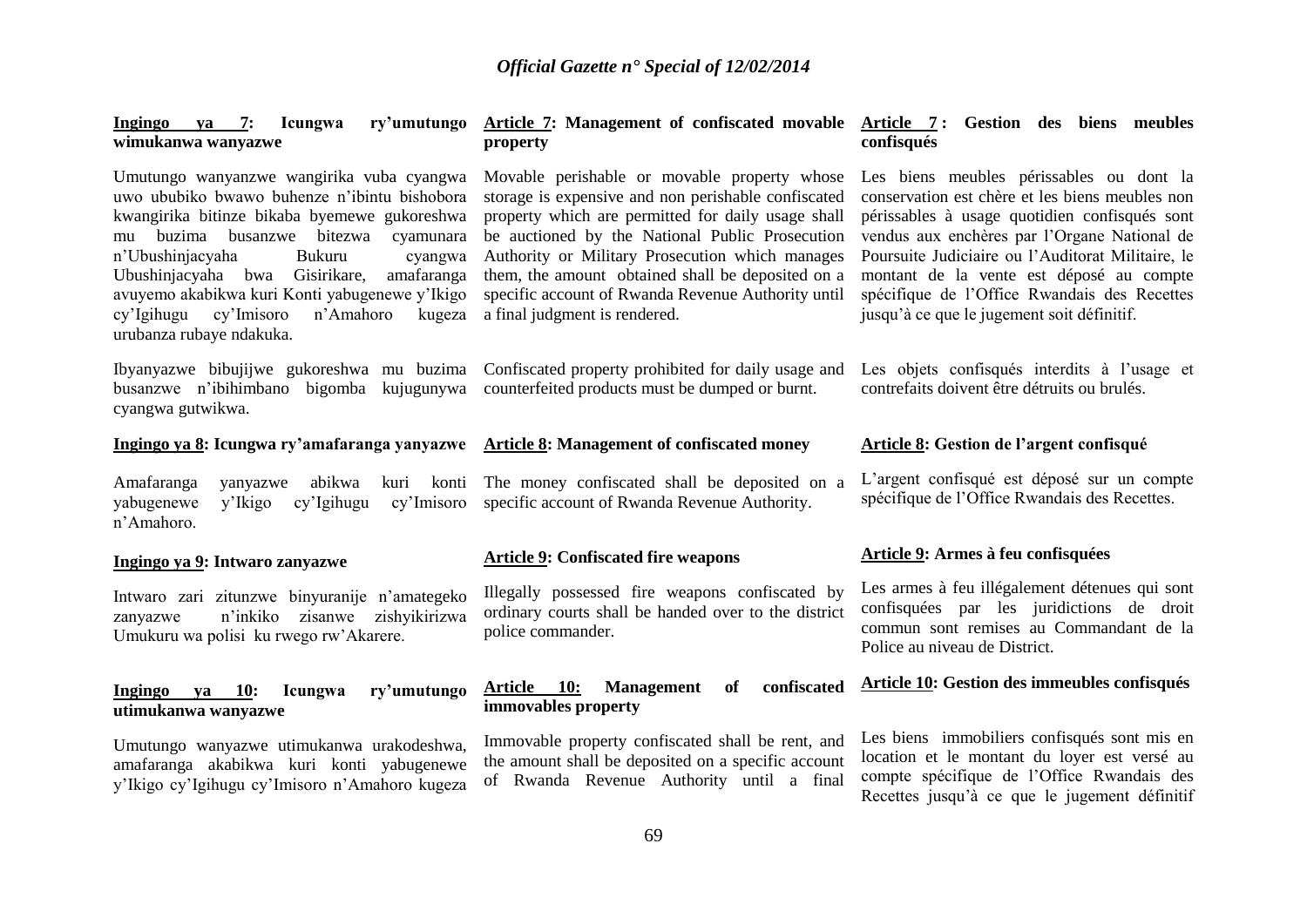**Ingingo ya 7: Icungwa ry'umutungo wimukanwa wanyazwe**

Umutungo wanyanzwe wangirika vuba cyangwa uwo ububiko bwawo buhenze n'ibintu bishobora kwangirika bitinze bikaba byemewe gukoreshwa mu buzima busanzwe bitezwa cyamunara n'Ubushinjacyaha Bukuru cyangwa Ubushinjacyaha bwa Gisirikare, amafaranga avuyemo akabikwa kuri Konti yabugenewe y'Ikigo cy'Igihugu cy'Imisoro n'Amahoro kugeza urubanza rubaye ndakuka.

Ibyanyazwe bibujijwe gukoreshwa mu buzima busanzwe n'ibihimbano bigomba kujugunywa cyangwa gutwikwa.

**Ingingo ya 8: Icungwa ry'amafaranga yanyazwe**

Amafaranga yanyazwe abikwa kuri konti yabugenewe y'Ikigo cy'Igihugu cy'Imisoro n'Amahoro.

**Ingingo ya 9: Intwaro zanyazwe**

Intwaro zari zitunzwe binyuranije n'amategeko zanyazwe n'inkiko zisanwe zishyikirizwa Umukuru wa polisi ku rwego rw'Akarere.

**Ingingo ya 10: Icungwa ry'umutungo utimukanwa wanyazwe**

Umutungo wanyazwe utimukanwa urakodeshwa, amafaranga akabikwa kuri konti yabugenewe y'Ikigo cy'Igihugu cy'Imisoro n'Amahoro kugeza

**Article 7: Management of confiscated movable property**

Movable perishable or movable property whose storage is expensive and non perishable confiscated property which are permitted for daily usage shall be auctioned by the National Public Prosecution Authority or Military Prosecution which manages them, the amount obtained shall be deposited on a specific account of Rwanda Revenue Authority until a final judgment is rendered.

Confiscated property prohibited for daily usage and counterfeited products must be dumped or burnt.

**Article 8: Management of confiscated money**

The money confiscated shall be deposited on a specific account of Rwanda Revenue Authority.

**Article 9: Confiscated fire weapons**

Illegally possessed fire weapons confiscated by ordinary courts shall be handed over to the district police commander.

**Article 10: Management of confiscated immovables property**

Immovable property confiscated shall be rent, and the amount shall be deposited on a specific account of Rwanda Revenue Authority until a final

**Article 7 : Gestion des biens meubles confisqués**

Les biens meubles périssables ou dont la conservation est chère et les biens meubles non périssables à usage quotidien confisqués sont vendus aux enchères par l'Organe National de Poursuite Judiciaire ou l'Auditorat Militaire, le montant de la vente est déposé au compte spécifique de l'Office Rwandais des Recettes jusqu'à ce que le jugement soit définitif.

Les objets confisqués interdits à l'usage et contrefaits doivent être détruits ou brulés.

**Article 8: Gestion de l'argent confisqué**

L'argent confisqué est déposé sur un compte spécifique de l'Office Rwandais des Recettes.

**Article 9: Armes à feu confisquées**

Les armes à feu illégalement détenues qui sont confisquées par les juridictions de droit commun sont remises au Commandant de la Police au niveau de District.

**Article 10: Gestion des immeubles confisqués**

Les biens immobiliers confisqués sont mis en location et le montant du loyer est versé au compte spécifique de l'Office Rwandais des Recettes jusqu'à ce que le jugement définitif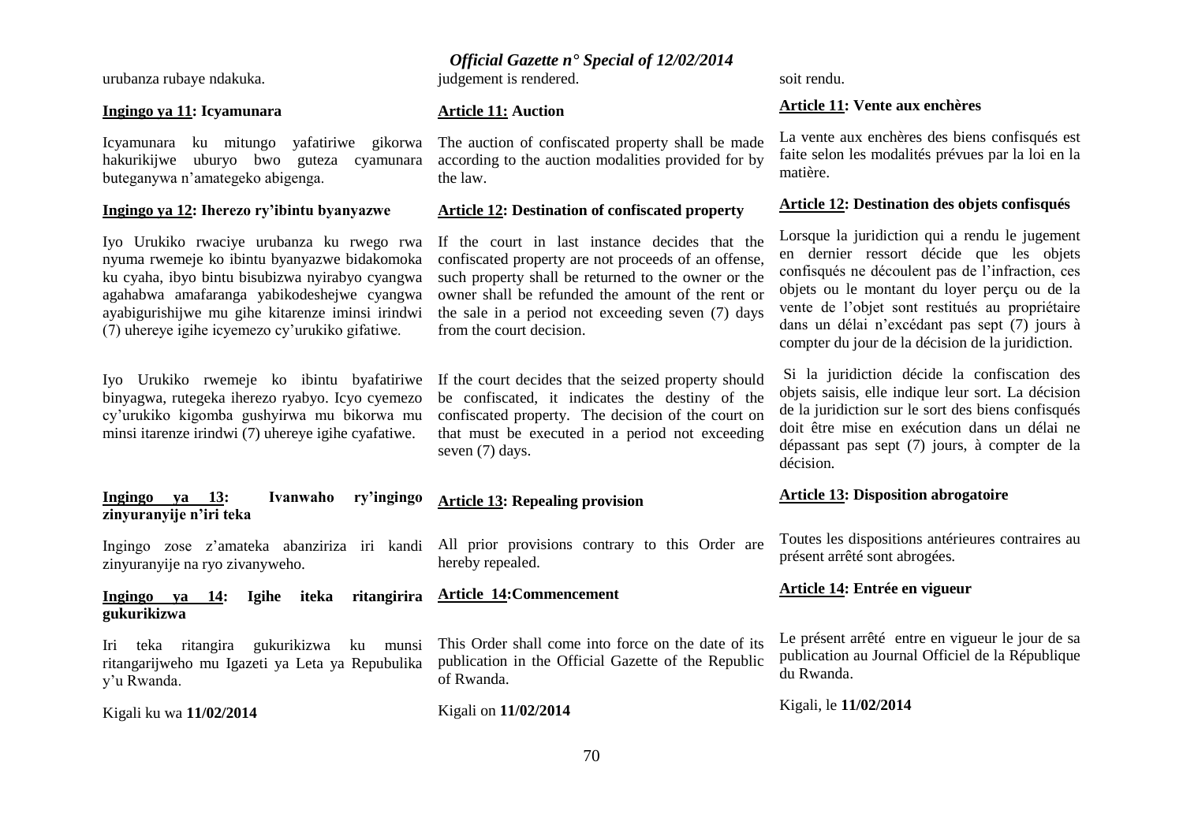urubanza rubaye ndakuka.

**Ingingo ya 11: Icyamunara**

Icyamunara ku mitungo yafatiriwe gikorwa hakurikijwe uburyo bwo guteza cyamunara buteganywa n'amategeko abigenga.

**Ingingo ya 12: Iherezo ry'ibintu byanyazwe**

Iyo Urukiko rwaciye urubanza ku rwego rwa nyuma rwemeje ko ibintu byanyazwe bidakomoka ku cyaha, ibyo bintu bisubizwa nyirabyo cyangwa agahabwa amafaranga yabikodeshejwe cyangwa ayabigurishijwe mu gihe kitarenze iminsi irindwi (7) uhereye igihe icyemezo cy'urukiko gifatiwe.

Iyo Urukiko rwemeje ko ibintu byafatiriwe binyagwa, rutegeka iherezo ryabyo. Icyo cyemezo cy'urukiko kigomba gushyirwa mu bikorwa mu minsi itarenze irindwi (7) uhereye igihe cyafatiwe.

**Ingingo ya 13: Ivanwaho ry'ingingo zinyuranyije n'iri teka**

Ingingo zose z'amateka abanziriza iri kandi zinyuranyije na ryo zivanyweho.

**Ingingo ya 14: Igihe iteka ritangirira gukurikizwa**

Iri teka ritangira gukurikizwa ku munsi ritangarijweho mu Igazeti ya Leta ya Repubulika y'u Rwanda.

Kigali ku wa **11/02/2014**

judgement is rendered.

**Article 11: Auction**

The auction of confiscated property shall be made according to the auction modalities provided for by the law.

**Article 12: Destination of confiscated property**

If the court in last instance decides that the confiscated property are not proceeds of an offense, such property shall be returned to the owner or the owner shall be refunded the amount of the rent or the sale in a period not exceeding seven (7) days from the court decision.

If the court decides that the seized property should be confiscated, it indicates the destiny of the confiscated property. The decision of the court on that must be executed in a period not exceeding seven (7) days.

**Article 13: Repealing provision**

All prior provisions contrary to this Order are hereby repealed.

**Article 14: Commencement**

This Order shall come into force on the date of its publication in the Official Gazette of the Republic of Rwanda.

Kigali on **11/02/2014**

soit rendu.

**Article 11: Vente aux enchères**

La vente aux enchères des biens confisqués est faite selon les modalités prévues par la loi en la matière.

**Article 12: Destination des objets confisqués**

Lorsque la juridiction qui a rendu le jugement en dernier ressort décide que les objets confisqués ne découlent pas de l'infraction, ces objets ou le montant du loyer perçu ou de la vente de l'objet sont restitués au propriétaire dans un délai n'excédant pas sept (7) jours à compter du jour de la décision de la juridiction.

Si la juridiction décide la confiscation des objets saisis, elle indique leur sort. La décision de la juridiction sur le sort des biens confisqués doit être mise en exécution dans un délai ne dépassant pas sept (7) jours, à compter de la décision.

**Article 13: Disposition abrogatoire**

Toutes les dispositions antérieures contraires au présent arrêté sont abrogées.

**Article 14: Entrée en vigueur**

Le présent arrêté entre en vigueur le jour de sa publication au Journal Officiel de la République du Rwanda.

Kigali, le **11/02/2014**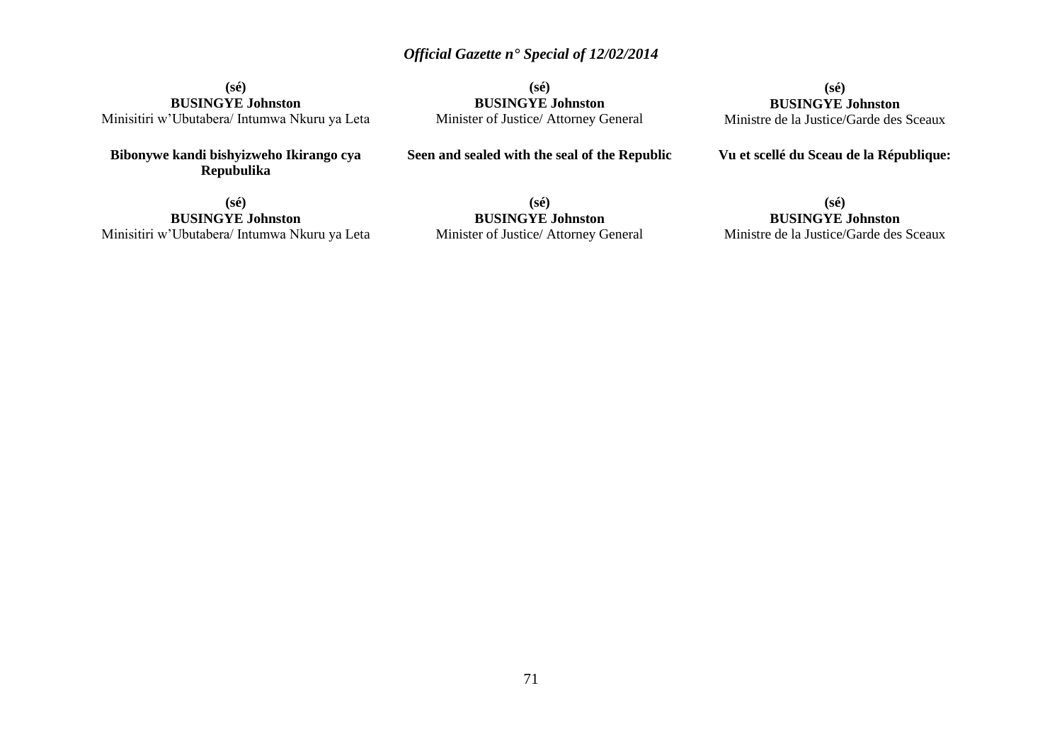**(sé)**
**BUSINGYE Johnston**
Minisitiri w'Ubutabera/ Intumwa Nkuru ya Leta

**Bibonywe kandi bishyizweho Ikirango cya Repubulika**

**(sé)**
**BUSINGYE Johnston**
Minisitiri w'Ubutabera/ Intumwa Nkuru ya Leta

**(sé)**
**BUSINGYE Johnston**
Minister of Justice/ Attorney General

**Seen and sealed with the seal of the Republic**

**(sé)**
**BUSINGYE Johnston**
Minister of Justice/ Attorney General

**(sé)**
**BUSINGYE Johnston**
Ministre de la Justice/Garde des Sceaux

**Vu et scellé du Sceau de la République:**

**(sé)**
**BUSINGYE Johnston**
Ministre de la Justice/Garde des Sceaux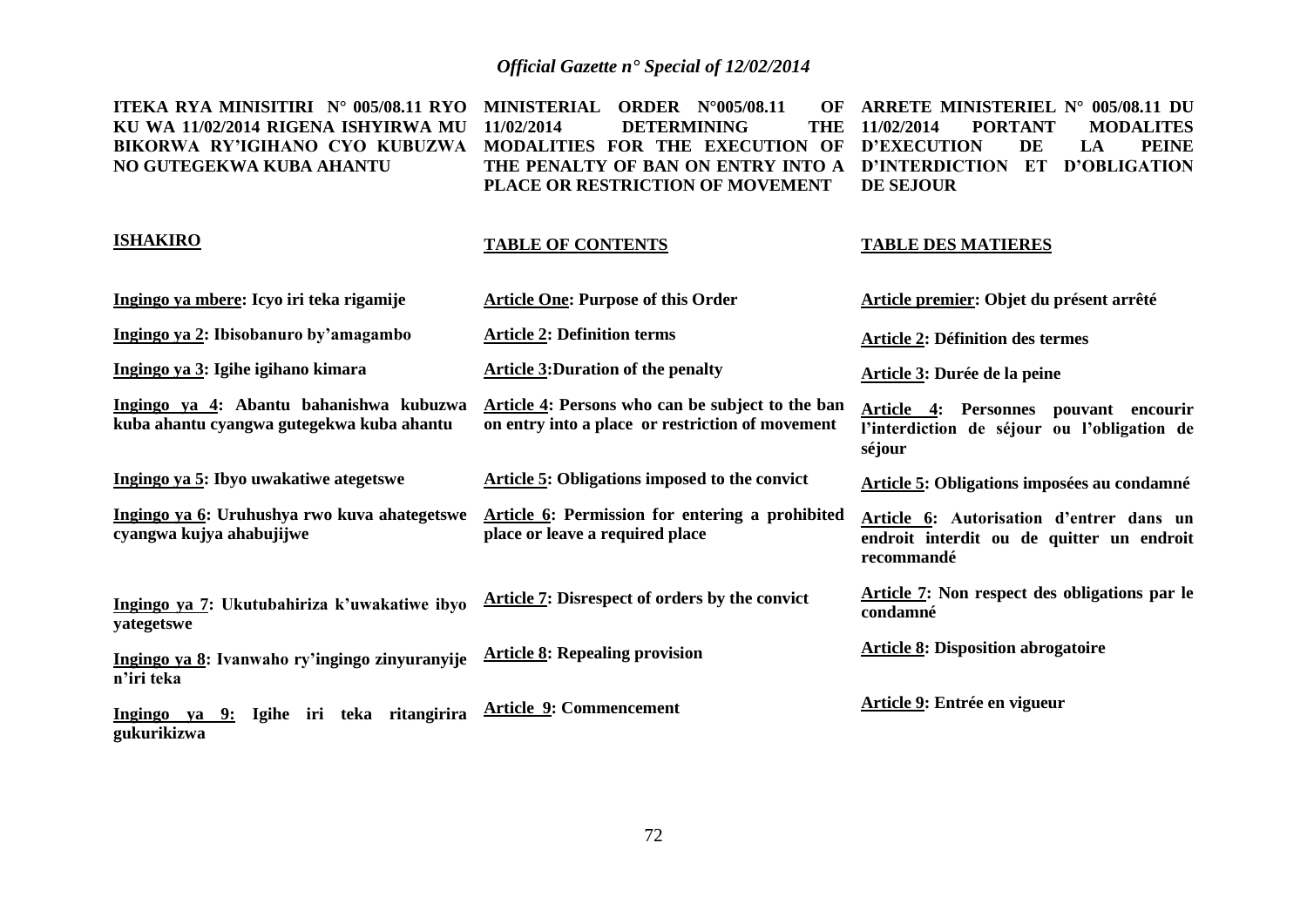ITEKA RYA MINISITIRI N° 005/08.11 RYO KU WA 11/02/2014 RIGENA ISHYIRWA MU BIKORWA RY'IGIHANO CYO KUBUZWA NO GUTEGEKWA KUBA AHANTU

MINISTERIAL ORDER N°005/08.11 OF 11/02/2014 DETERMINING THE MODALITIES FOR THE EXECUTION OF THE PENALTY OF BAN ON ENTRY INTO A PLACE OR RESTRICTION OF MOVEMENT

ARRETE MINISTERIEL N° 005/08.11 DU 11/02/2014 PORTANT MODALITES D'EXECUTION DE LA PEINE D'INTERDICTION ET D'OBLIGATION DE SEJOUR

| **ISHAKIRO** | **TABLE OF CONTENTS** | **TABLE DES MATIERES** |
|---|---|---|
| **Ingingo ya mbere: Icyo iri teka rigamije** | **Article One: Purpose of this Order** | **Article premier: Objet du présent arrêté** |
| **Ingingo ya 2: Ibisobanuro by'amagambo** | **Article 2: Definition terms** | **Article 2: Définition des termes** |
| **Ingingo ya 3: Igihe igihano kimara** | **Article 3:Duration of the penalty** | **Article 3: Durée de la peine** |
| **Ingingo ya 4: Abantu bahanishwa kubuzwa kuba ahantu cyangwa gutegekwa kuba ahantu** | **Article 4: Persons who can be subject to the ban on entry into a place or restriction of movement** | **Article 4: Personnes pouvant encourir l'interdiction de séjour ou l'obligation de séjour** |
| **Ingingo ya 5: Ibyo uwakatiwe ategetswe** | **Article 5: Obligations imposed to the convict** | **Article 5: Obligations imposées au condamné** |
| **Ingingo ya 6: Uruhushya rwo kuva ahategetswe cyangwa kujya ahabujijwe** | **Article 6: Permission for entering a prohibited place or leave a required place** | **Article 6: Autorisation d'entrer dans un endroit interdit ou de quitter un endroit recommandé** |
| **Ingingo ya 7: Ukutubahiriza k'uwakatiwe ibyo yategetswe** | **Article 7: Disrespect of orders by the convict** | **Article 7: Non respect des obligations par le condamné** |
| **Ingingo ya 8: Ivanwaho ry'ingingo zinyuranyije n'iri teka** | **Article 8: Repealing provision** | **Article 8: Disposition abrogatoire** |
| **Ingingo ya 9: Igihe iri teka ritangirira gukurikizwa** | **Article 9: Commencement** | **Article 9: Entrée en vigueur** |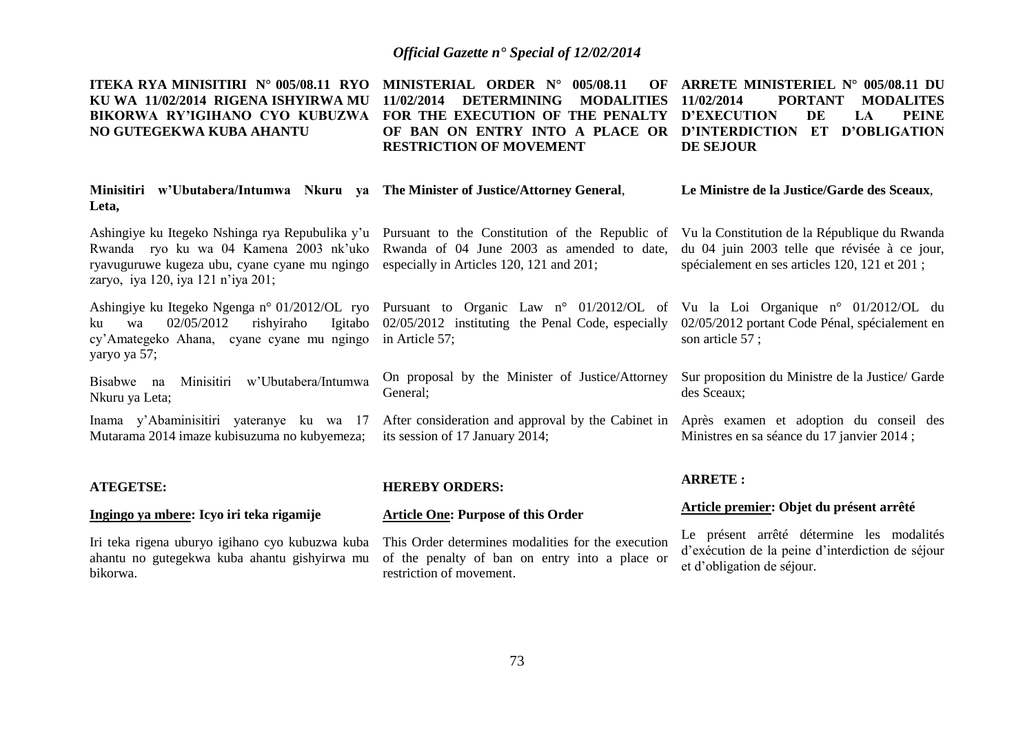**ITEKA RYA MINISITIRI N° 005/08.11 RYO KU WA 11/02/2014 RIGENA ISHYIRWA MU BIKORWA RY'IGIHANO CYO KUBUZWA NO GUTEGEKWA KUBA AHANTU**

**Minisitiri w'Ubutabera/Intumwa Nkuru ya Leta,**

Ashingiye ku Itegeko Nshinga rya Repubulika y'u Rwanda ryo ku wa 04 Kamena 2003 nk'uko ryavuguruwe kugeza ubu, cyane cyane mu ngingo zaryo, iya 120, iya 121 n'iya 201;

Ashingiye ku Itegeko Ngenga n° 01/2012/OL ryo ku wa 02/05/2012 rishyiraho Igitabo cy'Amategeko Ahana, cyane cyane mu ngingo yaryo ya 57;

Bisabwe na Minisitiri w'Ubutabera/Intumwa Nkuru ya Leta;

Inama y'Abaminisitiri yateranye ku wa 17 Mutarama 2014 imaze kubisuzuma no kubyemeza;

**ATEGETSE:**

**Ingingo ya mbere: Icyo iri teka rigamije**

Iri teka rigena uburyo igihano cyo kubuzwa kuba ahantu no gutegekwa kuba ahantu gishyirwa mu bikorwa.

**MINISTERIAL ORDER N° 005/08.11 OF 11/02/2014 DETERMINING MODALITIES FOR THE EXECUTION OF THE PENALTY OF BAN ON ENTRY INTO A PLACE OR RESTRICTION OF MOVEMENT**

**The Minister of Justice/Attorney General**,

Pursuant to the Constitution of the Republic of Rwanda of 04 June 2003 as amended to date, especially in Articles 120, 121 and 201;

Pursuant to Organic Law n° 01/2012/OL of 02/05/2012 instituting the Penal Code, especially in Article 57;

On proposal by the Minister of Justice/Attorney General;

After consideration and approval by the Cabinet in its session of 17 January 2014;

**HEREBY ORDERS:**

**Article One: Purpose of this Order**

This Order determines modalities for the execution of the penalty of ban on entry into a place or restriction of movement.

**ARRETE MINISTERIEL N° 005/08.11 DU 11/02/2014 PORTANT MODALITES D'EXECUTION DE LA PEINE D'INTERDICTION ET D'OBLIGATION DE SEJOUR**

**Le Ministre de la Justice/Garde des Sceaux**,

Vu la Constitution de la République du Rwanda du 04 juin 2003 telle que révisée à ce jour, spécialement en ses articles 120, 121 et 201 ;

Vu la Loi Organique n° 01/2012/OL du 02/05/2012 portant Code Pénal, spécialement en son article 57 ;

Sur proposition du Ministre de la Justice/ Garde des Sceaux;

Après examen et adoption du conseil des Ministres en sa séance du 17 janvier 2014 ;

**ARRETE :**

**Article premier: Objet du présent arrêté**

Le présent arrêté détermine les modalités d'exécution de la peine d'interdiction de séjour et d'obligation de séjour.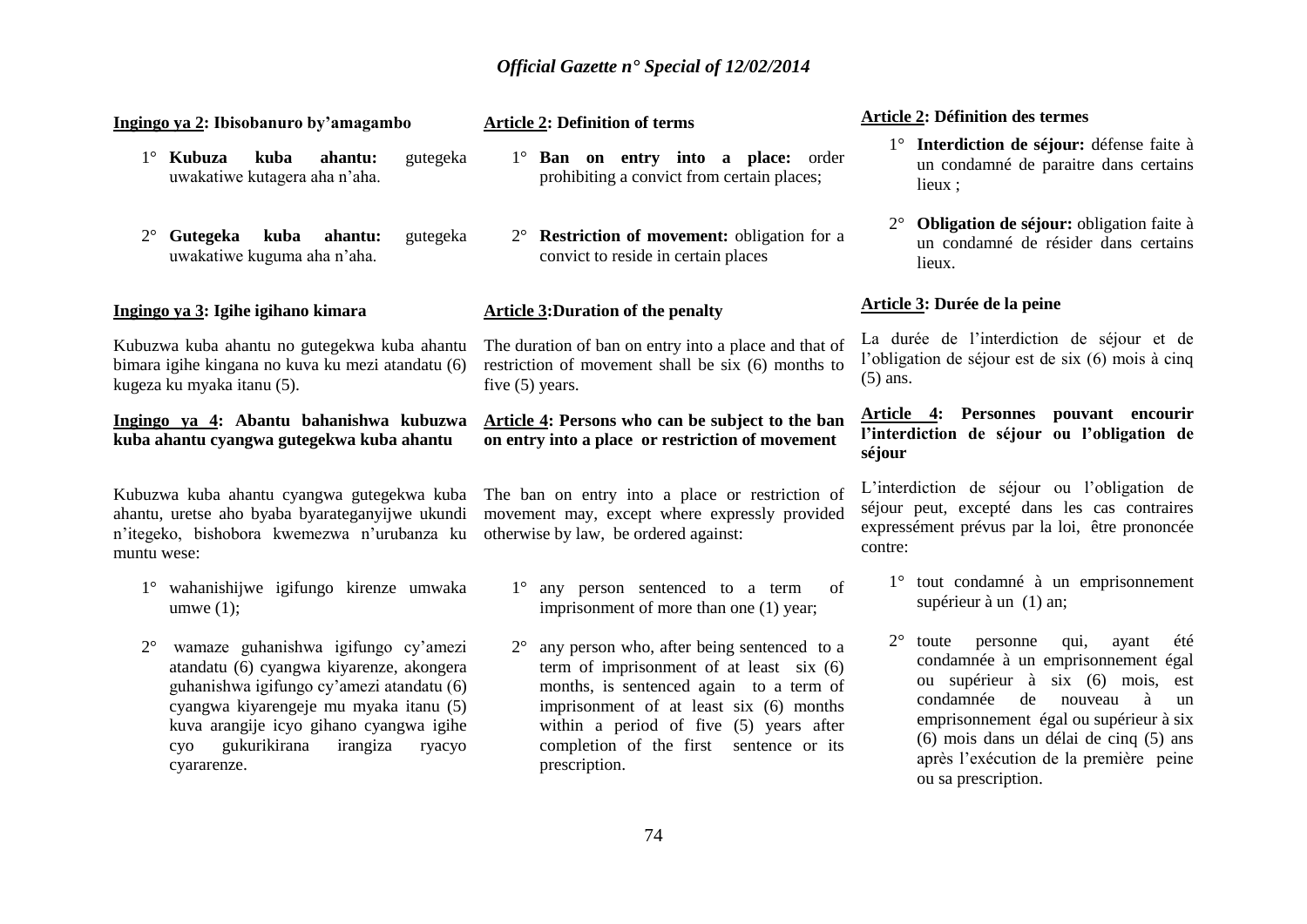**Ingingo ya 2: Ibisobanuro by'amagambo**

1° **Kubuza kuba ahantu:** gutegeka uwakatiwe kutagera aha n'aha.

2° **Gutegeka kuba ahantu:** gutegeka uwakatiwe kuguma aha n'aha.

**Ingingo ya 3: Igihe igihano kimara**

Kubuzwa kuba ahantu no gutegekwa kuba ahantu bimara igihe kingana no kuva ku mezi atandatu (6) kugeza ku myaka itanu (5).

**Ingingo ya 4: Abantu bahanishwa kubuzwa kuba ahantu cyangwa gutegekwa kuba ahantu**

Kubuzwa kuba ahantu cyangwa gutegekwa kuba ahantu, uretse aho byaba byarateganyijwe ukundi n'itegeko, bishobora kwemezwa n'urubanza ku muntu wese:

1° wahanishijwe igifungo kirenze umwaka umwe (1);

2° wamaze guhanishwa igifungo cy'amezi atandatu (6) cyangwa kiyarenze, akongera guhanishwa igifungo cy'amezi atandatu (6) cyangwa kiyarengeje mu myaka itanu (5) kuva arangije icyo gihano cyangwa igihe cyo gukurikirana irangiza ryacyo cyararenze.

**Article 2: Definition of terms**

1° **Ban on entry into a place:** order prohibiting a convict from certain places;

2° **Restriction of movement:** obligation for a convict to reside in certain places

**Article 3:Duration of the penalty**

The duration of ban on entry into a place and that of restriction of movement shall be six (6) months to five (5) years.

**Article 4: Persons who can be subject to the ban on entry into a place or restriction of movement**

The ban on entry into a place or restriction of movement may, except where expressly provided otherwise by law, be ordered against:

1° any person sentenced to a term of imprisonment of more than one (1) year;

2° any person who, after being sentenced to a term of imprisonment of at least six (6) months, is sentenced again to a term of imprisonment of at least six (6) months within a period of five (5) years after completion of the first sentence or its prescription.

**Article 2: Définition des termes**

1° **Interdiction de séjour:** défense faite à un condamné de paraitre dans certains lieux ;

2° **Obligation de séjour:** obligation faite à un condamné de résider dans certains lieux.

**Article 3: Durée de la peine**

La durée de l'interdiction de séjour et de l'obligation de séjour est de six (6) mois à cinq (5) ans.

**Article 4: Personnes pouvant encourir l'interdiction de séjour ou l'obligation de séjour**

L'interdiction de séjour ou l'obligation de séjour peut, excepté dans les cas contraires expressément prévus par la loi, être prononcée contre:

1° tout condamné à un emprisonnement supérieur à un (1) an;

2° toute personne qui, ayant été condamnée à un emprisonnement égal ou supérieur à six (6) mois, est condamnée de nouveau à un emprisonnement égal ou supérieur à six (6) mois dans un délai de cinq (5) ans après l'exécution de la première peine ou sa prescription.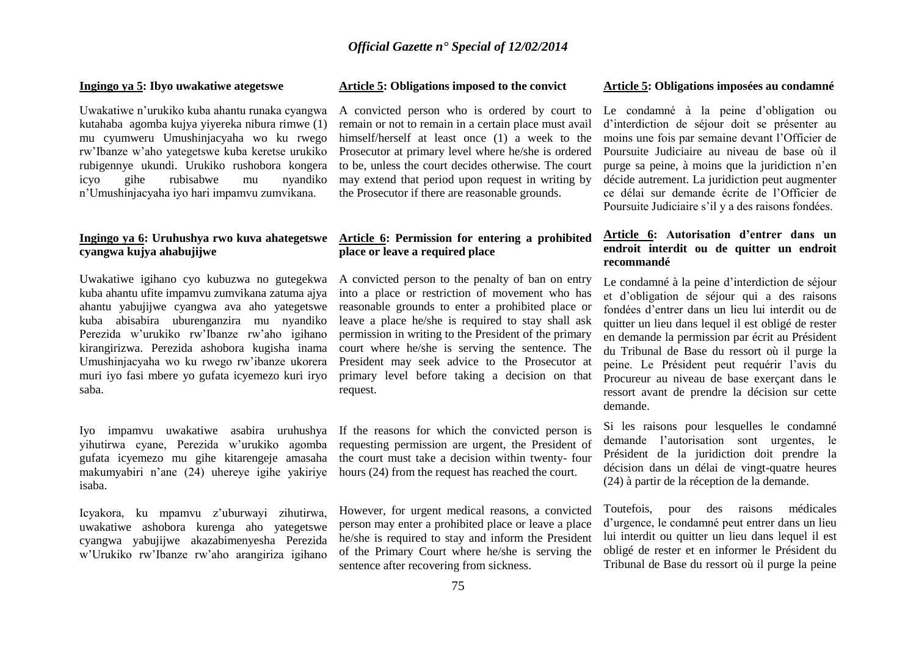**Ingingo ya 5: Ibyo uwakatiwe ategetswe**

Uwakatiwe n'urukiko kuba ahantu runaka cyangwa kutahaba agomba kujya yiyereka nibura rimwe (1) mu cyumweru Umushinjacyaha wo ku rwego rw'Ibanze w'aho yategetswe kuba keretse urukiko rubigennye ukundi. Urukiko rushobora kongera icyo gihe rubisabwe mu nyandiko n'Umushinjacyaha iyo hari impamvu zumvikana.

**Ingingo ya 6: Uruhushya rwo kuva ahategetswe cyangwa kujya ahabujijwe**

Uwakatiwe igihano cyo kubuzwa no gutegekwa kuba ahantu ufite impamvu zumvikana zatuma ajya ahantu yabujijwe cyangwa ava aho yategetswe kuba abisabira uburenganzira mu nyandiko Perezida w'urukiko rw'Ibanze rw'aho igihano kirangirizwa. Perezida ashobora kugisha inama Umushinjacyaha wo ku rwego rw'ibanze ukorera muri iyo fasi mbere yo gufata icyemezo kuri iryo saba.

Iyo impamvu uwakatiwe asabira uruhushya yihutirwa cyane, Perezida w'urukiko agomba gufata icyemezo mu gihe kitarengeje amasaha makumyabiri n'ane (24) uhereye igihe yakiriye isaba.

Icyakora, ku mpamvu z'uburwayi zihutirwa, uwakatiwe ashobora kurenga aho yategetswe cyangwa yabujijwe akazabimenyesha Perezida w'Urukiko rw'Ibanze rw'aho arangiriza igihano

**Article 5: Obligations imposed to the convict**

A convicted person who is ordered by court to remain or not to remain in a certain place must avail himself/herself at least once (1) a week to the Prosecutor at primary level where he/she is ordered to be, unless the court decides otherwise. The court may extend that period upon request in writing by the Prosecutor if there are reasonable grounds.

**Article 6: Permission for entering a prohibited place or leave a required place**

A convicted person to the penalty of ban on entry into a place or restriction of movement who has reasonable grounds to enter a prohibited place or leave a place he/she is required to stay shall ask permission in writing to the President of the primary court where he/she is serving the sentence. The President may seek advice to the Prosecutor at primary level before taking a decision on that request.

If the reasons for which the convicted person is requesting permission are urgent, the President of the court must take a decision within twenty- four hours (24) from the request has reached the court.

However, for urgent medical reasons, a convicted person may enter a prohibited place or leave a place he/she is required to stay and inform the President of the Primary Court where he/she is serving the sentence after recovering from sickness.

**Article 5: Obligations imposées au condamné**

Le condamné à la peine d'obligation ou d'interdiction de séjour doit se présenter au moins une fois par semaine devant l'Officier de Poursuite Judiciaire au niveau de base où il purge sa peine, à moins que la juridiction n'en décide autrement. La juridiction peut augmenter ce délai sur demande écrite de l'Officier de Poursuite Judiciaire s'il y a des raisons fondées.

**Article 6: Autorisation d'entrer dans un endroit interdit ou de quitter un endroit recommandé**

Le condamné à la peine d'interdiction de séjour et d'obligation de séjour qui a des raisons fondées d'entrer dans un lieu lui interdit ou de quitter un lieu dans lequel il est obligé de rester en demande la permission par écrit au Président du Tribunal de Base du ressort où il purge la peine. Le Président peut requérir l'avis du Procureur au niveau de base exerçant dans le ressort avant de prendre la décision sur cette demande.

Si les raisons pour lesquelles le condamné demande l'autorisation sont urgentes, le Président de la juridiction doit prendre la décision dans un délai de vingt-quatre heures (24) à partir de la réception de la demande.

Toutefois, pour des raisons médicales d'urgence, le condamné peut entrer dans un lieu lui interdit ou quitter un lieu dans lequel il est obligé de rester et en informer le Président du Tribunal de Base du ressort où il purge la peine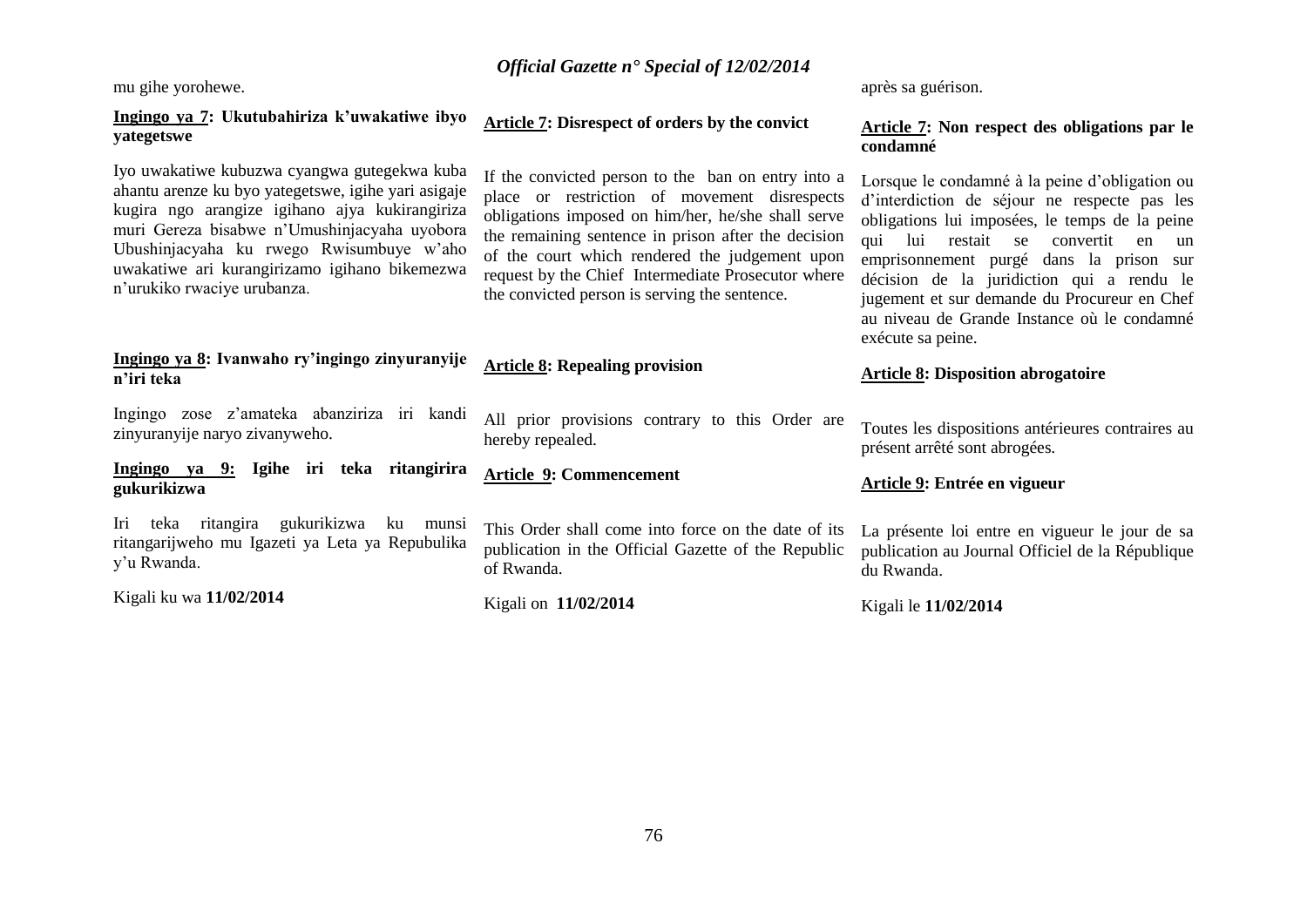mu gihe yorohewe.

**Ingingo ya 7: Ukutubahiriza k'uwakatiwe ibyo yategetswe**

Iyo uwakatiwe kubuzwa cyangwa gutegekwa kuba ahantu arenze ku byo yategetswe, igihe yari asigaje kugira ngo arangize igihano ajya kukirangiriza muri Gereza bisabwe n'Umushinjacyaha uyobora Ubushinjacyaha ku rwego Rwisumbuye w'aho uwakatiwe ari kurangirizamo igihano bikemezwa n'urukiko rwaciye urubanza.

**Ingingo ya 8: Ivanwaho ry'ingingo zinyuranyije n'iri teka**

Ingingo zose z'amateka abanziriza iri kandi zinyuranyije naryo zivanyweho.

**Ingingo ya 9: Igihe iri teka ritangirira gukurikizwa**

Iri teka ritangira gukurikizwa ku munsi ritangarijweho mu Igazeti ya Leta ya Repubulika y'u Rwanda.

Kigali ku wa **11/02/2014**

**Article 7: Disrespect of orders by the convict**

If the convicted person to the ban on entry into a place or restriction of movement disrespects obligations imposed on him/her, he/she shall serve the remaining sentence in prison after the decision of the court which rendered the judgement upon request by the Chief Intermediate Prosecutor where the convicted person is serving the sentence.

**Article 8: Repealing provision**

All prior provisions contrary to this Order are hereby repealed.

**Article 9: Commencement**

This Order shall come into force on the date of its publication in the Official Gazette of the Republic of Rwanda.

Kigali on **11/02/2014**

après sa guérison.

**Article 7: Non respect des obligations par le condamné**

Lorsque le condamné à la peine d'obligation ou d'interdiction de séjour ne respecte pas les obligations lui imposées, le temps de la peine qui lui restait se convertit en un emprisonnement purgé dans la prison sur décision de la juridiction qui a rendu le jugement et sur demande du Procureur en Chef au niveau de Grande Instance où le condamné exécute sa peine.

**Article 8: Disposition abrogatoire**

Toutes les dispositions antérieures contraires au présent arrêté sont abrogées.

**Article 9: Entrée en vigueur**

La présente loi entre en vigueur le jour de sa publication au Journal Officiel de la République du Rwanda.

Kigali le **11/02/2014**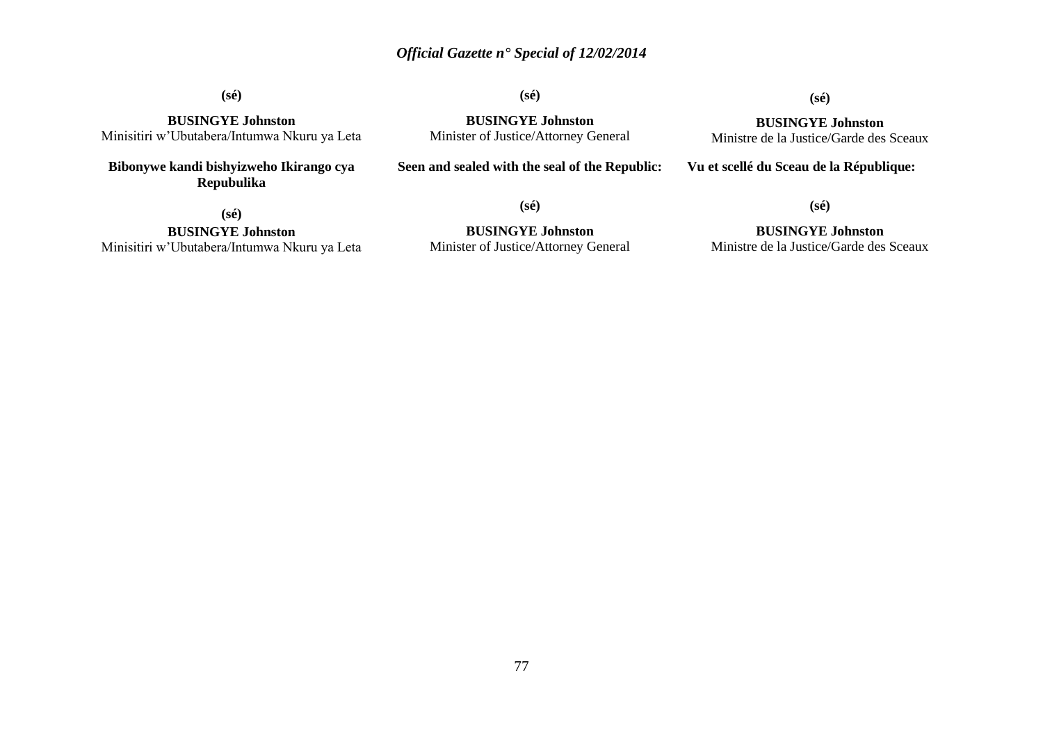**(sé)**

**BUSINGYE Johnston**
Minisitiri w'Ubutabera/Intumwa Nkuru ya Leta

**Bibonywe kandi bishyizweho Ikirango cya Repubulika**

**(sé)**

**BUSINGYE Johnston**
Minisitiri w'Ubutabera/Intumwa Nkuru ya Leta

**(sé)**

**BUSINGYE Johnston**
Minister of Justice/Attorney General

**Seen and sealed with the seal of the Republic:**

**(sé)**

**BUSINGYE Johnston**
Minister of Justice/Attorney General

**(sé)**

**BUSINGYE Johnston**
Ministre de la Justice/Garde des Sceaux

**Vu et scellé du Sceau de la République:**

**(sé)**

**BUSINGYE Johnston**
Ministre de la Justice/Garde des Sceaux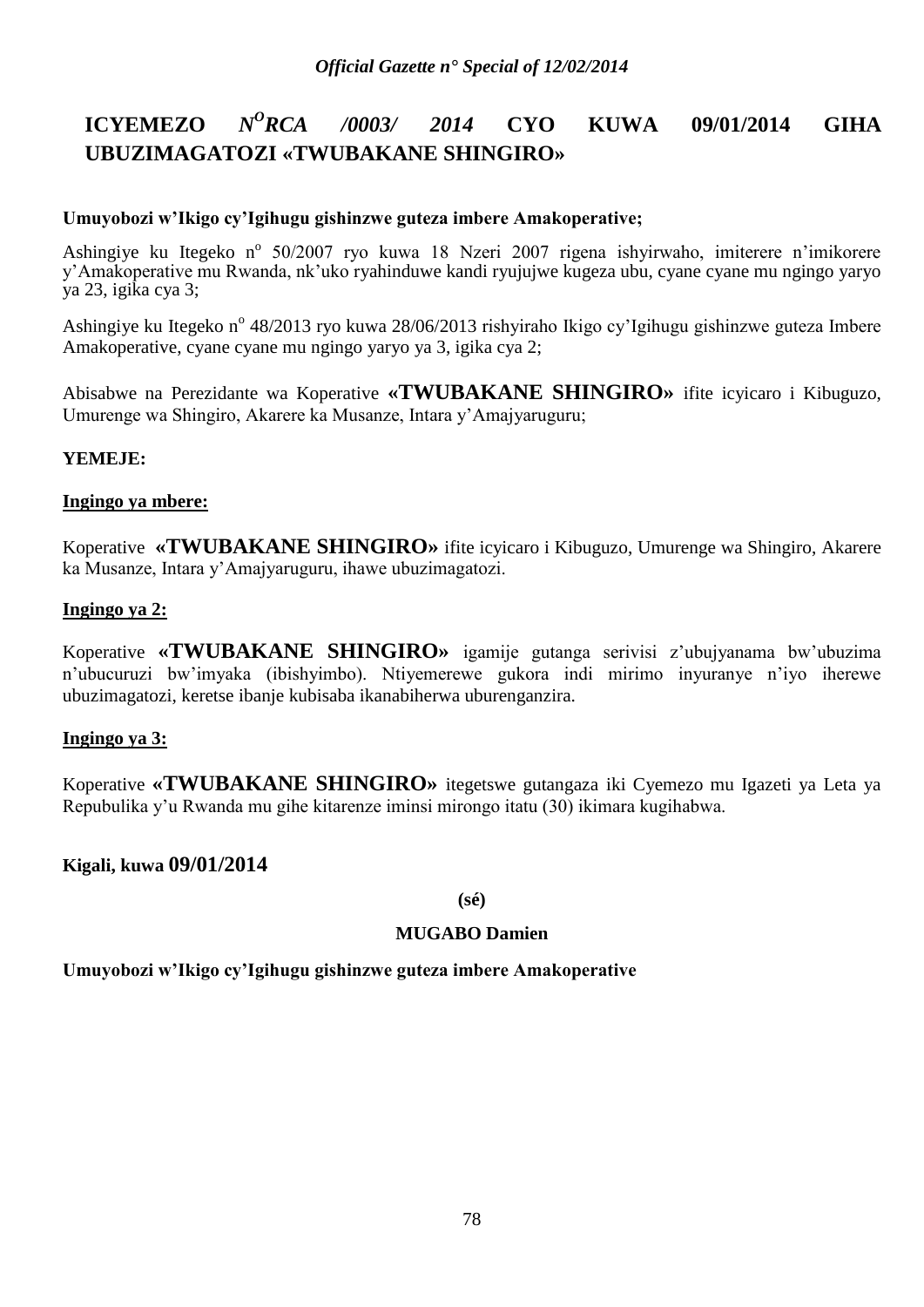# ICYEMEZO *N<sup>O</sup>RCA /0003/ 2014* CYO KUWA 09/01/2014 GIHA UBUZIMAGATOZI «TWUBAKANE SHINGIRO»

**Umuyobozi w'Ikigo cy'Igihugu gishinzwe guteza imbere Amakoperative;**

Ashingiye ku Itegeko n$^{o}$ 50/2007 ryo kuwa 18 Nzeri 2007 rigena ishyirwaho, imiterere n'imikorere y'Amakoperative mu Rwanda, nk'uko ryahinduwe kandi ryujujwe kugeza ubu, cyane cyane mu ngingo yaryo ya 23, igika cya 3;

Ashingiye ku Itegeko n$^{o}$ 48/2013 ryo kuwa 28/06/2013 rishyiraho Ikigo cy'Igihugu gishinzwe guteza Imbere Amakoperative, cyane cyane mu ngingo yaryo ya 3, igika cya 2;

Abisabwe na Perezidante wa Koperative **«TWUBAKANE SHINGIRO»** ifite icyicaro i Kibuguzo, Umurenge wa Shingiro, Akarere ka Musanze, Intara y'Amajyaruguru;

**YEMEJE:**

**Ingingo ya mbere:**

Koperative **«TWUBAKANE SHINGIRO»** ifite icyicaro i Kibuguzo, Umurenge wa Shingiro, Akarere ka Musanze, Intara y'Amajyaruguru, ihawe ubuzimagatozi.

**Ingingo ya 2:**

Koperative **«TWUBAKANE SHINGIRO»** igamije gutanga serivisi z'ubujyanama bw'ubuzima n'ubucuruzi bw'imyaka (ibishyimbo). Ntiyemerewe gukora indi mirimo inyuranye n'iyo iherewe ubuzimagatozi, keretse ibanje kubisaba ikanabiherwa uburenganzira.

**Ingingo ya 3:**

Koperative **«TWUBAKANE SHINGIRO»** itegetswe gutangaza iki Cyemezo mu Igazeti ya Leta ya Repubulika y'u Rwanda mu gihe kitarenze iminsi mirongo itatu (30) ikimara kugihabwa.

**Kigali, kuwa 09/01/2014**

**(sé)**

**MUGABO Damien**

**Umuyobozi w'Ikigo cy'Igihugu gishinzwe guteza imbere Amakoperative**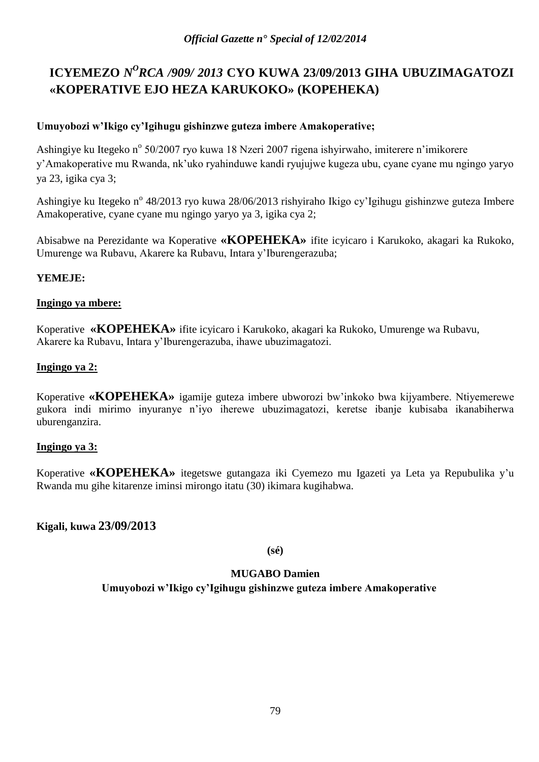# ICYEMEZO *N^O RCA /909/ 2013* CYO KUWA 23/09/2013 GIHA UBUZIMAGATOZI «KOPERATIVE EJO HEZA KARUKOKO» (KOPEHEKA)

**Umuyobozi w'Ikigo cy'Igihugu gishinzwe guteza imbere Amakoperative;**

Ashingiye ku Itegeko n° 50/2007 ryo kuwa 18 Nzeri 2007 rigena ishyirwaho, imiterere n'imikorere y'Amakoperative mu Rwanda, nk'uko ryahinduwe kandi ryujujwe kugeza ubu, cyane cyane mu ngingo yaryo ya 23, igika cya 3;

Ashingiye ku Itegeko n° 48/2013 ryo kuwa 28/06/2013 rishyiraho Ikigo cy'Igihugu gishinzwe guteza Imbere Amakoperative, cyane cyane mu ngingo yaryo ya 3, igika cya 2;

Abisabwe na Perezidante wa Koperative **«KOPEHEKA»** ifite icyicaro i Karukoko, akagari ka Rukoko, Umurenge wa Rubavu, Akarere ka Rubavu, Intara y'Iburengerazuba;

**YEMEJE:**

**Ingingo ya mbere:**

Koperative **«KOPEHEKA»** ifite icyicaro i Karukoko, akagari ka Rukoko, Umurenge wa Rubavu, Akarere ka Rubavu, Intara y'Iburengerazuba, ihawe ubuzimagatozi.

**Ingingo ya 2:**

Koperative **«KOPEHEKA»** igamije guteza imbere ubworozi bw'inkoko bwa kijyambere. Ntiyemerewe gukora indi mirimo inyuranye n'iyo iherewe ubuzimagatozi, keretse ibanje kubisaba ikanabiherwa uburenganzira.

**Ingingo ya 3:**

Koperative **«KOPEHEKA»** itegetswe gutangaza iki Cyemezo mu Igazeti ya Leta ya Repubulika y'u Rwanda mu gihe kitarenze iminsi mirongo itatu (30) ikimara kugihabwa.

**Kigali, kuwa 23/09/2013**

**(sé)**

**MUGABO Damien**

**Umuyobozi w'Ikigo cy'Igihugu gishinzwe guteza imbere Amakoperative**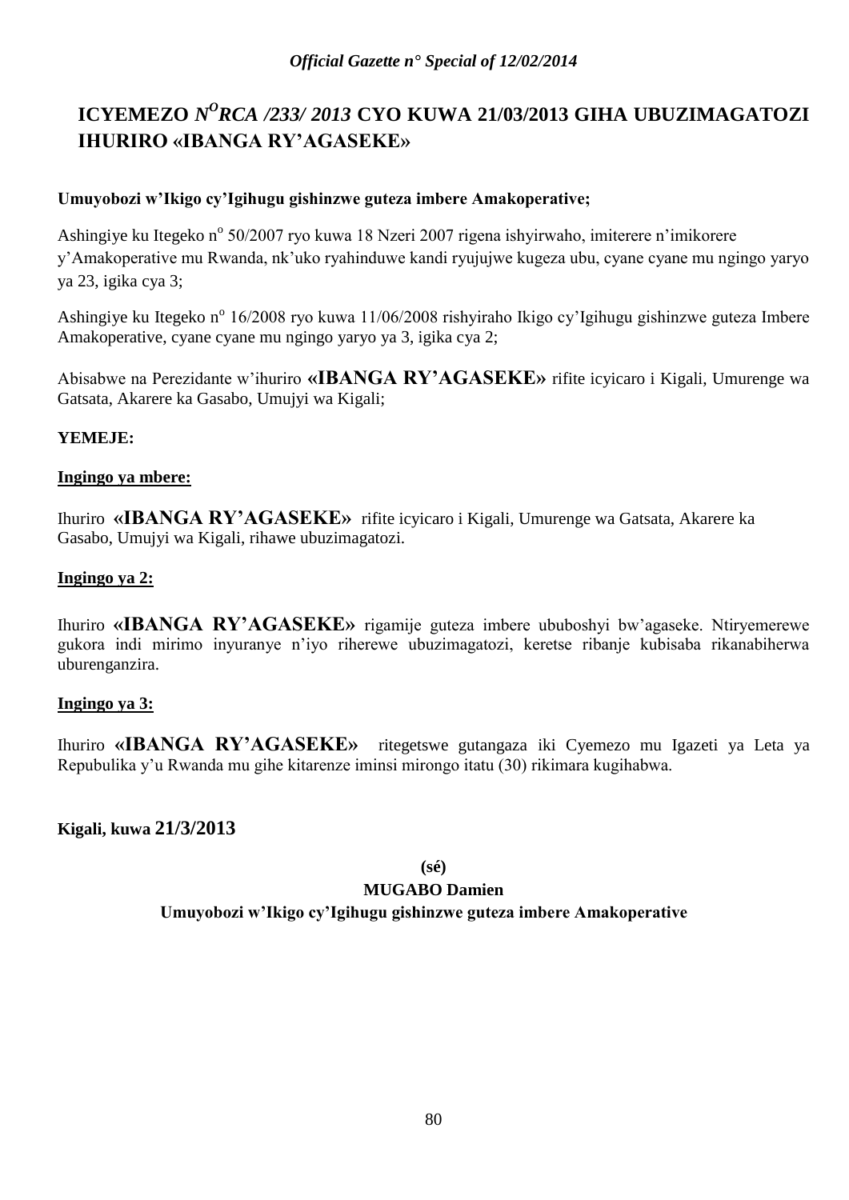# ICYEMEZO *N^O RCA /233/ 2013* CYO KUWA 21/03/2013 GIHA UBUZIMAGATOZI IHURIRO «IBANGA RY'AGASEKE»

**Umuyobozi w'Ikigo cy'Igihugu gishinzwe guteza imbere Amakoperative;**

Ashingiye ku Itegeko n° 50/2007 ryo kuwa 18 Nzeri 2007 rigena ishyirwaho, imiterere n'imikorere y'Amakoperative mu Rwanda, nk'uko ryahinduwe kandi ryujujwe kugeza ubu, cyane cyane mu ngingo yaryo ya 23, igika cya 3;

Ashingiye ku Itegeko n° 16/2008 ryo kuwa 11/06/2008 rishyiraho Ikigo cy'Igihugu gishinzwe guteza Imbere Amakoperative, cyane cyane mu ngingo yaryo ya 3, igika cya 2;

Abisabwe na Perezidante w'ihuriro **«IBANGA RY'AGASEKE»** rifite icyicaro i Kigali, Umurenge wa Gatsata, Akarere ka Gasabo, Umujyi wa Kigali;

**YEMEJE:**

**Ingingo ya mbere:**

Ihuriro **«IBANGA RY'AGASEKE»** rifite icyicaro i Kigali, Umurenge wa Gatsata, Akarere ka Gasabo, Umujyi wa Kigali, rihawe ubuzimagatozi.

**Ingingo ya 2:**

Ihuriro **«IBANGA RY'AGASEKE»** rigamije guteza imbere ububoshyi bw'agaseke. Ntiryemerewe gukora indi mirimo inyuranye n'iyo riherewe ubuzimagatozi, keretse ribanje kubisaba rikanabiherwa uburenganzira.

**Ingingo ya 3:**

Ihuriro **«IBANGA RY'AGASEKE»** ritegetswe gutangaza iki Cyemezo mu Igazeti ya Leta ya Repubulika y'u Rwanda mu gihe kitarenze iminsi mirongo itatu (30) rikimara kugihabwa.

**Kigali, kuwa 21/3/2013**

**(sé)**

**MUGABO Damien**

**Umuyobozi w'Ikigo cy'Igihugu gishinzwe guteza imbere Amakoperative**